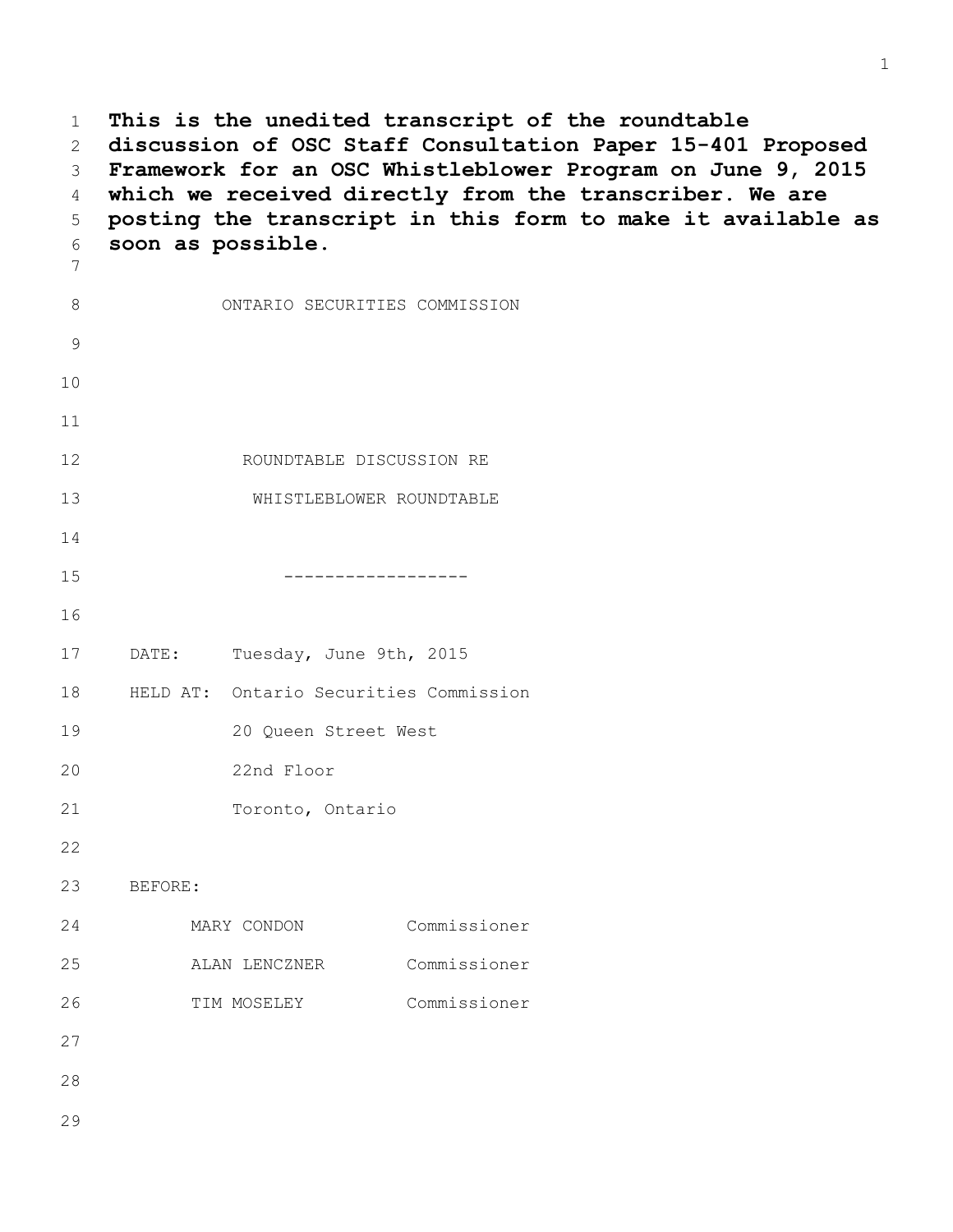**This is the unedited transcript of the roundtable discussion of OSC Staff Consultation Paper 15-401 Proposed Framework for an OSC Whistleblower Program on June 9, 2015 which we received directly from the transcriber. We are posting the transcript in this form to make it available as soon as possible.**

ONTARIO SECURITIES COMMISSION

ROUNDTABLE DISCUSSION RE

WHISTLEBLOWER ROUNDTABLE

------------------

DATE: Tuesday, June 9th, 2015

HELD AT: Ontario Securities Commission
20 Queen Street West
22nd Floor
Toronto, Ontario

BEFORE:

| | |
|---|---|
| MARY CONDON | Commissioner |
| ALAN LENCZNER | Commissioner |
| TIM MOSELEY | Commissioner |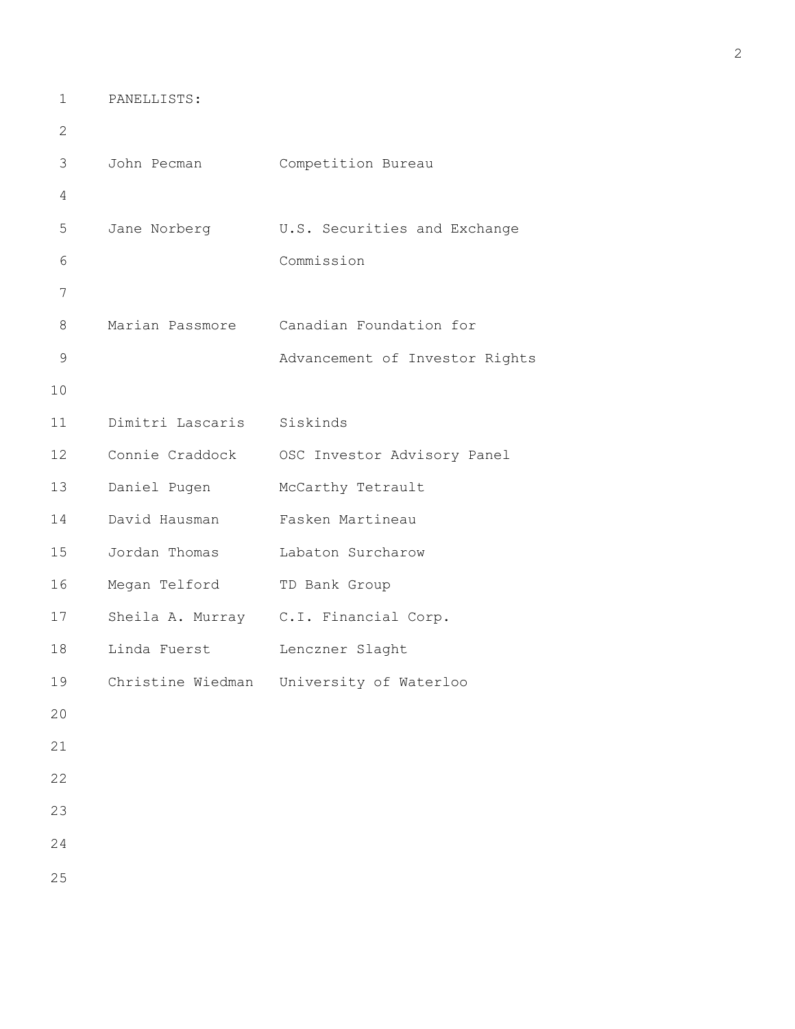PANELLISTS:

| | |
|---|---|
| John Pecman | Competition Bureau |
| Jane Norberg | U.S. Securities and Exchange Commission |
| Marian Passmore | Canadian Foundation for Advancement of Investor Rights |
| Dimitri Lascaris | Siskinds |
| Connie Craddock | OSC Investor Advisory Panel |
| Daniel Pugen | McCarthy Tetrault |
| David Hausman | Fasken Martineau |
| Jordan Thomas | Labaton Surcharow |
| Megan Telford | TD Bank Group |
| Sheila A. Murray | C.I. Financial Corp. |
| Linda Fuerst | Lenczner Slaght |
| Christine Wiedman | University of Waterloo |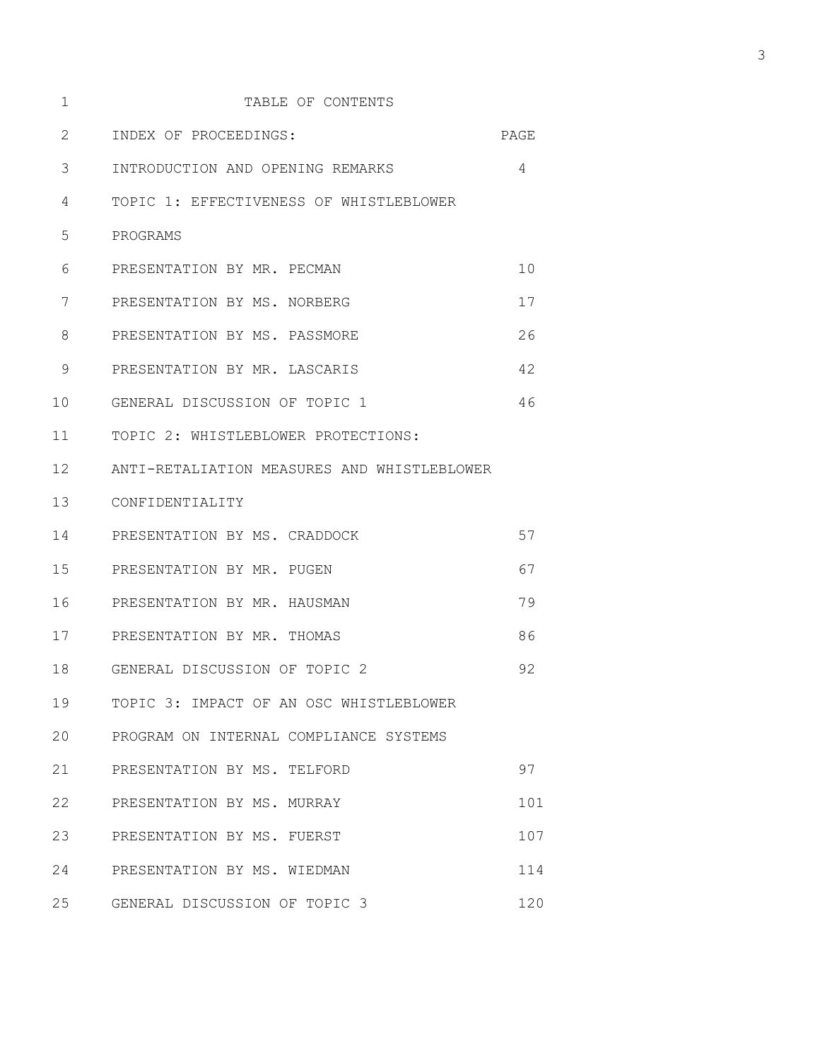# TABLE OF CONTENTS

| INDEX OF PROCEEDINGS: | PAGE |
|---|---|
| INTRODUCTION AND OPENING REMARKS | 4 |
| TOPIC 1: EFFECTIVENESS OF WHISTLEBLOWER PROGRAMS | |
| PRESENTATION BY MR. PECMAN | 10 |
| PRESENTATION BY MS. NORBERG | 17 |
| PRESENTATION BY MS. PASSMORE | 26 |
| PRESENTATION BY MR. LASCARIS | 42 |
| GENERAL DISCUSSION OF TOPIC 1 | 46 |
| TOPIC 2: WHISTLEBLOWER PROTECTIONS: ANTI-RETALIATION MEASURES AND WHISTLEBLOWER CONFIDENTIALITY | |
| PRESENTATION BY MS. CRADDOCK | 57 |
| PRESENTATION BY MR. PUGEN | 67 |
| PRESENTATION BY MR. HAUSMAN | 79 |
| PRESENTATION BY MR. THOMAS | 86 |
| GENERAL DISCUSSION OF TOPIC 2 | 92 |
| TOPIC 3: IMPACT OF AN OSC WHISTLEBLOWER PROGRAM ON INTERNAL COMPLIANCE SYSTEMS | |
| PRESENTATION BY MS. TELFORD | 97 |
| PRESENTATION BY MS. MURRAY | 101 |
| PRESENTATION BY MS. FUERST | 107 |
| PRESENTATION BY MS. WIEDMAN | 114 |
| GENERAL DISCUSSION OF TOPIC 3 | 120 |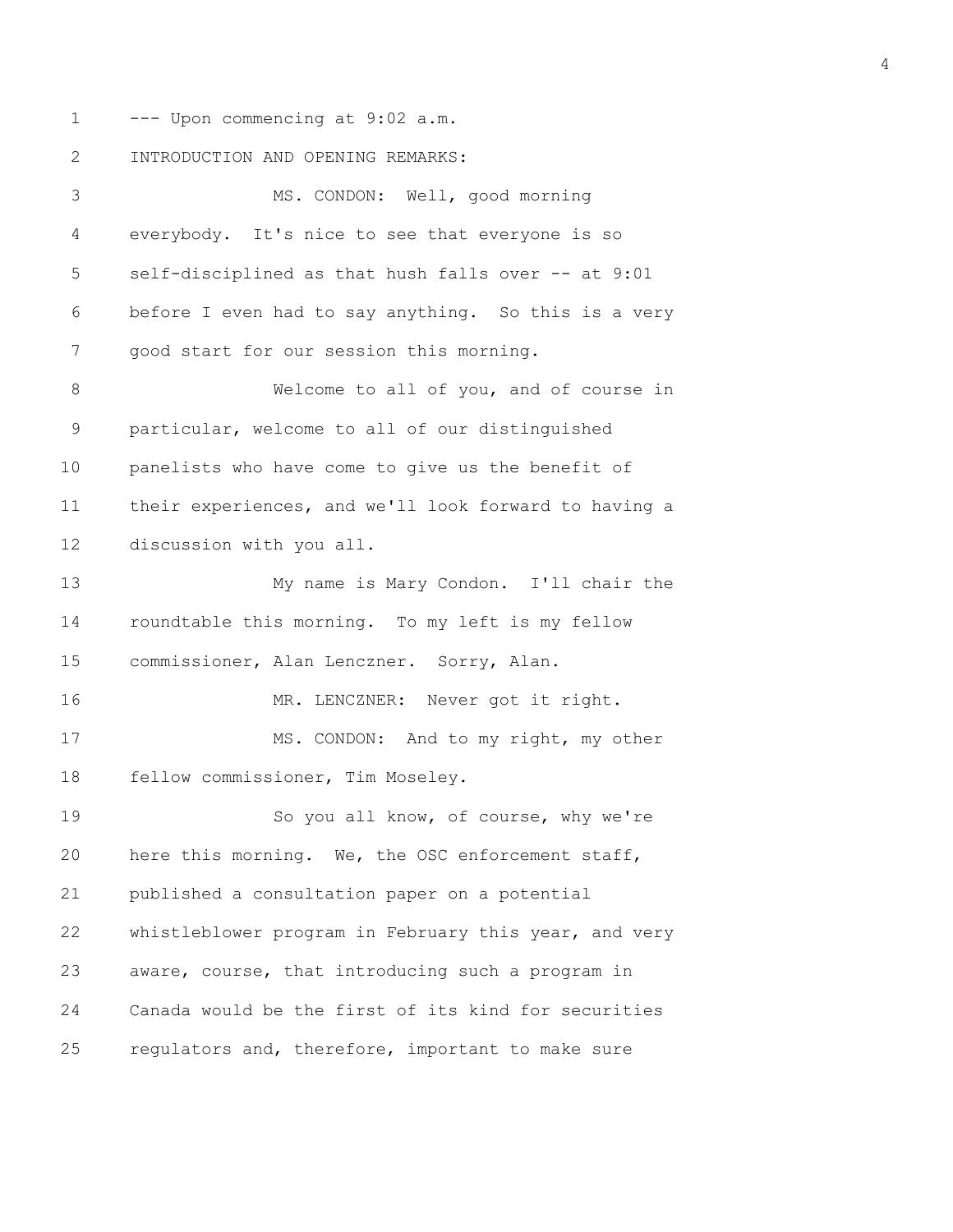--- Upon commencing at 9:02 a.m.

INTRODUCTION AND OPENING REMARKS:

MS. CONDON: Well, good morning everybody. It's nice to see that everyone is so self-disciplined as that hush falls over -- at 9:01 before I even had to say anything. So this is a very good start for our session this morning.

Welcome to all of you, and of course in particular, welcome to all of our distinguished panelists who have come to give us the benefit of their experiences, and we'll look forward to having a discussion with you all.

My name is Mary Condon. I'll chair the roundtable this morning. To my left is my fellow commissioner, Alan Lenczner. Sorry, Alan.

MR. LENCZNER: Never got it right.

MS. CONDON: And to my right, my other fellow commissioner, Tim Moseley.

So you all know, of course, why we're here this morning. We, the OSC enforcement staff, published a consultation paper on a potential whistleblower program in February this year, and very aware, course, that introducing such a program in Canada would be the first of its kind for securities regulators and, therefore, important to make sure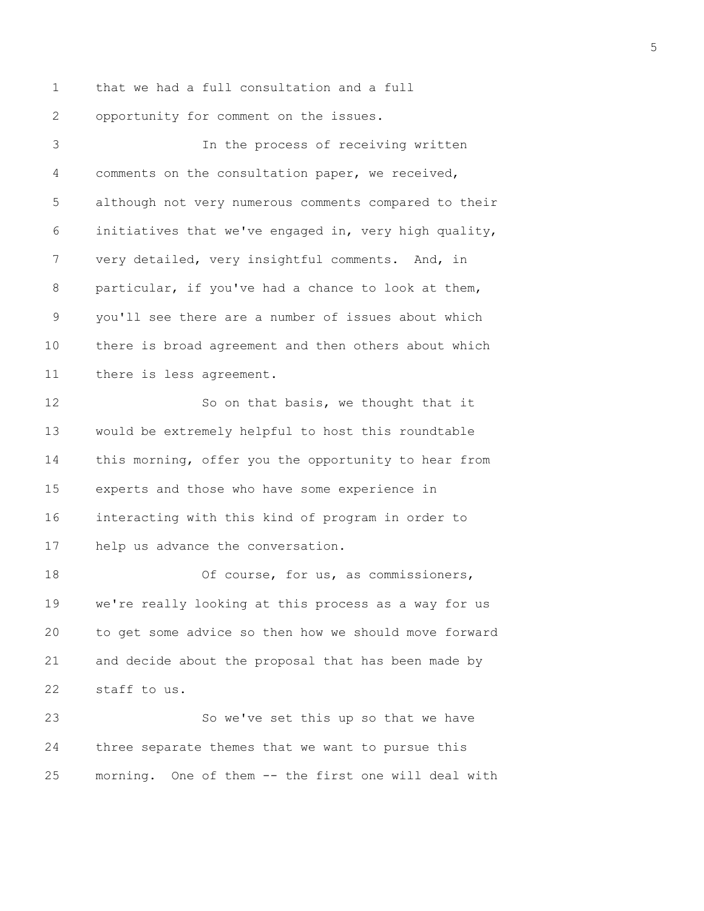that we had a full consultation and a full opportunity for comment on the issues.

In the process of receiving written comments on the consultation paper, we received, although not very numerous comments compared to their initiatives that we've engaged in, very high quality, very detailed, very insightful comments. And, in particular, if you've had a chance to look at them, you'll see there are a number of issues about which there is broad agreement and then others about which there is less agreement.

So on that basis, we thought that it would be extremely helpful to host this roundtable this morning, offer you the opportunity to hear from experts and those who have some experience in interacting with this kind of program in order to help us advance the conversation.

Of course, for us, as commissioners, we're really looking at this process as a way for us to get some advice so then how we should move forward and decide about the proposal that has been made by staff to us.

So we've set this up so that we have three separate themes that we want to pursue this morning. One of them -- the first one will deal with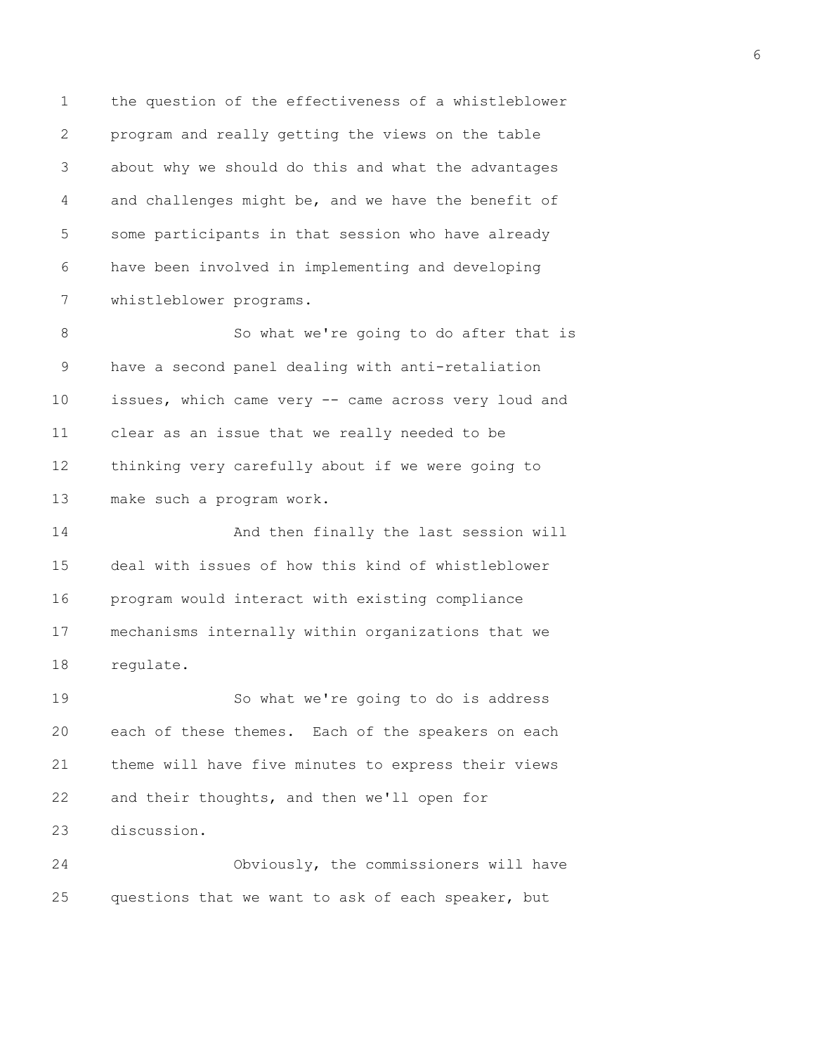the question of the effectiveness of a whistleblower program and really getting the views on the table about why we should do this and what the advantages and challenges might be, and we have the benefit of some participants in that session who have already have been involved in implementing and developing whistleblower programs.

So what we're going to do after that is have a second panel dealing with anti-retaliation issues, which came very -- came across very loud and clear as an issue that we really needed to be thinking very carefully about if we were going to make such a program work.

And then finally the last session will deal with issues of how this kind of whistleblower program would interact with existing compliance mechanisms internally within organizations that we regulate.

So what we're going to do is address each of these themes. Each of the speakers on each theme will have five minutes to express their views and their thoughts, and then we'll open for discussion.

Obviously, the commissioners will have questions that we want to ask of each speaker, but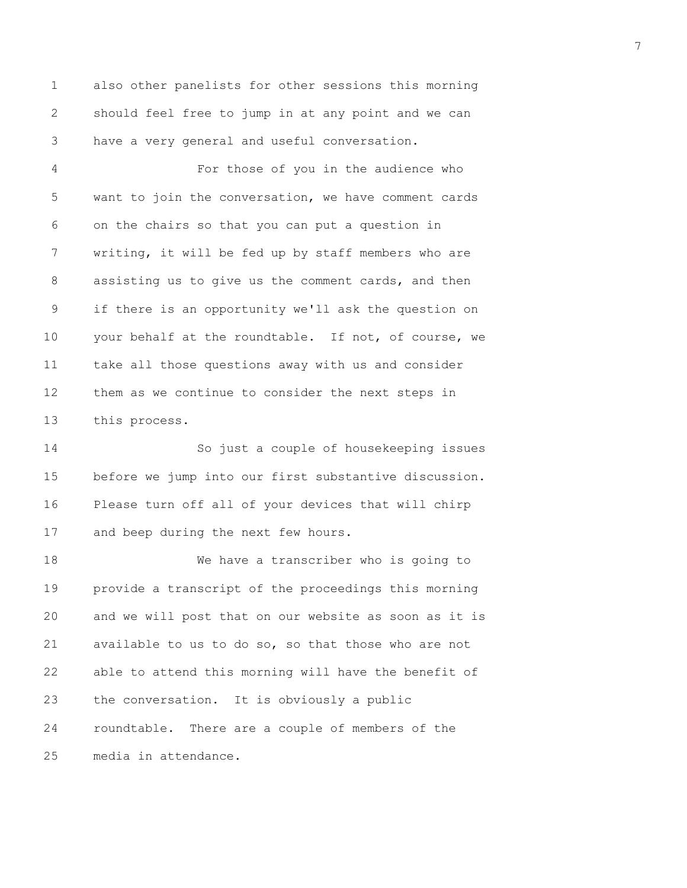also other panelists for other sessions this morning should feel free to jump in at any point and we can have a very general and useful conversation.

For those of you in the audience who want to join the conversation, we have comment cards on the chairs so that you can put a question in writing, it will be fed up by staff members who are assisting us to give us the comment cards, and then if there is an opportunity we'll ask the question on your behalf at the roundtable. If not, of course, we take all those questions away with us and consider them as we continue to consider the next steps in this process.

So just a couple of housekeeping issues before we jump into our first substantive discussion. Please turn off all of your devices that will chirp and beep during the next few hours.

We have a transcriber who is going to provide a transcript of the proceedings this morning and we will post that on our website as soon as it is available to us to do so, so that those who are not able to attend this morning will have the benefit of the conversation. It is obviously a public roundtable. There are a couple of members of the media in attendance.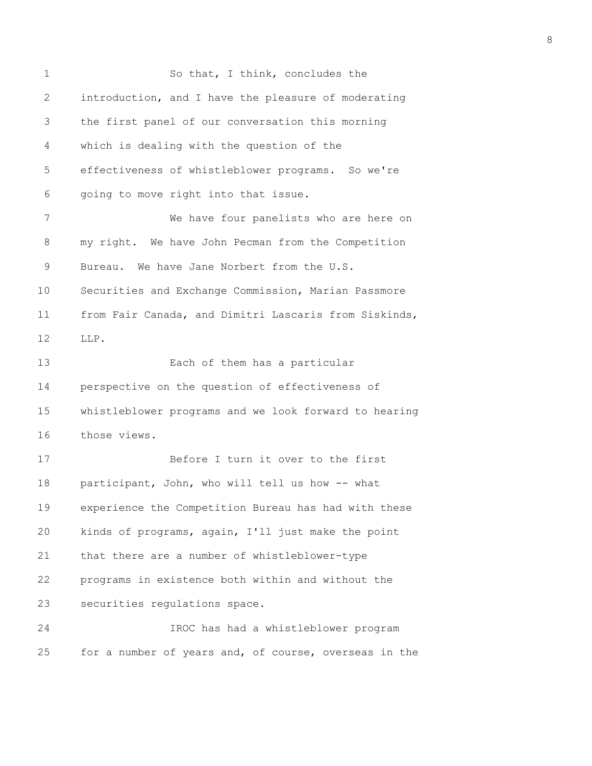So that, I think, concludes the introduction, and I have the pleasure of moderating the first panel of our conversation this morning which is dealing with the question of the effectiveness of whistleblower programs. So we're going to move right into that issue.

We have four panelists who are here on my right. We have John Pecman from the Competition Bureau. We have Jane Norbert from the U.S. Securities and Exchange Commission, Marian Passmore from Fair Canada, and Dimitri Lascaris from Siskinds, LLP.

Each of them has a particular perspective on the question of effectiveness of whistleblower programs and we look forward to hearing those views.

Before I turn it over to the first participant, John, who will tell us how -- what experience the Competition Bureau has had with these kinds of programs, again, I'll just make the point that there are a number of whistleblower-type programs in existence both within and without the securities regulations space.

IROC has had a whistleblower program for a number of years and, of course, overseas in the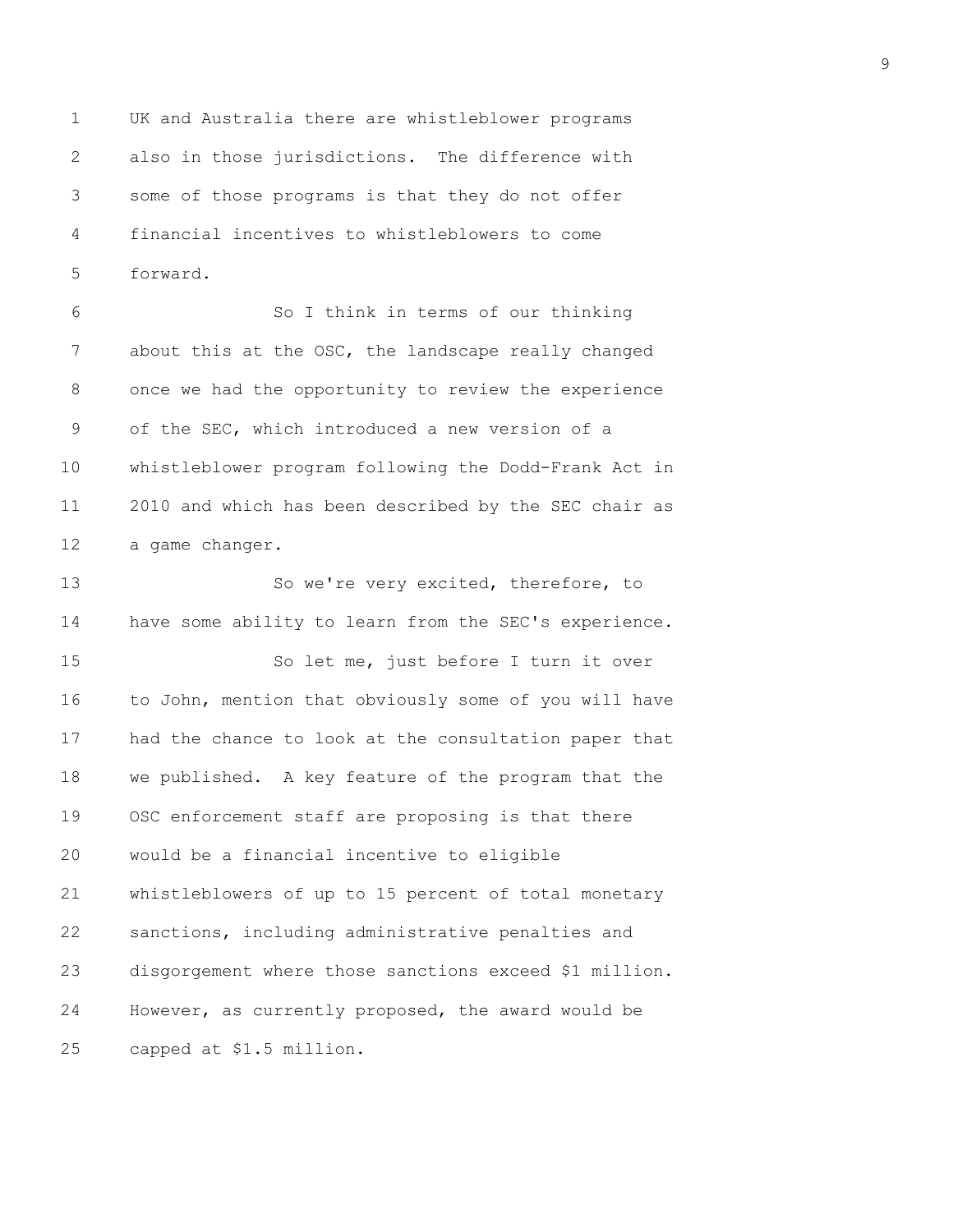UK and Australia there are whistleblower programs also in those jurisdictions. The difference with some of those programs is that they do not offer financial incentives to whistleblowers to come forward.

So I think in terms of our thinking about this at the OSC, the landscape really changed once we had the opportunity to review the experience of the SEC, which introduced a new version of a whistleblower program following the Dodd-Frank Act in 2010 and which has been described by the SEC chair as a game changer.

So we're very excited, therefore, to have some ability to learn from the SEC's experience.

So let me, just before I turn it over to John, mention that obviously some of you will have had the chance to look at the consultation paper that we published. A key feature of the program that the OSC enforcement staff are proposing is that there would be a financial incentive to eligible whistleblowers of up to 15 percent of total monetary sanctions, including administrative penalties and disgorgement where those sanctions exceed $1 million. However, as currently proposed, the award would be capped at $1.5 million.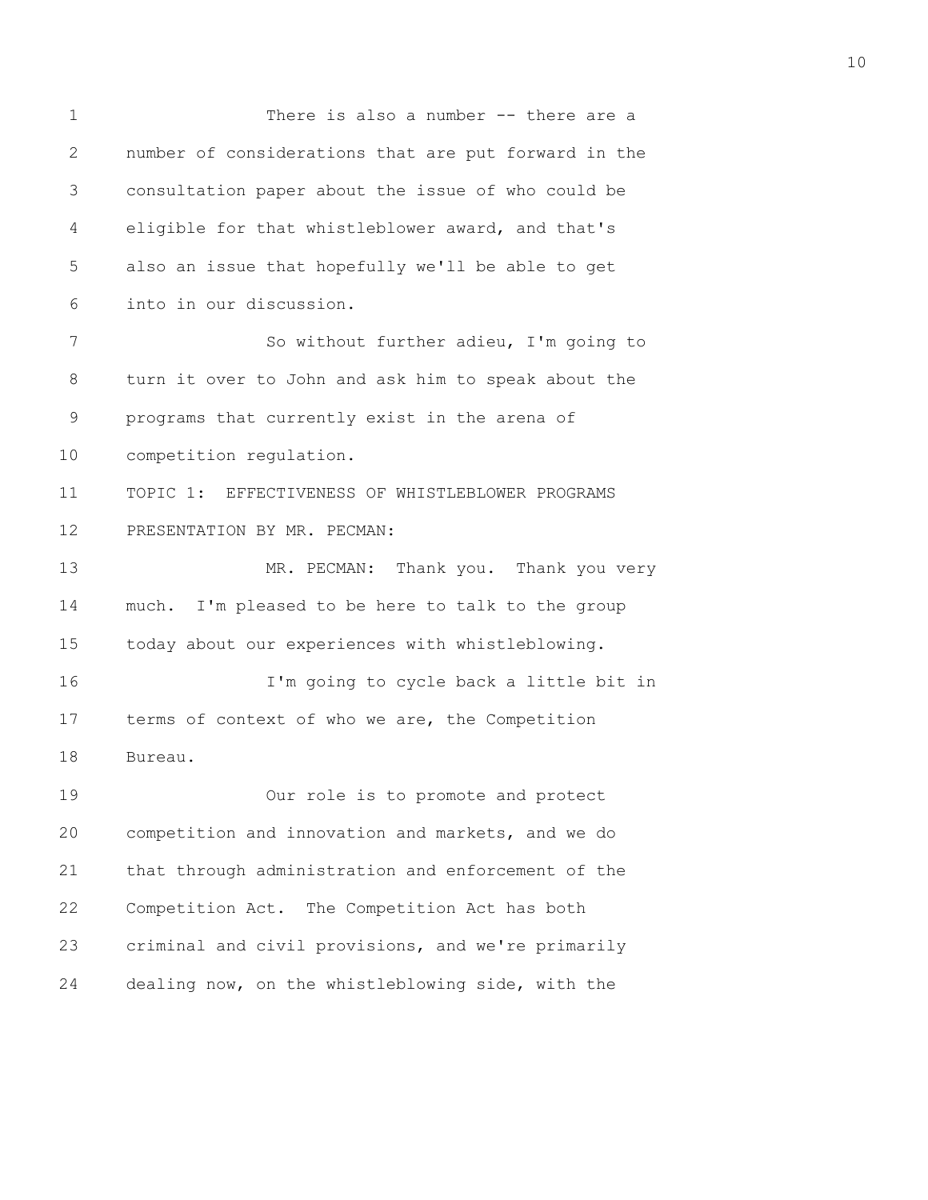There is also a number -- there are a number of considerations that are put forward in the consultation paper about the issue of who could be eligible for that whistleblower award, and that's also an issue that hopefully we'll be able to get into in our discussion.

So without further adieu, I'm going to turn it over to John and ask him to speak about the programs that currently exist in the arena of competition regulation.

TOPIC 1: EFFECTIVENESS OF WHISTLEBLOWER PROGRAMS

PRESENTATION BY MR. PECMAN:

MR. PECMAN: Thank you. Thank you very much. I'm pleased to be here to talk to the group today about our experiences with whistleblowing.

I'm going to cycle back a little bit in terms of context of who we are, the Competition Bureau.

Our role is to promote and protect competition and innovation and markets, and we do that through administration and enforcement of the Competition Act. The Competition Act has both criminal and civil provisions, and we're primarily dealing now, on the whistleblowing side, with the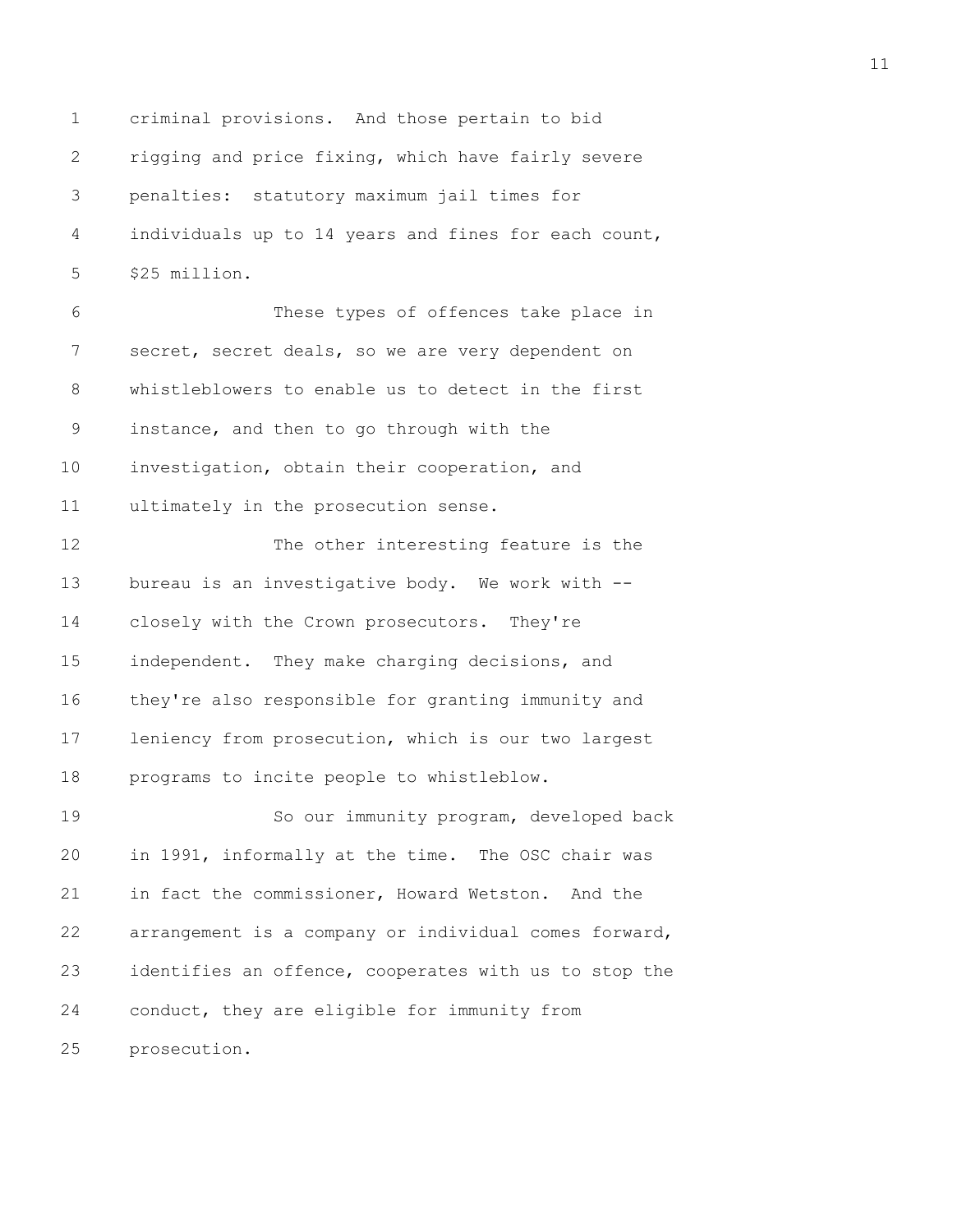criminal provisions. And those pertain to bid rigging and price fixing, which have fairly severe penalties: statutory maximum jail times for individuals up to 14 years and fines for each count, $25 million.

These types of offences take place in secret, secret deals, so we are very dependent on whistleblowers to enable us to detect in the first instance, and then to go through with the investigation, obtain their cooperation, and ultimately in the prosecution sense.

The other interesting feature is the bureau is an investigative body. We work with -- closely with the Crown prosecutors. They're independent. They make charging decisions, and they're also responsible for granting immunity and leniency from prosecution, which is our two largest programs to incite people to whistleblow.

So our immunity program, developed back in 1991, informally at the time. The OSC chair was in fact the commissioner, Howard Wetston. And the arrangement is a company or individual comes forward, identifies an offence, cooperates with us to stop the conduct, they are eligible for immunity from prosecution.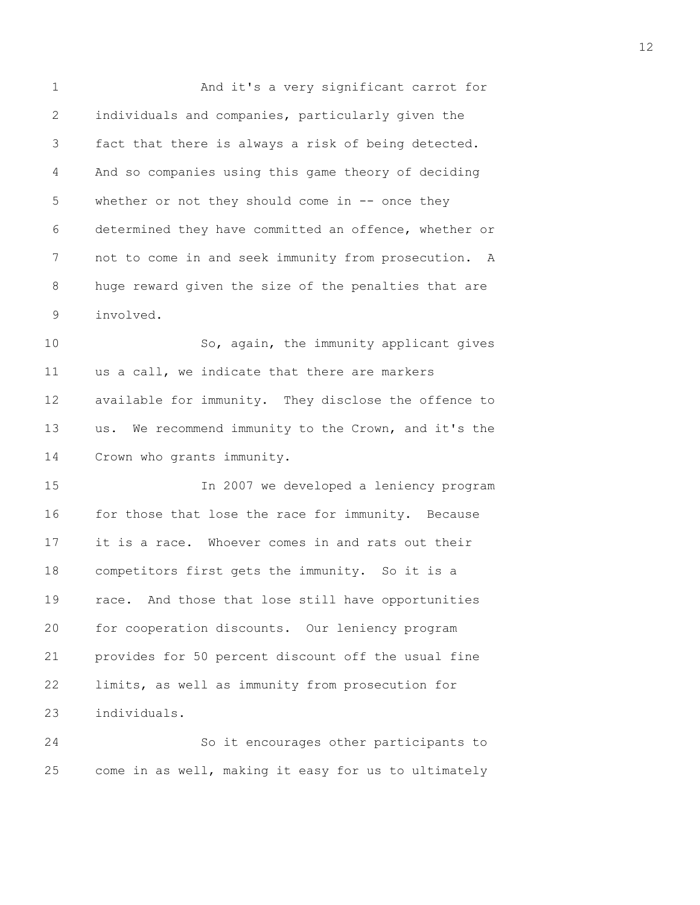And it's a very significant carrot for individuals and companies, particularly given the fact that there is always a risk of being detected. And so companies using this game theory of deciding whether or not they should come in -- once they determined they have committed an offence, whether or not to come in and seek immunity from prosecution. A huge reward given the size of the penalties that are involved.

So, again, the immunity applicant gives us a call, we indicate that there are markers available for immunity. They disclose the offence to us. We recommend immunity to the Crown, and it's the Crown who grants immunity.

In 2007 we developed a leniency program for those that lose the race for immunity. Because it is a race. Whoever comes in and rats out their competitors first gets the immunity. So it is a race. And those that lose still have opportunities for cooperation discounts. Our leniency program provides for 50 percent discount off the usual fine limits, as well as immunity from prosecution for individuals.

So it encourages other participants to come in as well, making it easy for us to ultimately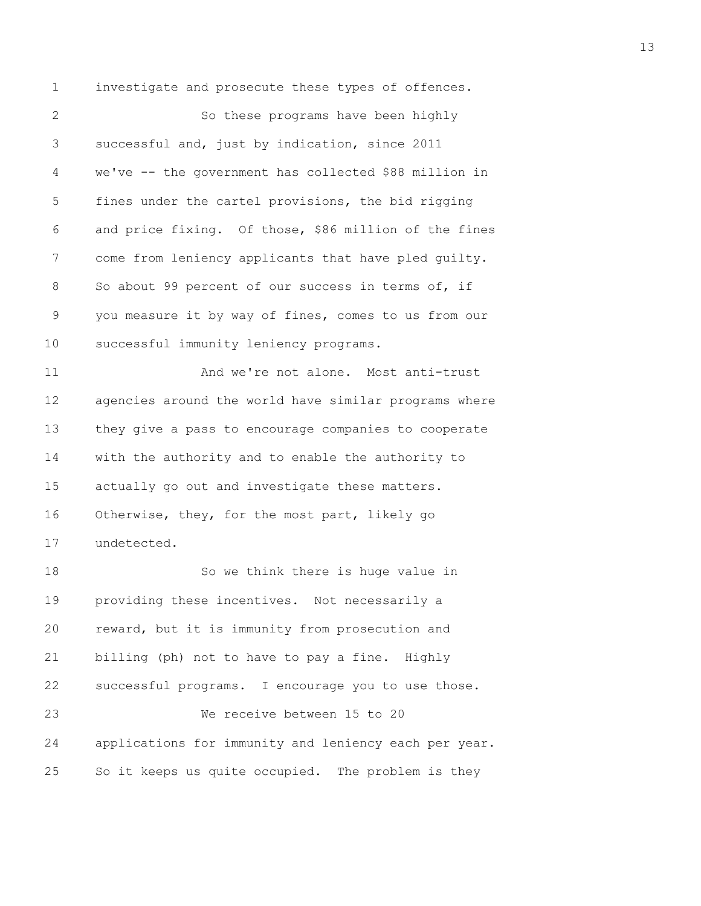investigate and prosecute these types of offences.

So these programs have been highly successful and, just by indication, since 2011 we've -- the government has collected $88 million in fines under the cartel provisions, the bid rigging and price fixing. Of those, $86 million of the fines come from leniency applicants that have pled guilty. So about 99 percent of our success in terms of, if you measure it by way of fines, comes to us from our successful immunity leniency programs.

And we're not alone. Most anti-trust agencies around the world have similar programs where they give a pass to encourage companies to cooperate with the authority and to enable the authority to actually go out and investigate these matters. Otherwise, they, for the most part, likely go undetected.

So we think there is huge value in providing these incentives. Not necessarily a reward, but it is immunity from prosecution and billing (ph) not to have to pay a fine. Highly successful programs. I encourage you to use those.

We receive between 15 to 20 applications for immunity and leniency each per year. So it keeps us quite occupied. The problem is they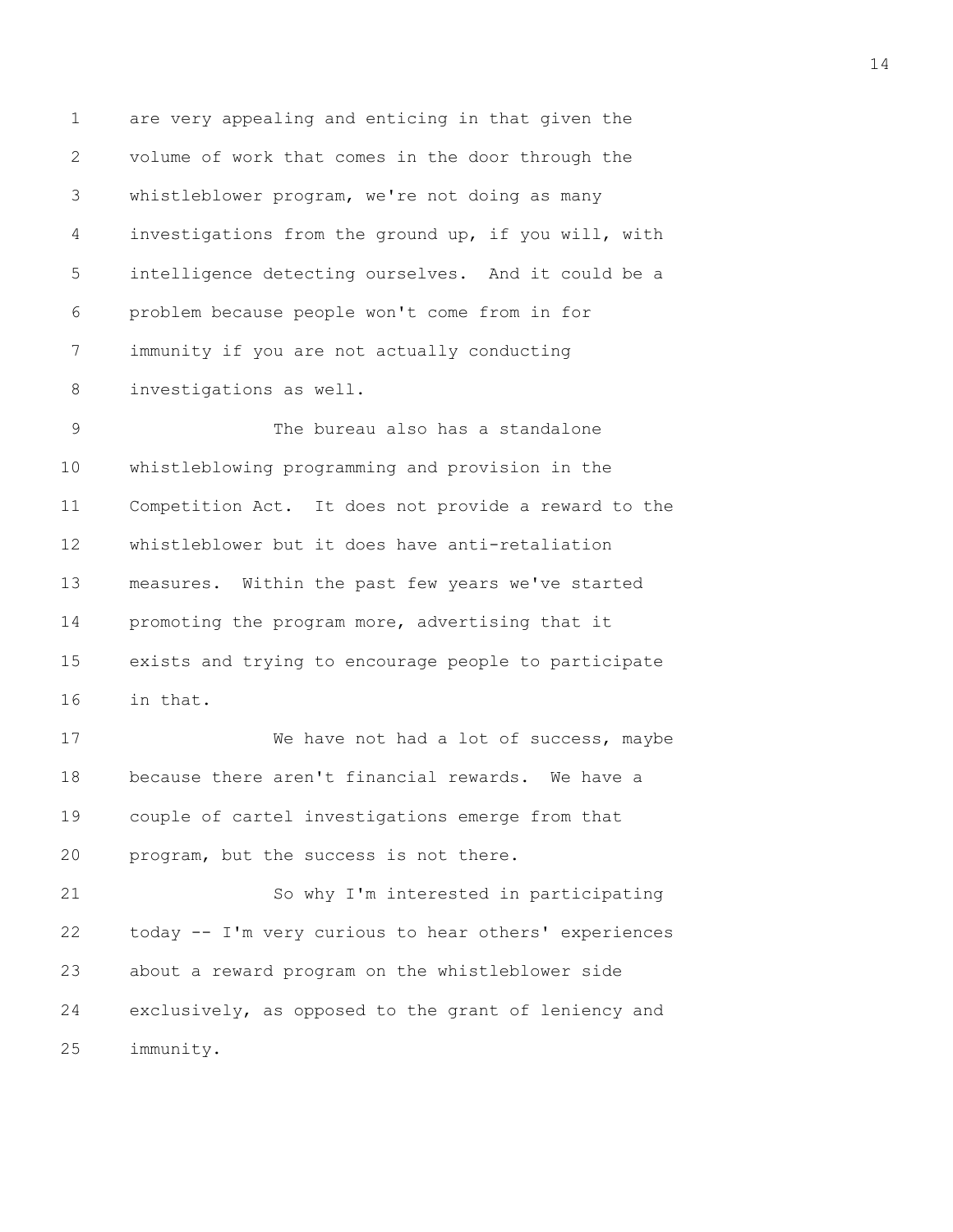are very appealing and enticing in that given the volume of work that comes in the door through the whistleblower program, we're not doing as many investigations from the ground up, if you will, with intelligence detecting ourselves. And it could be a problem because people won't come from in for immunity if you are not actually conducting investigations as well.

The bureau also has a standalone whistleblowing programming and provision in the Competition Act. It does not provide a reward to the whistleblower but it does have anti-retaliation measures. Within the past few years we've started promoting the program more, advertising that it exists and trying to encourage people to participate in that.

We have not had a lot of success, maybe because there aren't financial rewards. We have a couple of cartel investigations emerge from that program, but the success is not there.

So why I'm interested in participating today -- I'm very curious to hear others' experiences about a reward program on the whistleblower side exclusively, as opposed to the grant of leniency and immunity.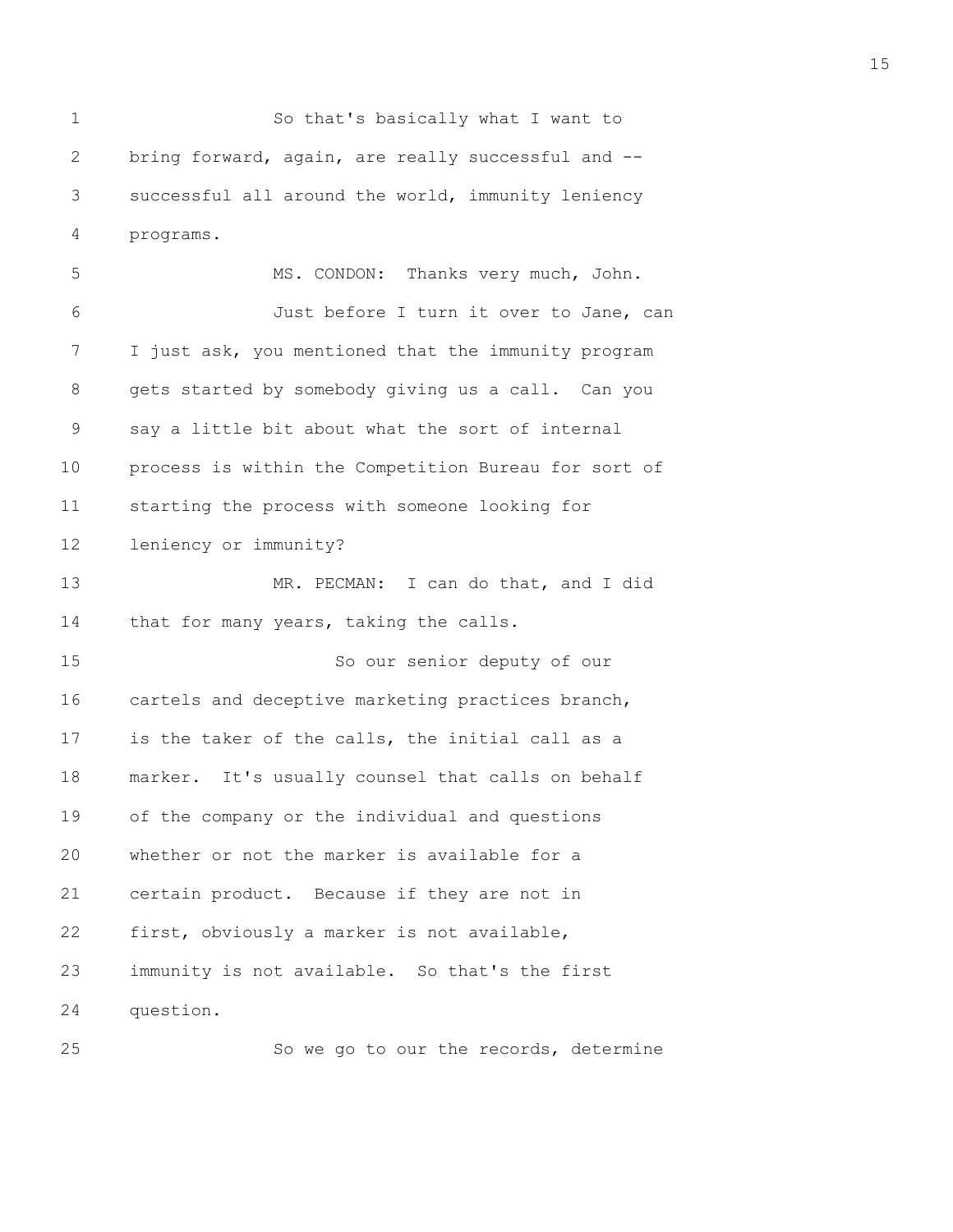So that's basically what I want to bring forward, again, are really successful and -- successful all around the world, immunity leniency programs.

MS. CONDON: Thanks very much, John.

Just before I turn it over to Jane, can I just ask, you mentioned that the immunity program gets started by somebody giving us a call. Can you say a little bit about what the sort of internal process is within the Competition Bureau for sort of starting the process with someone looking for leniency or immunity?

MR. PECMAN: I can do that, and I did that for many years, taking the calls.

So our senior deputy of our cartels and deceptive marketing practices branch, is the taker of the calls, the initial call as a marker. It's usually counsel that calls on behalf of the company or the individual and questions whether or not the marker is available for a certain product. Because if they are not in first, obviously a marker is not available, immunity is not available. So that's the first question.

So we go to our the records, determine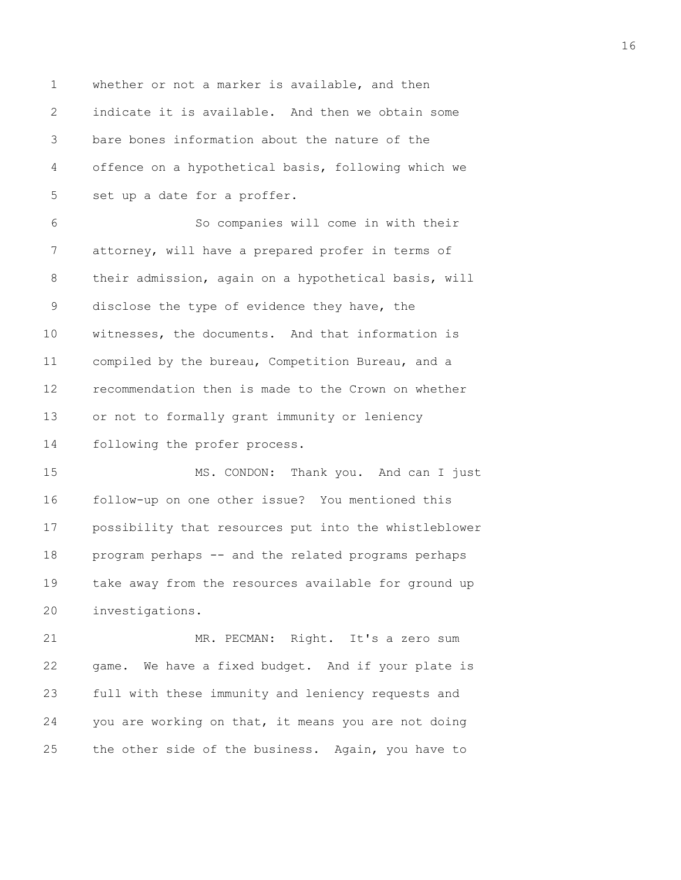whether or not a marker is available, and then indicate it is available. And then we obtain some bare bones information about the nature of the offence on a hypothetical basis, following which we set up a date for a proffer.

So companies will come in with their attorney, will have a prepared profer in terms of their admission, again on a hypothetical basis, will disclose the type of evidence they have, the witnesses, the documents. And that information is compiled by the bureau, Competition Bureau, and a recommendation then is made to the Crown on whether or not to formally grant immunity or leniency following the profer process.

MS. CONDON: Thank you. And can I just follow-up on one other issue? You mentioned this possibility that resources put into the whistleblower program perhaps -- and the related programs perhaps take away from the resources available for ground up investigations.

MR. PECMAN: Right. It's a zero sum game. We have a fixed budget. And if your plate is full with these immunity and leniency requests and you are working on that, it means you are not doing the other side of the business. Again, you have to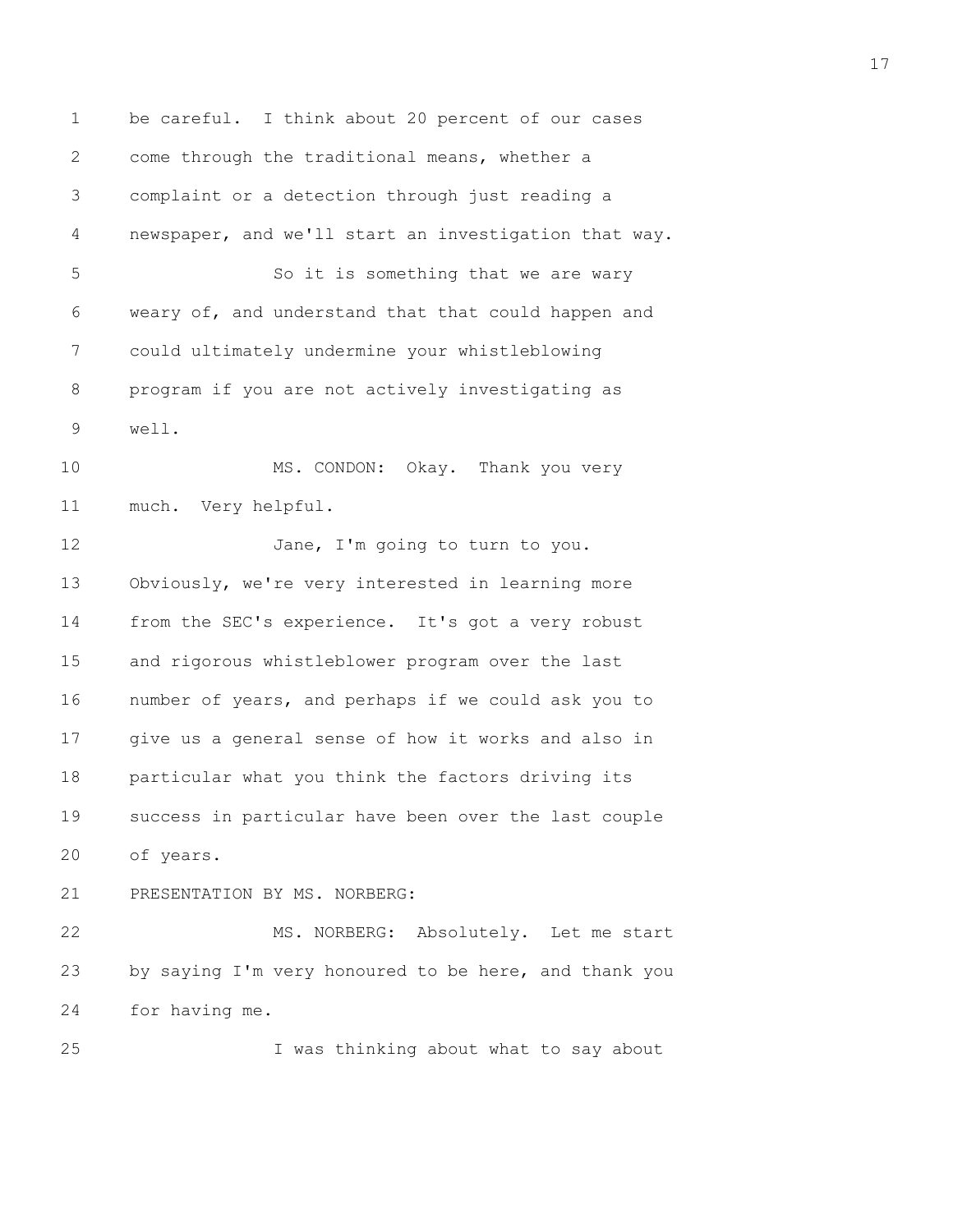be careful. I think about 20 percent of our cases come through the traditional means, whether a complaint or a detection through just reading a newspaper, and we'll start an investigation that way.

So it is something that we are wary weary of, and understand that that could happen and could ultimately undermine your whistleblowing program if you are not actively investigating as well.

MS. CONDON: Okay. Thank you very much. Very helpful.

Jane, I'm going to turn to you. Obviously, we're very interested in learning more from the SEC's experience. It's got a very robust and rigorous whistleblower program over the last number of years, and perhaps if we could ask you to give us a general sense of how it works and also in particular what you think the factors driving its success in particular have been over the last couple of years.

PRESENTATION BY MS. NORBERG:

MS. NORBERG: Absolutely. Let me start by saying I'm very honoured to be here, and thank you for having me.

I was thinking about what to say about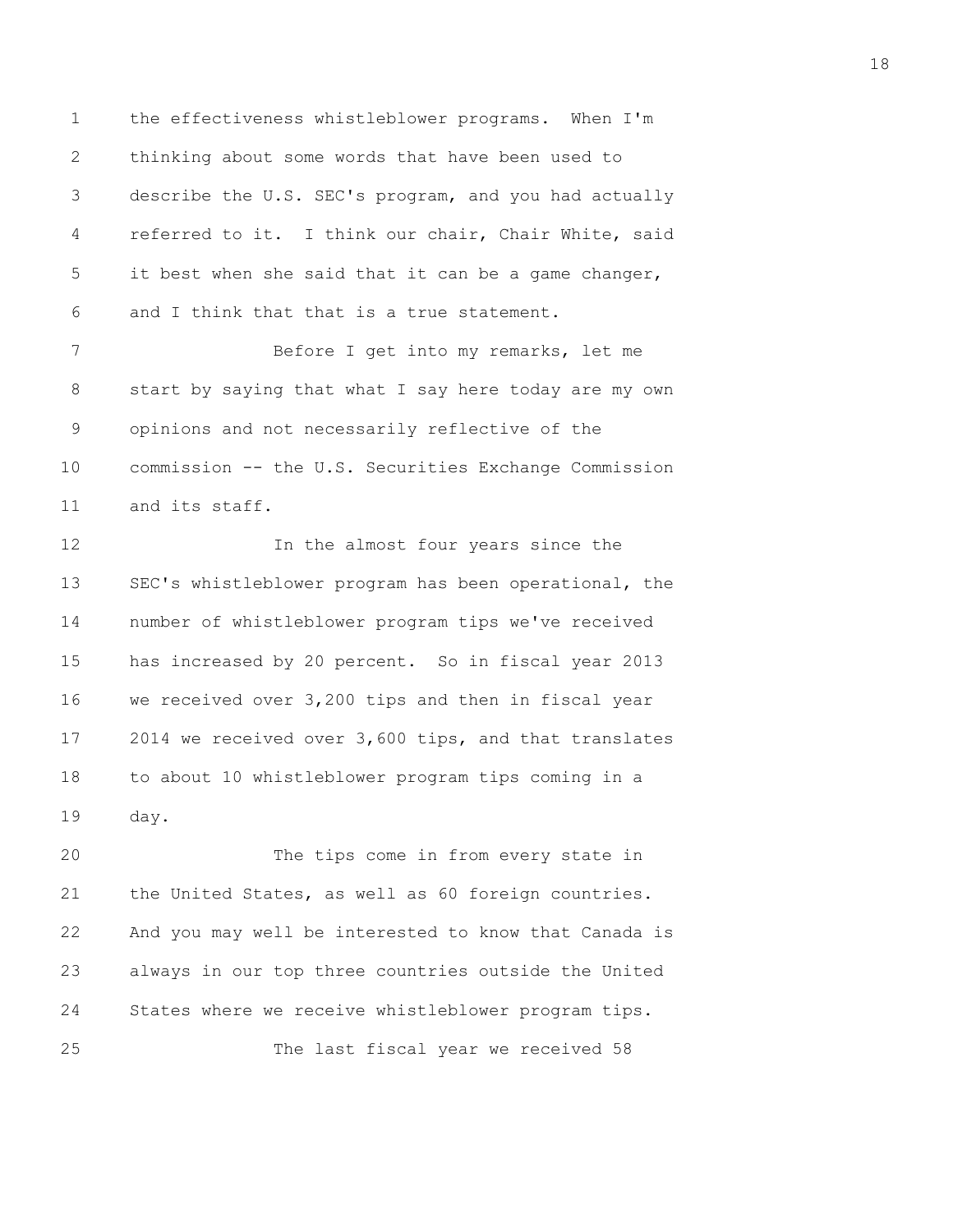the effectiveness whistleblower programs. When I'm thinking about some words that have been used to describe the U.S. SEC's program, and you had actually referred to it. I think our chair, Chair White, said it best when she said that it can be a game changer, and I think that that is a true statement.

Before I get into my remarks, let me start by saying that what I say here today are my own opinions and not necessarily reflective of the commission -- the U.S. Securities Exchange Commission and its staff.

In the almost four years since the SEC's whistleblower program has been operational, the number of whistleblower program tips we've received has increased by 20 percent. So in fiscal year 2013 we received over 3,200 tips and then in fiscal year 2014 we received over 3,600 tips, and that translates to about 10 whistleblower program tips coming in a day.

The tips come in from every state in the United States, as well as 60 foreign countries. And you may well be interested to know that Canada is always in our top three countries outside the United States where we receive whistleblower program tips.

The last fiscal year we received 58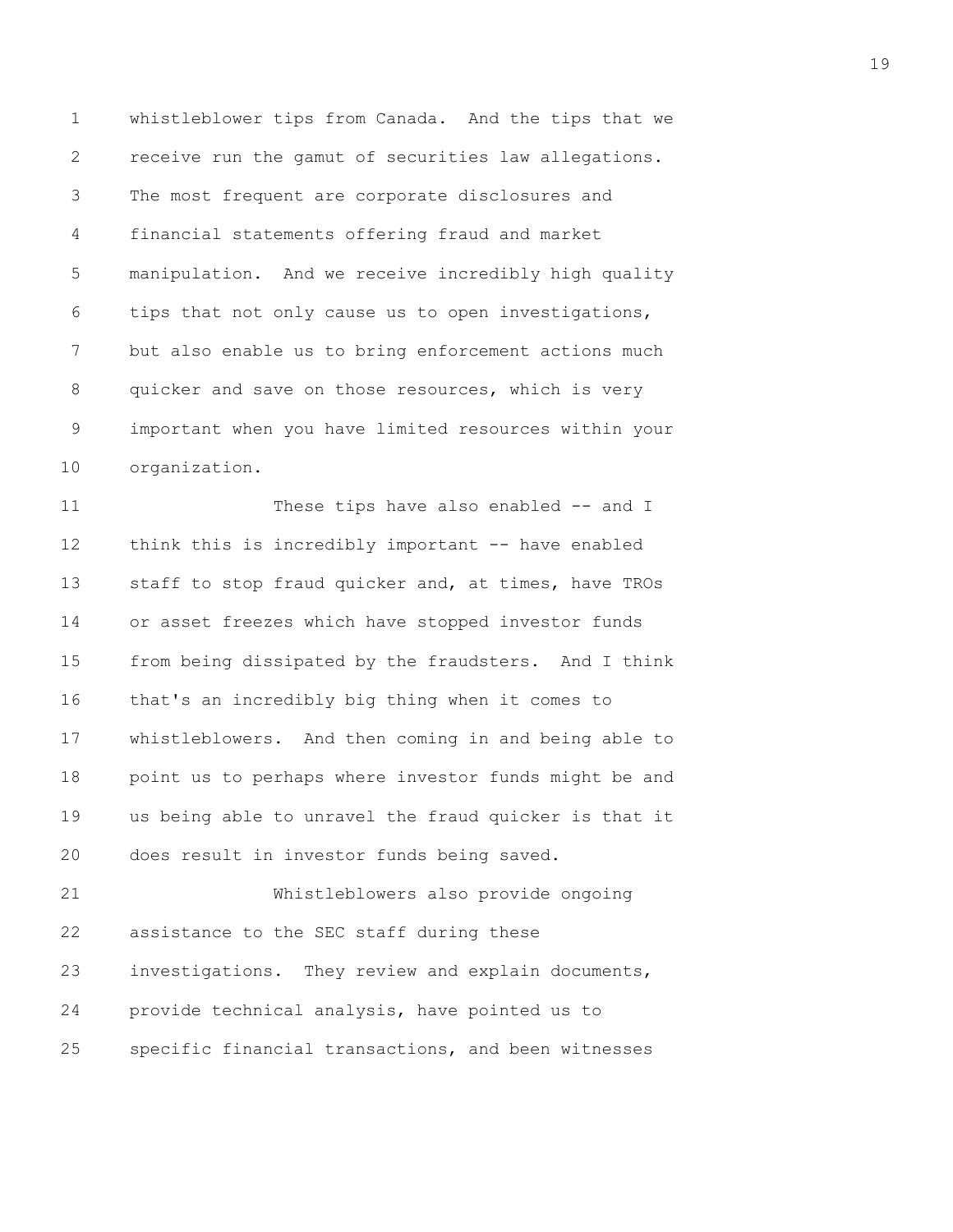whistleblower tips from Canada. And the tips that we receive run the gamut of securities law allegations. The most frequent are corporate disclosures and financial statements offering fraud and market manipulation. And we receive incredibly high quality tips that not only cause us to open investigations, but also enable us to bring enforcement actions much quicker and save on those resources, which is very important when you have limited resources within your organization.

These tips have also enabled -- and I think this is incredibly important -- have enabled staff to stop fraud quicker and, at times, have TROs or asset freezes which have stopped investor funds from being dissipated by the fraudsters. And I think that's an incredibly big thing when it comes to whistleblowers. And then coming in and being able to point us to perhaps where investor funds might be and us being able to unravel the fraud quicker is that it does result in investor funds being saved.

Whistleblowers also provide ongoing assistance to the SEC staff during these investigations. They review and explain documents, provide technical analysis, have pointed us to specific financial transactions, and been witnesses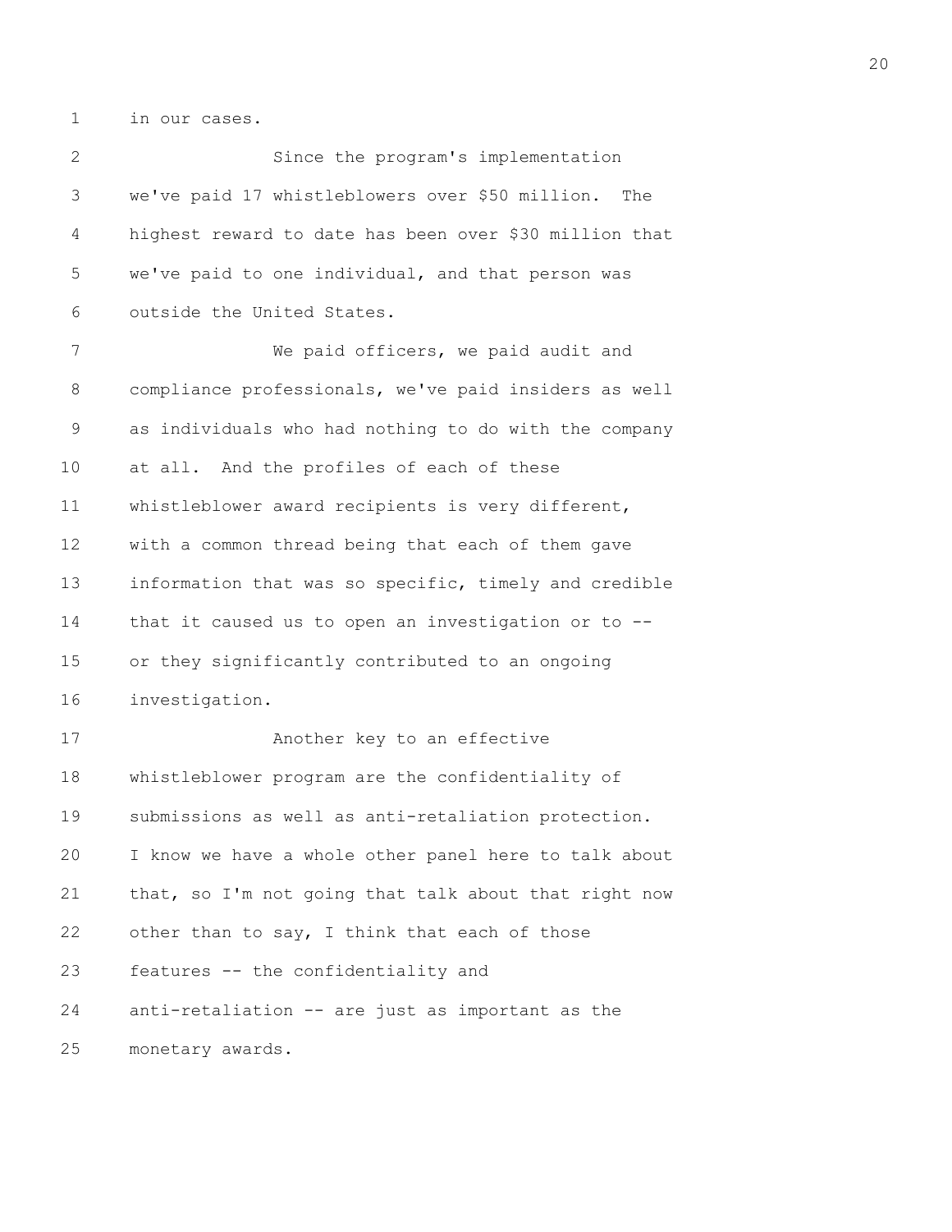in our cases.

Since the program's implementation we've paid 17 whistleblowers over $50 million. The highest reward to date has been over $30 million that we've paid to one individual, and that person was outside the United States.

We paid officers, we paid audit and compliance professionals, we've paid insiders as well as individuals who had nothing to do with the company at all. And the profiles of each of these whistleblower award recipients is very different, with a common thread being that each of them gave information that was so specific, timely and credible that it caused us to open an investigation or to -- or they significantly contributed to an ongoing investigation.

Another key to an effective whistleblower program are the confidentiality of submissions as well as anti-retaliation protection. I know we have a whole other panel here to talk about that, so I'm not going that talk about that right now other than to say, I think that each of those features -- the confidentiality and anti-retaliation -- are just as important as the monetary awards.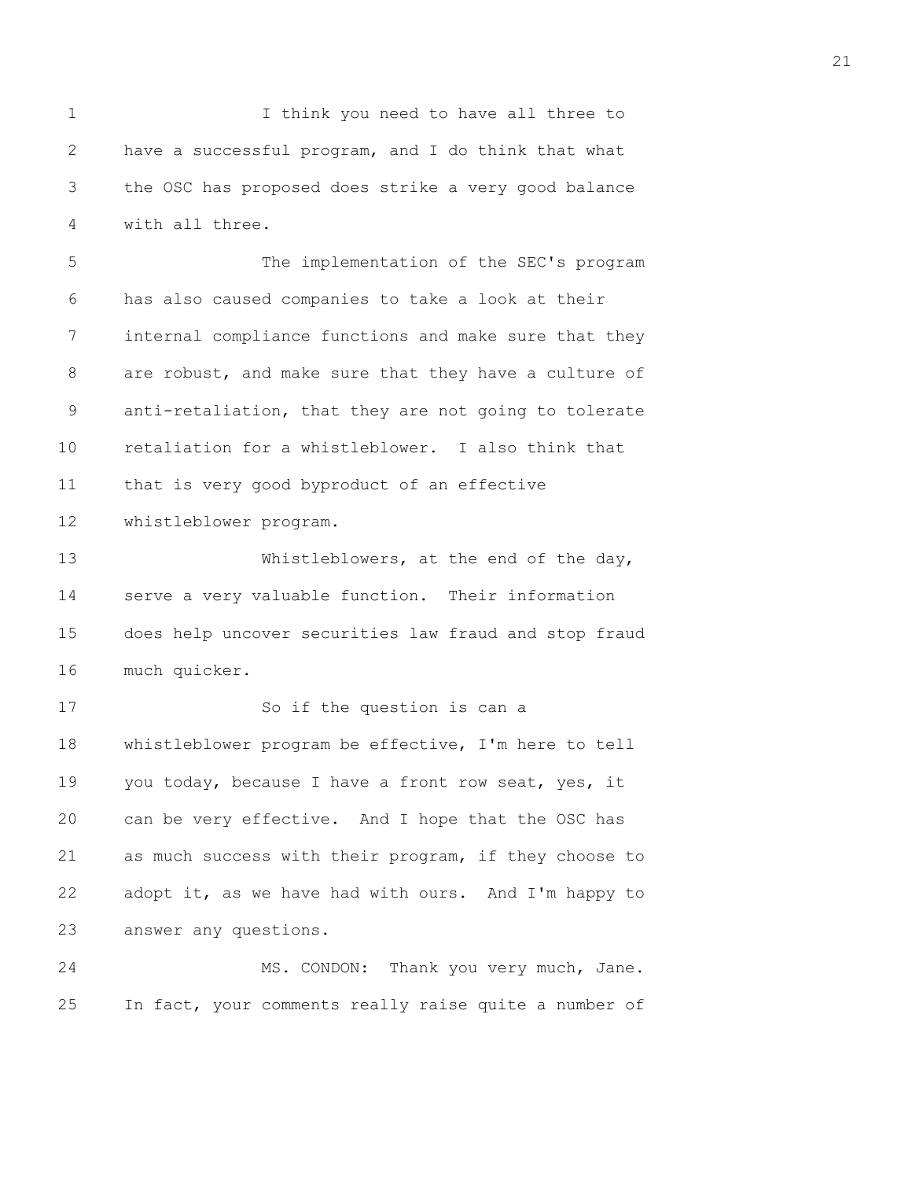I think you need to have all three to have a successful program, and I do think that what the OSC has proposed does strike a very good balance with all three.

The implementation of the SEC's program has also caused companies to take a look at their internal compliance functions and make sure that they are robust, and make sure that they have a culture of anti-retaliation, that they are not going to tolerate retaliation for a whistleblower. I also think that that is very good byproduct of an effective whistleblower program.

Whistleblowers, at the end of the day, serve a very valuable function. Their information does help uncover securities law fraud and stop fraud much quicker.

So if the question is can a whistleblower program be effective, I'm here to tell you today, because I have a front row seat, yes, it can be very effective. And I hope that the OSC has as much success with their program, if they choose to adopt it, as we have had with ours. And I'm happy to answer any questions.

MS. CONDON: Thank you very much, Jane. In fact, your comments really raise quite a number of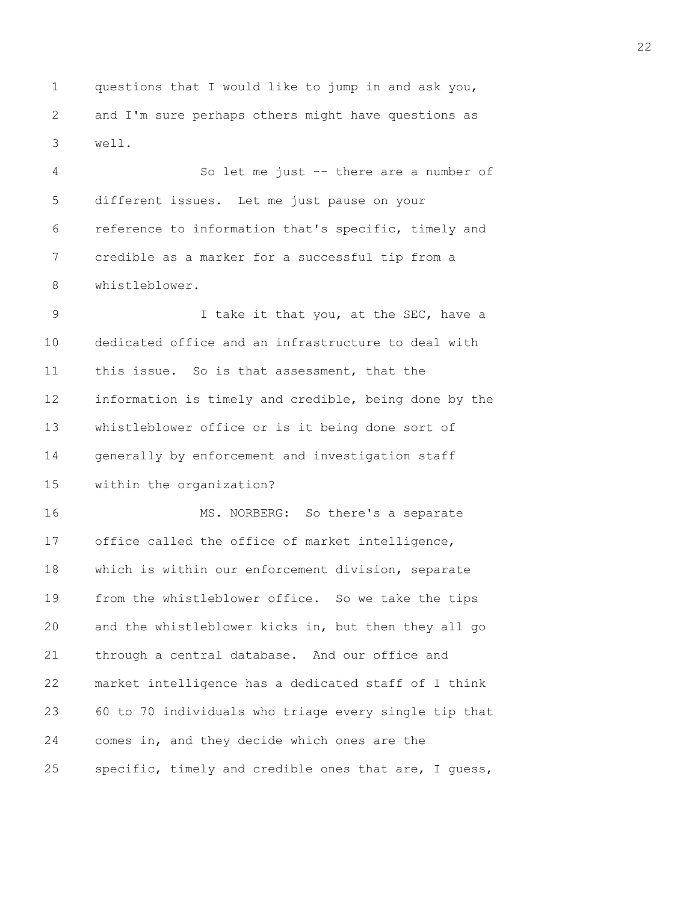questions that I would like to jump in and ask you, and I'm sure perhaps others might have questions as well.

So let me just -- there are a number of different issues. Let me just pause on your reference to information that's specific, timely and credible as a marker for a successful tip from a whistleblower.

I take it that you, at the SEC, have a dedicated office and an infrastructure to deal with this issue. So is that assessment, that the information is timely and credible, being done by the whistleblower office or is it being done sort of generally by enforcement and investigation staff within the organization?

MS. NORBERG: So there's a separate office called the office of market intelligence, which is within our enforcement division, separate from the whistleblower office. So we take the tips and the whistleblower kicks in, but then they all go through a central database. And our office and market intelligence has a dedicated staff of I think 60 to 70 individuals who triage every single tip that comes in, and they decide which ones are the specific, timely and credible ones that are, I guess,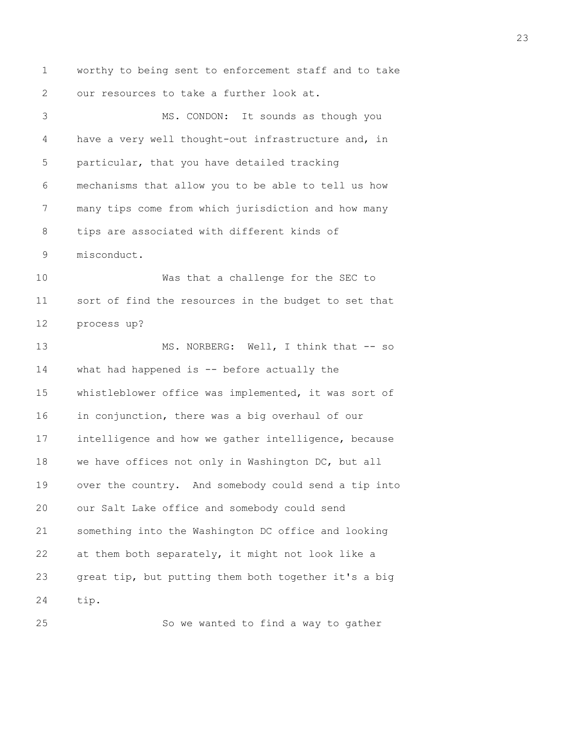worthy to being sent to enforcement staff and to take our resources to take a further look at.

MS. CONDON: It sounds as though you have a very well thought-out infrastructure and, in particular, that you have detailed tracking mechanisms that allow you to be able to tell us how many tips come from which jurisdiction and how many tips are associated with different kinds of misconduct.

Was that a challenge for the SEC to sort of find the resources in the budget to set that process up?

MS. NORBERG: Well, I think that -- so what had happened is -- before actually the whistleblower office was implemented, it was sort of in conjunction, there was a big overhaul of our intelligence and how we gather intelligence, because we have offices not only in Washington DC, but all over the country. And somebody could send a tip into our Salt Lake office and somebody could send something into the Washington DC office and looking at them both separately, it might not look like a great tip, but putting them both together it's a big tip.

So we wanted to find a way to gather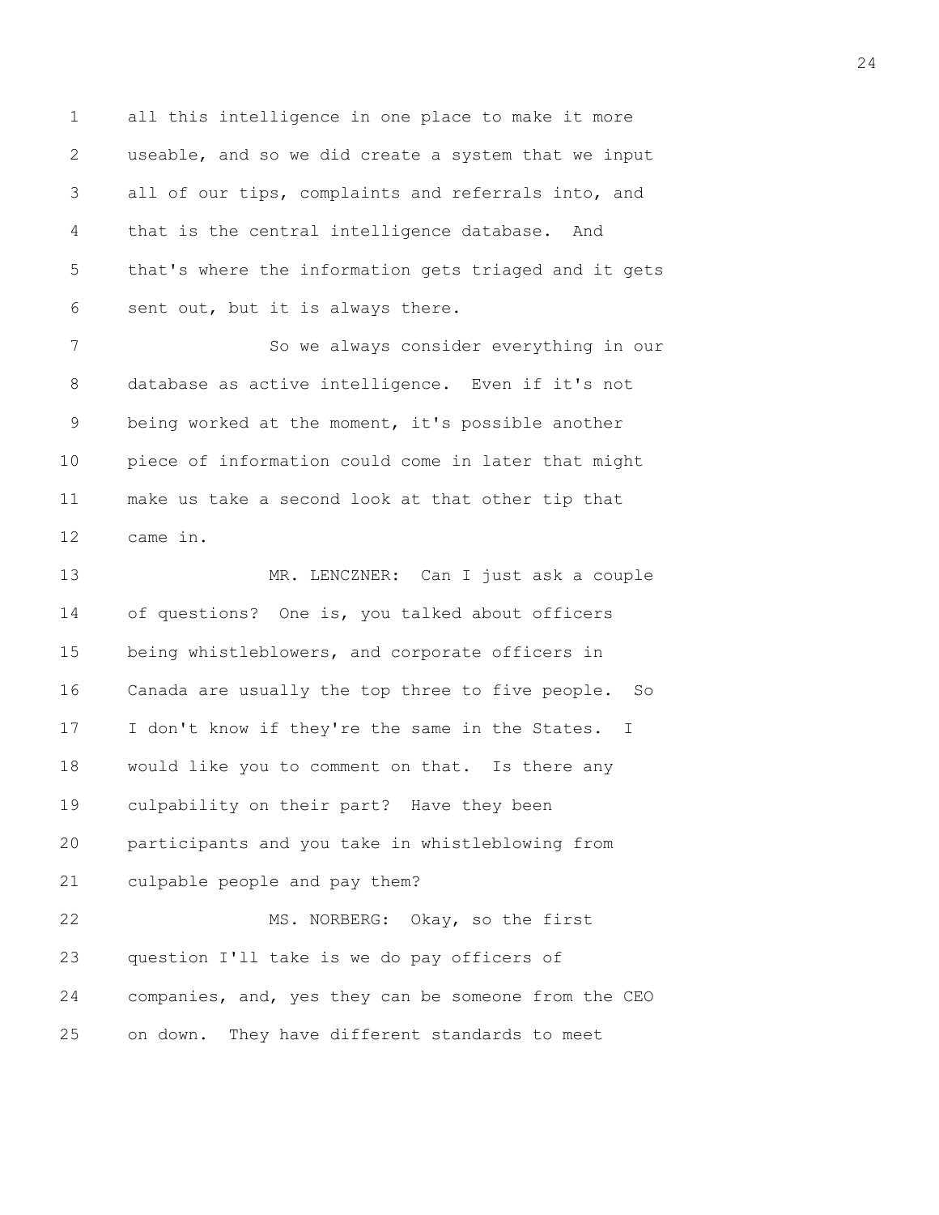all this intelligence in one place to make it more useable, and so we did create a system that we input all of our tips, complaints and referrals into, and that is the central intelligence database. And that's where the information gets triaged and it gets sent out, but it is always there.

So we always consider everything in our database as active intelligence. Even if it's not being worked at the moment, it's possible another piece of information could come in later that might make us take a second look at that other tip that came in.

MR. LENCZNER: Can I just ask a couple of questions? One is, you talked about officers being whistleblowers, and corporate officers in Canada are usually the top three to five people. So I don't know if they're the same in the States. I would like you to comment on that. Is there any culpability on their part? Have they been participants and you take in whistleblowing from culpable people and pay them?

MS. NORBERG: Okay, so the first question I'll take is we do pay officers of companies, and, yes they can be someone from the CEO on down. They have different standards to meet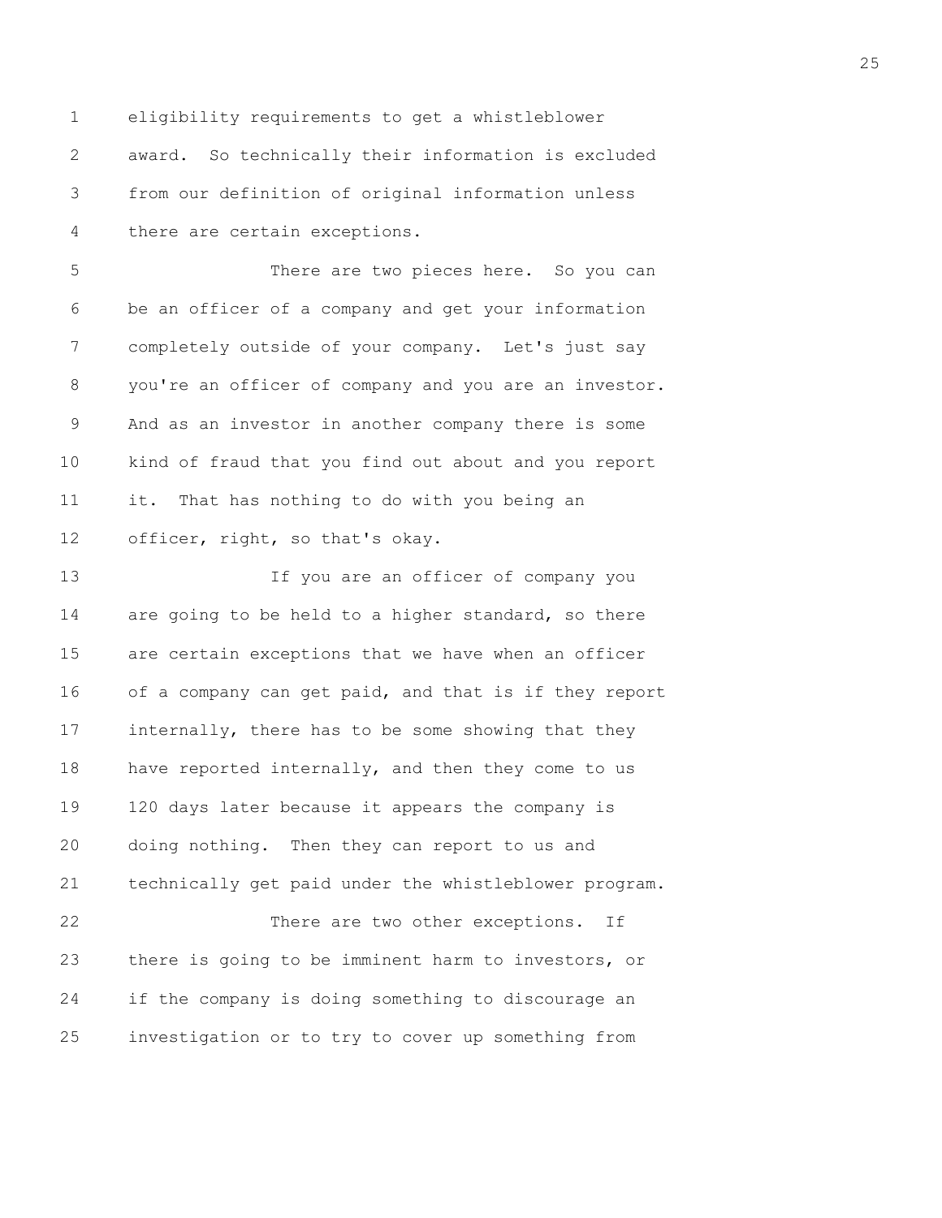eligibility requirements to get a whistleblower award. So technically their information is excluded from our definition of original information unless there are certain exceptions.

There are two pieces here. So you can be an officer of a company and get your information completely outside of your company. Let's just say you're an officer of company and you are an investor. And as an investor in another company there is some kind of fraud that you find out about and you report it. That has nothing to do with you being an officer, right, so that's okay.

If you are an officer of company you are going to be held to a higher standard, so there are certain exceptions that we have when an officer of a company can get paid, and that is if they report internally, there has to be some showing that they have reported internally, and then they come to us 120 days later because it appears the company is doing nothing. Then they can report to us and technically get paid under the whistleblower program.

There are two other exceptions. If there is going to be imminent harm to investors, or if the company is doing something to discourage an investigation or to try to cover up something from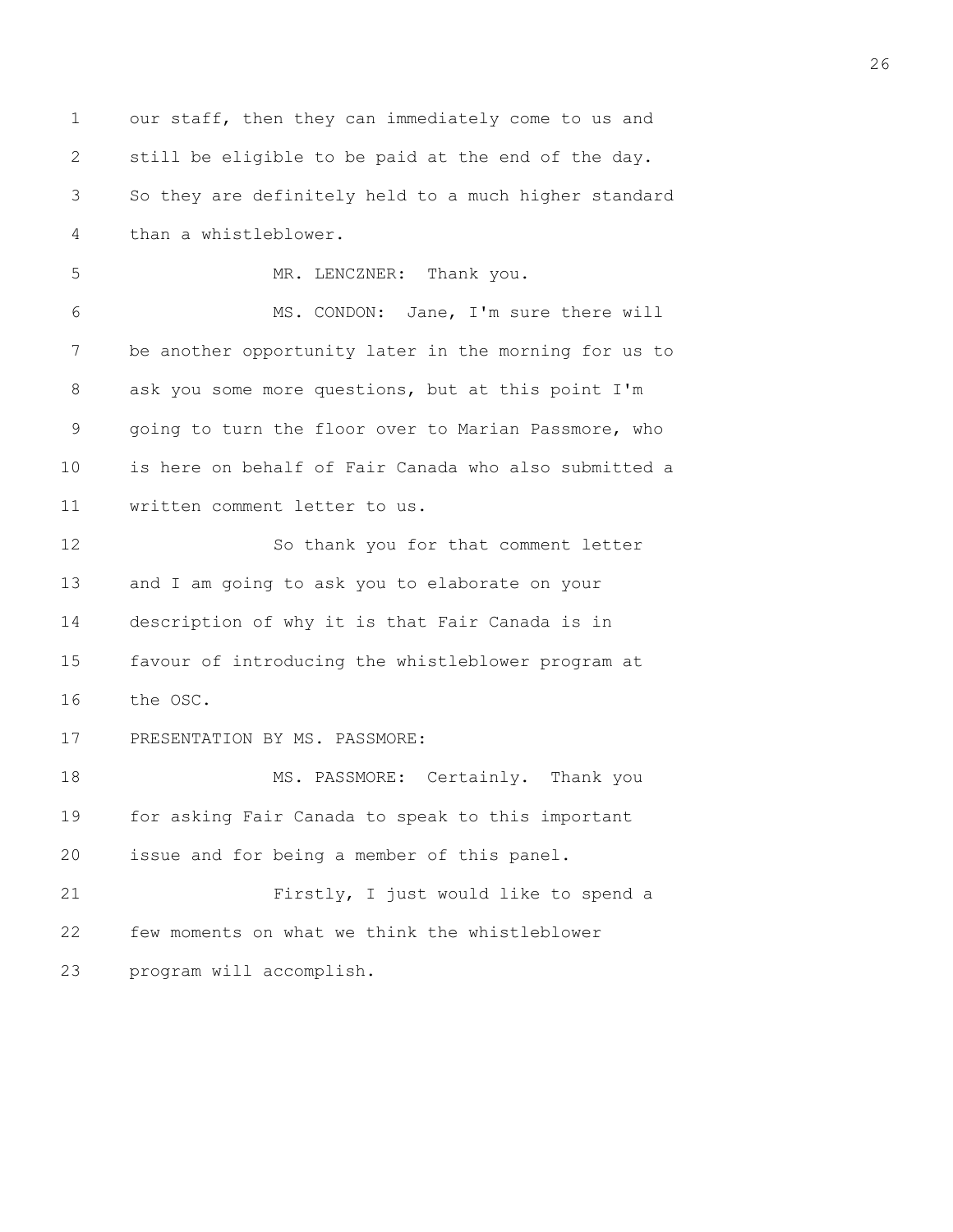our staff, then they can immediately come to us and still be eligible to be paid at the end of the day. So they are definitely held to a much higher standard than a whistleblower.

MR. LENCZNER: Thank you.

MS. CONDON: Jane, I'm sure there will be another opportunity later in the morning for us to ask you some more questions, but at this point I'm going to turn the floor over to Marian Passmore, who is here on behalf of Fair Canada who also submitted a written comment letter to us.

So thank you for that comment letter and I am going to ask you to elaborate on your description of why it is that Fair Canada is in favour of introducing the whistleblower program at the OSC.

PRESENTATION BY MS. PASSMORE:

MS. PASSMORE: Certainly. Thank you for asking Fair Canada to speak to this important issue and for being a member of this panel.

Firstly, I just would like to spend a few moments on what we think the whistleblower program will accomplish.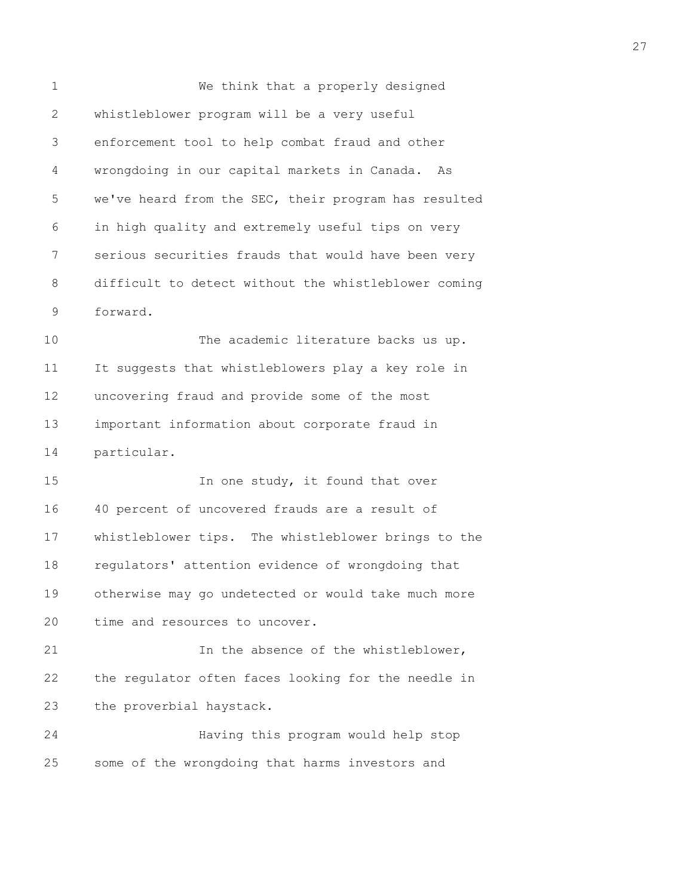We think that a properly designed whistleblower program will be a very useful enforcement tool to help combat fraud and other wrongdoing in our capital markets in Canada. As we've heard from the SEC, their program has resulted in high quality and extremely useful tips on very serious securities frauds that would have been very difficult to detect without the whistleblower coming forward.

The academic literature backs us up. It suggests that whistleblowers play a key role in uncovering fraud and provide some of the most important information about corporate fraud in particular.

In one study, it found that over 40 percent of uncovered frauds are a result of whistleblower tips. The whistleblower brings to the regulators' attention evidence of wrongdoing that otherwise may go undetected or would take much more time and resources to uncover.

In the absence of the whistleblower, the regulator often faces looking for the needle in the proverbial haystack.

Having this program would help stop some of the wrongdoing that harms investors and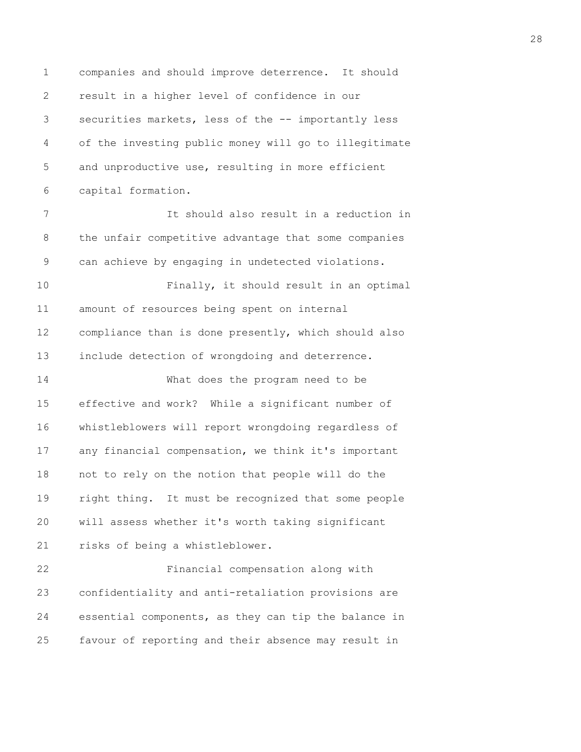companies and should improve deterrence. It should result in a higher level of confidence in our securities markets, less of the -- importantly less of the investing public money will go to illegitimate and unproductive use, resulting in more efficient capital formation.

It should also result in a reduction in the unfair competitive advantage that some companies can achieve by engaging in undetected violations.

Finally, it should result in an optimal amount of resources being spent on internal compliance than is done presently, which should also include detection of wrongdoing and deterrence.

What does the program need to be effective and work? While a significant number of whistleblowers will report wrongdoing regardless of any financial compensation, we think it's important not to rely on the notion that people will do the right thing. It must be recognized that some people will assess whether it's worth taking significant risks of being a whistleblower.

Financial compensation along with confidentiality and anti-retaliation provisions are essential components, as they can tip the balance in favour of reporting and their absence may result in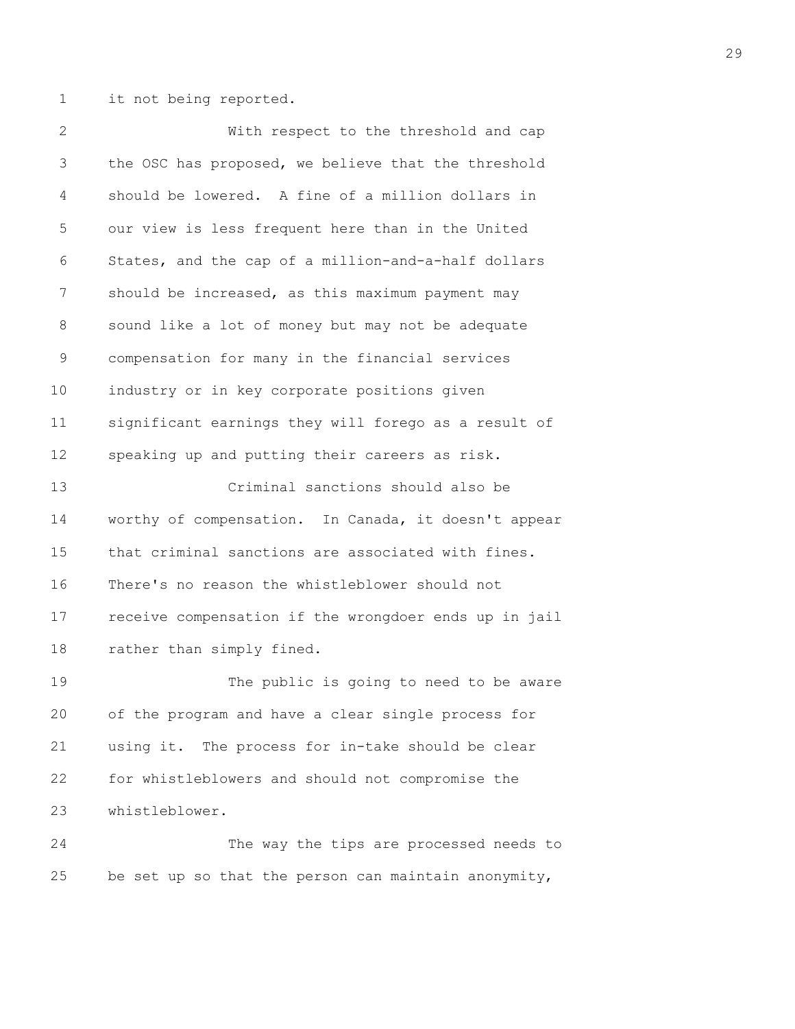it not being reported.

With respect to the threshold and cap the OSC has proposed, we believe that the threshold should be lowered. A fine of a million dollars in our view is less frequent here than in the United States, and the cap of a million-and-a-half dollars should be increased, as this maximum payment may sound like a lot of money but may not be adequate compensation for many in the financial services industry or in key corporate positions given significant earnings they will forego as a result of speaking up and putting their careers as risk.

Criminal sanctions should also be worthy of compensation. In Canada, it doesn't appear that criminal sanctions are associated with fines. There's no reason the whistleblower should not receive compensation if the wrongdoer ends up in jail rather than simply fined.

The public is going to need to be aware of the program and have a clear single process for using it. The process for in-take should be clear for whistleblowers and should not compromise the whistleblower.

The way the tips are processed needs to be set up so that the person can maintain anonymity,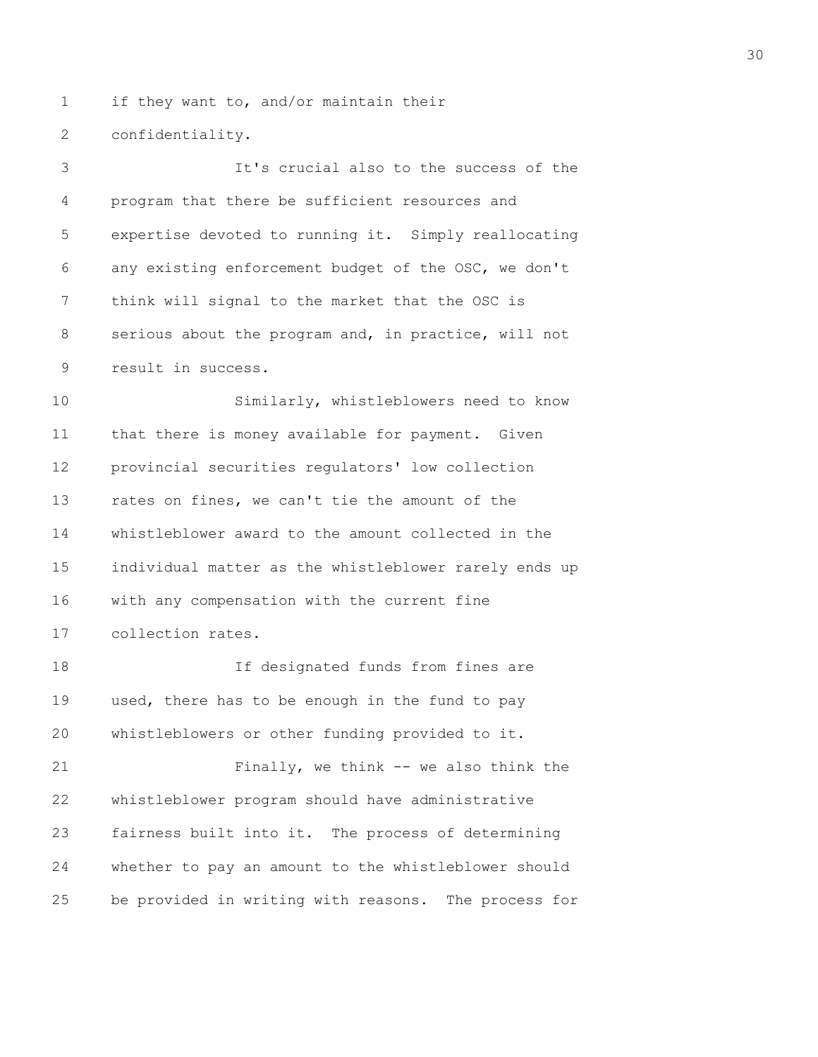if they want to, and/or maintain their confidentiality.

It's crucial also to the success of the program that there be sufficient resources and expertise devoted to running it. Simply reallocating any existing enforcement budget of the OSC, we don't think will signal to the market that the OSC is serious about the program and, in practice, will not result in success.

Similarly, whistleblowers need to know that there is money available for payment. Given provincial securities regulators' low collection rates on fines, we can't tie the amount of the whistleblower award to the amount collected in the individual matter as the whistleblower rarely ends up with any compensation with the current fine collection rates.

If designated funds from fines are used, there has to be enough in the fund to pay whistleblowers or other funding provided to it.

Finally, we think -- we also think the whistleblower program should have administrative fairness built into it. The process of determining whether to pay an amount to the whistleblower should be provided in writing with reasons. The process for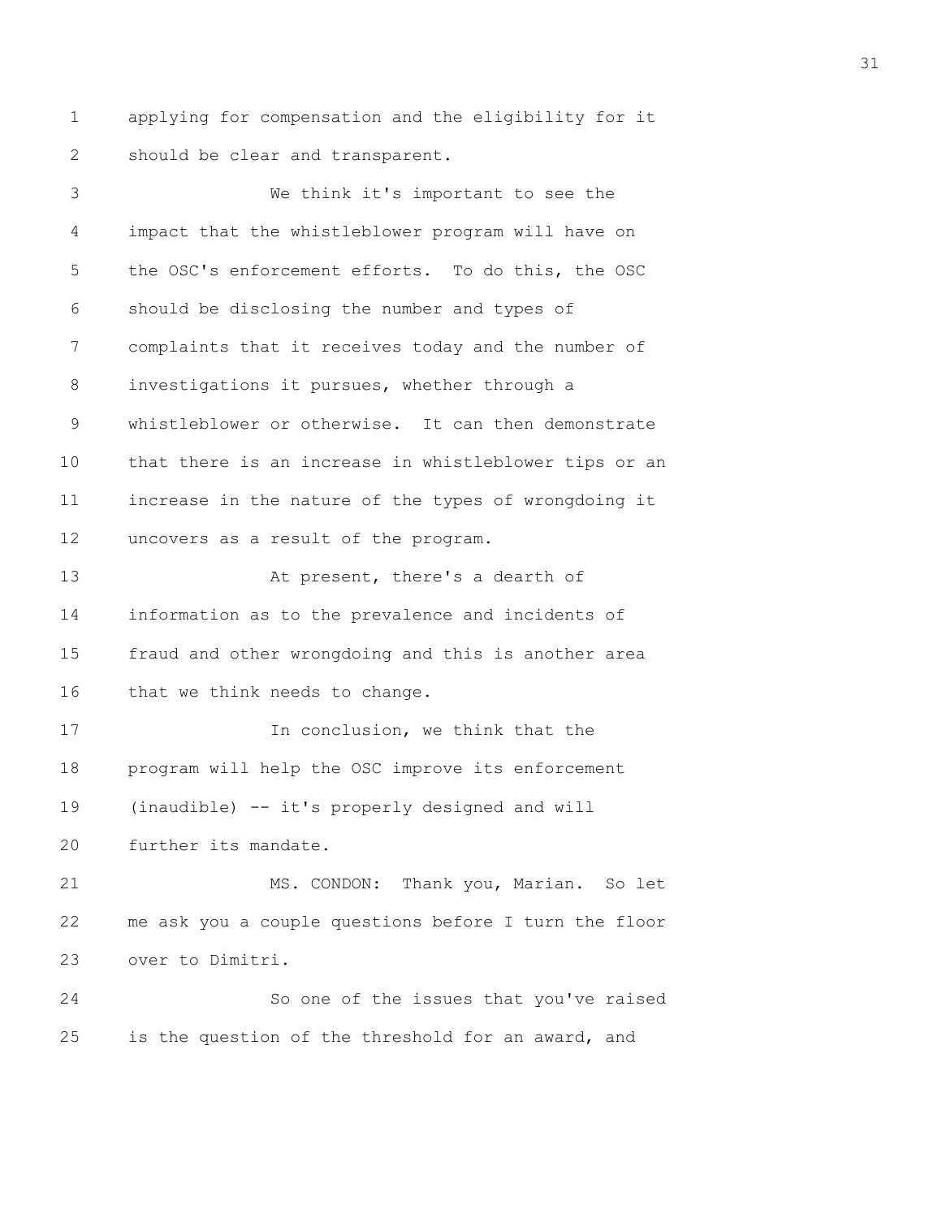applying for compensation and the eligibility for it should be clear and transparent.

We think it's important to see the impact that the whistleblower program will have on the OSC's enforcement efforts. To do this, the OSC should be disclosing the number and types of complaints that it receives today and the number of investigations it pursues, whether through a whistleblower or otherwise. It can then demonstrate that there is an increase in whistleblower tips or an increase in the nature of the types of wrongdoing it uncovers as a result of the program.

At present, there's a dearth of information as to the prevalence and incidents of fraud and other wrongdoing and this is another area that we think needs to change.

In conclusion, we think that the program will help the OSC improve its enforcement (inaudible) -- it's properly designed and will further its mandate.

MS. CONDON: Thank you, Marian. So let me ask you a couple questions before I turn the floor over to Dimitri.

So one of the issues that you've raised is the question of the threshold for an award, and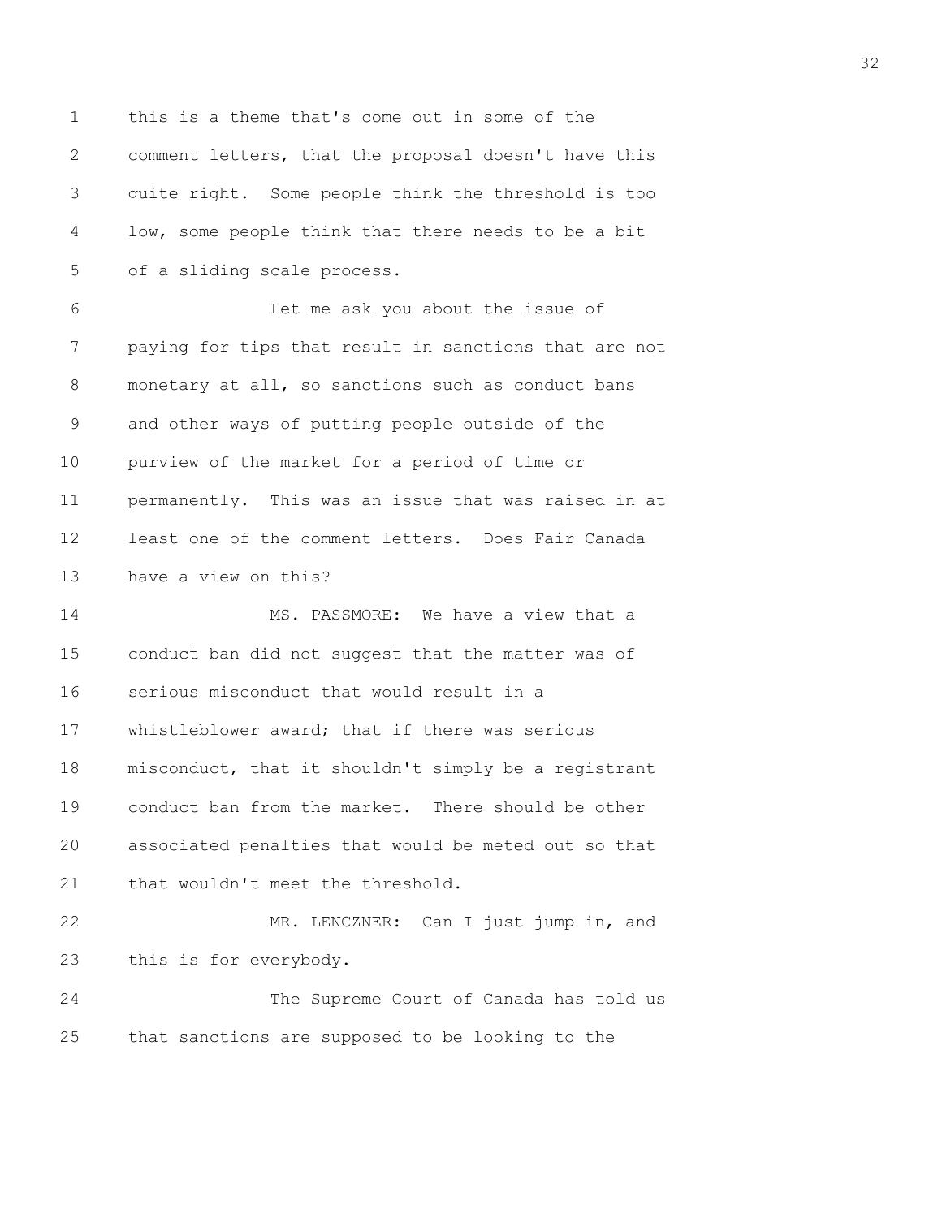this is a theme that's come out in some of the comment letters, that the proposal doesn't have this quite right. Some people think the threshold is too low, some people think that there needs to be a bit of a sliding scale process.

Let me ask you about the issue of paying for tips that result in sanctions that are not monetary at all, so sanctions such as conduct bans and other ways of putting people outside of the purview of the market for a period of time or permanently. This was an issue that was raised in at least one of the comment letters. Does Fair Canada have a view on this?

MS. PASSMORE: We have a view that a conduct ban did not suggest that the matter was of serious misconduct that would result in a whistleblower award; that if there was serious misconduct, that it shouldn't simply be a registrant conduct ban from the market. There should be other associated penalties that would be meted out so that that wouldn't meet the threshold.

MR. LENCZNER: Can I just jump in, and this is for everybody.

The Supreme Court of Canada has told us that sanctions are supposed to be looking to the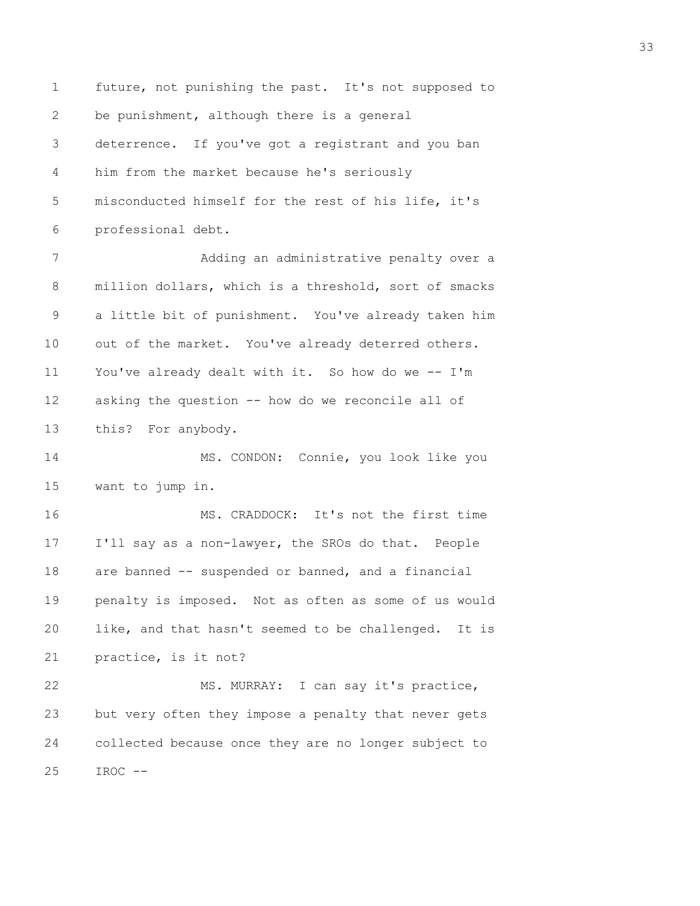future, not punishing the past. It's not supposed to be punishment, although there is a general deterrence. If you've got a registrant and you ban him from the market because he's seriously misconducted himself for the rest of his life, it's professional debt.

Adding an administrative penalty over a million dollars, which is a threshold, sort of smacks a little bit of punishment. You've already taken him out of the market. You've already deterred others. You've already dealt with it. So how do we -- I'm asking the question -- how do we reconcile all of this? For anybody.

MS. CONDON: Connie, you look like you want to jump in.

MS. CRADDOCK: It's not the first time I'll say as a non-lawyer, the SROs do that. People are banned -- suspended or banned, and a financial penalty is imposed. Not as often as some of us would like, and that hasn't seemed to be challenged. It is practice, is it not?

MS. MURRAY: I can say it's practice, but very often they impose a penalty that never gets collected because once they are no longer subject to IROC --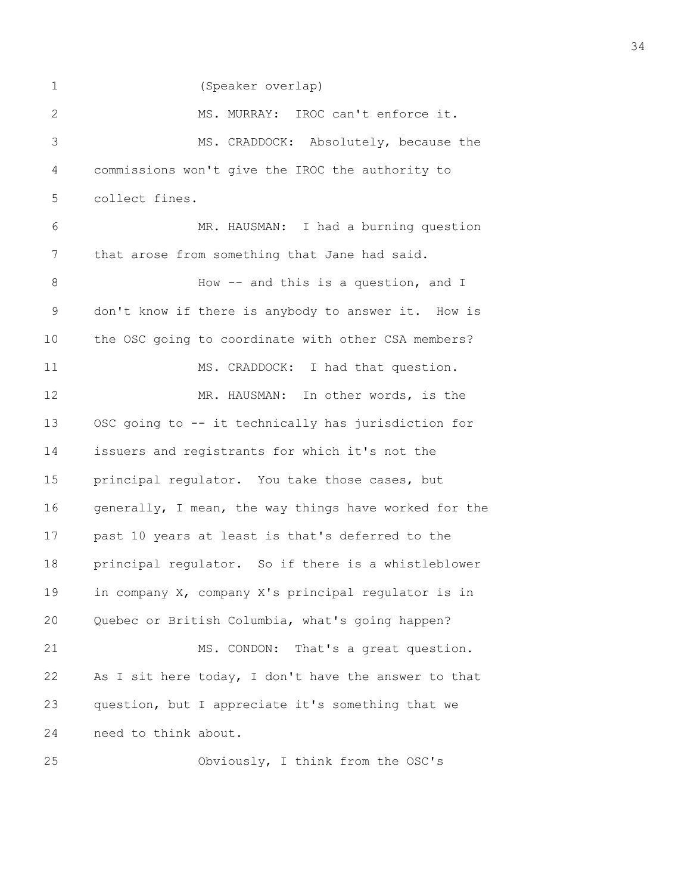(Speaker overlap)

MS. MURRAY: IROC can't enforce it.

MS. CRADDOCK: Absolutely, because the commissions won't give the IROC the authority to collect fines.

MR. HAUSMAN: I had a burning question that arose from something that Jane had said.

How -- and this is a question, and I don't know if there is anybody to answer it. How is the OSC going to coordinate with other CSA members?

MS. CRADDOCK: I had that question.

MR. HAUSMAN: In other words, is the OSC going to -- it technically has jurisdiction for issuers and registrants for which it's not the principal regulator. You take those cases, but generally, I mean, the way things have worked for the past 10 years at least is that's deferred to the principal regulator. So if there is a whistleblower in company X, company X's principal regulator is in Quebec or British Columbia, what's going happen?

MS. CONDON: That's a great question. As I sit here today, I don't have the answer to that question, but I appreciate it's something that we need to think about.

Obviously, I think from the OSC's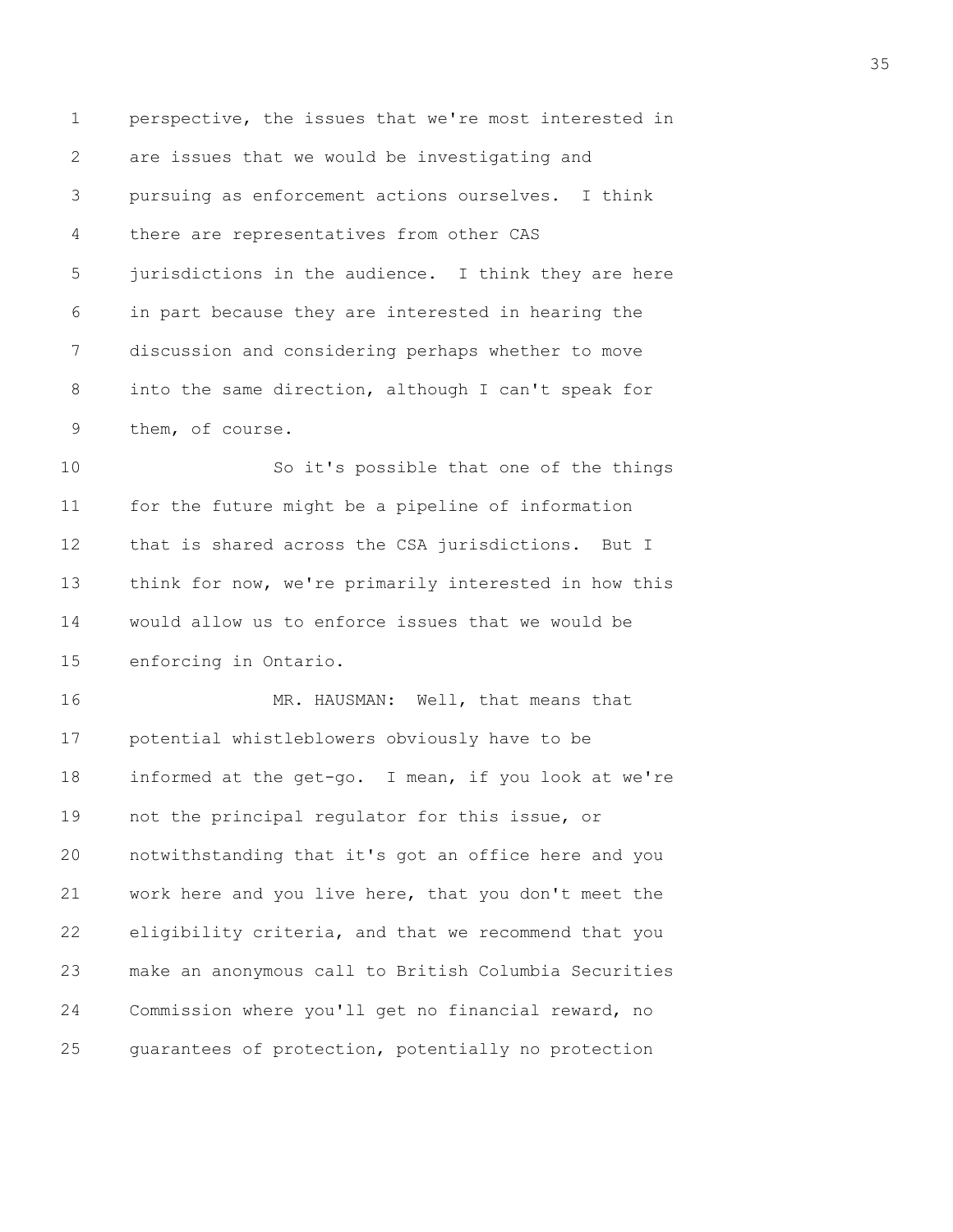perspective, the issues that we're most interested in are issues that we would be investigating and pursuing as enforcement actions ourselves. I think there are representatives from other CAS jurisdictions in the audience. I think they are here in part because they are interested in hearing the discussion and considering perhaps whether to move into the same direction, although I can't speak for them, of course.

So it's possible that one of the things for the future might be a pipeline of information that is shared across the CSA jurisdictions. But I think for now, we're primarily interested in how this would allow us to enforce issues that we would be enforcing in Ontario.

MR. HAUSMAN: Well, that means that potential whistleblowers obviously have to be informed at the get-go. I mean, if you look at we're not the principal regulator for this issue, or notwithstanding that it's got an office here and you work here and you live here, that you don't meet the eligibility criteria, and that we recommend that you make an anonymous call to British Columbia Securities Commission where you'll get no financial reward, no guarantees of protection, potentially no protection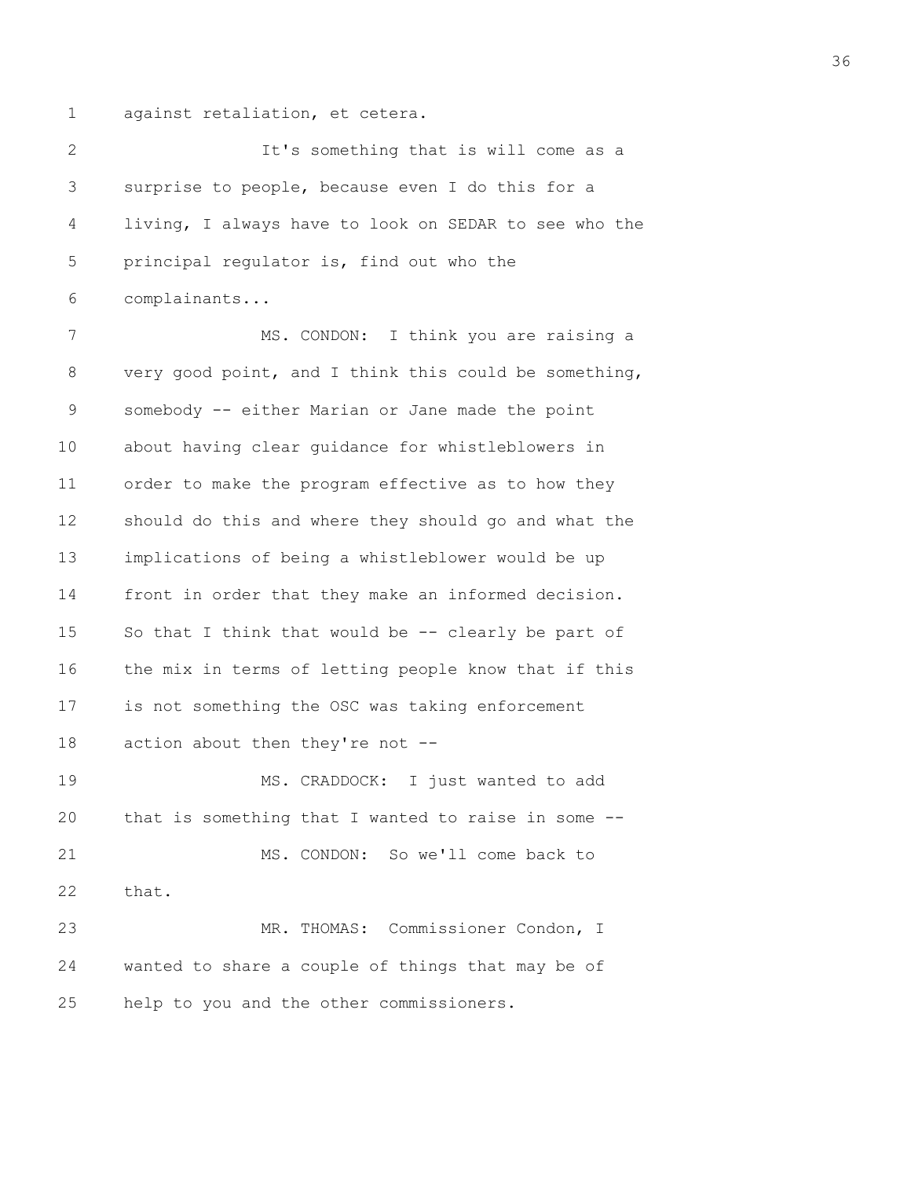against retaliation, et cetera.

It's something that is will come as a surprise to people, because even I do this for a living, I always have to look on SEDAR to see who the principal regulator is, find out who the complainants...

MS. CONDON: I think you are raising a very good point, and I think this could be something, somebody -- either Marian or Jane made the point about having clear guidance for whistleblowers in order to make the program effective as to how they should do this and where they should go and what the implications of being a whistleblower would be up front in order that they make an informed decision. So that I think that would be -- clearly be part of the mix in terms of letting people know that if this is not something the OSC was taking enforcement action about then they're not --

MS. CRADDOCK: I just wanted to add that is something that I wanted to raise in some --

MS. CONDON: So we'll come back to that.

MR. THOMAS: Commissioner Condon, I wanted to share a couple of things that may be of help to you and the other commissioners.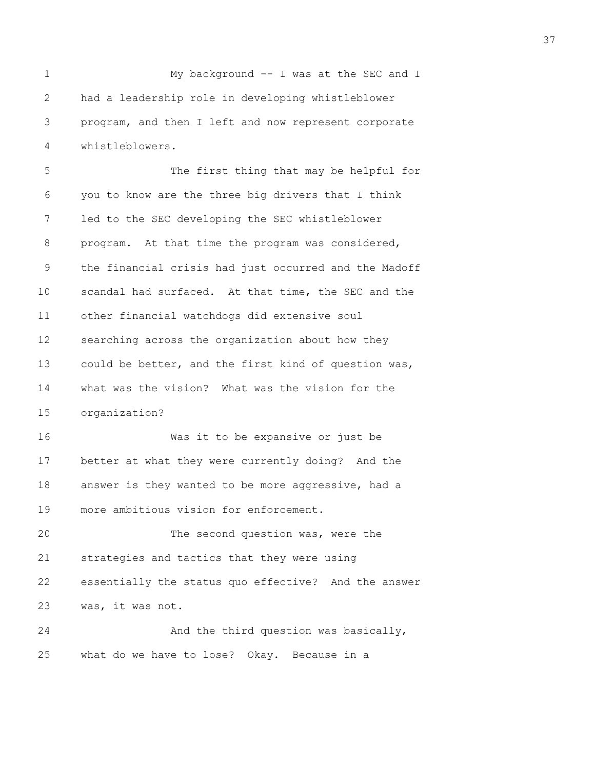My background -- I was at the SEC and I had a leadership role in developing whistleblower program, and then I left and now represent corporate whistleblowers.

The first thing that may be helpful for you to know are the three big drivers that I think led to the SEC developing the SEC whistleblower program. At that time the program was considered, the financial crisis had just occurred and the Madoff scandal had surfaced. At that time, the SEC and the other financial watchdogs did extensive soul searching across the organization about how they could be better, and the first kind of question was, what was the vision? What was the vision for the organization?

Was it to be expansive or just be better at what they were currently doing? And the answer is they wanted to be more aggressive, had a more ambitious vision for enforcement.

The second question was, were the strategies and tactics that they were using essentially the status quo effective? And the answer was, it was not.

And the third question was basically, what do we have to lose? Okay. Because in a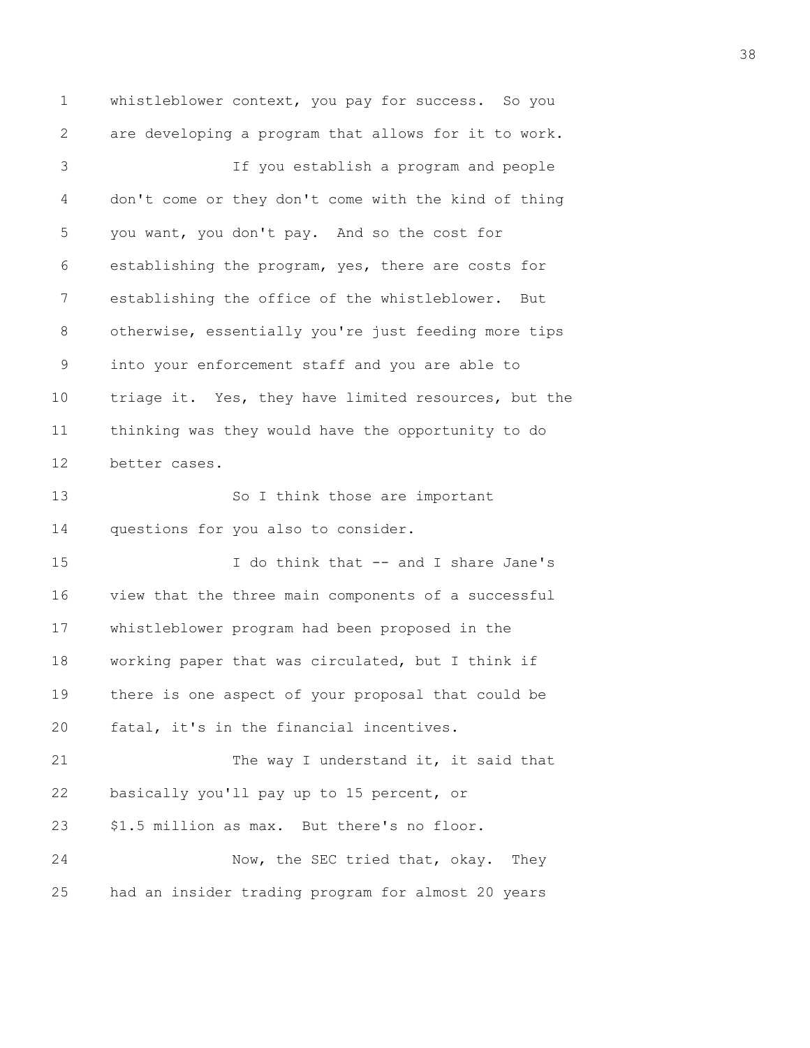whistleblower context, you pay for success. So you are developing a program that allows for it to work.

If you establish a program and people don't come or they don't come with the kind of thing you want, you don't pay. And so the cost for establishing the program, yes, there are costs for establishing the office of the whistleblower. But otherwise, essentially you're just feeding more tips into your enforcement staff and you are able to triage it. Yes, they have limited resources, but the thinking was they would have the opportunity to do better cases.

So I think those are important questions for you also to consider.

I do think that -- and I share Jane's view that the three main components of a successful whistleblower program had been proposed in the working paper that was circulated, but I think if there is one aspect of your proposal that could be fatal, it's in the financial incentives.

The way I understand it, it said that basically you'll pay up to 15 percent, or $1.5 million as max. But there's no floor.

Now, the SEC tried that, okay. They had an insider trading program for almost 20 years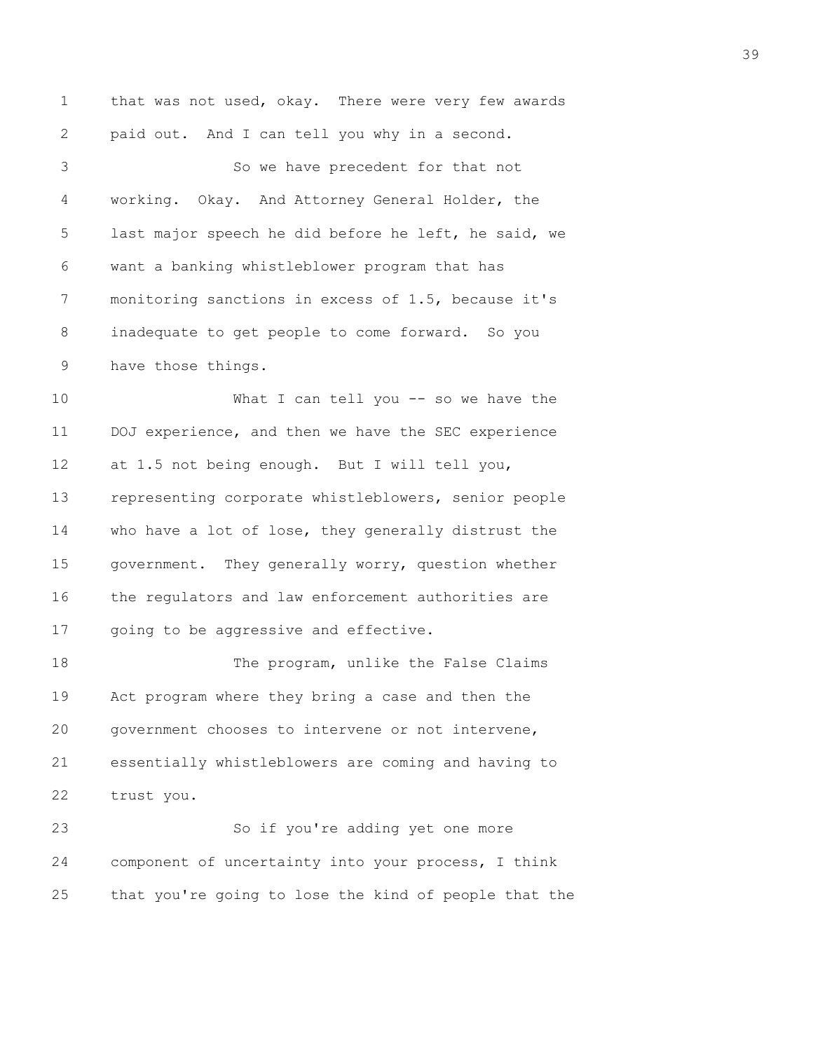that was not used, okay. There were very few awards paid out. And I can tell you why in a second.

So we have precedent for that not working. Okay. And Attorney General Holder, the last major speech he did before he left, he said, we want a banking whistleblower program that has monitoring sanctions in excess of 1.5, because it's inadequate to get people to come forward. So you have those things.

What I can tell you -- so we have the DOJ experience, and then we have the SEC experience at 1.5 not being enough. But I will tell you, representing corporate whistleblowers, senior people who have a lot of lose, they generally distrust the government. They generally worry, question whether the regulators and law enforcement authorities are going to be aggressive and effective.

The program, unlike the False Claims Act program where they bring a case and then the government chooses to intervene or not intervene, essentially whistleblowers are coming and having to trust you.

So if you're adding yet one more component of uncertainty into your process, I think that you're going to lose the kind of people that the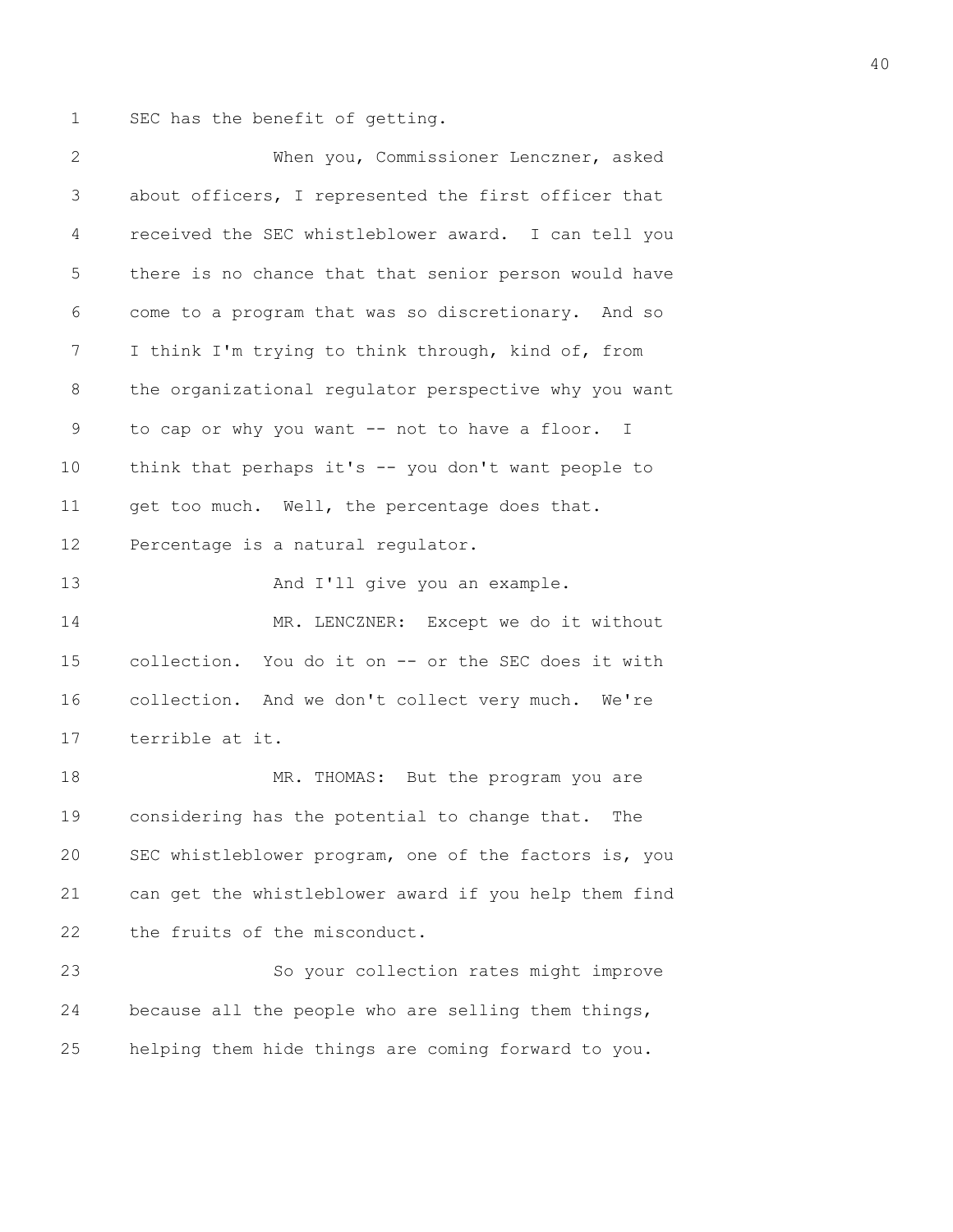SEC has the benefit of getting.

When you, Commissioner Lenczner, asked about officers, I represented the first officer that received the SEC whistleblower award. I can tell you there is no chance that that senior person would have come to a program that was so discretionary. And so I think I'm trying to think through, kind of, from the organizational regulator perspective why you want to cap or why you want -- not to have a floor. I think that perhaps it's -- you don't want people to get too much. Well, the percentage does that. Percentage is a natural regulator.

And I'll give you an example.

MR. LENCZNER: Except we do it without collection. You do it on -- or the SEC does it with collection. And we don't collect very much. We're terrible at it.

MR. THOMAS: But the program you are considering has the potential to change that. The SEC whistleblower program, one of the factors is, you can get the whistleblower award if you help them find the fruits of the misconduct.

So your collection rates might improve because all the people who are selling them things, helping them hide things are coming forward to you.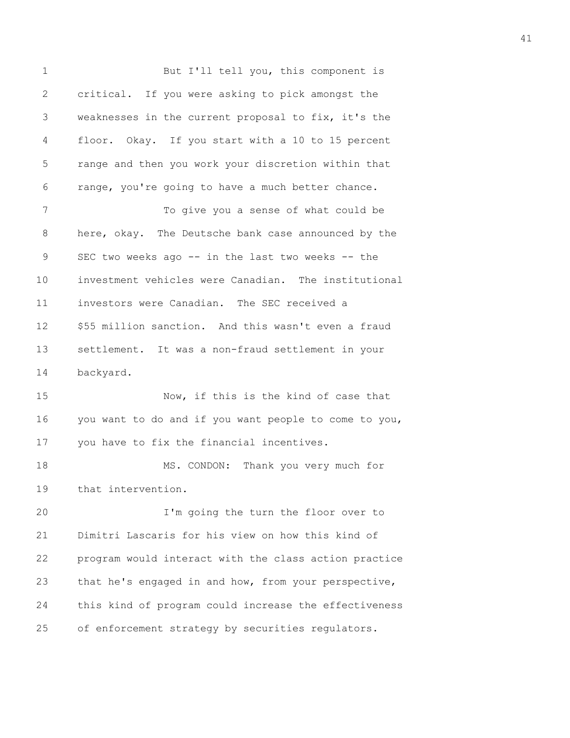But I'll tell you, this component is critical. If you were asking to pick amongst the weaknesses in the current proposal to fix, it's the floor. Okay. If you start with a 10 to 15 percent range and then you work your discretion within that range, you're going to have a much better chance.

To give you a sense of what could be here, okay. The Deutsche bank case announced by the SEC two weeks ago -- in the last two weeks -- the investment vehicles were Canadian. The institutional investors were Canadian. The SEC received a $55 million sanction. And this wasn't even a fraud settlement. It was a non-fraud settlement in your backyard.

Now, if this is the kind of case that you want to do and if you want people to come to you, you have to fix the financial incentives.

MS. CONDON: Thank you very much for that intervention.

I'm going the turn the floor over to Dimitri Lascaris for his view on how this kind of program would interact with the class action practice that he's engaged in and how, from your perspective, this kind of program could increase the effectiveness of enforcement strategy by securities regulators.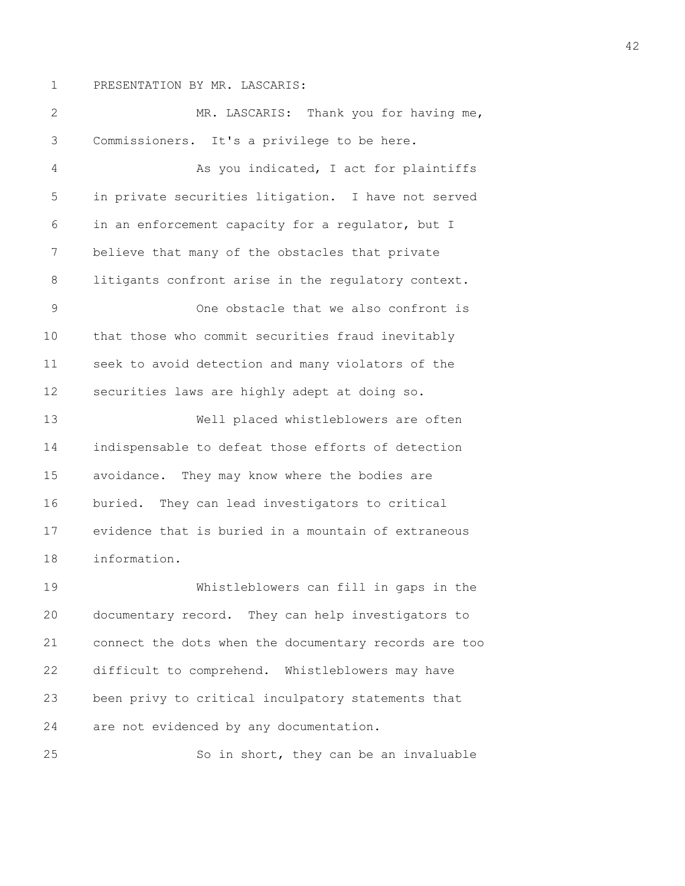PRESENTATION BY MR. LASCARIS:

MR. LASCARIS: Thank you for having me, Commissioners. It's a privilege to be here.

As you indicated, I act for plaintiffs in private securities litigation. I have not served in an enforcement capacity for a regulator, but I believe that many of the obstacles that private litigants confront arise in the regulatory context.

One obstacle that we also confront is that those who commit securities fraud inevitably seek to avoid detection and many violators of the securities laws are highly adept at doing so.

Well placed whistleblowers are often indispensable to defeat those efforts of detection avoidance. They may know where the bodies are buried. They can lead investigators to critical evidence that is buried in a mountain of extraneous information.

Whistleblowers can fill in gaps in the documentary record. They can help investigators to connect the dots when the documentary records are too difficult to comprehend. Whistleblowers may have been privy to critical inculpatory statements that are not evidenced by any documentation.

So in short, they can be an invaluable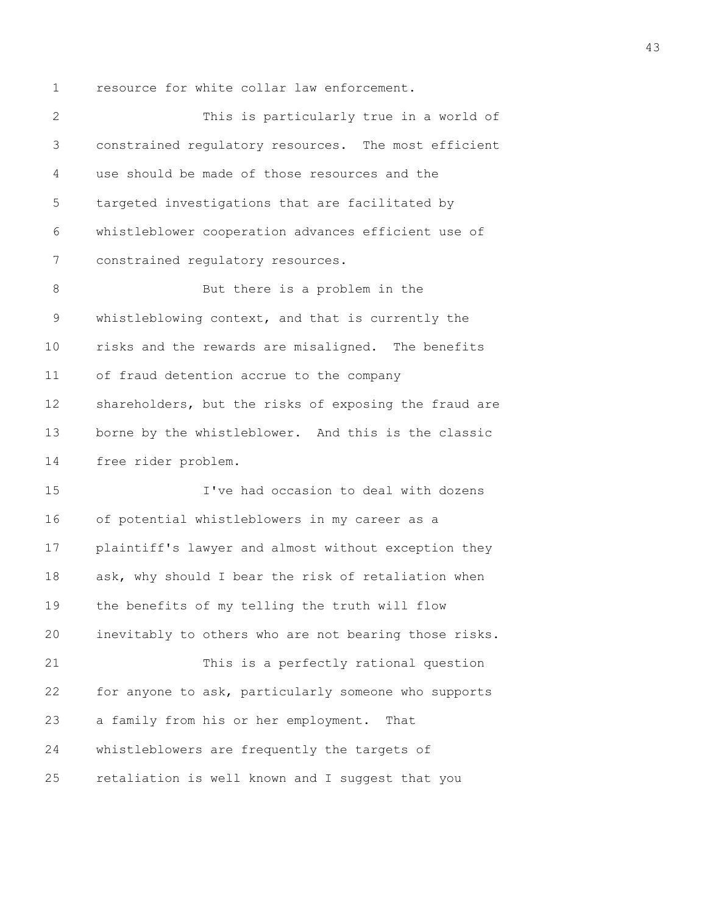resource for white collar law enforcement.

This is particularly true in a world of constrained regulatory resources. The most efficient use should be made of those resources and the targeted investigations that are facilitated by whistleblower cooperation advances efficient use of constrained regulatory resources.

But there is a problem in the whistleblowing context, and that is currently the risks and the rewards are misaligned. The benefits of fraud detention accrue to the company shareholders, but the risks of exposing the fraud are borne by the whistleblower. And this is the classic free rider problem.

I've had occasion to deal with dozens of potential whistleblowers in my career as a plaintiff's lawyer and almost without exception they ask, why should I bear the risk of retaliation when the benefits of my telling the truth will flow inevitably to others who are not bearing those risks.

This is a perfectly rational question for anyone to ask, particularly someone who supports a family from his or her employment. That whistleblowers are frequently the targets of retaliation is well known and I suggest that you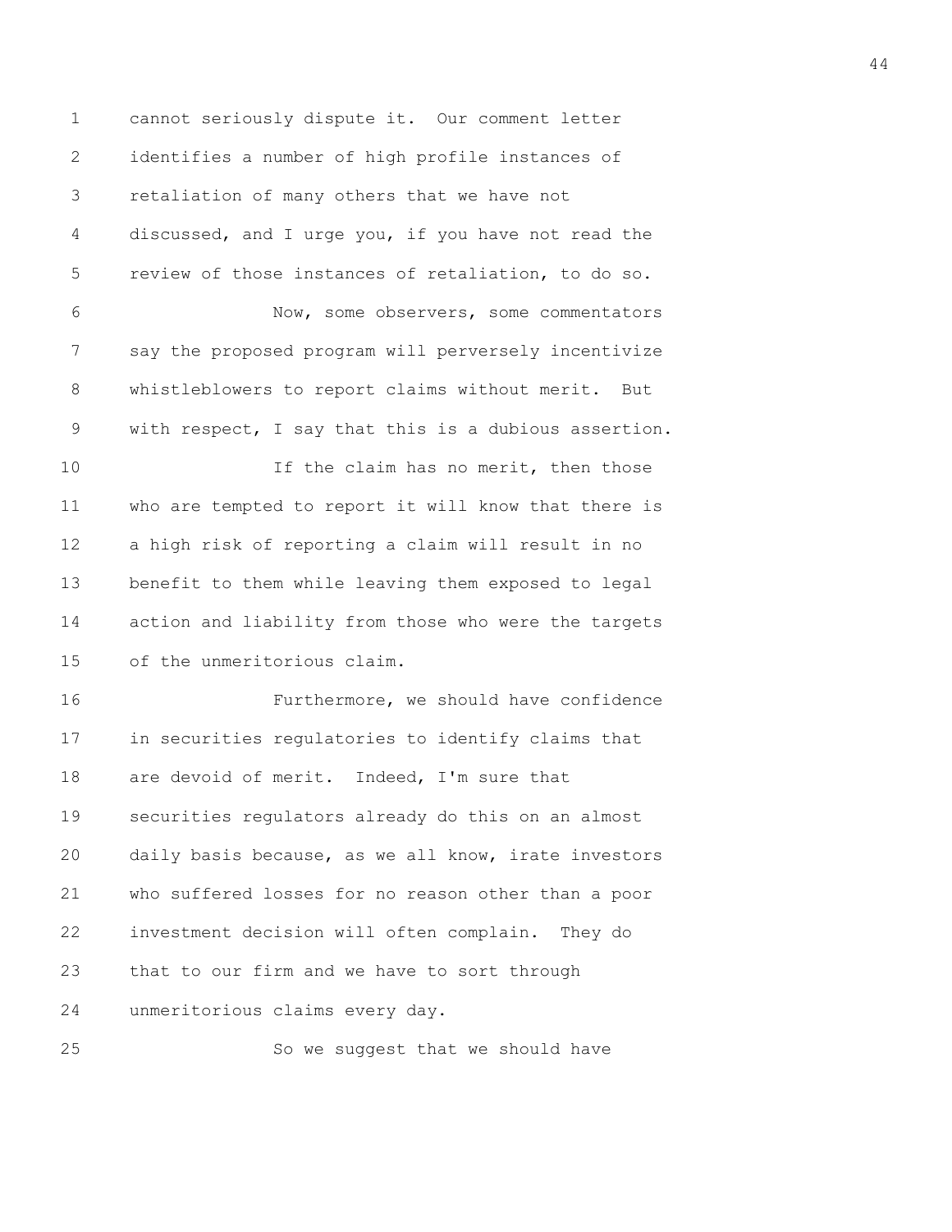cannot seriously dispute it. Our comment letter identifies a number of high profile instances of retaliation of many others that we have not discussed, and I urge you, if you have not read the review of those instances of retaliation, to do so.

Now, some observers, some commentators say the proposed program will perversely incentivize whistleblowers to report claims without merit. But with respect, I say that this is a dubious assertion.

If the claim has no merit, then those who are tempted to report it will know that there is a high risk of reporting a claim will result in no benefit to them while leaving them exposed to legal action and liability from those who were the targets of the unmeritorious claim.

Furthermore, we should have confidence in securities regulatories to identify claims that are devoid of merit. Indeed, I'm sure that securities regulators already do this on an almost daily basis because, as we all know, irate investors who suffered losses for no reason other than a poor investment decision will often complain. They do that to our firm and we have to sort through unmeritorious claims every day.

So we suggest that we should have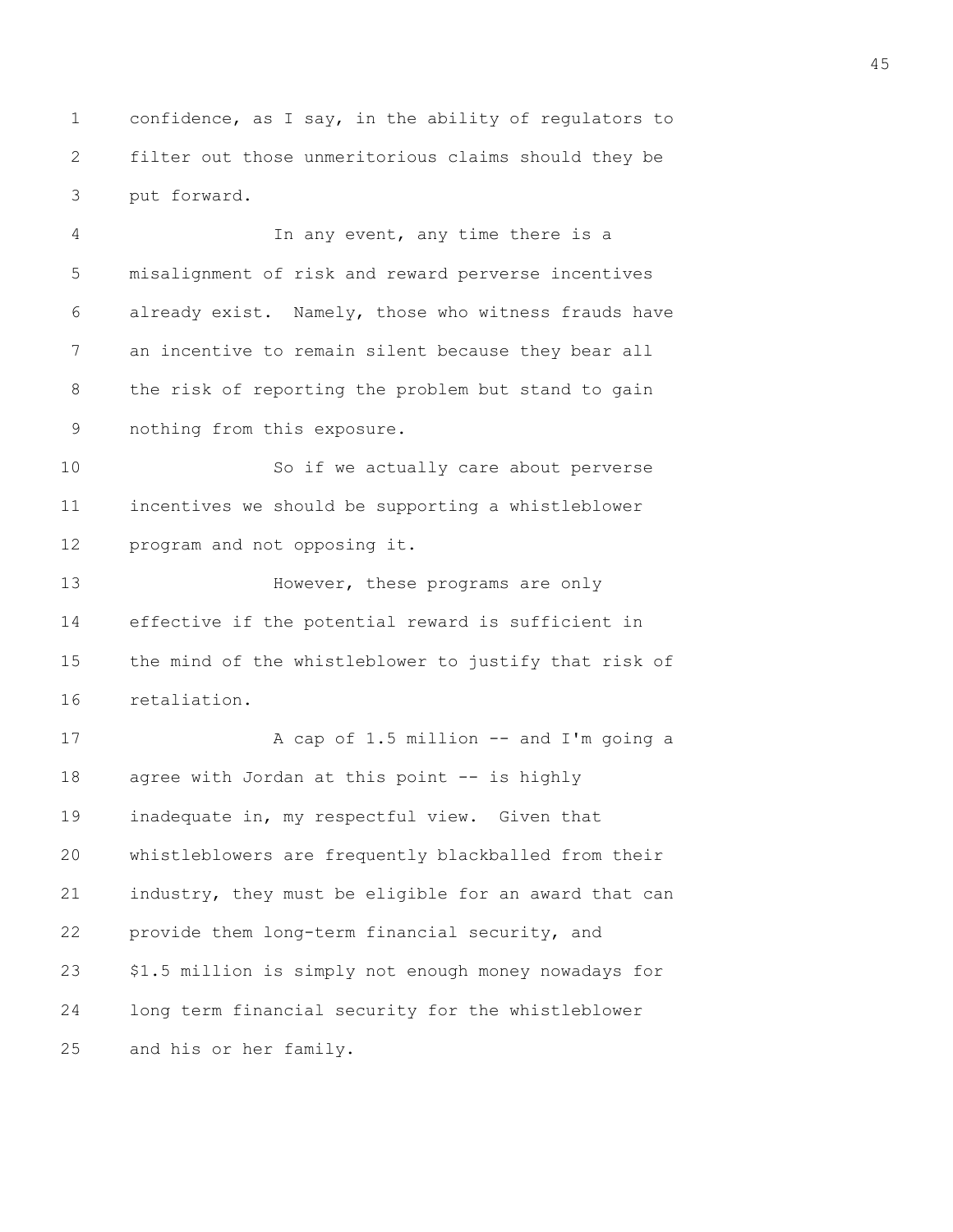confidence, as I say, in the ability of regulators to filter out those unmeritorious claims should they be put forward.

In any event, any time there is a misalignment of risk and reward perverse incentives already exist. Namely, those who witness frauds have an incentive to remain silent because they bear all the risk of reporting the problem but stand to gain nothing from this exposure.

So if we actually care about perverse incentives we should be supporting a whistleblower program and not opposing it.

However, these programs are only effective if the potential reward is sufficient in the mind of the whistleblower to justify that risk of retaliation.

A cap of 1.5 million -- and I'm going a agree with Jordan at this point -- is highly inadequate in, my respectful view. Given that whistleblowers are frequently blackballed from their industry, they must be eligible for an award that can provide them long-term financial security, and $1.5 million is simply not enough money nowadays for long term financial security for the whistleblower and his or her family.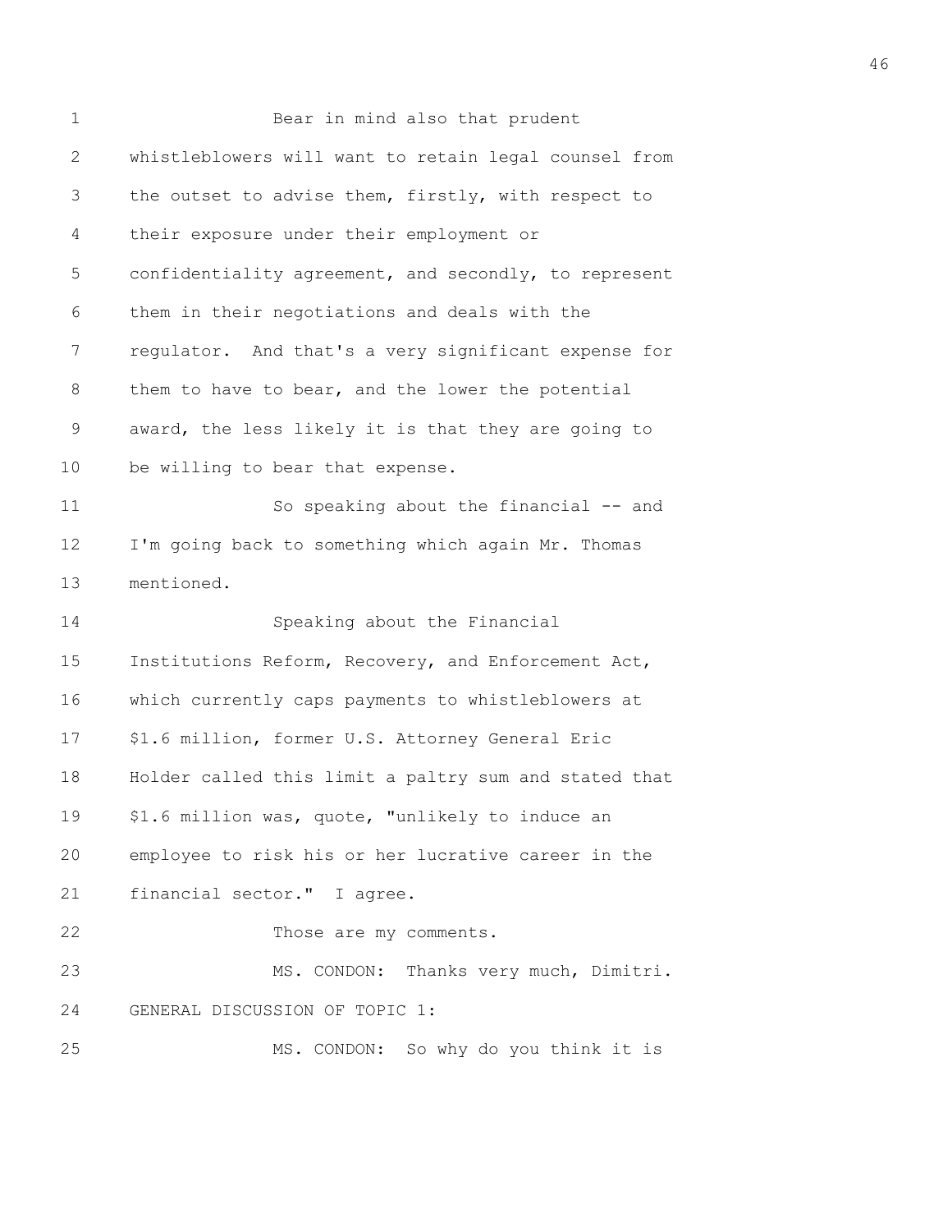Bear in mind also that prudent whistleblowers will want to retain legal counsel from the outset to advise them, firstly, with respect to their exposure under their employment or confidentiality agreement, and secondly, to represent them in their negotiations and deals with the regulator. And that's a very significant expense for them to have to bear, and the lower the potential award, the less likely it is that they are going to be willing to bear that expense.

So speaking about the financial -- and I'm going back to something which again Mr. Thomas mentioned.

Speaking about the Financial Institutions Reform, Recovery, and Enforcement Act, which currently caps payments to whistleblowers at $1.6 million, former U.S. Attorney General Eric Holder called this limit a paltry sum and stated that $1.6 million was, quote, "unlikely to induce an employee to risk his or her lucrative career in the financial sector." I agree.

Those are my comments.

MS. CONDON: Thanks very much, Dimitri.

GENERAL DISCUSSION OF TOPIC 1:

MS. CONDON: So why do you think it is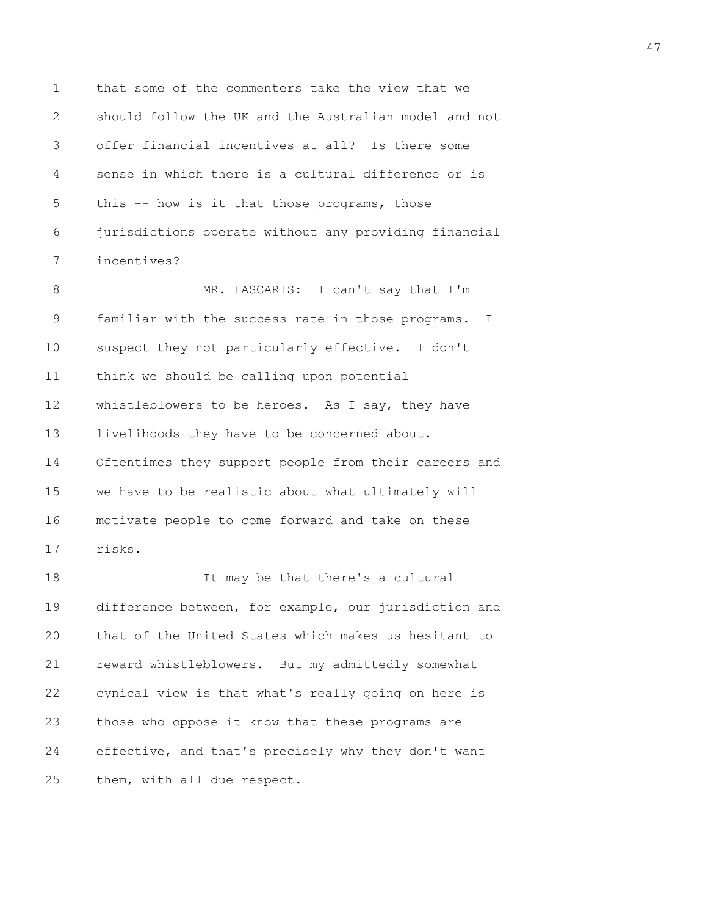that some of the commenters take the view that we should follow the UK and the Australian model and not offer financial incentives at all? Is there some sense in which there is a cultural difference or is this -- how is it that those programs, those jurisdictions operate without any providing financial incentives?

MR. LASCARIS: I can't say that I'm familiar with the success rate in those programs. I suspect they not particularly effective. I don't think we should be calling upon potential whistleblowers to be heroes. As I say, they have livelihoods they have to be concerned about. Oftentimes they support people from their careers and we have to be realistic about what ultimately will motivate people to come forward and take on these risks.

It may be that there's a cultural difference between, for example, our jurisdiction and that of the United States which makes us hesitant to reward whistleblowers. But my admittedly somewhat cynical view is that what's really going on here is those who oppose it know that these programs are effective, and that's precisely why they don't want them, with all due respect.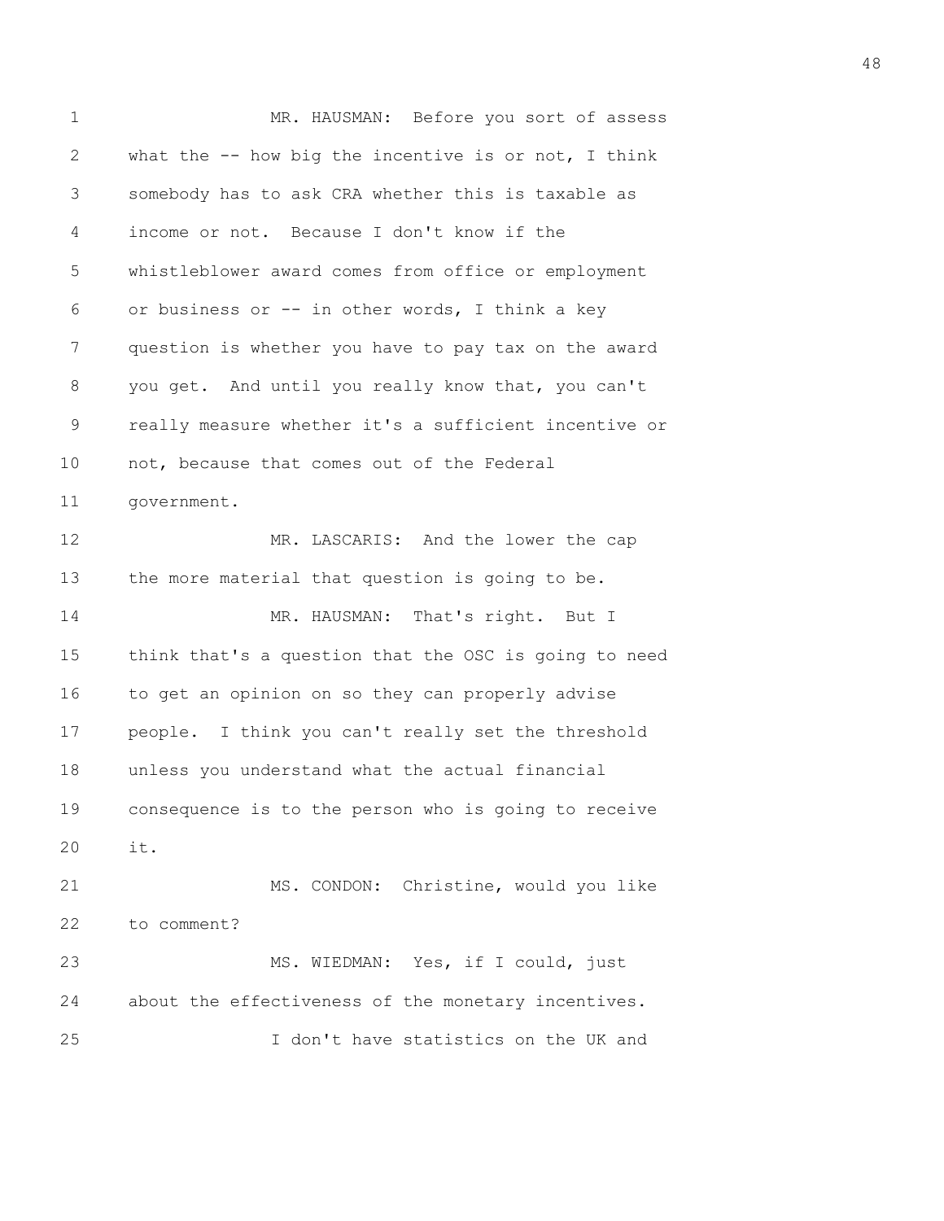MR. HAUSMAN: Before you sort of assess what the -- how big the incentive is or not, I think somebody has to ask CRA whether this is taxable as income or not. Because I don't know if the whistleblower award comes from office or employment or business or -- in other words, I think a key question is whether you have to pay tax on the award you get. And until you really know that, you can't really measure whether it's a sufficient incentive or not, because that comes out of the Federal government.

MR. LASCARIS: And the lower the cap the more material that question is going to be.

MR. HAUSMAN: That's right. But I think that's a question that the OSC is going to need to get an opinion on so they can properly advise people. I think you can't really set the threshold unless you understand what the actual financial consequence is to the person who is going to receive it.

MS. CONDON: Christine, would you like to comment?

MS. WIEDMAN: Yes, if I could, just about the effectiveness of the monetary incentives.

I don't have statistics on the UK and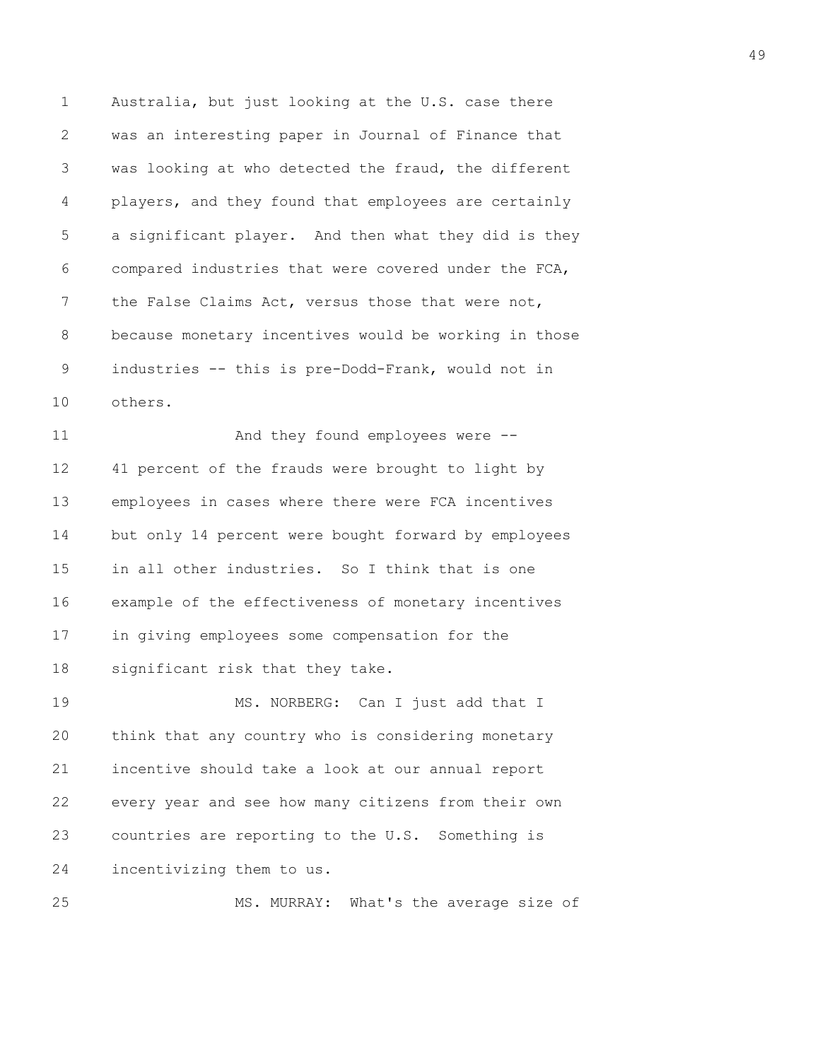Australia, but just looking at the U.S. case there was an interesting paper in Journal of Finance that was looking at who detected the fraud, the different players, and they found that employees are certainly a significant player. And then what they did is they compared industries that were covered under the FCA, the False Claims Act, versus those that were not, because monetary incentives would be working in those industries -- this is pre-Dodd-Frank, would not in others.

And they found employees were -- 41 percent of the frauds were brought to light by employees in cases where there were FCA incentives but only 14 percent were bought forward by employees in all other industries. So I think that is one example of the effectiveness of monetary incentives in giving employees some compensation for the significant risk that they take.

MS. NORBERG: Can I just add that I think that any country who is considering monetary incentive should take a look at our annual report every year and see how many citizens from their own countries are reporting to the U.S. Something is incentivizing them to us.

MS. MURRAY: What's the average size of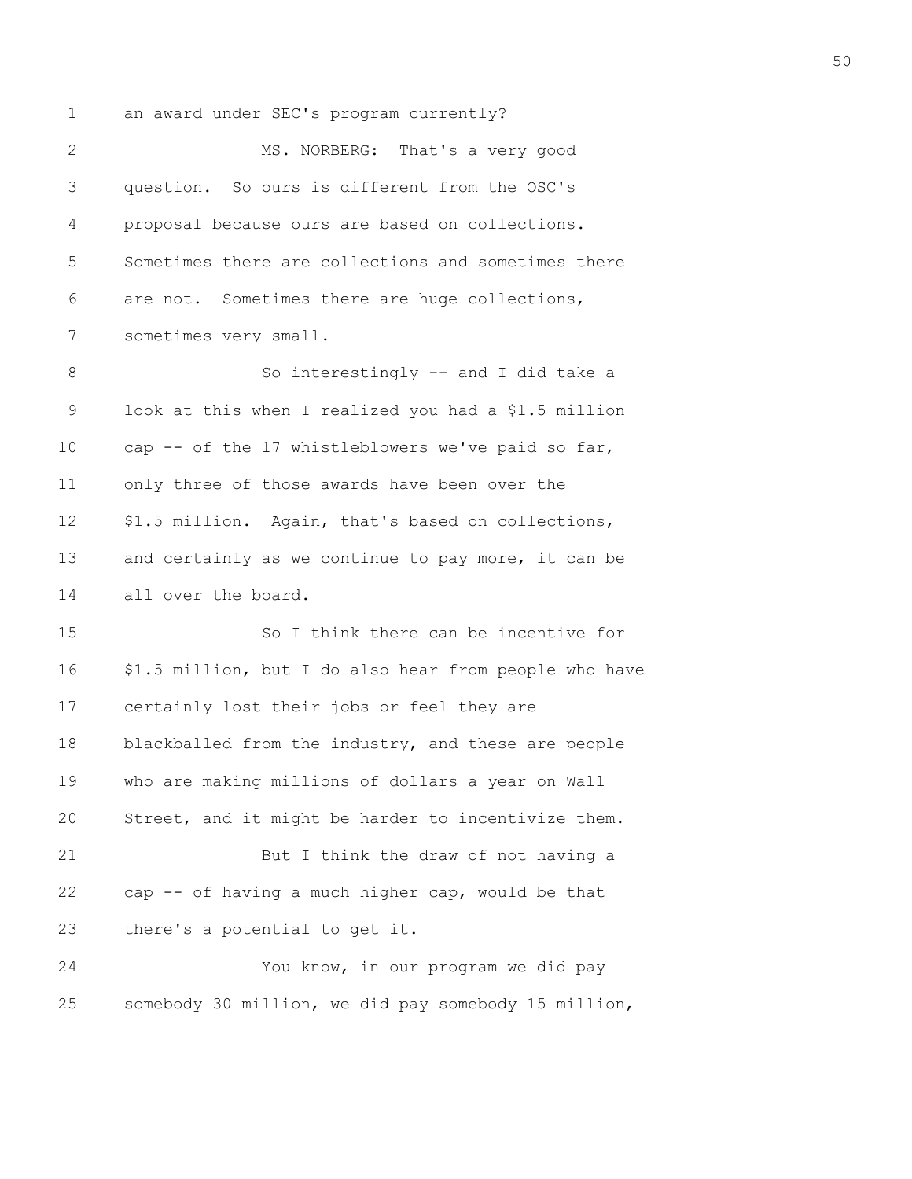an award under SEC's program currently?

MS. NORBERG: That's a very good question. So ours is different from the OSC's proposal because ours are based on collections. Sometimes there are collections and sometimes there are not. Sometimes there are huge collections, sometimes very small.

So interestingly -- and I did take a look at this when I realized you had a $1.5 million cap -- of the 17 whistleblowers we've paid so far, only three of those awards have been over the $1.5 million. Again, that's based on collections, and certainly as we continue to pay more, it can be all over the board.

So I think there can be incentive for $1.5 million, but I do also hear from people who have certainly lost their jobs or feel they are blackballed from the industry, and these are people who are making millions of dollars a year on Wall Street, and it might be harder to incentivize them.

But I think the draw of not having a cap -- of having a much higher cap, would be that there's a potential to get it.

You know, in our program we did pay somebody 30 million, we did pay somebody 15 million,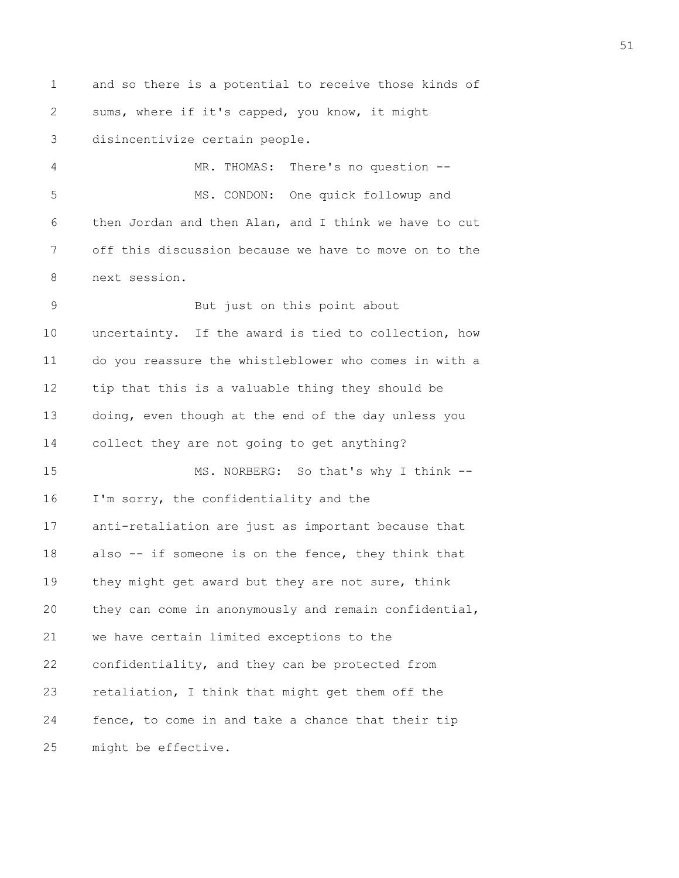and so there is a potential to receive those kinds of sums, where if it's capped, you know, it might disincentivize certain people.

MR. THOMAS: There's no question --

MS. CONDON: One quick followup and then Jordan and then Alan, and I think we have to cut off this discussion because we have to move on to the next session.

But just on this point about uncertainty. If the award is tied to collection, how do you reassure the whistleblower who comes in with a tip that this is a valuable thing they should be doing, even though at the end of the day unless you collect they are not going to get anything?

MS. NORBERG: So that's why I think -- I'm sorry, the confidentiality and the anti-retaliation are just as important because that also -- if someone is on the fence, they think that they might get award but they are not sure, think they can come in anonymously and remain confidential, we have certain limited exceptions to the confidentiality, and they can be protected from retaliation, I think that might get them off the fence, to come in and take a chance that their tip might be effective.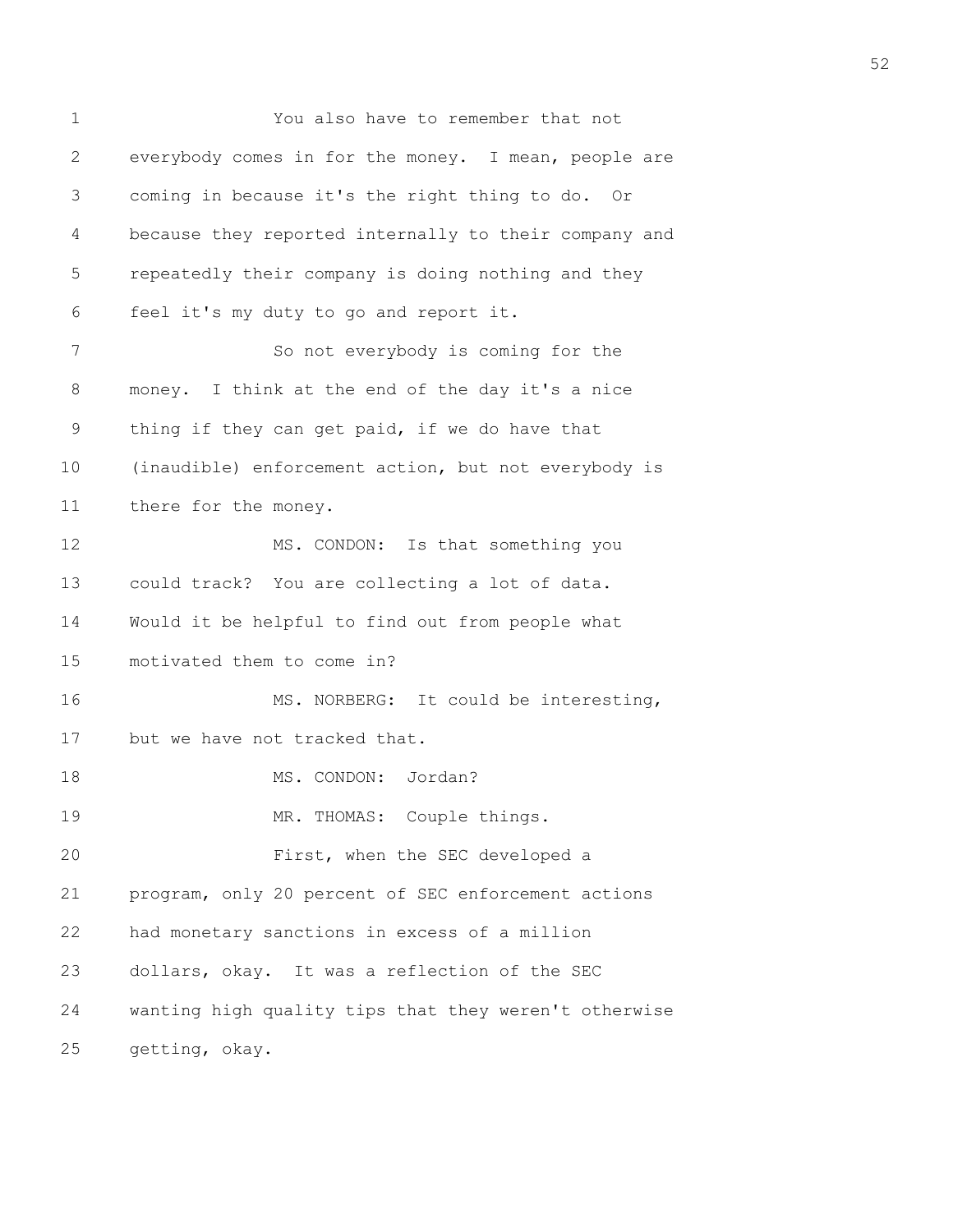You also have to remember that not everybody comes in for the money. I mean, people are coming in because it's the right thing to do. Or because they reported internally to their company and repeatedly their company is doing nothing and they feel it's my duty to go and report it.

So not everybody is coming for the money. I think at the end of the day it's a nice thing if they can get paid, if we do have that (inaudible) enforcement action, but not everybody is there for the money.

MS. CONDON: Is that something you could track? You are collecting a lot of data. Would it be helpful to find out from people what motivated them to come in?

MS. NORBERG: It could be interesting, but we have not tracked that.

MS. CONDON: Jordan?

MR. THOMAS: Couple things.

First, when the SEC developed a program, only 20 percent of SEC enforcement actions had monetary sanctions in excess of a million dollars, okay. It was a reflection of the SEC wanting high quality tips that they weren't otherwise getting, okay.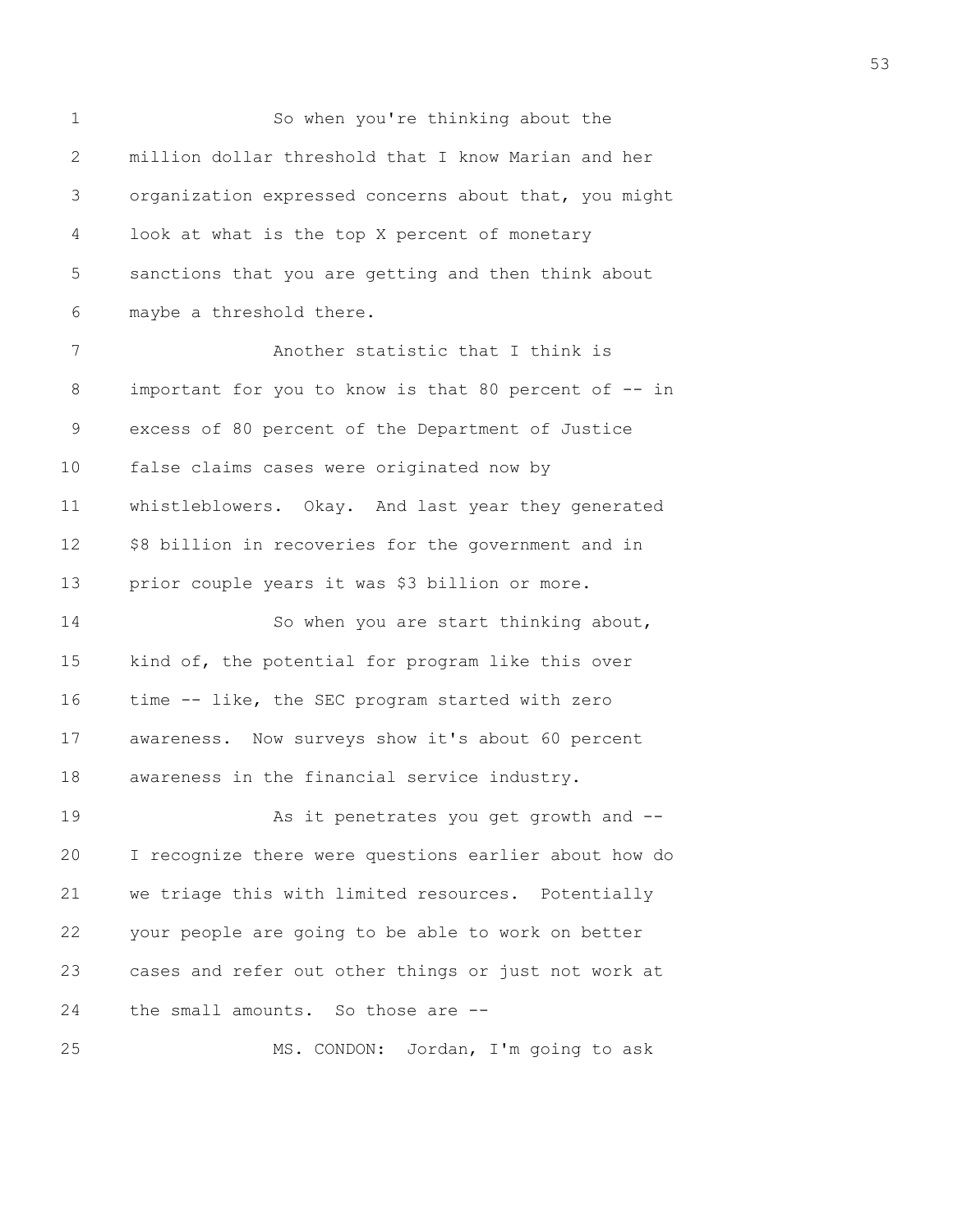So when you're thinking about the million dollar threshold that I know Marian and her organization expressed concerns about that, you might look at what is the top X percent of monetary sanctions that you are getting and then think about maybe a threshold there.

Another statistic that I think is important for you to know is that 80 percent of -- in excess of 80 percent of the Department of Justice false claims cases were originated now by whistleblowers. Okay. And last year they generated $8 billion in recoveries for the government and in prior couple years it was $3 billion or more.

So when you are start thinking about, kind of, the potential for program like this over time -- like, the SEC program started with zero awareness. Now surveys show it's about 60 percent awareness in the financial service industry.

As it penetrates you get growth and -- I recognize there were questions earlier about how do we triage this with limited resources. Potentially your people are going to be able to work on better cases and refer out other things or just not work at the small amounts. So those are --

MS. CONDON: Jordan, I'm going to ask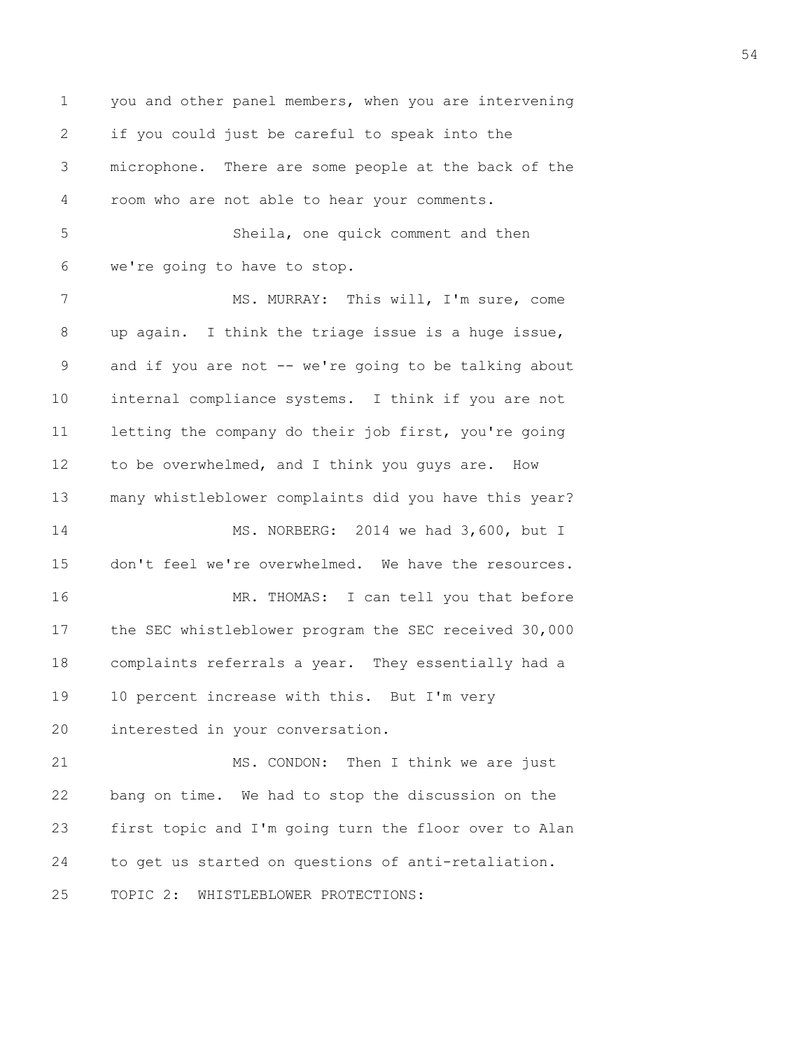you and other panel members, when you are intervening if you could just be careful to speak into the microphone. There are some people at the back of the room who are not able to hear your comments.

Sheila, one quick comment and then we're going to have to stop.

MS. MURRAY: This will, I'm sure, come up again. I think the triage issue is a huge issue, and if you are not -- we're going to be talking about internal compliance systems. I think if you are not letting the company do their job first, you're going to be overwhelmed, and I think you guys are. How many whistleblower complaints did you have this year?

MS. NORBERG: 2014 we had 3,600, but I don't feel we're overwhelmed. We have the resources.

MR. THOMAS: I can tell you that before the SEC whistleblower program the SEC received 30,000 complaints referrals a year. They essentially had a 10 percent increase with this. But I'm very interested in your conversation.

MS. CONDON: Then I think we are just bang on time. We had to stop the discussion on the first topic and I'm going turn the floor over to Alan to get us started on questions of anti-retaliation.

## TOPIC 2: WHISTLEBLOWER PROTECTIONS: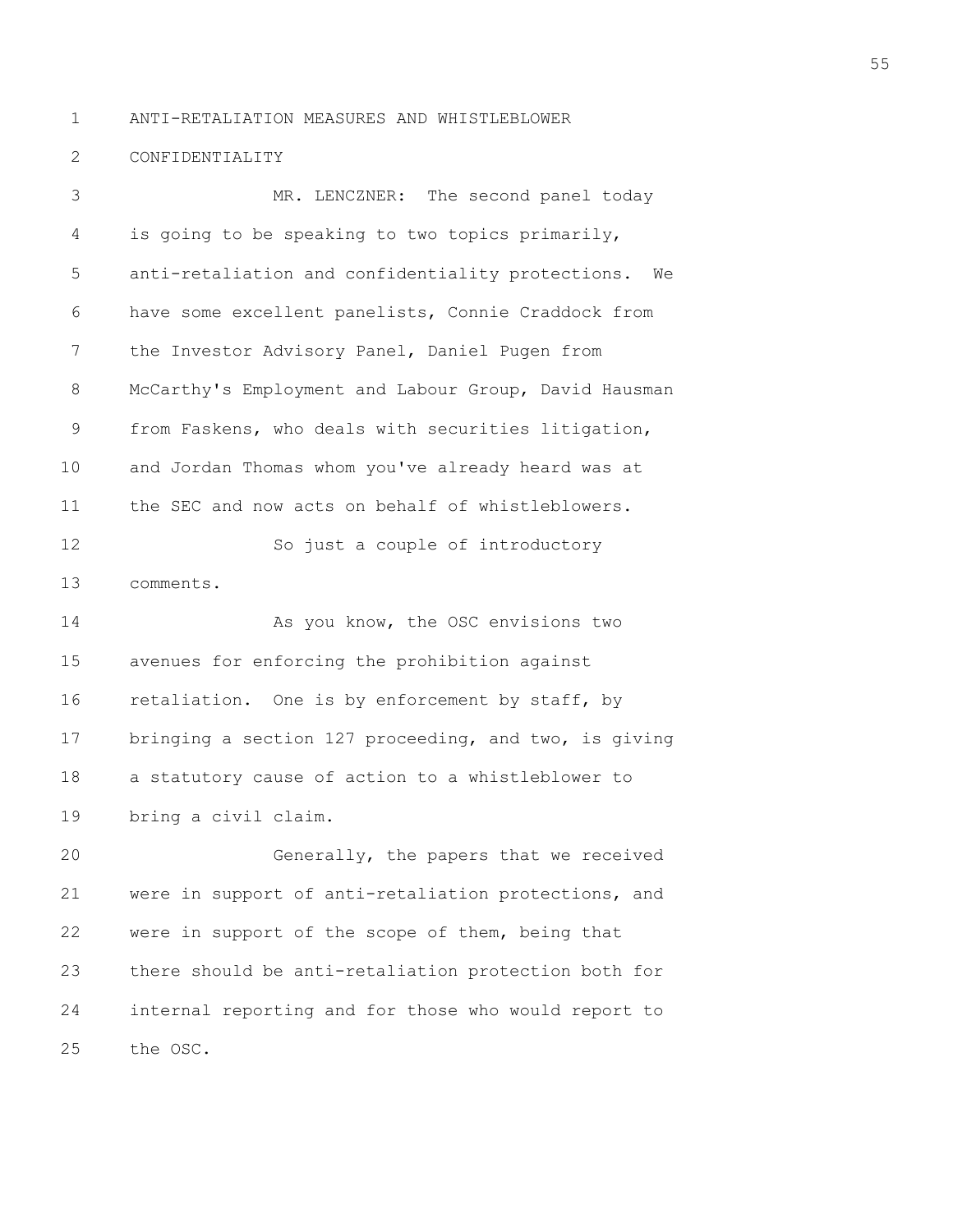## ANTI-RETALIATION MEASURES AND WHISTLEBLOWER CONFIDENTIALITY

MR. LENCZNER: The second panel today is going to be speaking to two topics primarily, anti-retaliation and confidentiality protections. We have some excellent panelists, Connie Craddock from the Investor Advisory Panel, Daniel Pugen from McCarthy's Employment and Labour Group, David Hausman from Faskens, who deals with securities litigation, and Jordan Thomas whom you've already heard was at the SEC and now acts on behalf of whistleblowers.

So just a couple of introductory comments.

As you know, the OSC envisions two avenues for enforcing the prohibition against retaliation. One is by enforcement by staff, by bringing a section 127 proceeding, and two, is giving a statutory cause of action to a whistleblower to bring a civil claim.

Generally, the papers that we received were in support of anti-retaliation protections, and were in support of the scope of them, being that there should be anti-retaliation protection both for internal reporting and for those who would report to the OSC.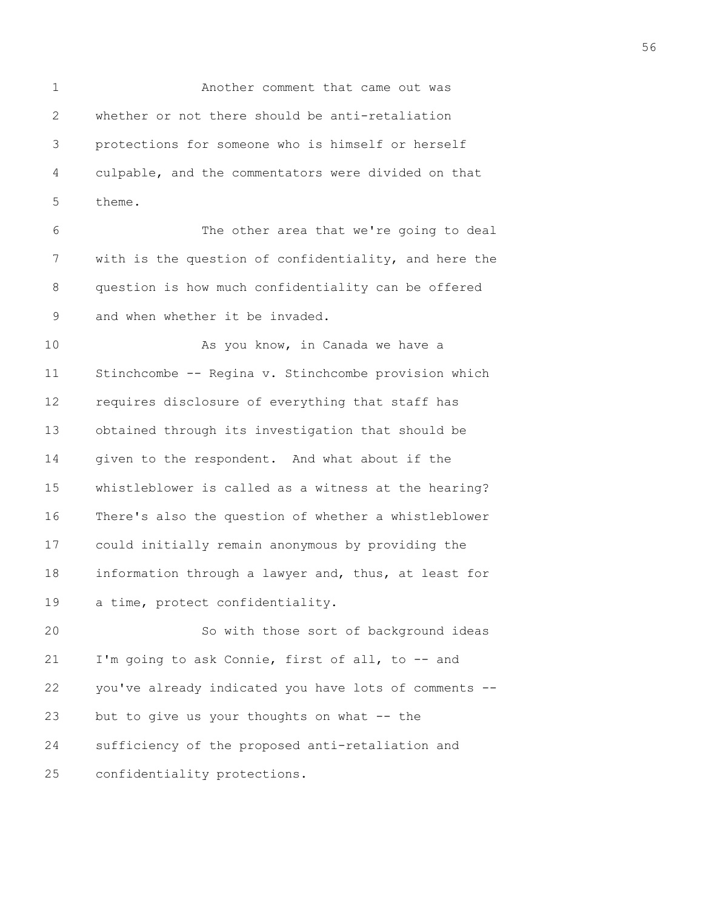Another comment that came out was whether or not there should be anti-retaliation protections for someone who is himself or herself culpable, and the commentators were divided on that theme.

The other area that we're going to deal with is the question of confidentiality, and here the question is how much confidentiality can be offered and when whether it be invaded.

As you know, in Canada we have a Stinchcombe -- Regina v. Stinchcombe provision which requires disclosure of everything that staff has obtained through its investigation that should be given to the respondent. And what about if the whistleblower is called as a witness at the hearing? There's also the question of whether a whistleblower could initially remain anonymous by providing the information through a lawyer and, thus, at least for a time, protect confidentiality.

So with those sort of background ideas I'm going to ask Connie, first of all, to -- and you've already indicated you have lots of comments -- but to give us your thoughts on what -- the sufficiency of the proposed anti-retaliation and confidentiality protections.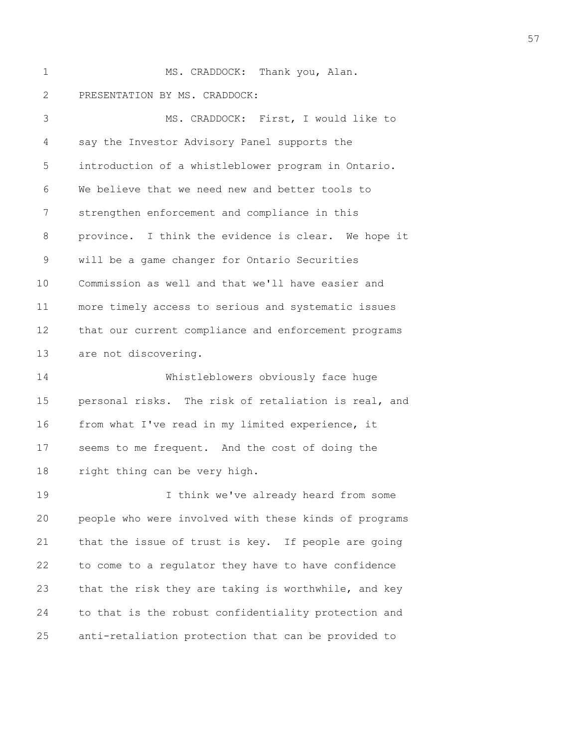MS. CRADDOCK: Thank you, Alan.

PRESENTATION BY MS. CRADDOCK:

MS. CRADDOCK: First, I would like to say the Investor Advisory Panel supports the introduction of a whistleblower program in Ontario. We believe that we need new and better tools to strengthen enforcement and compliance in this province. I think the evidence is clear. We hope it will be a game changer for Ontario Securities Commission as well and that we'll have easier and more timely access to serious and systematic issues that our current compliance and enforcement programs are not discovering.

Whistleblowers obviously face huge personal risks. The risk of retaliation is real, and from what I've read in my limited experience, it seems to me frequent. And the cost of doing the right thing can be very high.

I think we've already heard from some people who were involved with these kinds of programs that the issue of trust is key. If people are going to come to a regulator they have to have confidence that the risk they are taking is worthwhile, and key to that is the robust confidentiality protection and anti-retaliation protection that can be provided to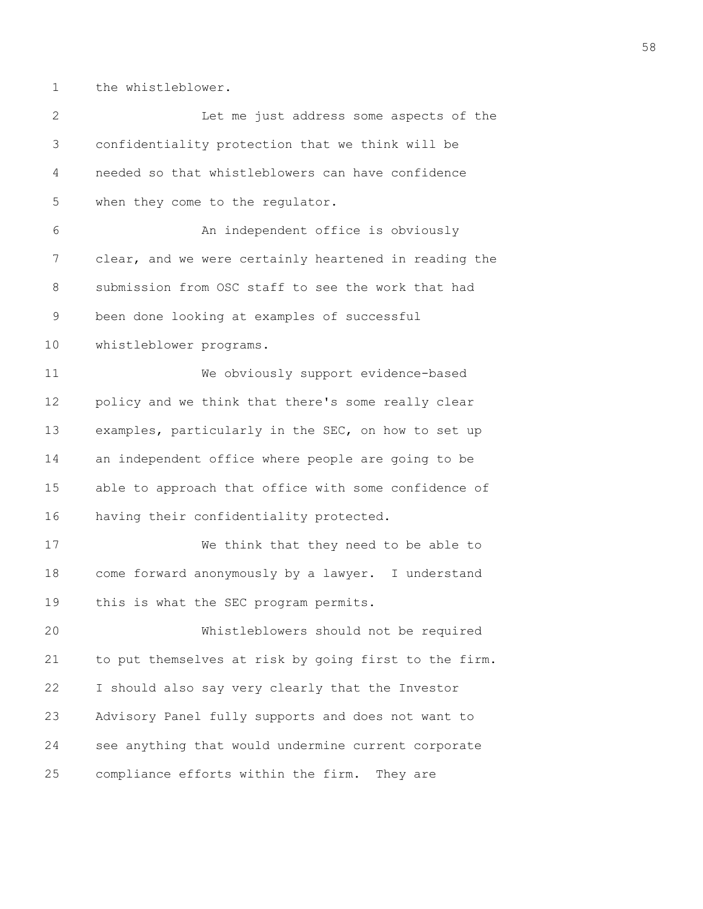the whistleblower.

Let me just address some aspects of the confidentiality protection that we think will be needed so that whistleblowers can have confidence when they come to the regulator.

An independent office is obviously clear, and we were certainly heartened in reading the submission from OSC staff to see the work that had been done looking at examples of successful whistleblower programs.

We obviously support evidence-based policy and we think that there's some really clear examples, particularly in the SEC, on how to set up an independent office where people are going to be able to approach that office with some confidence of having their confidentiality protected.

We think that they need to be able to come forward anonymously by a lawyer. I understand this is what the SEC program permits.

Whistleblowers should not be required to put themselves at risk by going first to the firm. I should also say very clearly that the Investor Advisory Panel fully supports and does not want to see anything that would undermine current corporate compliance efforts within the firm. They are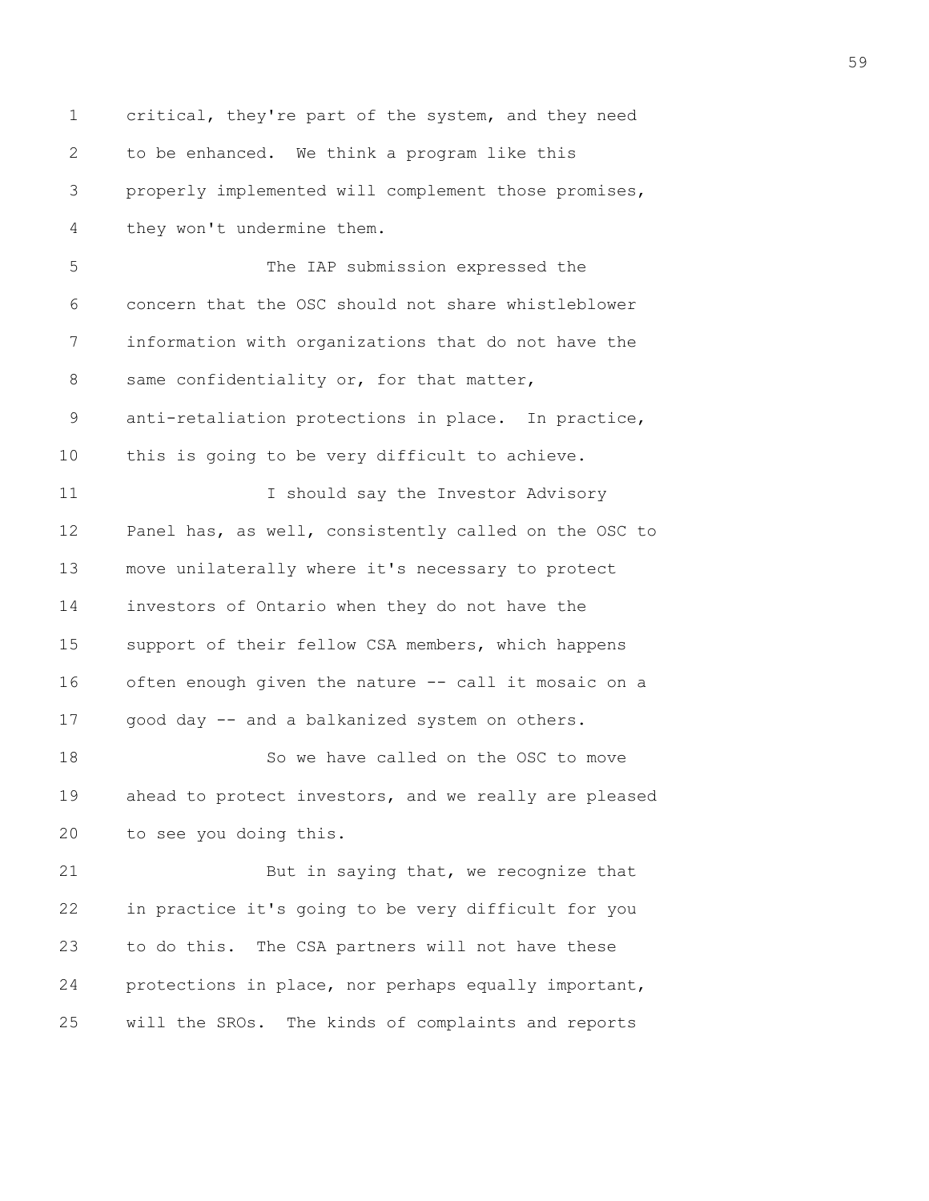critical, they're part of the system, and they need to be enhanced. We think a program like this properly implemented will complement those promises, they won't undermine them.

The IAP submission expressed the concern that the OSC should not share whistleblower information with organizations that do not have the same confidentiality or, for that matter, anti-retaliation protections in place. In practice, this is going to be very difficult to achieve.

I should say the Investor Advisory Panel has, as well, consistently called on the OSC to move unilaterally where it's necessary to protect investors of Ontario when they do not have the support of their fellow CSA members, which happens often enough given the nature -- call it mosaic on a good day -- and a balkanized system on others.

So we have called on the OSC to move ahead to protect investors, and we really are pleased to see you doing this.

But in saying that, we recognize that in practice it's going to be very difficult for you to do this. The CSA partners will not have these protections in place, nor perhaps equally important, will the SROs. The kinds of complaints and reports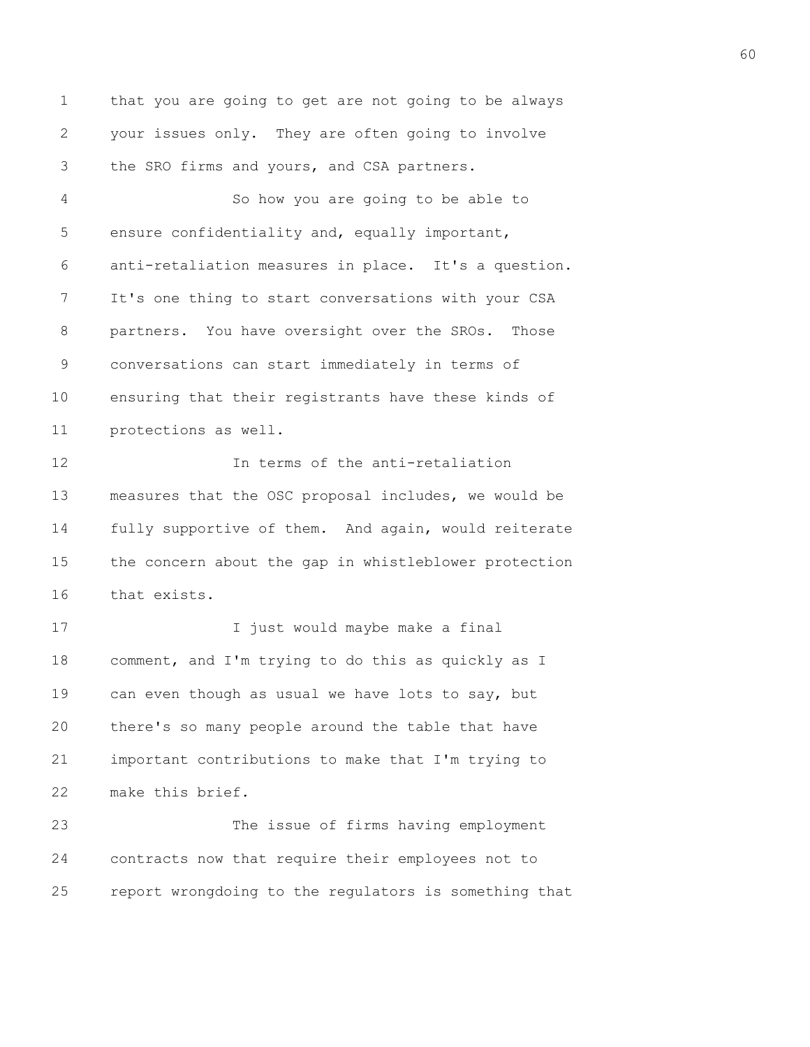that you are going to get are not going to be always your issues only. They are often going to involve the SRO firms and yours, and CSA partners.

So how you are going to be able to ensure confidentiality and, equally important, anti-retaliation measures in place. It's a question. It's one thing to start conversations with your CSA partners. You have oversight over the SROs. Those conversations can start immediately in terms of ensuring that their registrants have these kinds of protections as well.

In terms of the anti-retaliation measures that the OSC proposal includes, we would be fully supportive of them. And again, would reiterate the concern about the gap in whistleblower protection that exists.

I just would maybe make a final comment, and I'm trying to do this as quickly as I can even though as usual we have lots to say, but there's so many people around the table that have important contributions to make that I'm trying to make this brief.

The issue of firms having employment contracts now that require their employees not to report wrongdoing to the regulators is something that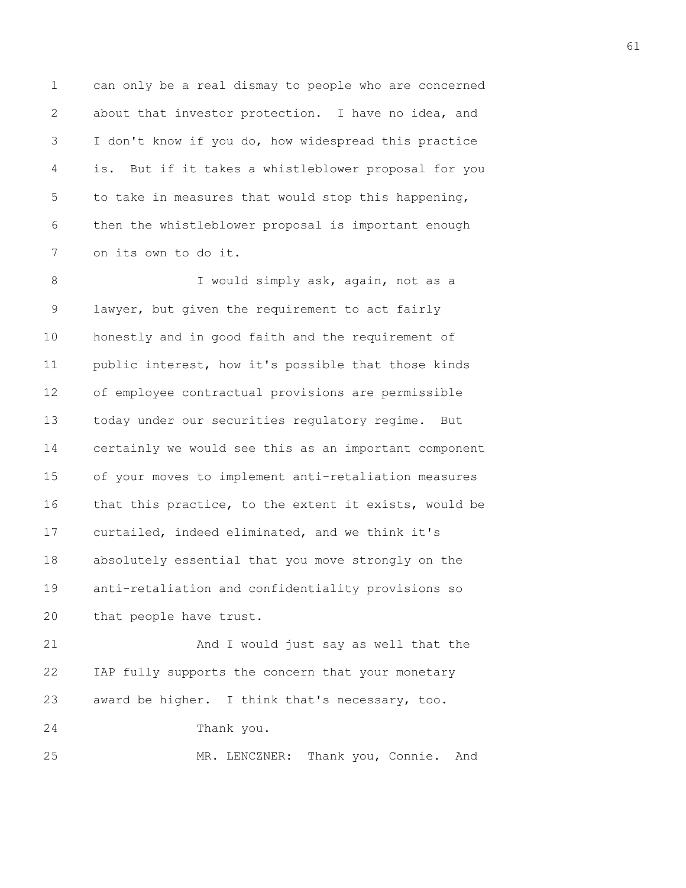can only be a real dismay to people who are concerned about that investor protection. I have no idea, and I don't know if you do, how widespread this practice is. But if it takes a whistleblower proposal for you to take in measures that would stop this happening, then the whistleblower proposal is important enough on its own to do it.

I would simply ask, again, not as a lawyer, but given the requirement to act fairly honestly and in good faith and the requirement of public interest, how it's possible that those kinds of employee contractual provisions are permissible today under our securities regulatory regime. But certainly we would see this as an important component of your moves to implement anti-retaliation measures that this practice, to the extent it exists, would be curtailed, indeed eliminated, and we think it's absolutely essential that you move strongly on the anti-retaliation and confidentiality provisions so that people have trust.

And I would just say as well that the IAP fully supports the concern that your monetary award be higher. I think that's necessary, too.

Thank you.

MR. LENCZNER: Thank you, Connie. And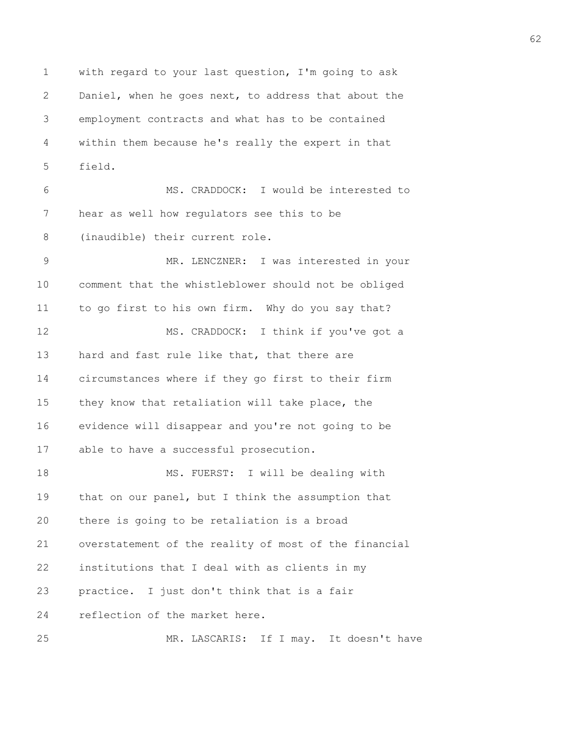with regard to your last question, I'm going to ask Daniel, when he goes next, to address that about the employment contracts and what has to be contained within them because he's really the expert in that field.

MS. CRADDOCK: I would be interested to hear as well how regulators see this to be (inaudible) their current role.

MR. LENCZNER: I was interested in your comment that the whistleblower should not be obliged to go first to his own firm. Why do you say that?

MS. CRADDOCK: I think if you've got a hard and fast rule like that, that there are circumstances where if they go first to their firm they know that retaliation will take place, the evidence will disappear and you're not going to be able to have a successful prosecution.

MS. FUERST: I will be dealing with that on our panel, but I think the assumption that there is going to be retaliation is a broad overstatement of the reality of most of the financial institutions that I deal with as clients in my practice. I just don't think that is a fair reflection of the market here.

MR. LASCARIS: If I may. It doesn't have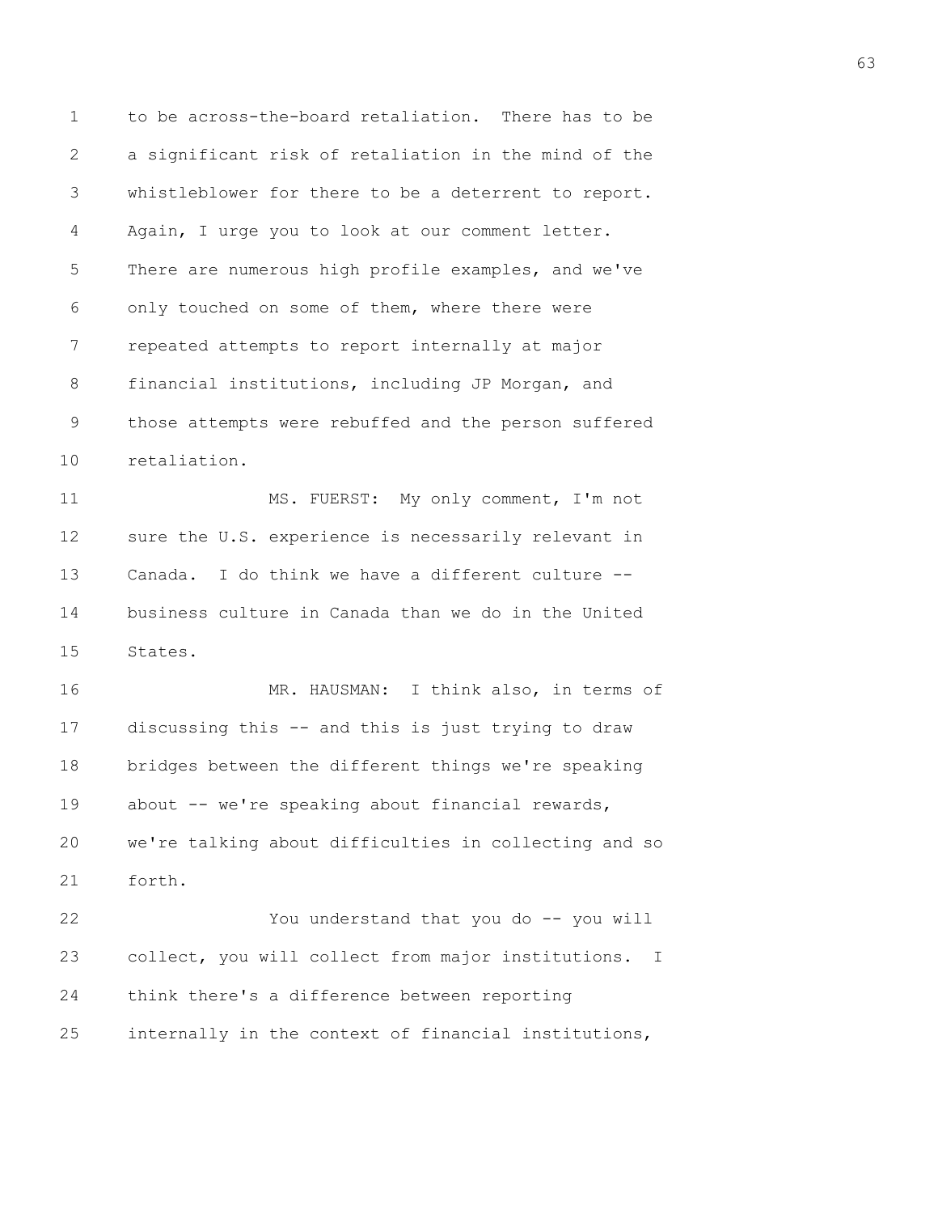to be across-the-board retaliation. There has to be a significant risk of retaliation in the mind of the whistleblower for there to be a deterrent to report. Again, I urge you to look at our comment letter. There are numerous high profile examples, and we've only touched on some of them, where there were repeated attempts to report internally at major financial institutions, including JP Morgan, and those attempts were rebuffed and the person suffered retaliation.

MS. FUERST: My only comment, I'm not sure the U.S. experience is necessarily relevant in Canada. I do think we have a different culture -- business culture in Canada than we do in the United States.

MR. HAUSMAN: I think also, in terms of discussing this -- and this is just trying to draw bridges between the different things we're speaking about -- we're speaking about financial rewards, we're talking about difficulties in collecting and so forth.

You understand that you do -- you will collect, you will collect from major institutions. I think there's a difference between reporting internally in the context of financial institutions,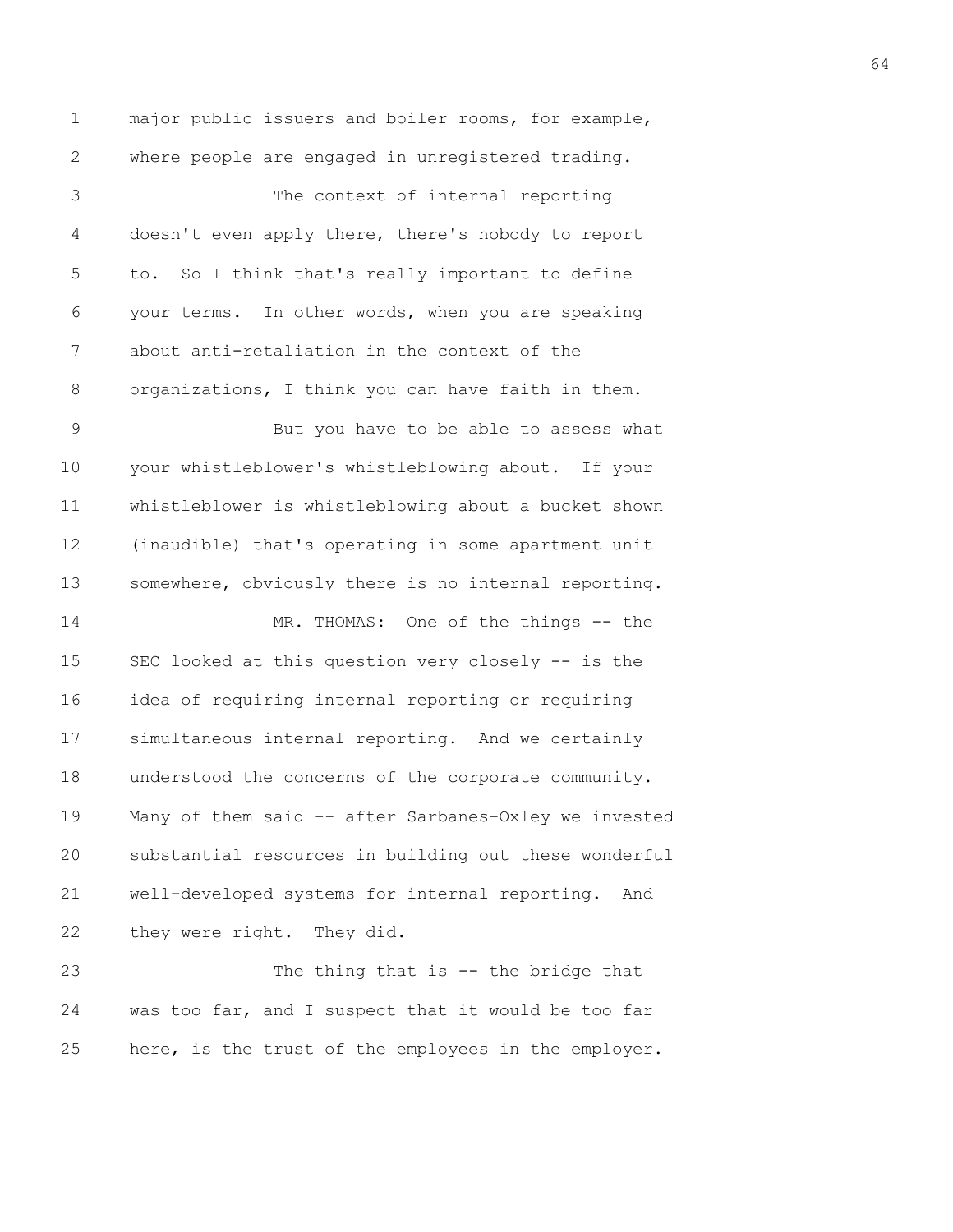major public issuers and boiler rooms, for example, where people are engaged in unregistered trading.

The context of internal reporting doesn't even apply there, there's nobody to report to. So I think that's really important to define your terms. In other words, when you are speaking about anti-retaliation in the context of the organizations, I think you can have faith in them.

But you have to be able to assess what your whistleblower's whistleblowing about. If your whistleblower is whistleblowing about a bucket shown (inaudible) that's operating in some apartment unit somewhere, obviously there is no internal reporting.

MR. THOMAS: One of the things -- the SEC looked at this question very closely -- is the idea of requiring internal reporting or requiring simultaneous internal reporting. And we certainly understood the concerns of the corporate community. Many of them said -- after Sarbanes-Oxley we invested substantial resources in building out these wonderful well-developed systems for internal reporting. And they were right. They did.

The thing that is -- the bridge that was too far, and I suspect that it would be too far here, is the trust of the employees in the employer.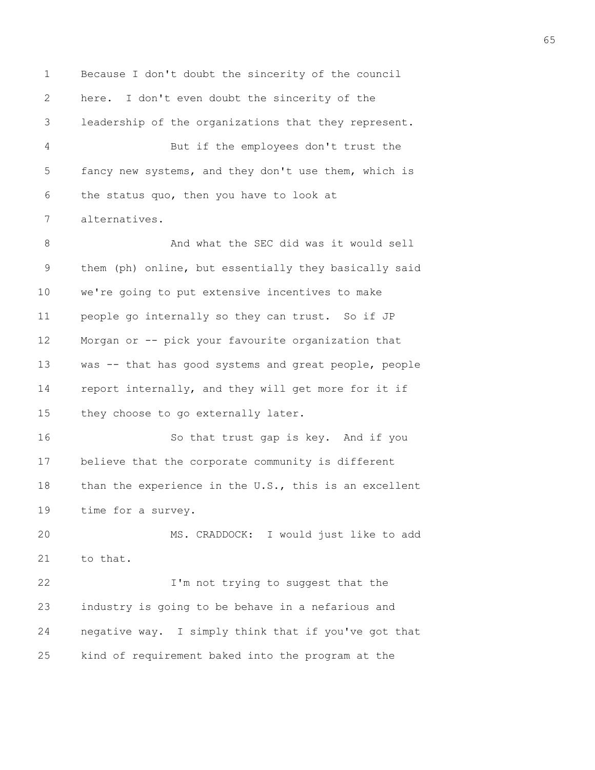Because I don't doubt the sincerity of the council here. I don't even doubt the sincerity of the leadership of the organizations that they represent.

But if the employees don't trust the fancy new systems, and they don't use them, which is the status quo, then you have to look at alternatives.

And what the SEC did was it would sell them (ph) online, but essentially they basically said we're going to put extensive incentives to make people go internally so they can trust. So if JP Morgan or -- pick your favourite organization that was -- that has good systems and great people, people report internally, and they will get more for it if they choose to go externally later.

So that trust gap is key. And if you believe that the corporate community is different than the experience in the U.S., this is an excellent time for a survey.

MS. CRADDOCK: I would just like to add to that.

I'm not trying to suggest that the industry is going to be behave in a nefarious and negative way. I simply think that if you've got that kind of requirement baked into the program at the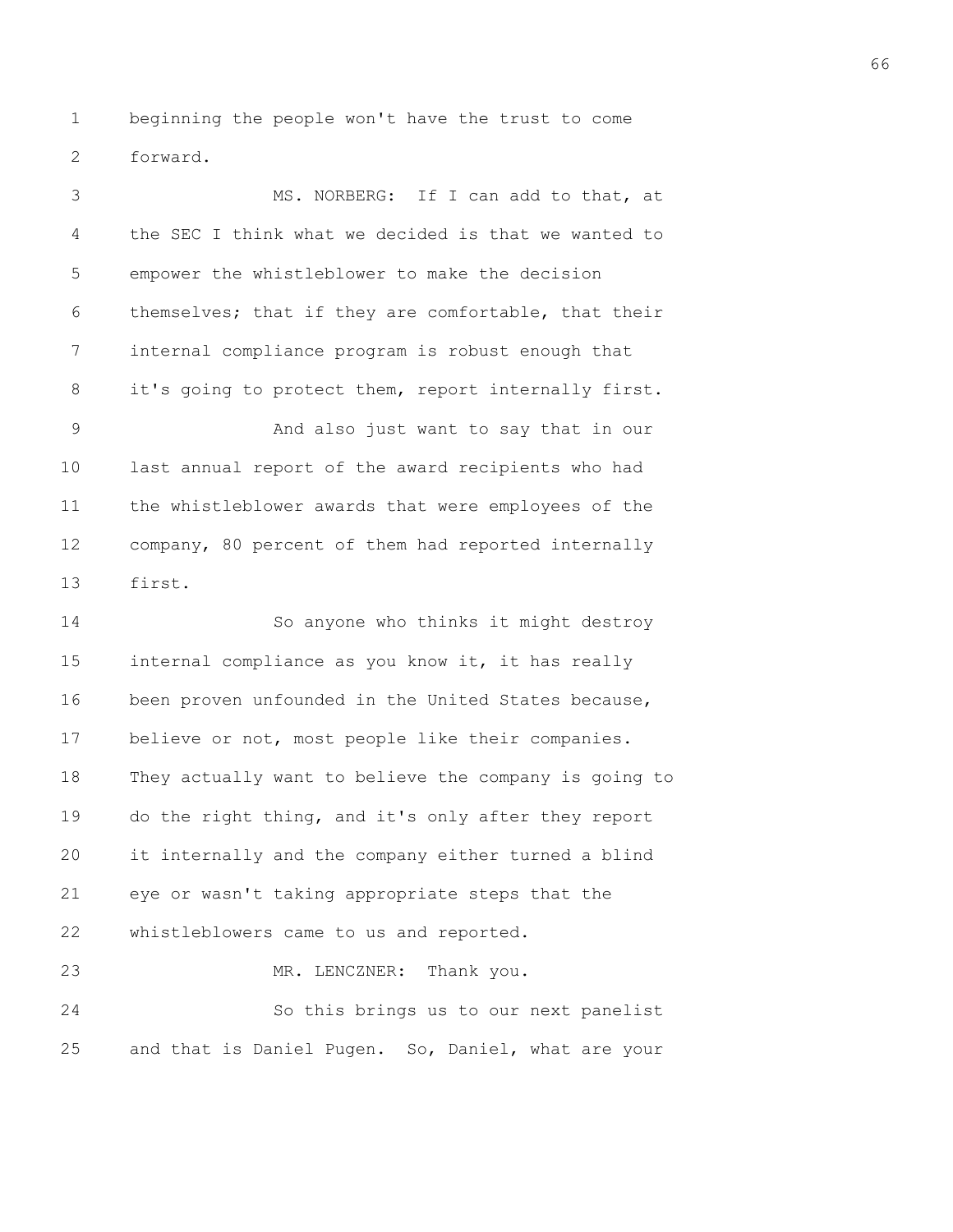beginning the people won't have the trust to come forward.

MS. NORBERG: If I can add to that, at the SEC I think what we decided is that we wanted to empower the whistleblower to make the decision themselves; that if they are comfortable, that their internal compliance program is robust enough that it's going to protect them, report internally first.

And also just want to say that in our last annual report of the award recipients who had the whistleblower awards that were employees of the company, 80 percent of them had reported internally first.

So anyone who thinks it might destroy internal compliance as you know it, it has really been proven unfounded in the United States because, believe or not, most people like their companies. They actually want to believe the company is going to do the right thing, and it's only after they report it internally and the company either turned a blind eye or wasn't taking appropriate steps that the whistleblowers came to us and reported.

MR. LENCZNER: Thank you.

So this brings us to our next panelist and that is Daniel Pugen. So, Daniel, what are your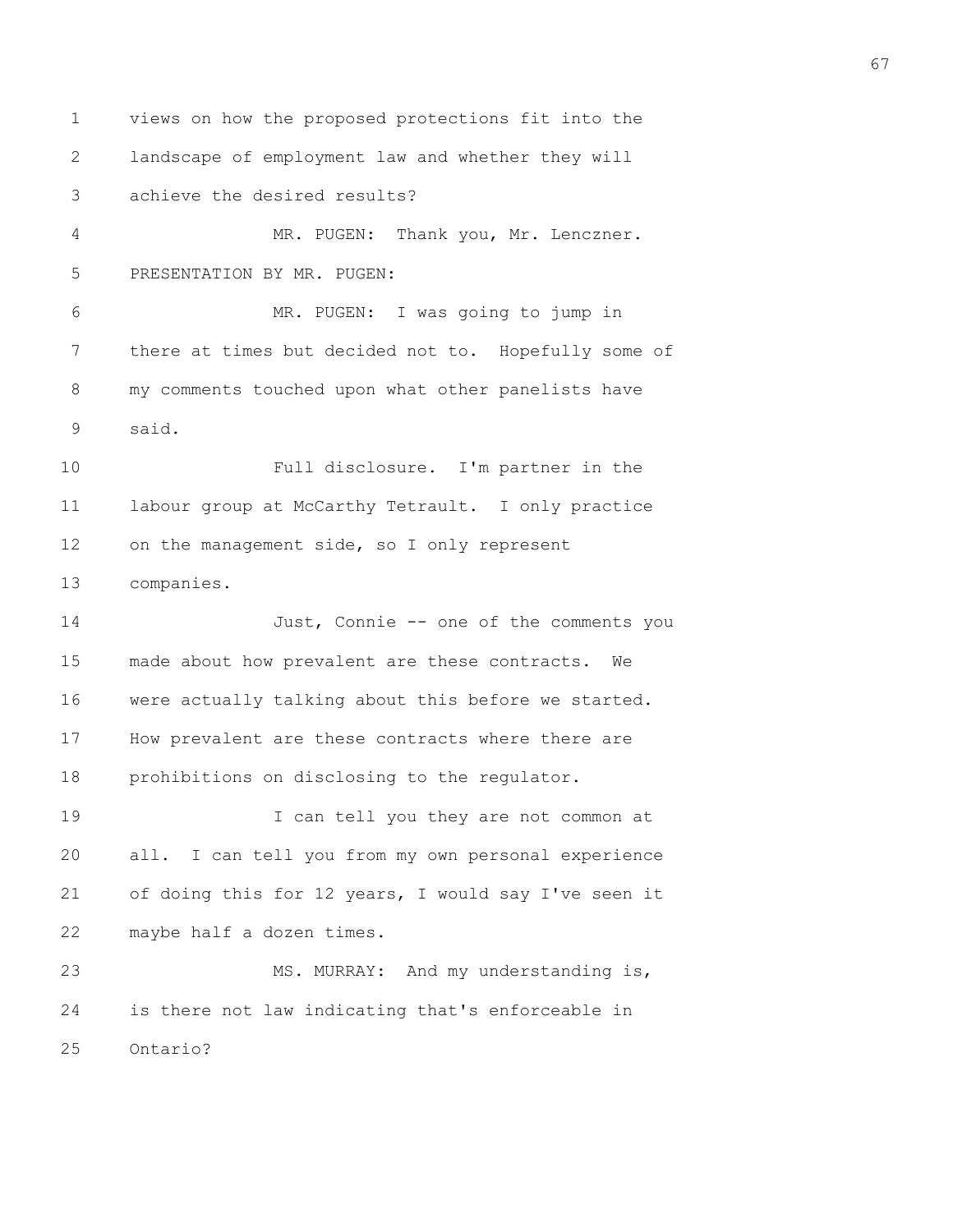views on how the proposed protections fit into the landscape of employment law and whether they will achieve the desired results?

MR. PUGEN: Thank you, Mr. Lenczner.

PRESENTATION BY MR. PUGEN:

MR. PUGEN: I was going to jump in there at times but decided not to. Hopefully some of my comments touched upon what other panelists have said.

Full disclosure. I'm partner in the labour group at McCarthy Tetrault. I only practice on the management side, so I only represent companies.

Just, Connie -- one of the comments you made about how prevalent are these contracts. We were actually talking about this before we started. How prevalent are these contracts where there are prohibitions on disclosing to the regulator.

I can tell you they are not common at all. I can tell you from my own personal experience of doing this for 12 years, I would say I've seen it maybe half a dozen times.

MS. MURRAY: And my understanding is, is there not law indicating that's enforceable in Ontario?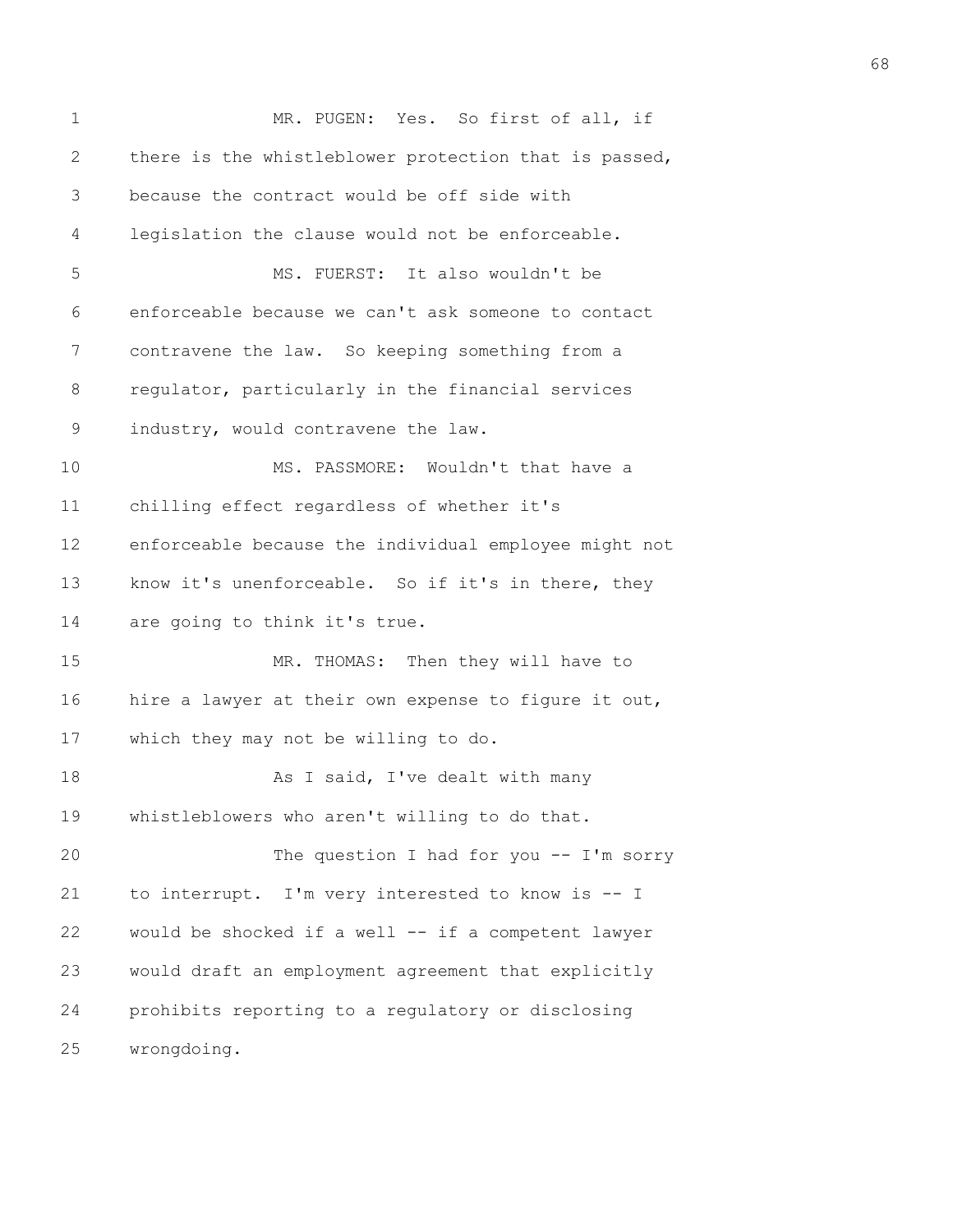MR. PUGEN: Yes. So first of all, if there is the whistleblower protection that is passed, because the contract would be off side with legislation the clause would not be enforceable.

MS. FUERST: It also wouldn't be enforceable because we can't ask someone to contact contravene the law. So keeping something from a regulator, particularly in the financial services industry, would contravene the law.

MS. PASSMORE: Wouldn't that have a chilling effect regardless of whether it's enforceable because the individual employee might not know it's unenforceable. So if it's in there, they are going to think it's true.

MR. THOMAS: Then they will have to hire a lawyer at their own expense to figure it out, which they may not be willing to do.

As I said, I've dealt with many whistleblowers who aren't willing to do that.

The question I had for you -- I'm sorry to interrupt. I'm very interested to know is -- I would be shocked if a well -- if a competent lawyer would draft an employment agreement that explicitly prohibits reporting to a regulatory or disclosing wrongdoing.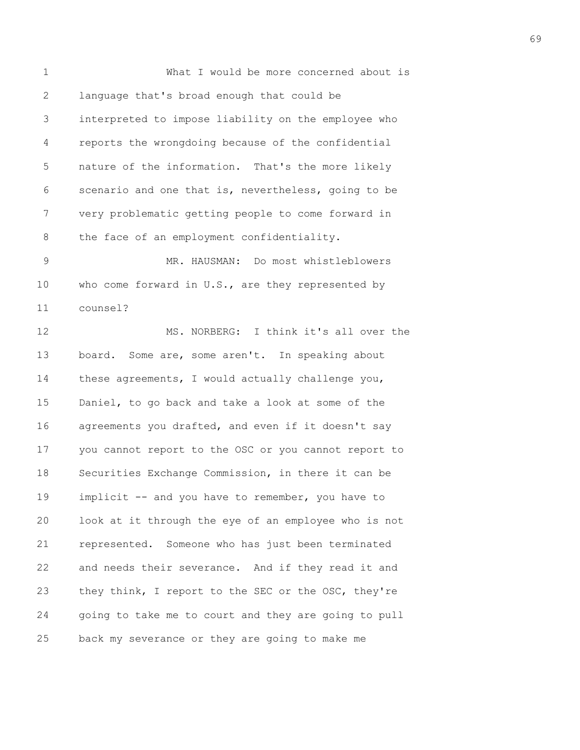What I would be more concerned about is language that's broad enough that could be interpreted to impose liability on the employee who reports the wrongdoing because of the confidential nature of the information. That's the more likely scenario and one that is, nevertheless, going to be very problematic getting people to come forward in the face of an employment confidentiality.

MR. HAUSMAN: Do most whistleblowers who come forward in U.S., are they represented by counsel?

MS. NORBERG: I think it's all over the board. Some are, some aren't. In speaking about these agreements, I would actually challenge you, Daniel, to go back and take a look at some of the agreements you drafted, and even if it doesn't say you cannot report to the OSC or you cannot report to Securities Exchange Commission, in there it can be implicit -- and you have to remember, you have to look at it through the eye of an employee who is not represented. Someone who has just been terminated and needs their severance. And if they read it and they think, I report to the SEC or the OSC, they're going to take me to court and they are going to pull back my severance or they are going to make me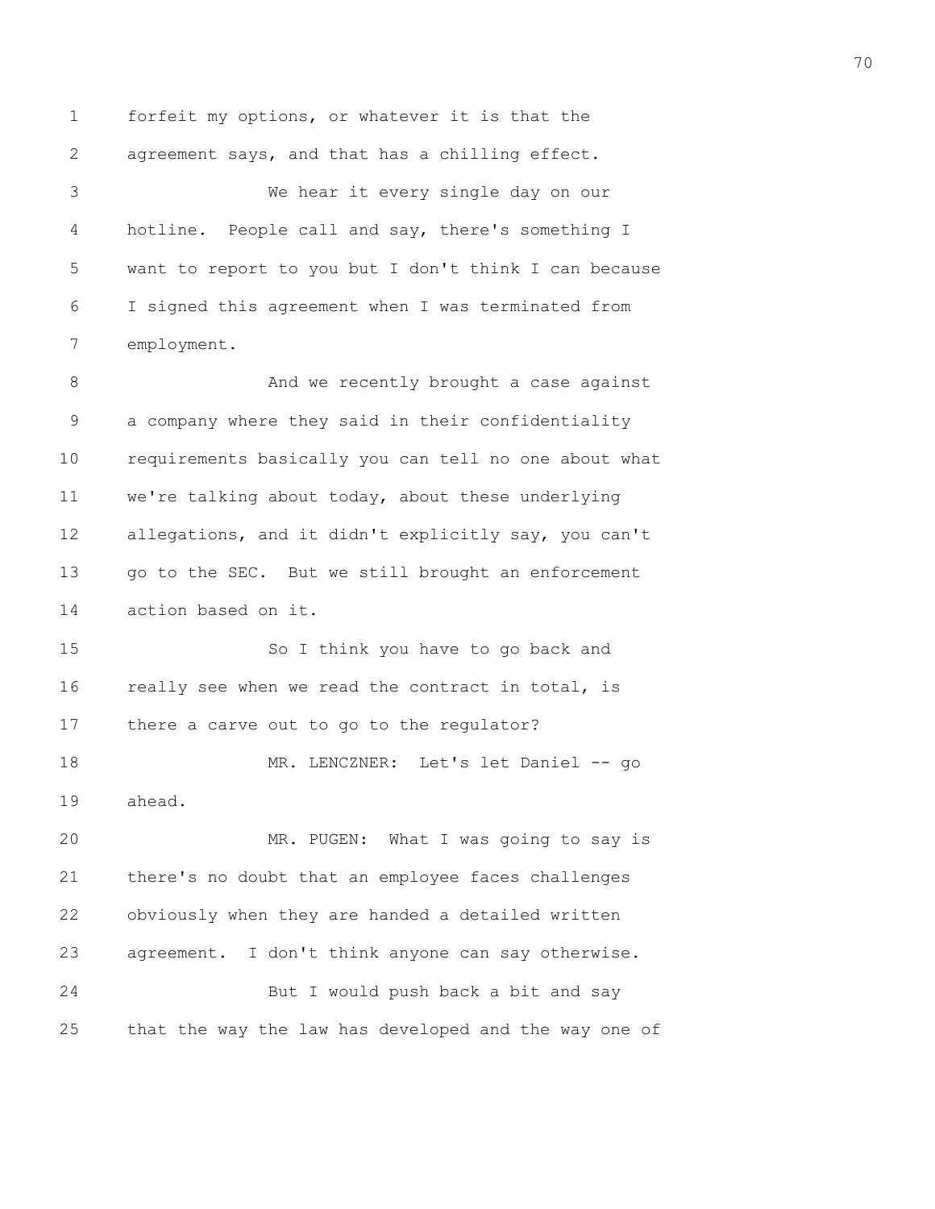forfeit my options, or whatever it is that the agreement says, and that has a chilling effect.

We hear it every single day on our hotline. People call and say, there's something I want to report to you but I don't think I can because I signed this agreement when I was terminated from employment.

And we recently brought a case against a company where they said in their confidentiality requirements basically you can tell no one about what we're talking about today, about these underlying allegations, and it didn't explicitly say, you can't go to the SEC. But we still brought an enforcement action based on it.

So I think you have to go back and really see when we read the contract in total, is there a carve out to go to the regulator?

MR. LENCZNER: Let's let Daniel -- go ahead.

MR. PUGEN: What I was going to say is there's no doubt that an employee faces challenges obviously when they are handed a detailed written agreement. I don't think anyone can say otherwise.

But I would push back a bit and say that the way the law has developed and the way one of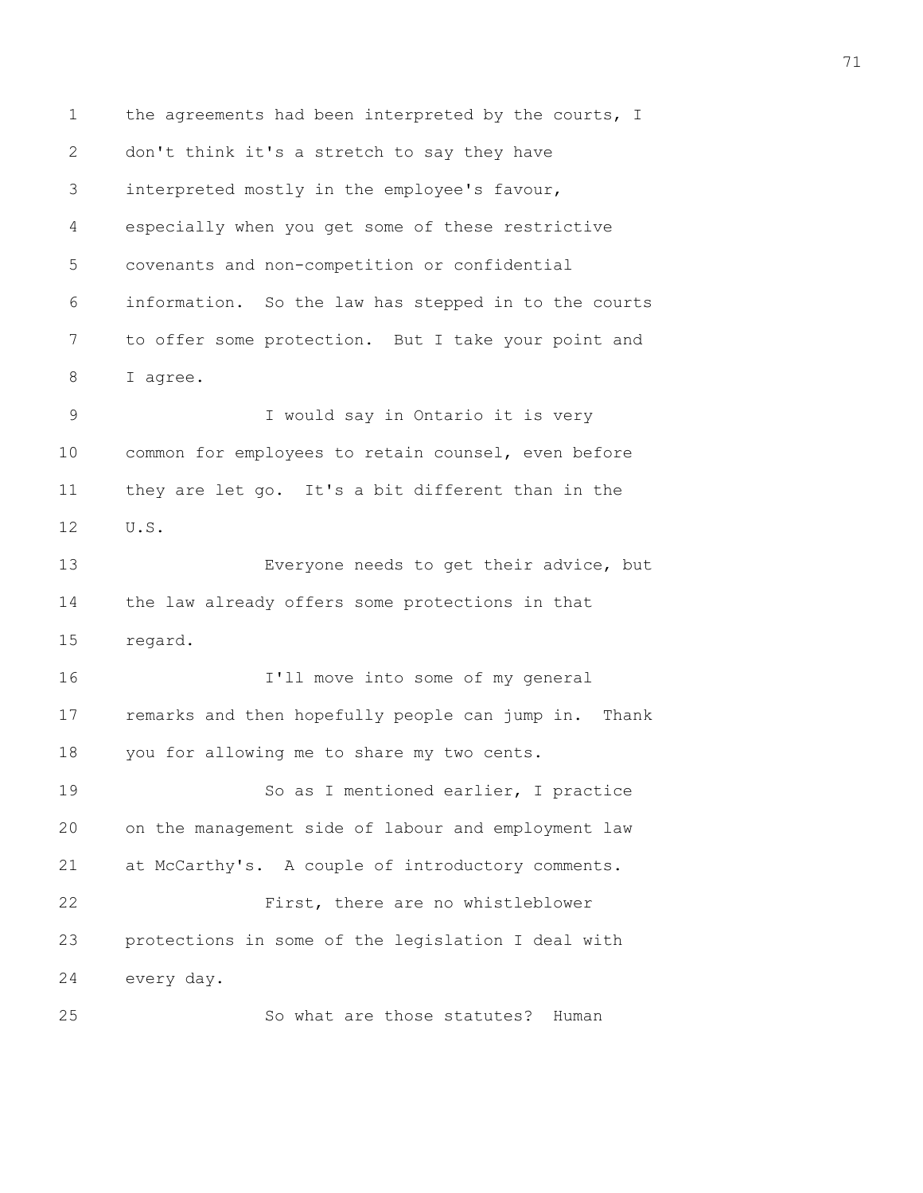the agreements had been interpreted by the courts, I don't think it's a stretch to say they have interpreted mostly in the employee's favour, especially when you get some of these restrictive covenants and non-competition or confidential information. So the law has stepped in to the courts to offer some protection. But I take your point and I agree.

I would say in Ontario it is very common for employees to retain counsel, even before they are let go. It's a bit different than in the U.S.

Everyone needs to get their advice, but the law already offers some protections in that regard.

I'll move into some of my general remarks and then hopefully people can jump in. Thank you for allowing me to share my two cents.

So as I mentioned earlier, I practice on the management side of labour and employment law at McCarthy's. A couple of introductory comments.

First, there are no whistleblower protections in some of the legislation I deal with every day.

So what are those statutes? Human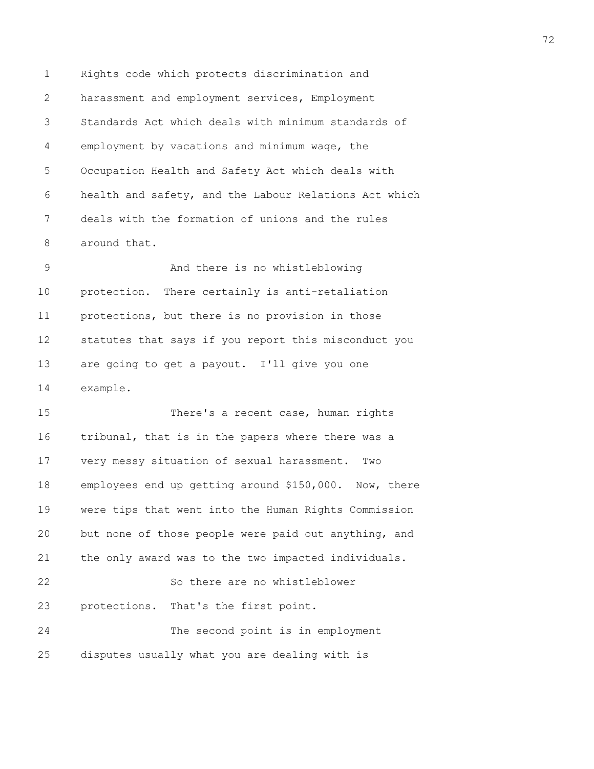Rights code which protects discrimination and harassment and employment services, Employment Standards Act which deals with minimum standards of employment by vacations and minimum wage, the Occupation Health and Safety Act which deals with health and safety, and the Labour Relations Act which deals with the formation of unions and the rules around that.

And there is no whistleblowing protection. There certainly is anti-retaliation protections, but there is no provision in those statutes that says if you report this misconduct you are going to get a payout. I'll give you one example.

There's a recent case, human rights tribunal, that is in the papers where there was a very messy situation of sexual harassment. Two employees end up getting around $150,000. Now, there were tips that went into the Human Rights Commission but none of those people were paid out anything, and the only award was to the two impacted individuals.

So there are no whistleblower protections. That's the first point.

The second point is in employment disputes usually what you are dealing with is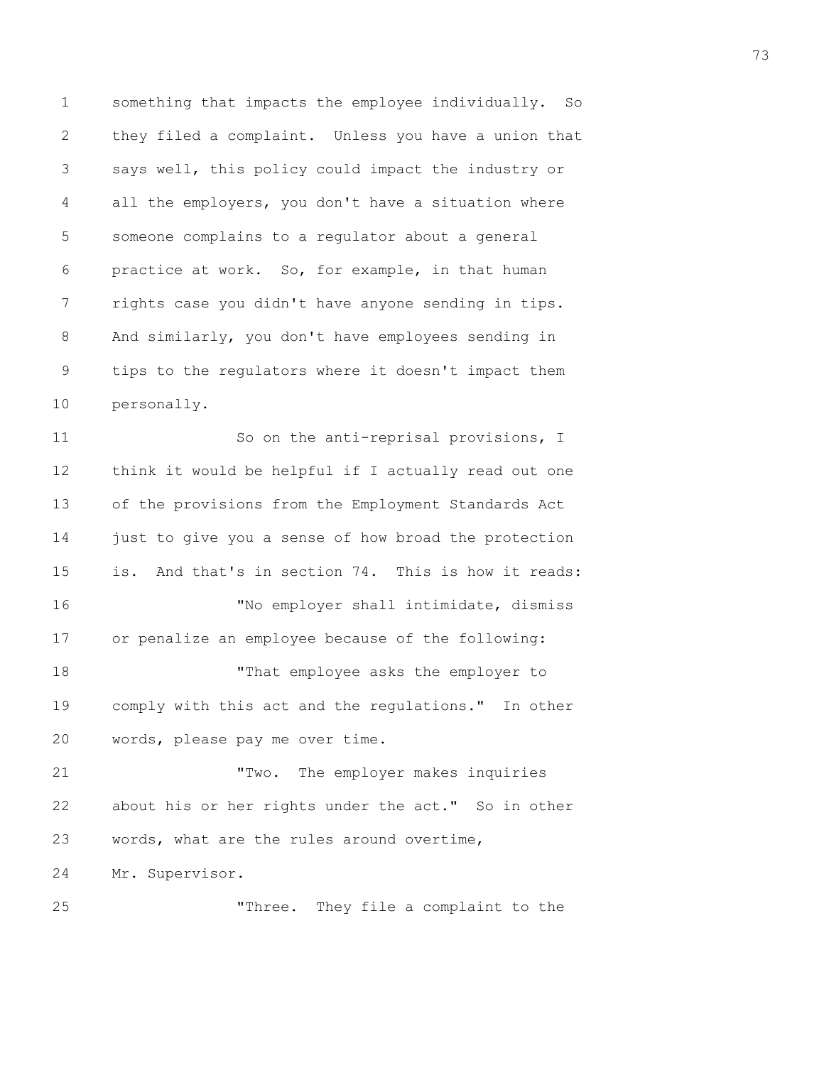something that impacts the employee individually. So they filed a complaint. Unless you have a union that says well, this policy could impact the industry or all the employers, you don't have a situation where someone complains to a regulator about a general practice at work. So, for example, in that human rights case you didn't have anyone sending in tips. And similarly, you don't have employees sending in tips to the regulators where it doesn't impact them personally.

So on the anti-reprisal provisions, I think it would be helpful if I actually read out one of the provisions from the Employment Standards Act just to give you a sense of how broad the protection is. And that's in section 74. This is how it reads:

"No employer shall intimidate, dismiss or penalize an employee because of the following:

"That employee asks the employer to comply with this act and the regulations." In other words, please pay me over time.

"Two. The employer makes inquiries about his or her rights under the act." So in other words, what are the rules around overtime, Mr. Supervisor.

"Three. They file a complaint to the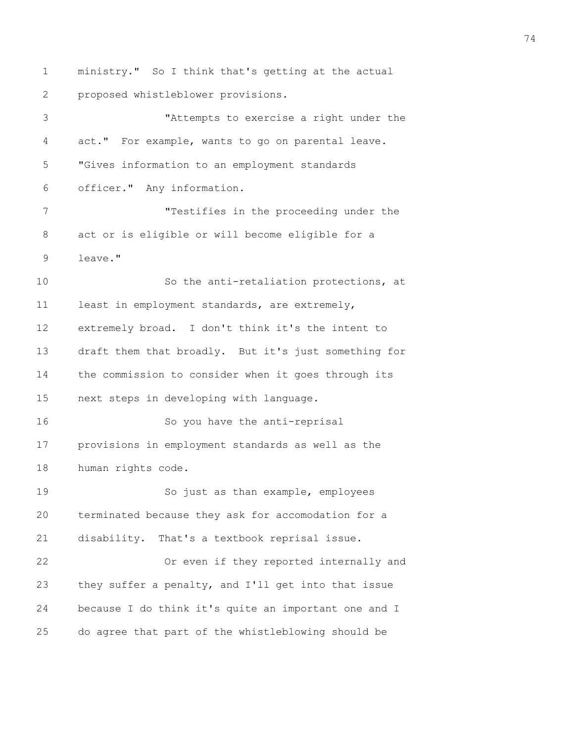ministry." So I think that's getting at the actual proposed whistleblower provisions.

"Attempts to exercise a right under the act." For example, wants to go on parental leave. "Gives information to an employment standards officer." Any information.

"Testifies in the proceeding under the act or is eligible or will become eligible for a leave."

So the anti-retaliation protections, at least in employment standards, are extremely, extremely broad. I don't think it's the intent to draft them that broadly. But it's just something for the commission to consider when it goes through its next steps in developing with language.

So you have the anti-reprisal provisions in employment standards as well as the human rights code.

So just as than example, employees terminated because they ask for accomodation for a disability. That's a textbook reprisal issue.

Or even if they reported internally and they suffer a penalty, and I'll get into that issue because I do think it's quite an important one and I do agree that part of the whistleblowing should be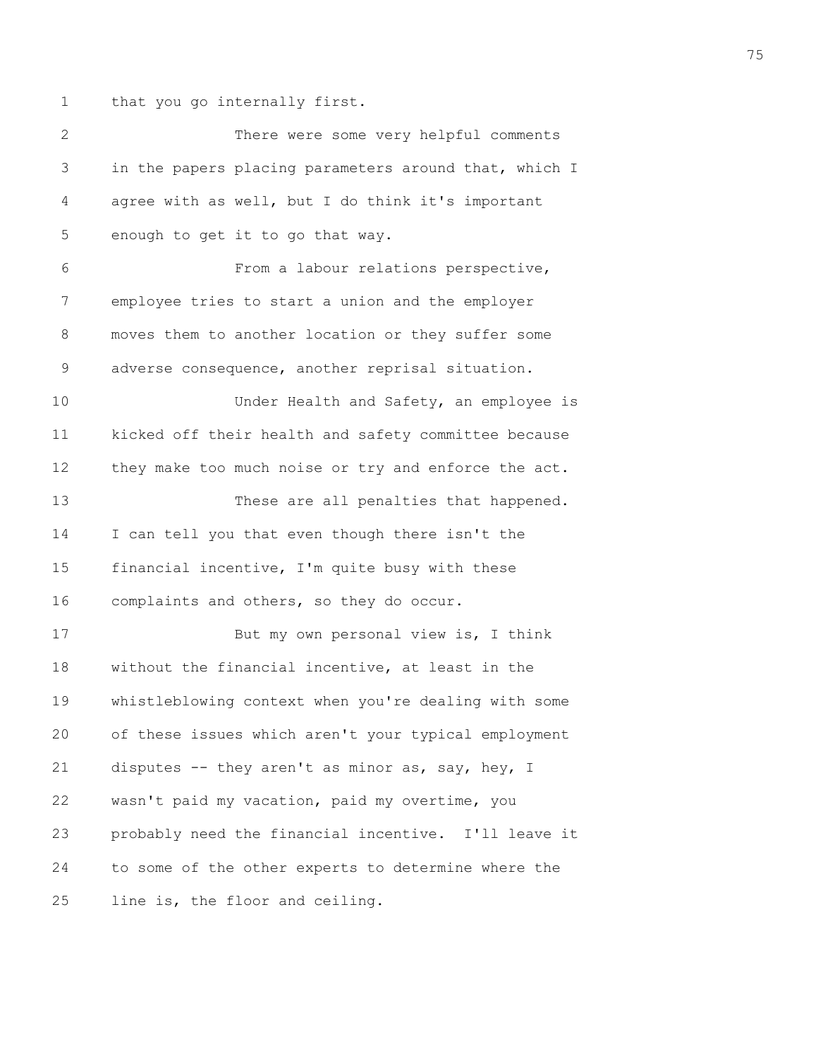that you go internally first.

There were some very helpful comments in the papers placing parameters around that, which I agree with as well, but I do think it's important enough to get it to go that way.

From a labour relations perspective, employee tries to start a union and the employer moves them to another location or they suffer some adverse consequence, another reprisal situation.

Under Health and Safety, an employee is kicked off their health and safety committee because they make too much noise or try and enforce the act.

These are all penalties that happened. I can tell you that even though there isn't the financial incentive, I'm quite busy with these complaints and others, so they do occur.

But my own personal view is, I think without the financial incentive, at least in the whistleblowing context when you're dealing with some of these issues which aren't your typical employment disputes -- they aren't as minor as, say, hey, I wasn't paid my vacation, paid my overtime, you probably need the financial incentive. I'll leave it to some of the other experts to determine where the line is, the floor and ceiling.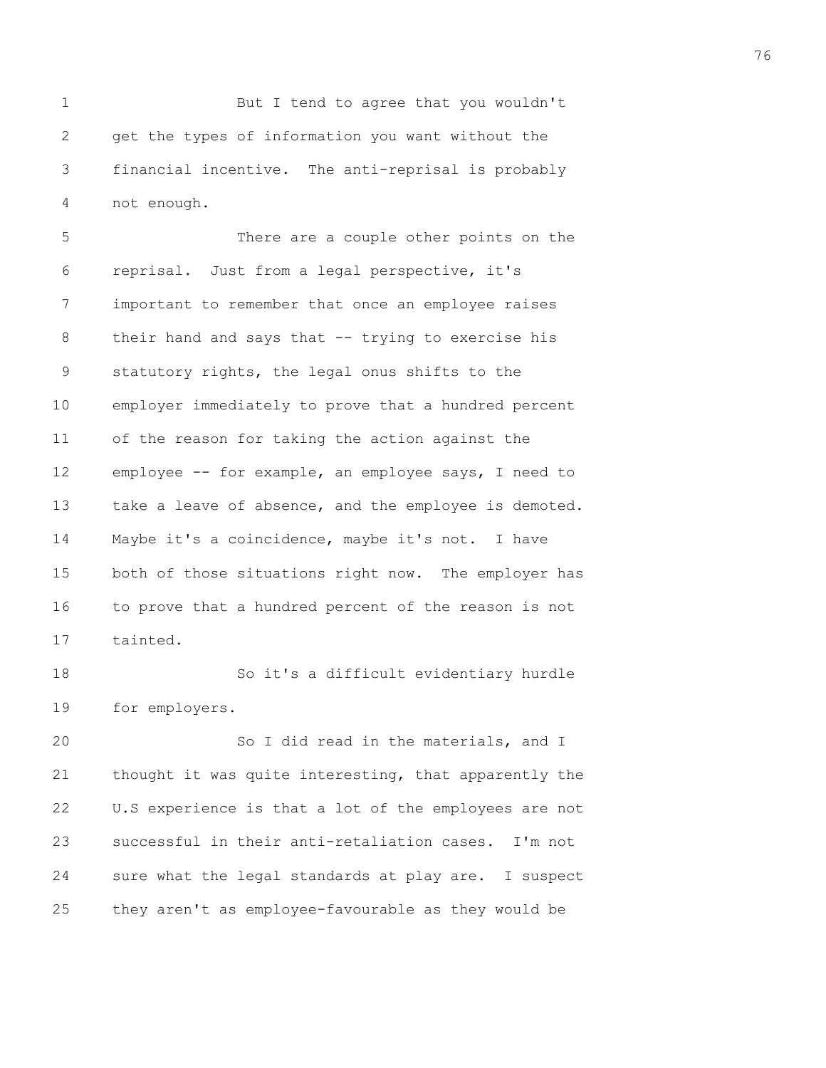But I tend to agree that you wouldn't get the types of information you want without the financial incentive. The anti-reprisal is probably not enough.

There are a couple other points on the reprisal. Just from a legal perspective, it's important to remember that once an employee raises their hand and says that -- trying to exercise his statutory rights, the legal onus shifts to the employer immediately to prove that a hundred percent of the reason for taking the action against the employee -- for example, an employee says, I need to take a leave of absence, and the employee is demoted. Maybe it's a coincidence, maybe it's not. I have both of those situations right now. The employer has to prove that a hundred percent of the reason is not tainted.

So it's a difficult evidentiary hurdle for employers.

So I did read in the materials, and I thought it was quite interesting, that apparently the U.S experience is that a lot of the employees are not successful in their anti-retaliation cases. I'm not sure what the legal standards at play are. I suspect they aren't as employee-favourable as they would be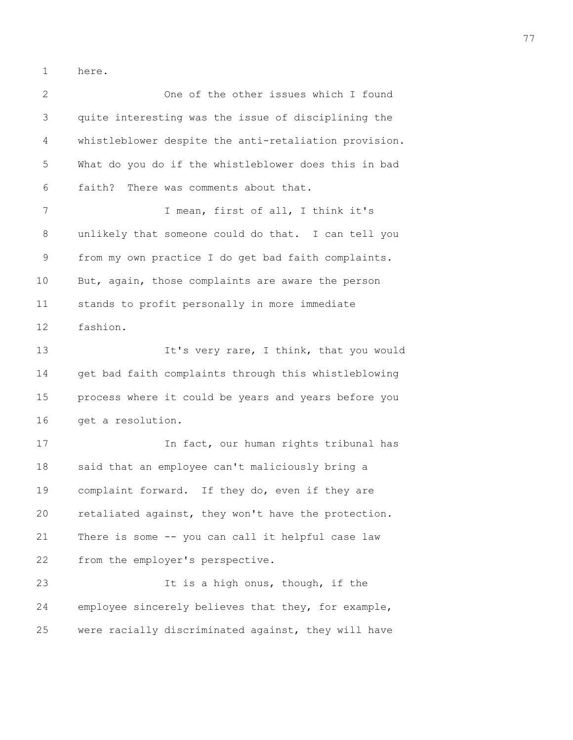here.

One of the other issues which I found quite interesting was the issue of disciplining the whistleblower despite the anti-retaliation provision. What do you do if the whistleblower does this in bad faith? There was comments about that.

I mean, first of all, I think it's unlikely that someone could do that. I can tell you from my own practice I do get bad faith complaints. But, again, those complaints are aware the person stands to profit personally in more immediate fashion.

It's very rare, I think, that you would get bad faith complaints through this whistleblowing process where it could be years and years before you get a resolution.

In fact, our human rights tribunal has said that an employee can't maliciously bring a complaint forward. If they do, even if they are retaliated against, they won't have the protection. There is some -- you can call it helpful case law from the employer's perspective.

It is a high onus, though, if the employee sincerely believes that they, for example, were racially discriminated against, they will have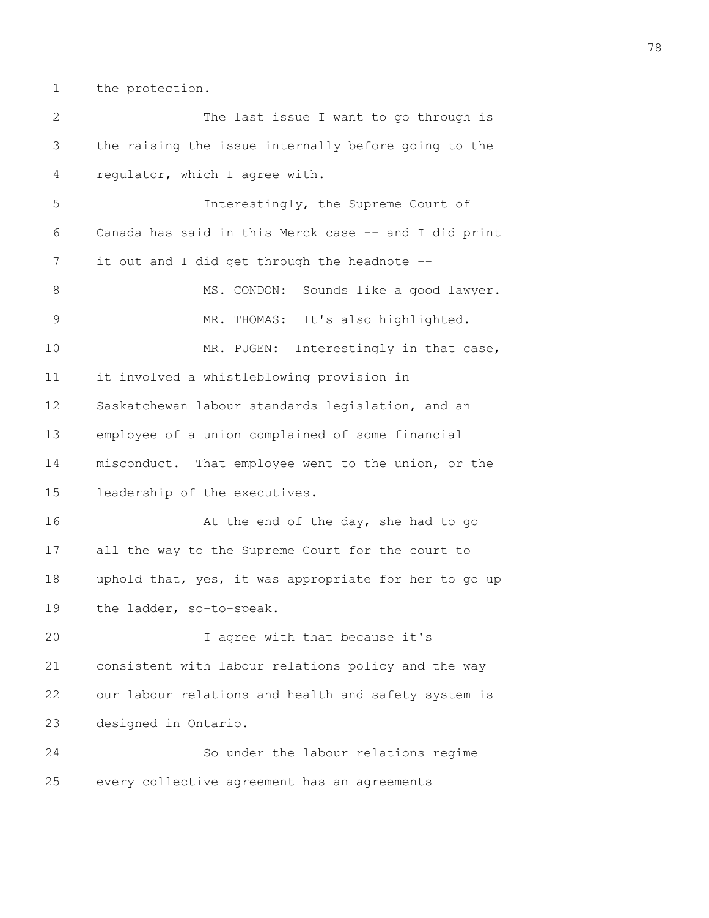the protection.

The last issue I want to go through is the raising the issue internally before going to the regulator, which I agree with.

Interestingly, the Supreme Court of Canada has said in this Merck case -- and I did print it out and I did get through the headnote --

MS. CONDON: Sounds like a good lawyer.

MR. THOMAS: It's also highlighted.

MR. PUGEN: Interestingly in that case, it involved a whistleblowing provision in Saskatchewan labour standards legislation, and an employee of a union complained of some financial misconduct. That employee went to the union, or the leadership of the executives.

At the end of the day, she had to go all the way to the Supreme Court for the court to uphold that, yes, it was appropriate for her to go up the ladder, so-to-speak.

I agree with that because it's consistent with labour relations policy and the way our labour relations and health and safety system is designed in Ontario.

So under the labour relations regime every collective agreement has an agreements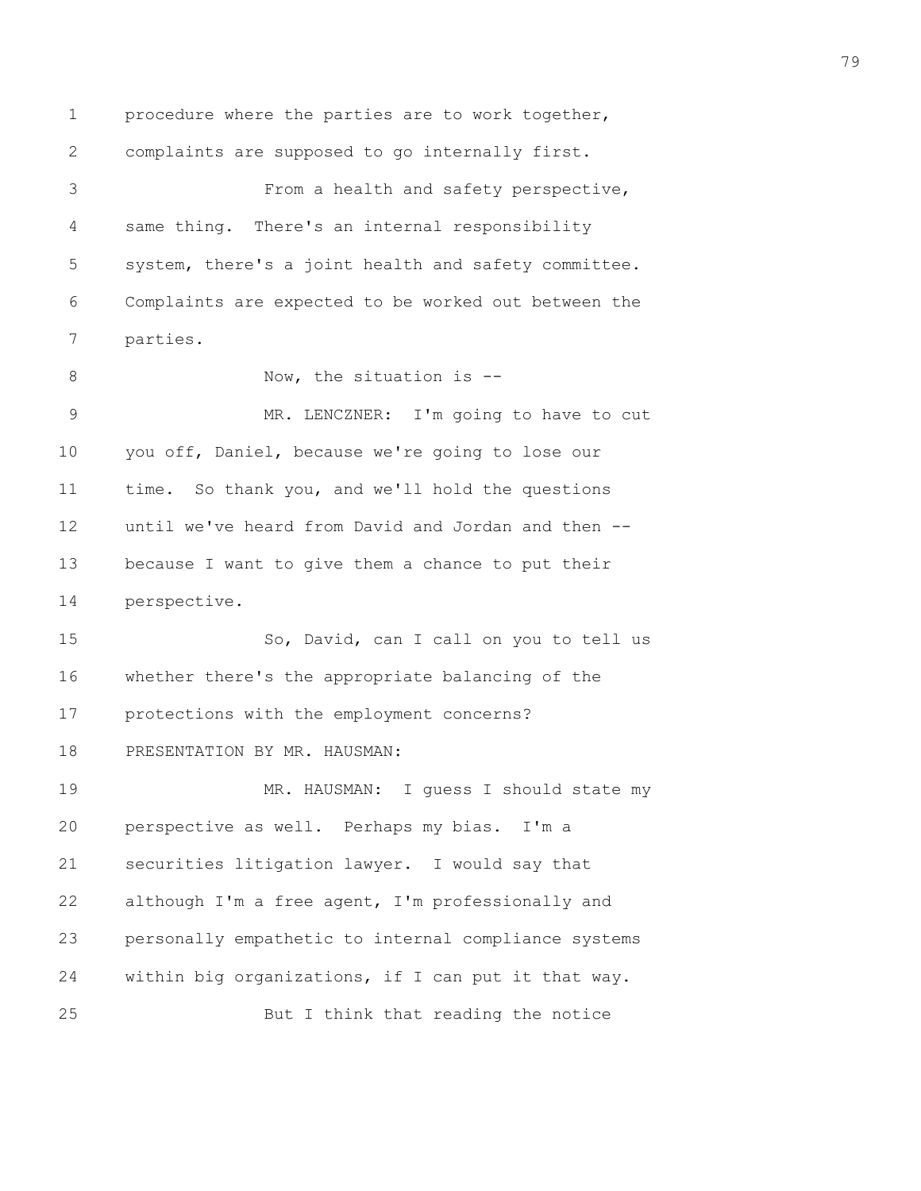procedure where the parties are to work together, complaints are supposed to go internally first.

From a health and safety perspective, same thing. There's an internal responsibility system, there's a joint health and safety committee. Complaints are expected to be worked out between the parties.

Now, the situation is --

MR. LENCZNER: I'm going to have to cut you off, Daniel, because we're going to lose our time. So thank you, and we'll hold the questions until we've heard from David and Jordan and then -- because I want to give them a chance to put their perspective.

So, David, can I call on you to tell us whether there's the appropriate balancing of the protections with the employment concerns?

PRESENTATION BY MR. HAUSMAN:

MR. HAUSMAN: I guess I should state my perspective as well. Perhaps my bias. I'm a securities litigation lawyer. I would say that although I'm a free agent, I'm professionally and personally empathetic to internal compliance systems within big organizations, if I can put it that way.

But I think that reading the notice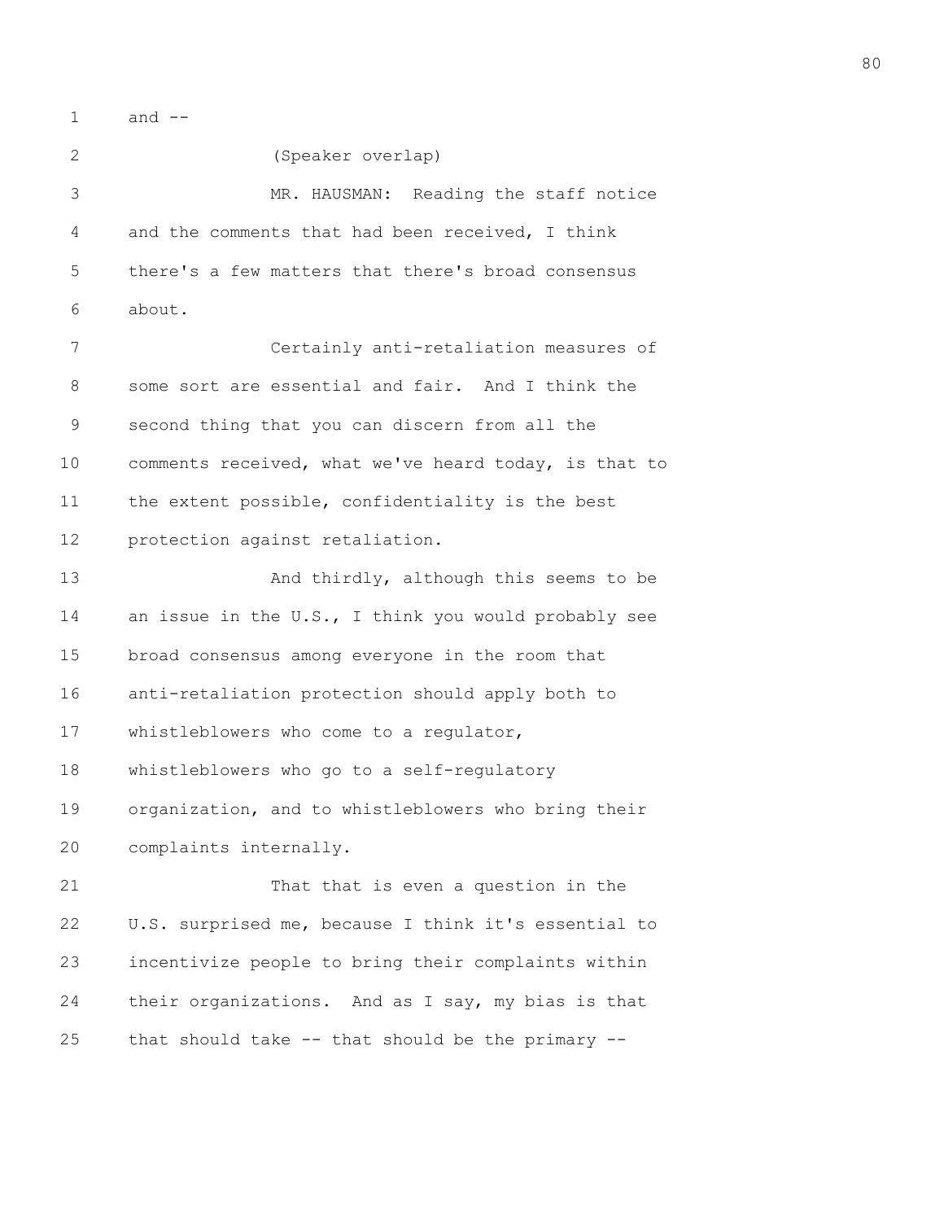and --

(Speaker overlap)

MR. HAUSMAN: Reading the staff notice and the comments that had been received, I think there's a few matters that there's broad consensus about.

Certainly anti-retaliation measures of some sort are essential and fair. And I think the second thing that you can discern from all the comments received, what we've heard today, is that to the extent possible, confidentiality is the best protection against retaliation.

And thirdly, although this seems to be an issue in the U.S., I think you would probably see broad consensus among everyone in the room that anti-retaliation protection should apply both to whistleblowers who come to a regulator, whistleblowers who go to a self-regulatory organization, and to whistleblowers who bring their complaints internally.

That that is even a question in the U.S. surprised me, because I think it's essential to incentivize people to bring their complaints within their organizations. And as I say, my bias is that that should take -- that should be the primary --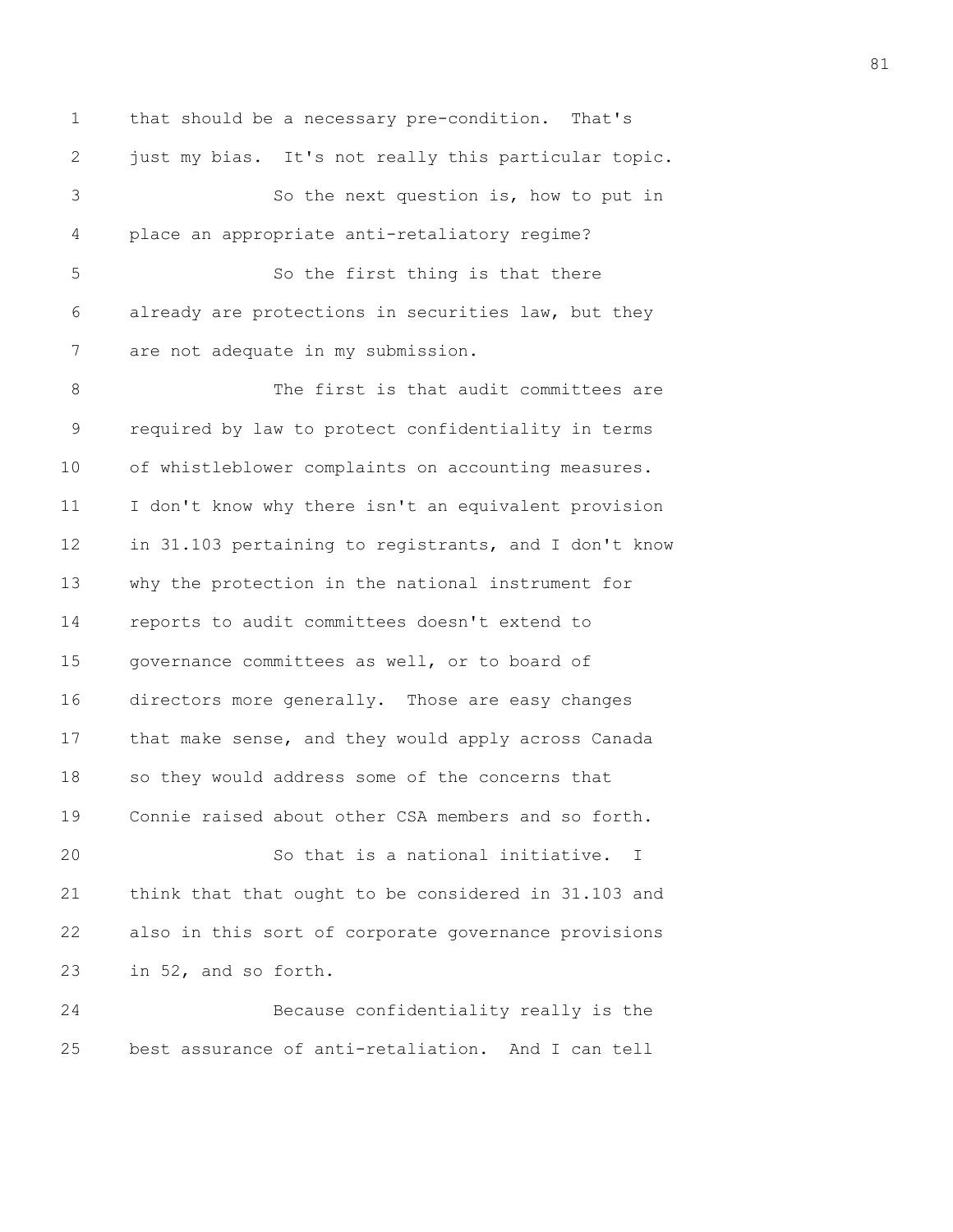that should be a necessary pre-condition. That's just my bias. It's not really this particular topic.

So the next question is, how to put in place an appropriate anti-retaliatory regime?

So the first thing is that there already are protections in securities law, but they are not adequate in my submission.

The first is that audit committees are required by law to protect confidentiality in terms of whistleblower complaints on accounting measures. I don't know why there isn't an equivalent provision in 31.103 pertaining to registrants, and I don't know why the protection in the national instrument for reports to audit committees doesn't extend to governance committees as well, or to board of directors more generally. Those are easy changes that make sense, and they would apply across Canada so they would address some of the concerns that Connie raised about other CSA members and so forth.

So that is a national initiative. I think that that ought to be considered in 31.103 and also in this sort of corporate governance provisions in 52, and so forth.

Because confidentiality really is the best assurance of anti-retaliation. And I can tell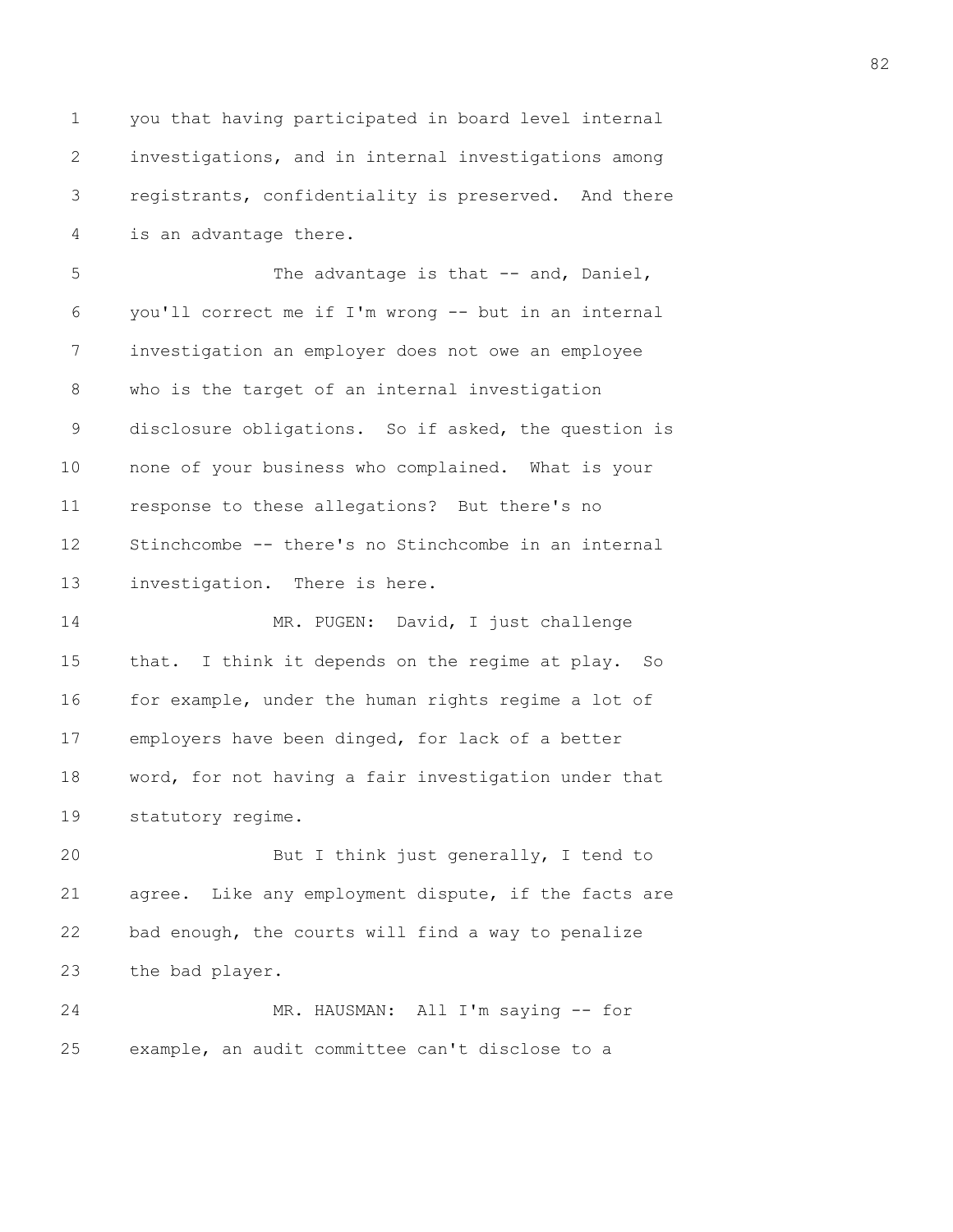you that having participated in board level internal investigations, and in internal investigations among registrants, confidentiality is preserved. And there is an advantage there.

The advantage is that -- and, Daniel, you'll correct me if I'm wrong -- but in an internal investigation an employer does not owe an employee who is the target of an internal investigation disclosure obligations. So if asked, the question is none of your business who complained. What is your response to these allegations? But there's no Stinchcombe -- there's no Stinchcombe in an internal investigation. There is here.

MR. PUGEN: David, I just challenge that. I think it depends on the regime at play. So for example, under the human rights regime a lot of employers have been dinged, for lack of a better word, for not having a fair investigation under that statutory regime.

But I think just generally, I tend to agree. Like any employment dispute, if the facts are bad enough, the courts will find a way to penalize the bad player.

MR. HAUSMAN: All I'm saying -- for example, an audit committee can't disclose to a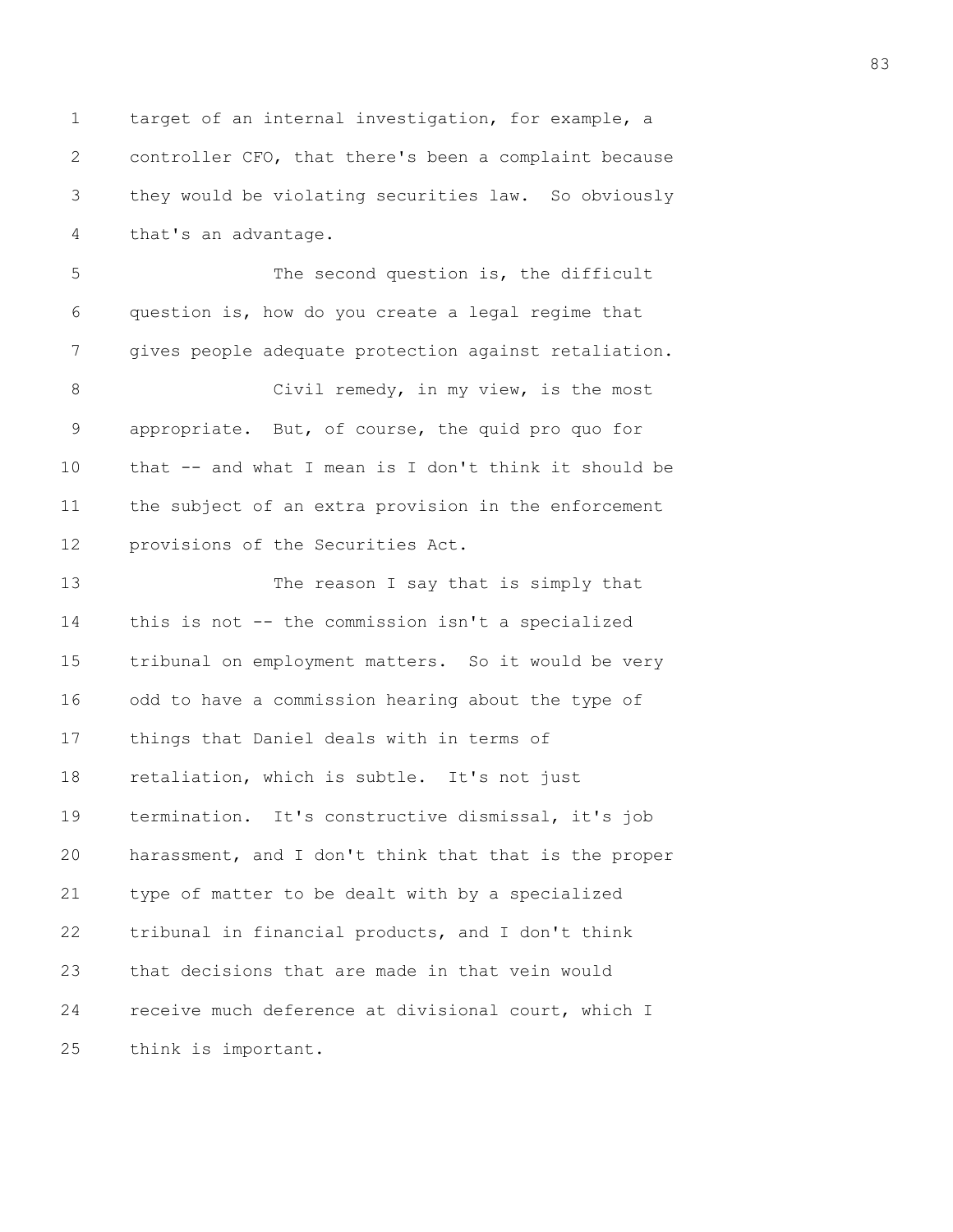target of an internal investigation, for example, a controller CFO, that there's been a complaint because they would be violating securities law. So obviously that's an advantage.

The second question is, the difficult question is, how do you create a legal regime that gives people adequate protection against retaliation.

Civil remedy, in my view, is the most appropriate. But, of course, the quid pro quo for that -- and what I mean is I don't think it should be the subject of an extra provision in the enforcement provisions of the Securities Act.

The reason I say that is simply that this is not -- the commission isn't a specialized tribunal on employment matters. So it would be very odd to have a commission hearing about the type of things that Daniel deals with in terms of retaliation, which is subtle. It's not just termination. It's constructive dismissal, it's job harassment, and I don't think that that is the proper type of matter to be dealt with by a specialized tribunal in financial products, and I don't think that decisions that are made in that vein would receive much deference at divisional court, which I think is important.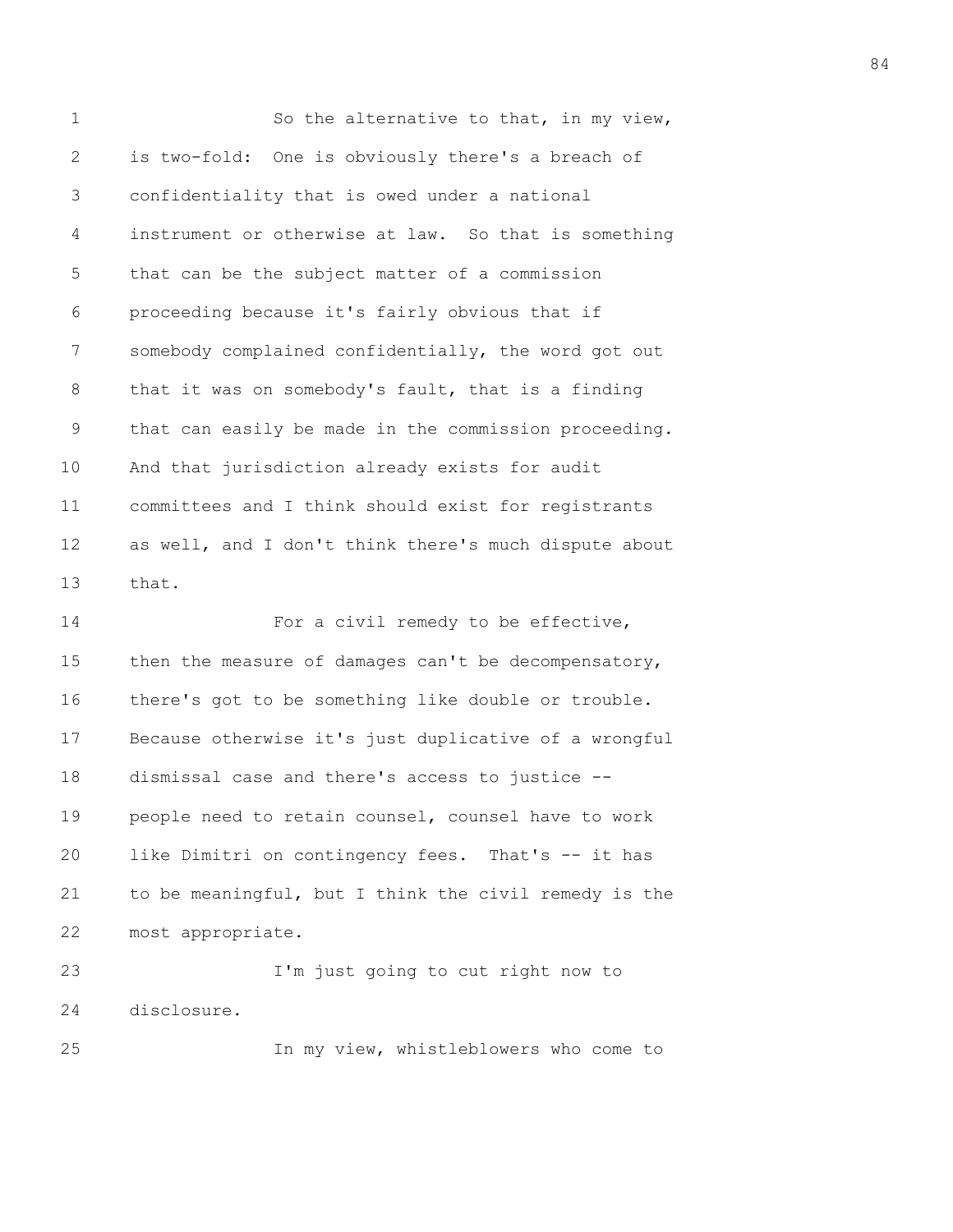So the alternative to that, in my view, is two-fold: One is obviously there's a breach of confidentiality that is owed under a national instrument or otherwise at law. So that is something that can be the subject matter of a commission proceeding because it's fairly obvious that if somebody complained confidentially, the word got out that it was on somebody's fault, that is a finding that can easily be made in the commission proceeding. And that jurisdiction already exists for audit committees and I think should exist for registrants as well, and I don't think there's much dispute about that.

For a civil remedy to be effective, then the measure of damages can't be decompensatory, there's got to be something like double or trouble. Because otherwise it's just duplicative of a wrongful dismissal case and there's access to justice -- people need to retain counsel, counsel have to work like Dimitri on contingency fees. That's -- it has to be meaningful, but I think the civil remedy is the most appropriate.

I'm just going to cut right now to disclosure.

In my view, whistleblowers who come to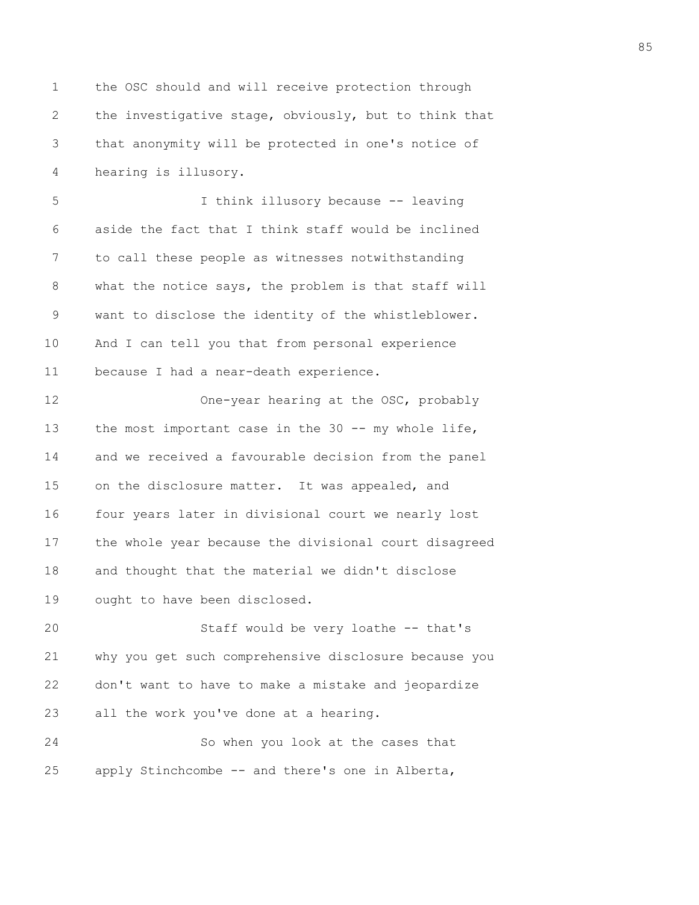the OSC should and will receive protection through the investigative stage, obviously, but to think that that anonymity will be protected in one's notice of hearing is illusory.

I think illusory because -- leaving aside the fact that I think staff would be inclined to call these people as witnesses notwithstanding what the notice says, the problem is that staff will want to disclose the identity of the whistleblower. And I can tell you that from personal experience because I had a near-death experience.

One-year hearing at the OSC, probably the most important case in the 30 -- my whole life, and we received a favourable decision from the panel on the disclosure matter. It was appealed, and four years later in divisional court we nearly lost the whole year because the divisional court disagreed and thought that the material we didn't disclose ought to have been disclosed.

Staff would be very loathe -- that's why you get such comprehensive disclosure because you don't want to have to make a mistake and jeopardize all the work you've done at a hearing.

So when you look at the cases that apply Stinchcombe -- and there's one in Alberta,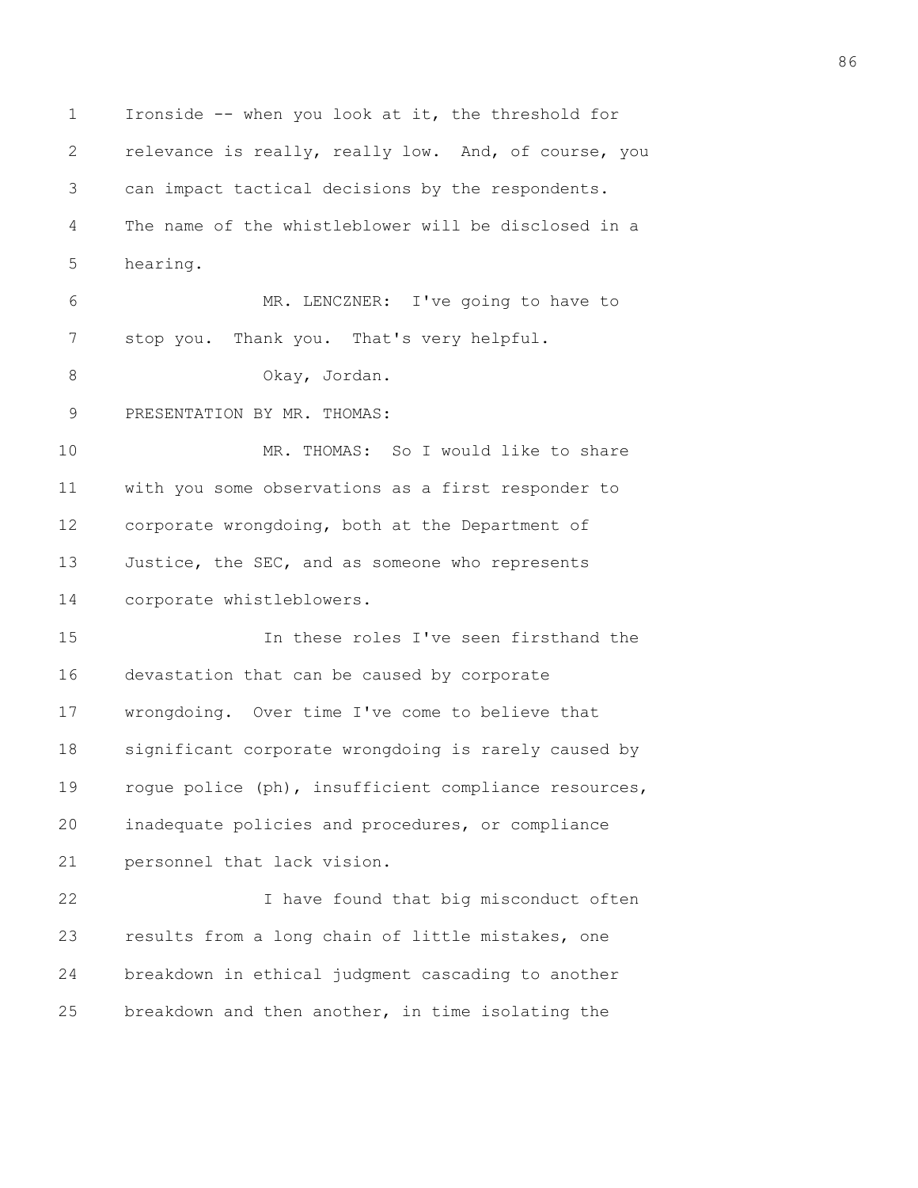Ironside -- when you look at it, the threshold for relevance is really, really low. And, of course, you can impact tactical decisions by the respondents. The name of the whistleblower will be disclosed in a hearing.

MR. LENCZNER: I've going to have to stop you. Thank you. That's very helpful.

Okay, Jordan.

PRESENTATION BY MR. THOMAS:

MR. THOMAS: So I would like to share with you some observations as a first responder to corporate wrongdoing, both at the Department of Justice, the SEC, and as someone who represents corporate whistleblowers.

In these roles I've seen firsthand the devastation that can be caused by corporate wrongdoing. Over time I've come to believe that significant corporate wrongdoing is rarely caused by rogue police (ph), insufficient compliance resources, inadequate policies and procedures, or compliance personnel that lack vision.

I have found that big misconduct often results from a long chain of little mistakes, one breakdown in ethical judgment cascading to another breakdown and then another, in time isolating the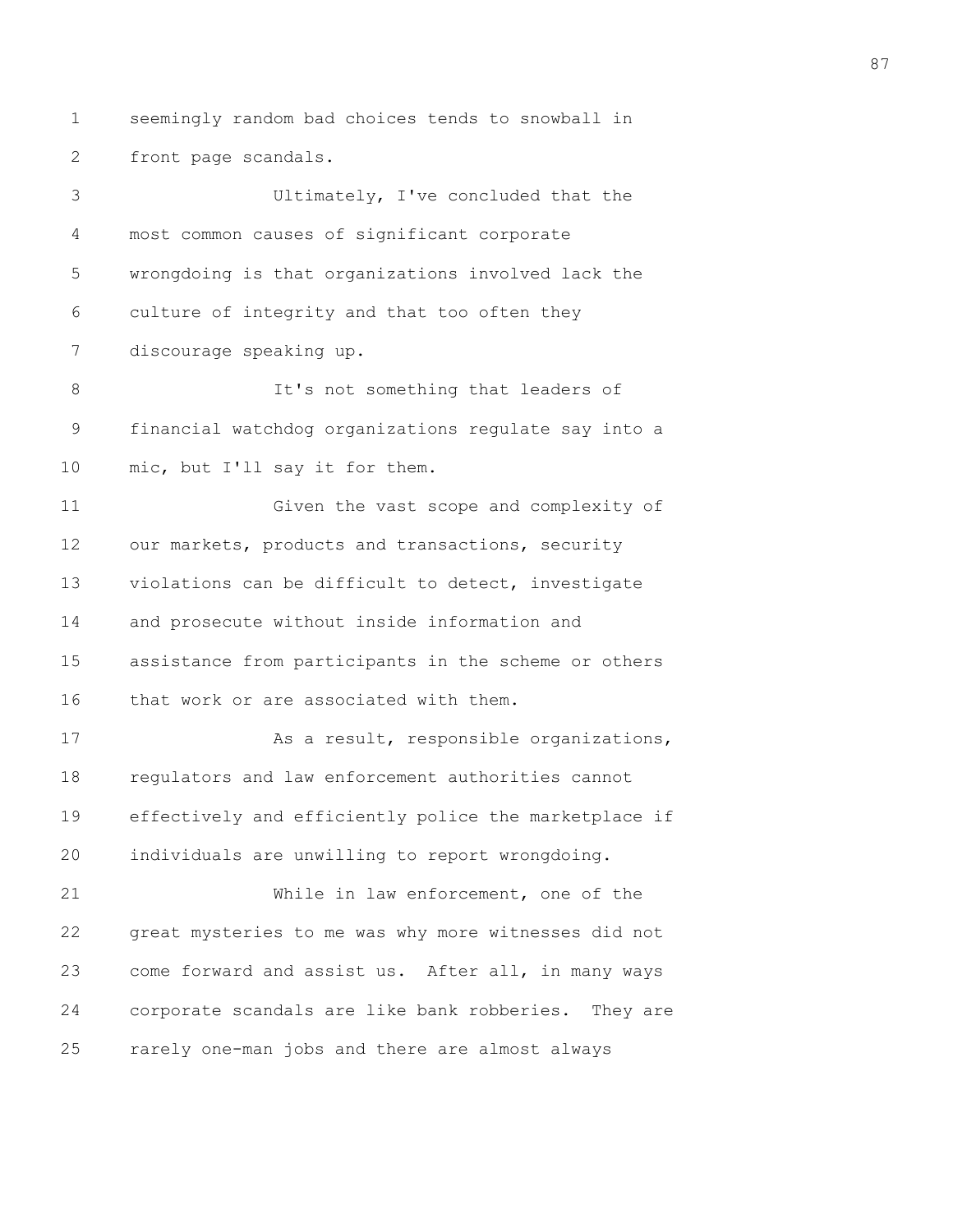seemingly random bad choices tends to snowball in front page scandals.

Ultimately, I've concluded that the most common causes of significant corporate wrongdoing is that organizations involved lack the culture of integrity and that too often they discourage speaking up.

It's not something that leaders of financial watchdog organizations regulate say into a mic, but I'll say it for them.

Given the vast scope and complexity of our markets, products and transactions, security violations can be difficult to detect, investigate and prosecute without inside information and assistance from participants in the scheme or others that work or are associated with them.

As a result, responsible organizations, regulators and law enforcement authorities cannot effectively and efficiently police the marketplace if individuals are unwilling to report wrongdoing.

While in law enforcement, one of the great mysteries to me was why more witnesses did not come forward and assist us. After all, in many ways corporate scandals are like bank robberies. They are rarely one-man jobs and there are almost always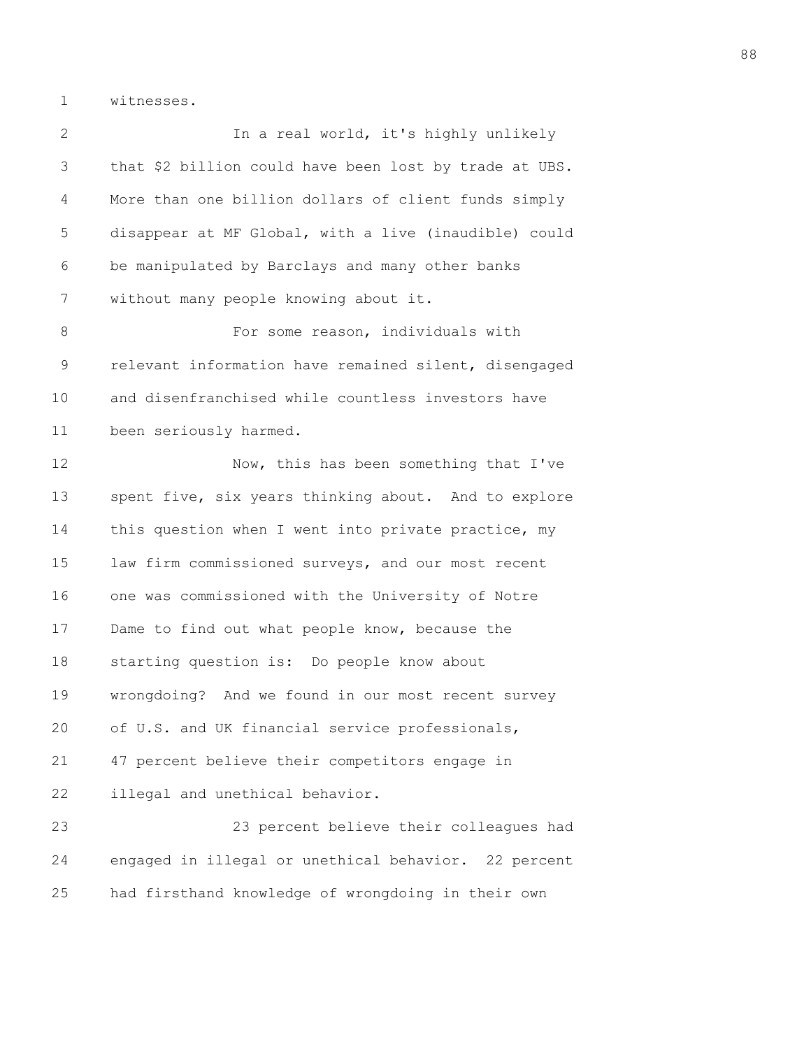witnesses.

In a real world, it's highly unlikely that $2 billion could have been lost by trade at UBS. More than one billion dollars of client funds simply disappear at MF Global, with a live (inaudible) could be manipulated by Barclays and many other banks without many people knowing about it.

For some reason, individuals with relevant information have remained silent, disengaged and disenfranchised while countless investors have been seriously harmed.

Now, this has been something that I've spent five, six years thinking about. And to explore this question when I went into private practice, my law firm commissioned surveys, and our most recent one was commissioned with the University of Notre Dame to find out what people know, because the starting question is: Do people know about wrongdoing? And we found in our most recent survey of U.S. and UK financial service professionals, 47 percent believe their competitors engage in illegal and unethical behavior.

23 percent believe their colleagues had engaged in illegal or unethical behavior. 22 percent had firsthand knowledge of wrongdoing in their own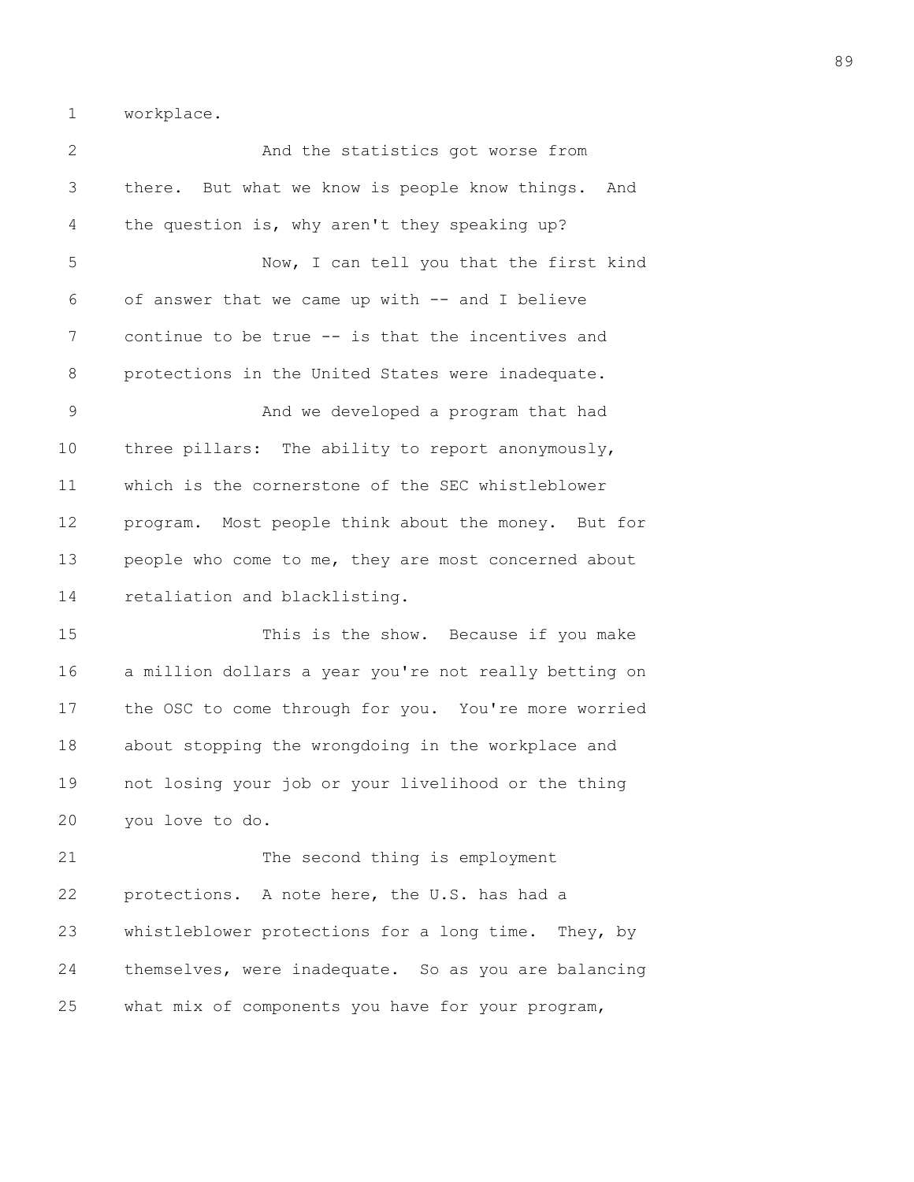workplace.

And the statistics got worse from there. But what we know is people know things. And the question is, why aren't they speaking up?

Now, I can tell you that the first kind of answer that we came up with -- and I believe continue to be true -- is that the incentives and protections in the United States were inadequate.

And we developed a program that had three pillars: The ability to report anonymously, which is the cornerstone of the SEC whistleblower program. Most people think about the money. But for people who come to me, they are most concerned about retaliation and blacklisting.

This is the show. Because if you make a million dollars a year you're not really betting on the OSC to come through for you. You're more worried about stopping the wrongdoing in the workplace and not losing your job or your livelihood or the thing you love to do.

The second thing is employment protections. A note here, the U.S. has had a whistleblower protections for a long time. They, by themselves, were inadequate. So as you are balancing what mix of components you have for your program,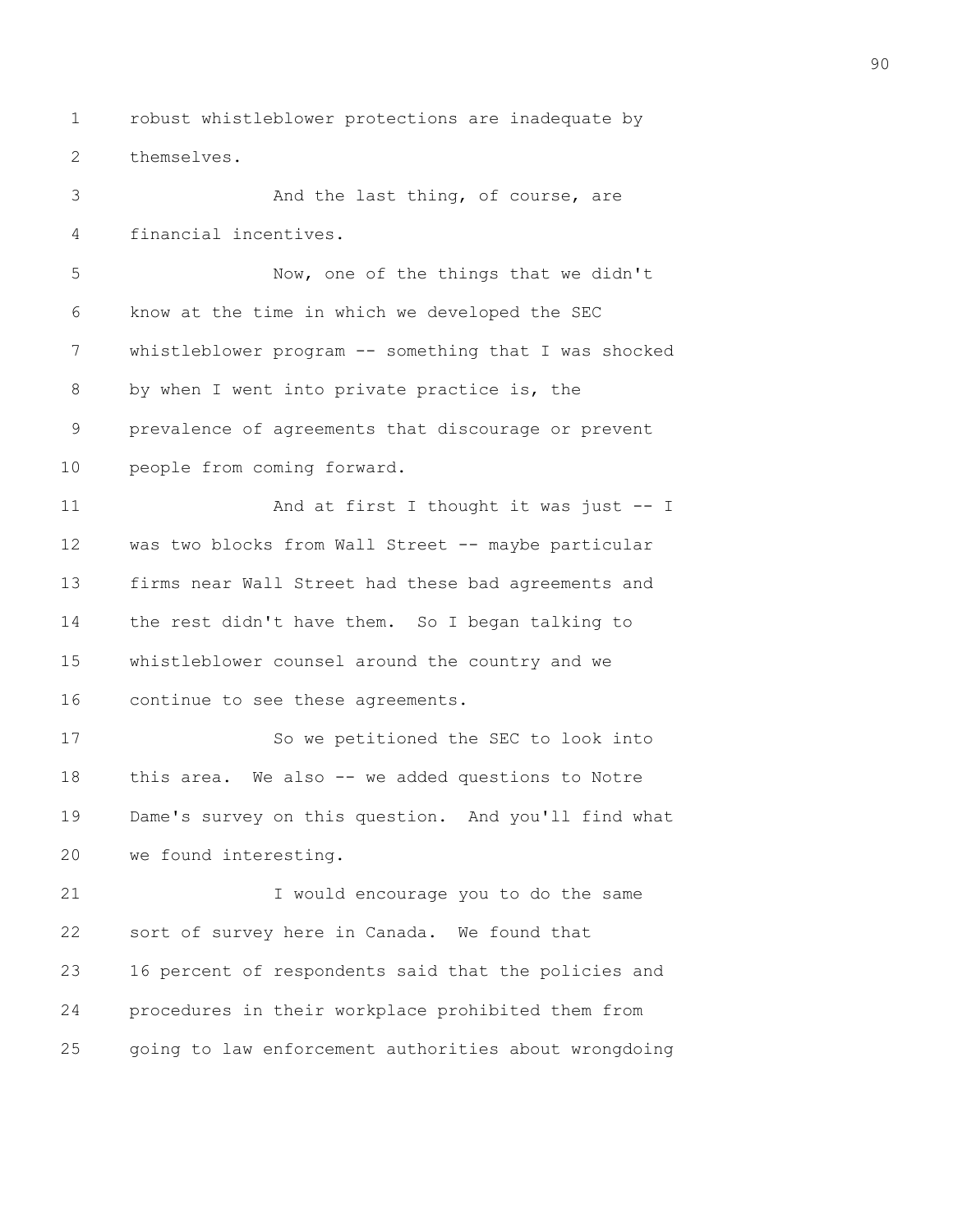robust whistleblower protections are inadequate by themselves.

And the last thing, of course, are financial incentives.

Now, one of the things that we didn't know at the time in which we developed the SEC whistleblower program -- something that I was shocked by when I went into private practice is, the prevalence of agreements that discourage or prevent people from coming forward.

And at first I thought it was just -- I was two blocks from Wall Street -- maybe particular firms near Wall Street had these bad agreements and the rest didn't have them. So I began talking to whistleblower counsel around the country and we continue to see these agreements.

So we petitioned the SEC to look into this area. We also -- we added questions to Notre Dame's survey on this question. And you'll find what we found interesting.

I would encourage you to do the same sort of survey here in Canada. We found that 16 percent of respondents said that the policies and procedures in their workplace prohibited them from going to law enforcement authorities about wrongdoing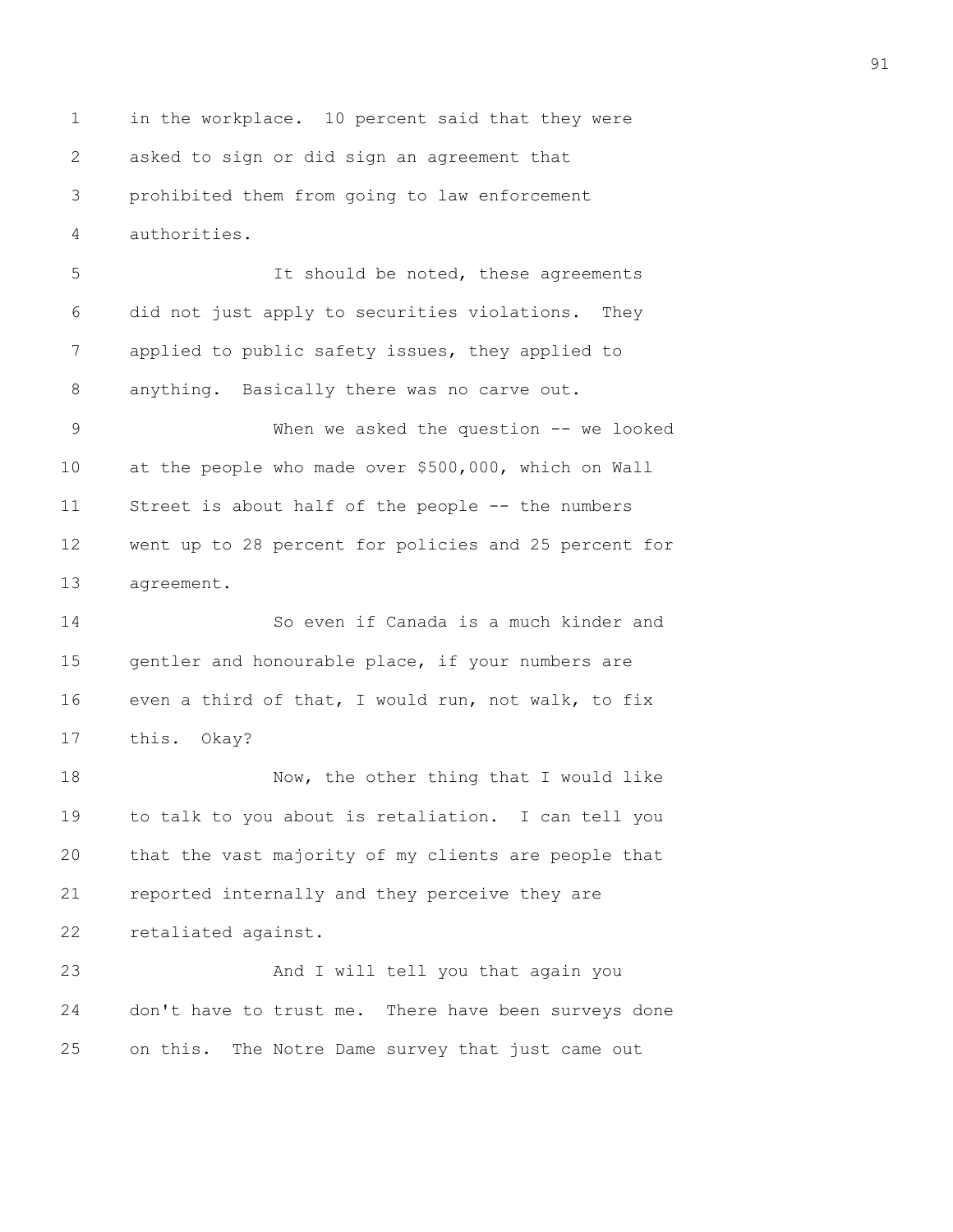in the workplace. 10 percent said that they were asked to sign or did sign an agreement that prohibited them from going to law enforcement authorities.

It should be noted, these agreements did not just apply to securities violations. They applied to public safety issues, they applied to anything. Basically there was no carve out.

When we asked the question -- we looked at the people who made over $500,000, which on Wall Street is about half of the people -- the numbers went up to 28 percent for policies and 25 percent for agreement.

So even if Canada is a much kinder and gentler and honourable place, if your numbers are even a third of that, I would run, not walk, to fix this. Okay?

Now, the other thing that I would like to talk to you about is retaliation. I can tell you that the vast majority of my clients are people that reported internally and they perceive they are retaliated against.

And I will tell you that again you don't have to trust me. There have been surveys done on this. The Notre Dame survey that just came out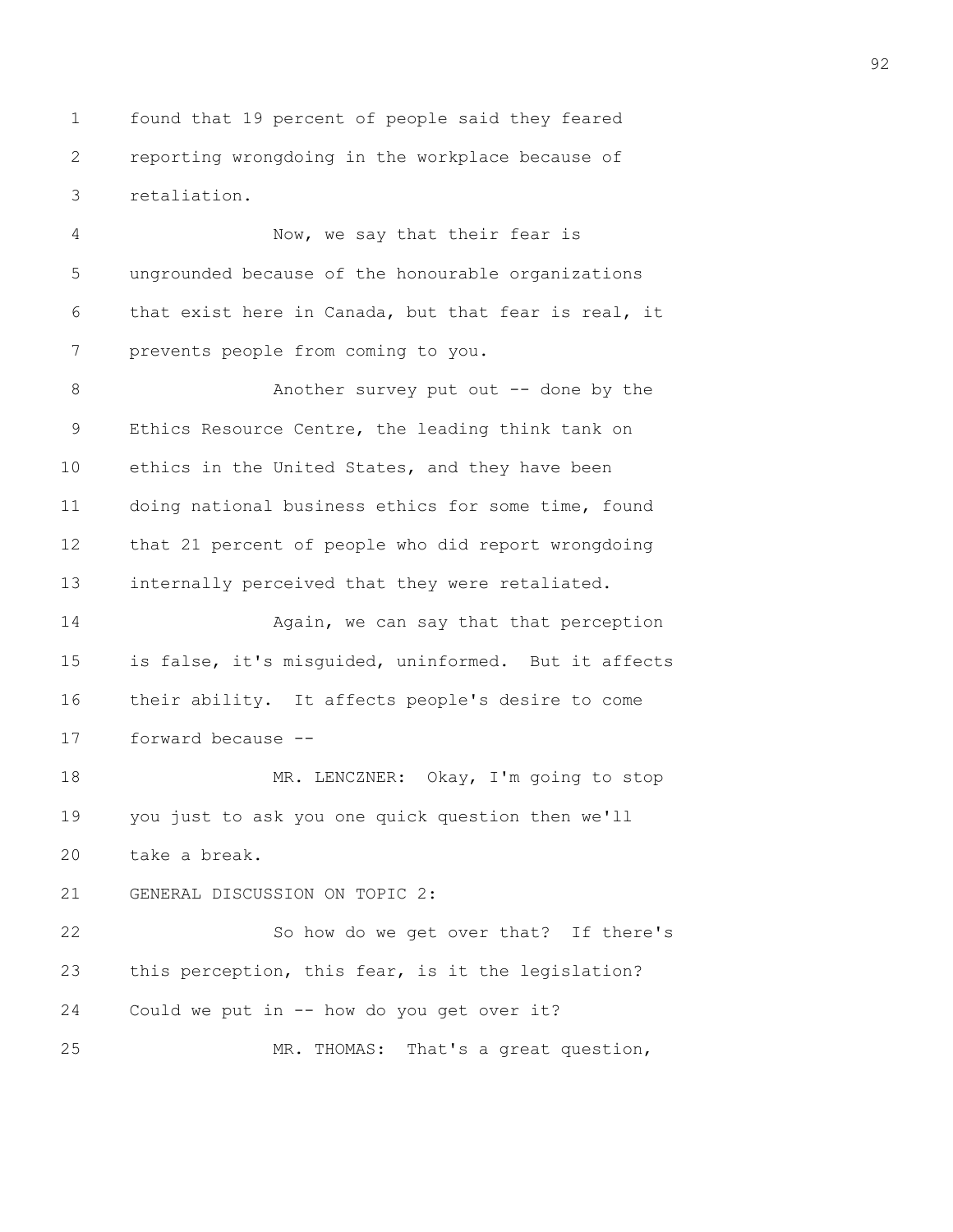found that 19 percent of people said they feared reporting wrongdoing in the workplace because of retaliation.

Now, we say that their fear is ungrounded because of the honourable organizations that exist here in Canada, but that fear is real, it prevents people from coming to you.

Another survey put out -- done by the Ethics Resource Centre, the leading think tank on ethics in the United States, and they have been doing national business ethics for some time, found that 21 percent of people who did report wrongdoing internally perceived that they were retaliated.

Again, we can say that that perception is false, it's misguided, uninformed. But it affects their ability. It affects people's desire to come forward because --

MR. LENCZNER: Okay, I'm going to stop you just to ask you one quick question then we'll take a break.

GENERAL DISCUSSION ON TOPIC 2:

So how do we get over that? If there's this perception, this fear, is it the legislation? Could we put in -- how do you get over it?

MR. THOMAS: That's a great question,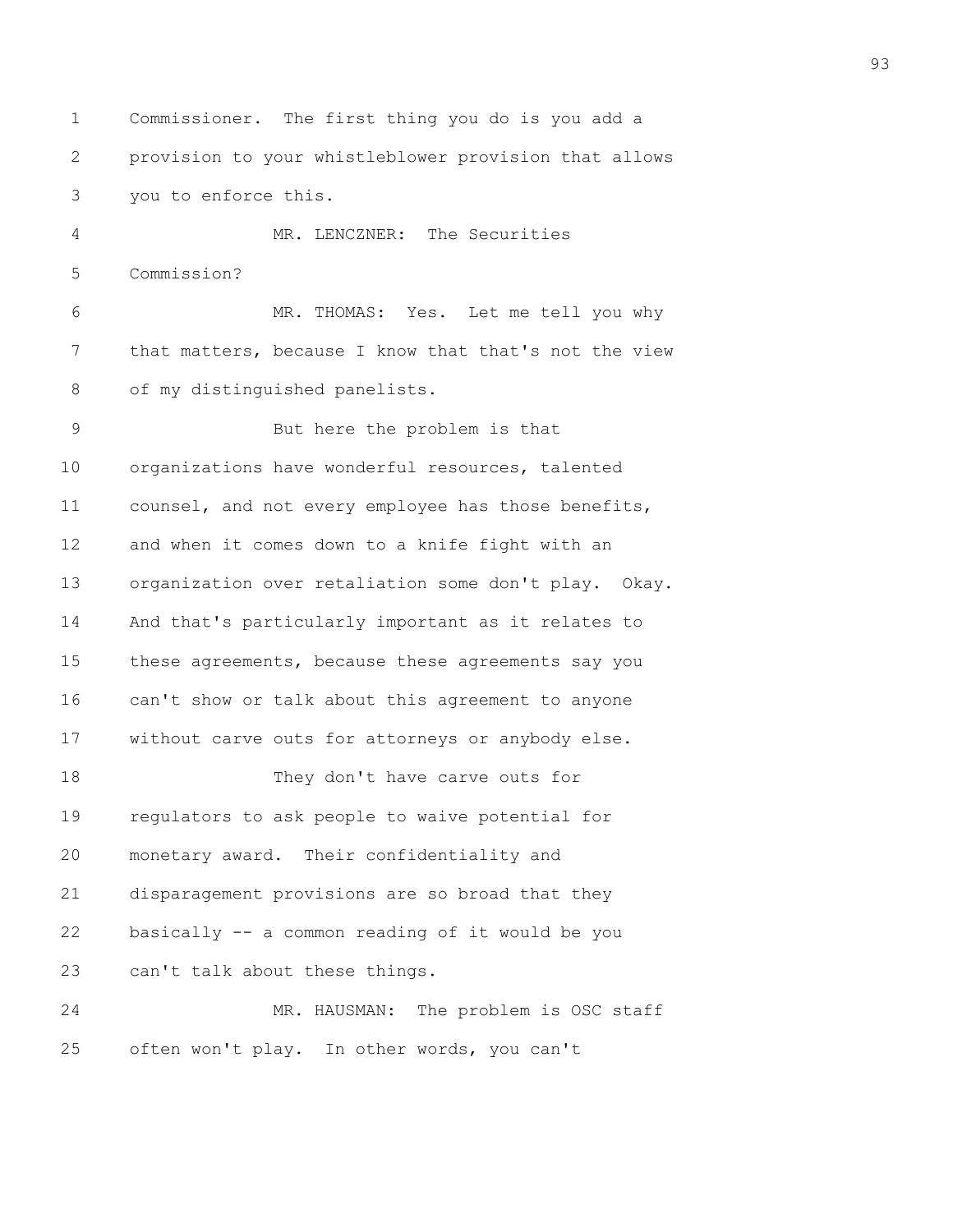Commissioner. The first thing you do is you add a provision to your whistleblower provision that allows you to enforce this.

MR. LENCZNER: The Securities Commission?

MR. THOMAS: Yes. Let me tell you why that matters, because I know that that's not the view of my distinguished panelists.

But here the problem is that organizations have wonderful resources, talented counsel, and not every employee has those benefits, and when it comes down to a knife fight with an organization over retaliation some don't play. Okay. And that's particularly important as it relates to these agreements, because these agreements say you can't show or talk about this agreement to anyone without carve outs for attorneys or anybody else.

They don't have carve outs for regulators to ask people to waive potential for monetary award. Their confidentiality and disparagement provisions are so broad that they basically -- a common reading of it would be you can't talk about these things.

MR. HAUSMAN: The problem is OSC staff often won't play. In other words, you can't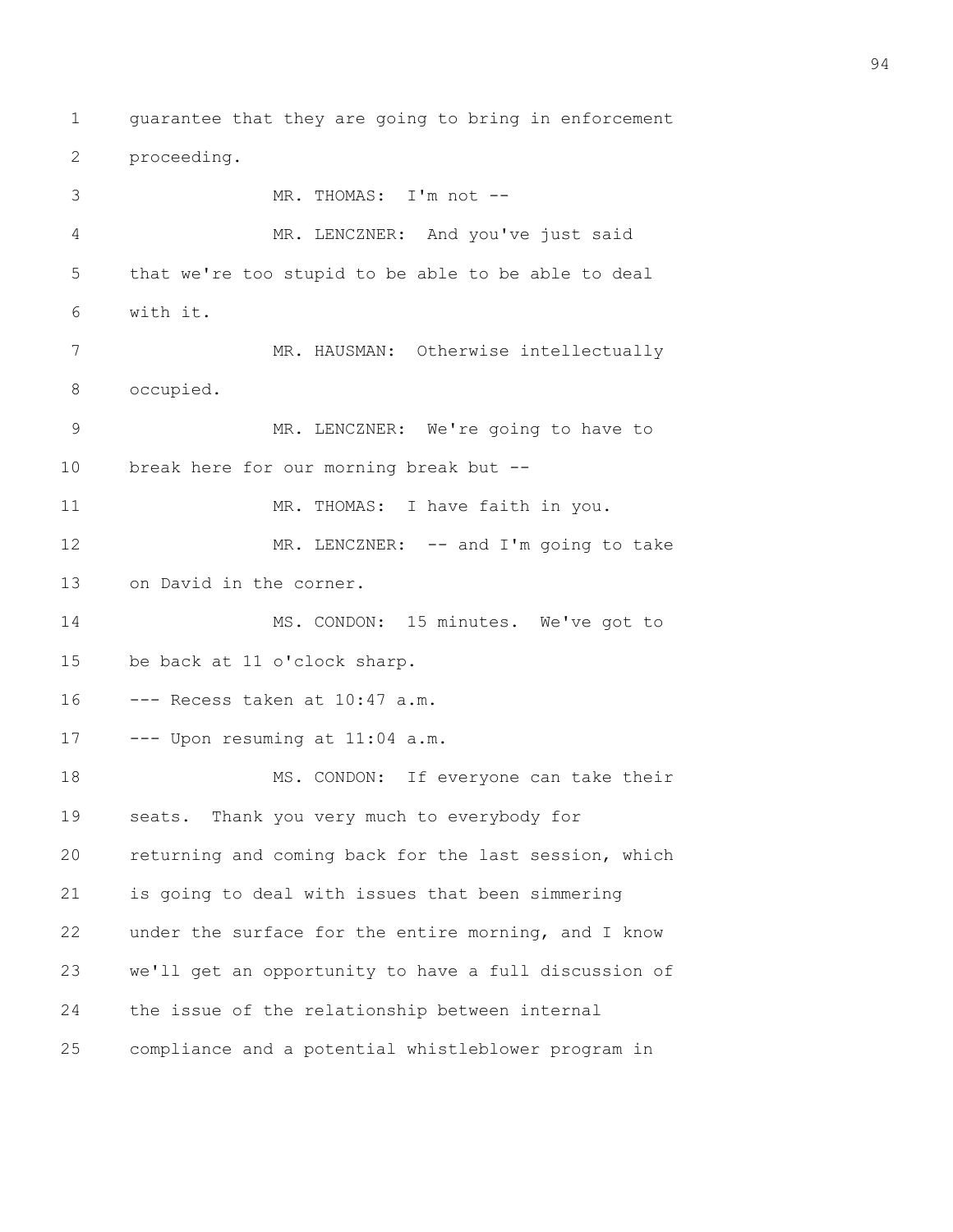guarantee that they are going to bring in enforcement proceeding.

MR. THOMAS: I'm not --

MR. LENCZNER: And you've just said that we're too stupid to be able to be able to deal with it.

MR. HAUSMAN: Otherwise intellectually occupied.

MR. LENCZNER: We're going to have to break here for our morning break but --

MR. THOMAS: I have faith in you.

MR. LENCZNER: -- and I'm going to take on David in the corner.

MS. CONDON: 15 minutes. We've got to be back at 11 o'clock sharp.

--- Recess taken at 10:47 a.m.

--- Upon resuming at 11:04 a.m.

MS. CONDON: If everyone can take their seats. Thank you very much to everybody for returning and coming back for the last session, which is going to deal with issues that been simmering under the surface for the entire morning, and I know we'll get an opportunity to have a full discussion of the issue of the relationship between internal compliance and a potential whistleblower program in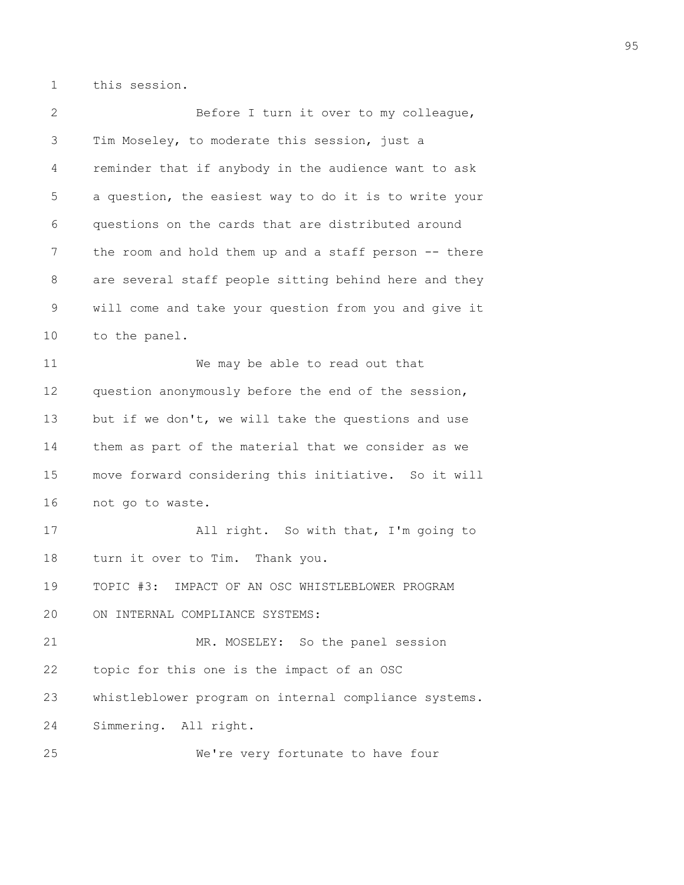this session.

Before I turn it over to my colleague, Tim Moseley, to moderate this session, just a reminder that if anybody in the audience want to ask a question, the easiest way to do it is to write your questions on the cards that are distributed around the room and hold them up and a staff person -- there are several staff people sitting behind here and they will come and take your question from you and give it to the panel.

We may be able to read out that question anonymously before the end of the session, but if we don't, we will take the questions and use them as part of the material that we consider as we move forward considering this initiative. So it will not go to waste.

All right. So with that, I'm going to turn it over to Tim. Thank you.

## TOPIC #3: IMPACT OF AN OSC WHISTLEBLOWER PROGRAM ON INTERNAL COMPLIANCE SYSTEMS:

MR. MOSELEY: So the panel session topic for this one is the impact of an OSC whistleblower program on internal compliance systems. Simmering. All right.

We're very fortunate to have four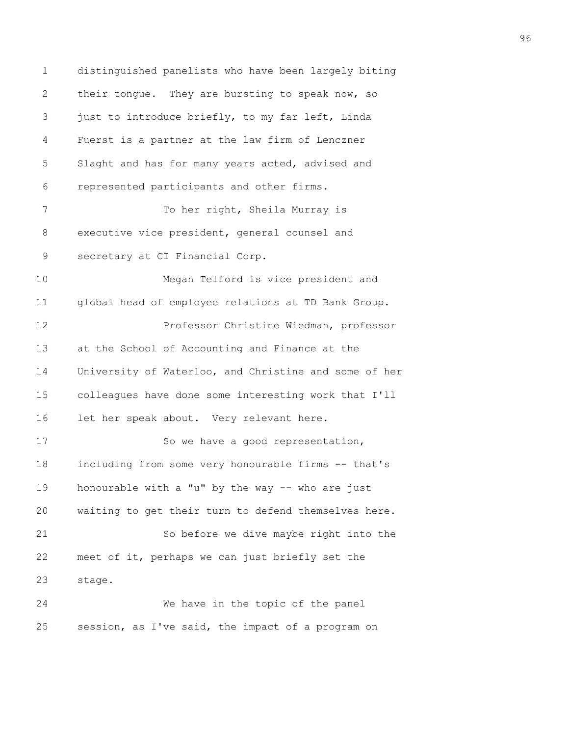distinguished panelists who have been largely biting their tongue. They are bursting to speak now, so just to introduce briefly, to my far left, Linda Fuerst is a partner at the law firm of Lenczner Slaght and has for many years acted, advised and represented participants and other firms.

To her right, Sheila Murray is executive vice president, general counsel and secretary at CI Financial Corp.

Megan Telford is vice president and global head of employee relations at TD Bank Group.

Professor Christine Wiedman, professor at the School of Accounting and Finance at the University of Waterloo, and Christine and some of her colleagues have done some interesting work that I'll let her speak about. Very relevant here.

So we have a good representation, including from some very honourable firms -- that's honourable with a "u" by the way -- who are just waiting to get their turn to defend themselves here.

So before we dive maybe right into the meet of it, perhaps we can just briefly set the stage.

We have in the topic of the panel session, as I've said, the impact of a program on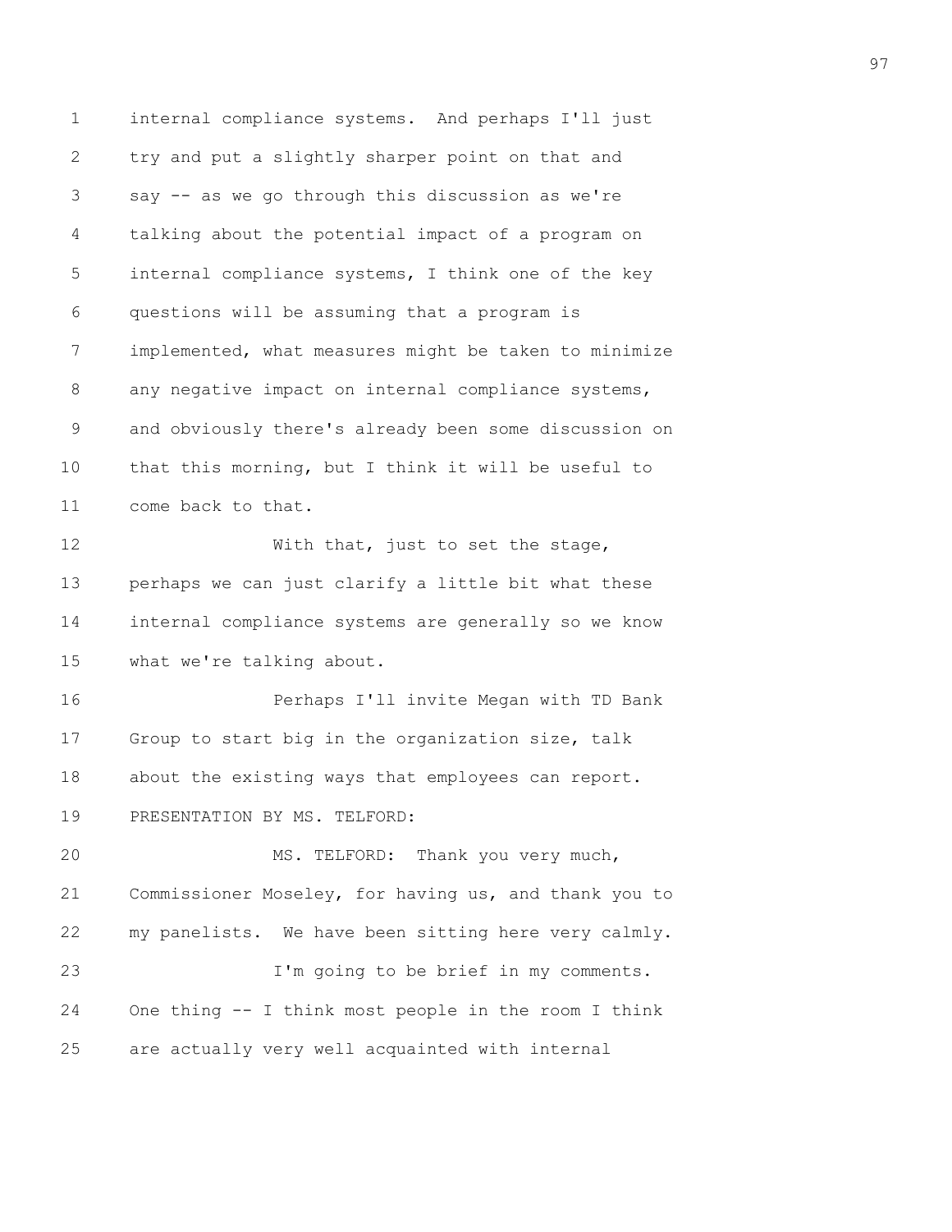internal compliance systems. And perhaps I'll just try and put a slightly sharper point on that and say -- as we go through this discussion as we're talking about the potential impact of a program on internal compliance systems, I think one of the key questions will be assuming that a program is implemented, what measures might be taken to minimize any negative impact on internal compliance systems, and obviously there's already been some discussion on that this morning, but I think it will be useful to come back to that.

With that, just to set the stage, perhaps we can just clarify a little bit what these internal compliance systems are generally so we know what we're talking about.

Perhaps I'll invite Megan with TD Bank Group to start big in the organization size, talk about the existing ways that employees can report.

PRESENTATION BY MS. TELFORD:

MS. TELFORD: Thank you very much, Commissioner Moseley, for having us, and thank you to my panelists. We have been sitting here very calmly.

I'm going to be brief in my comments. One thing -- I think most people in the room I think are actually very well acquainted with internal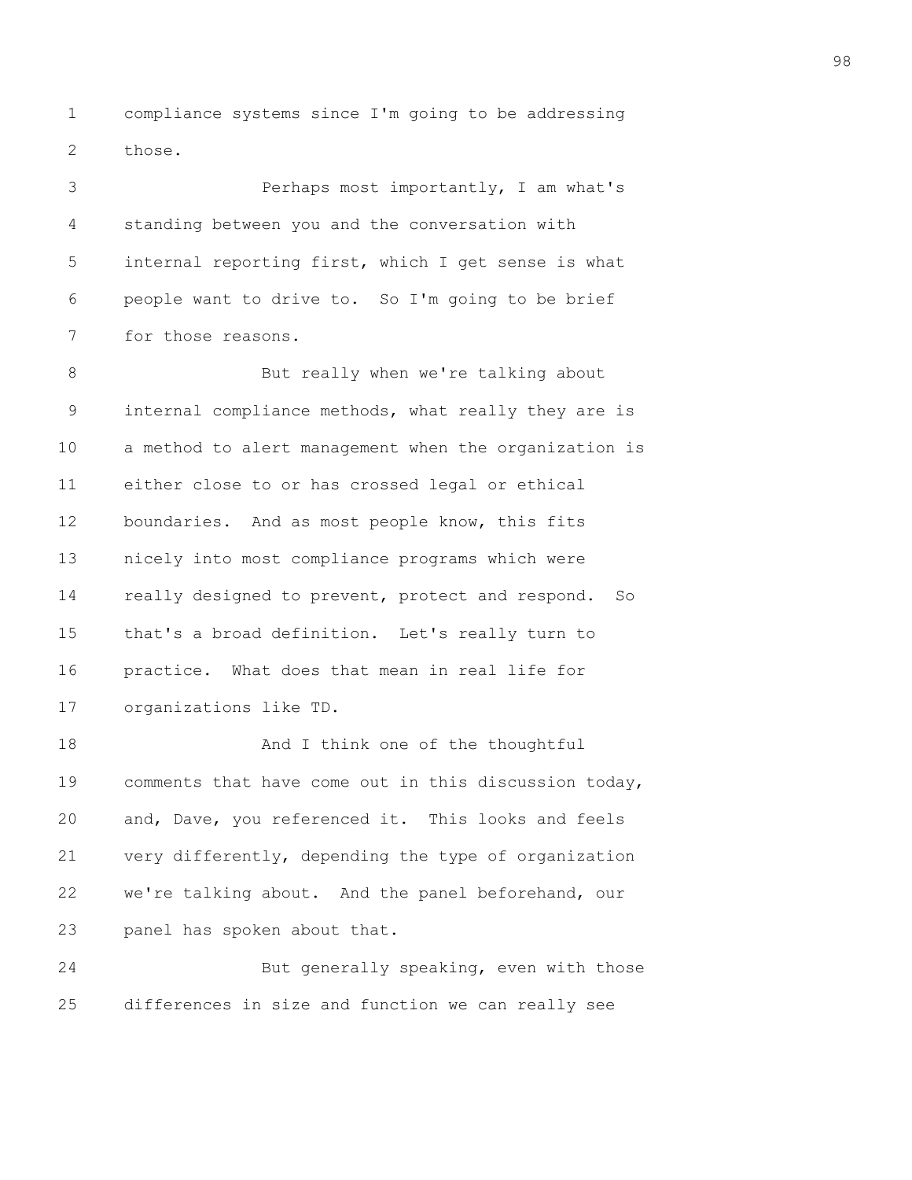compliance systems since I'm going to be addressing those.

Perhaps most importantly, I am what's standing between you and the conversation with internal reporting first, which I get sense is what people want to drive to. So I'm going to be brief for those reasons.

But really when we're talking about internal compliance methods, what really they are is a method to alert management when the organization is either close to or has crossed legal or ethical boundaries. And as most people know, this fits nicely into most compliance programs which were really designed to prevent, protect and respond. So that's a broad definition. Let's really turn to practice. What does that mean in real life for organizations like TD.

And I think one of the thoughtful comments that have come out in this discussion today, and, Dave, you referenced it. This looks and feels very differently, depending the type of organization we're talking about. And the panel beforehand, our panel has spoken about that.

But generally speaking, even with those differences in size and function we can really see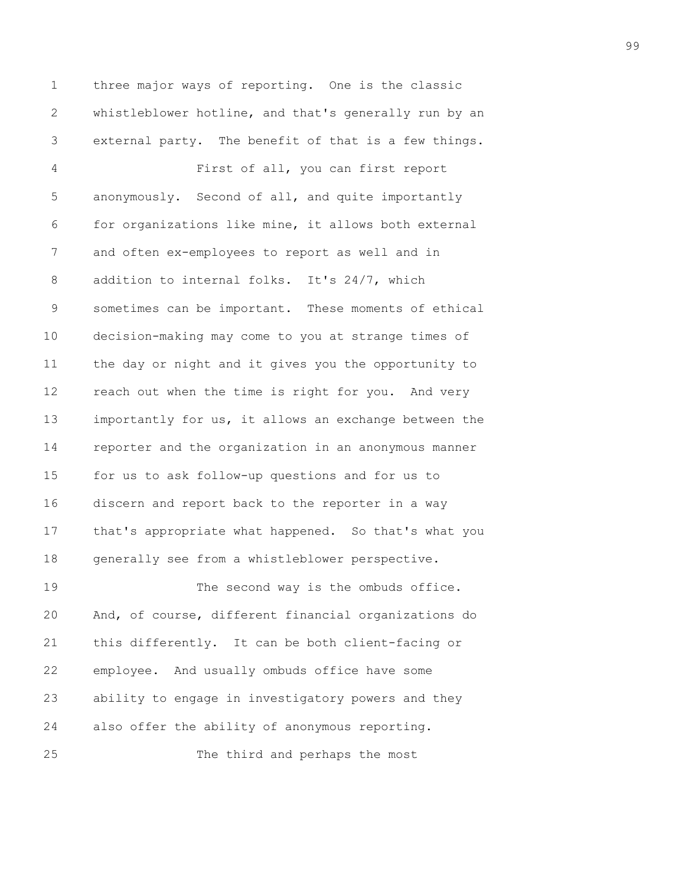three major ways of reporting. One is the classic whistleblower hotline, and that's generally run by an external party. The benefit of that is a few things.

First of all, you can first report anonymously. Second of all, and quite importantly for organizations like mine, it allows both external and often ex-employees to report as well and in addition to internal folks. It's 24/7, which sometimes can be important. These moments of ethical decision-making may come to you at strange times of the day or night and it gives you the opportunity to reach out when the time is right for you. And very importantly for us, it allows an exchange between the reporter and the organization in an anonymous manner for us to ask follow-up questions and for us to discern and report back to the reporter in a way that's appropriate what happened. So that's what you generally see from a whistleblower perspective.

The second way is the ombuds office. And, of course, different financial organizations do this differently. It can be both client-facing or employee. And usually ombuds office have some ability to engage in investigatory powers and they also offer the ability of anonymous reporting.

The third and perhaps the most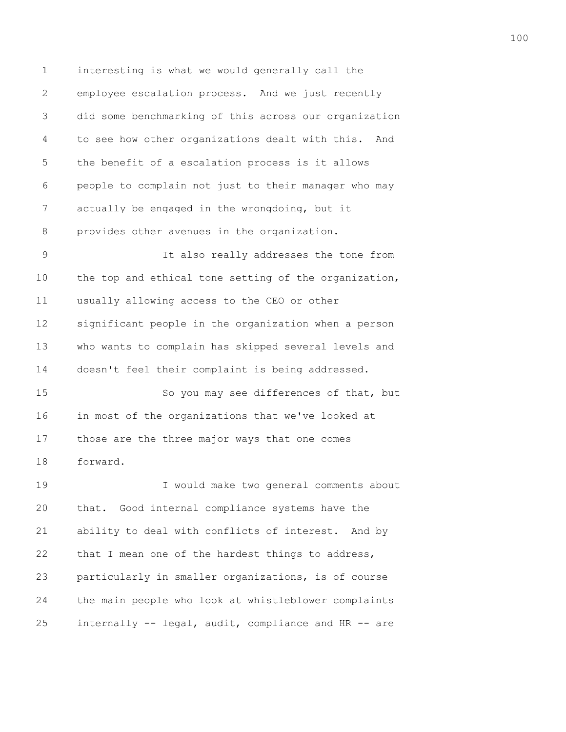interesting is what we would generally call the employee escalation process. And we just recently did some benchmarking of this across our organization to see how other organizations dealt with this. And the benefit of a escalation process is it allows people to complain not just to their manager who may actually be engaged in the wrongdoing, but it provides other avenues in the organization.

It also really addresses the tone from the top and ethical tone setting of the organization, usually allowing access to the CEO or other significant people in the organization when a person who wants to complain has skipped several levels and doesn't feel their complaint is being addressed.

So you may see differences of that, but in most of the organizations that we've looked at those are the three major ways that one comes forward.

I would make two general comments about that. Good internal compliance systems have the ability to deal with conflicts of interest. And by that I mean one of the hardest things to address, particularly in smaller organizations, is of course the main people who look at whistleblower complaints internally -- legal, audit, compliance and HR -- are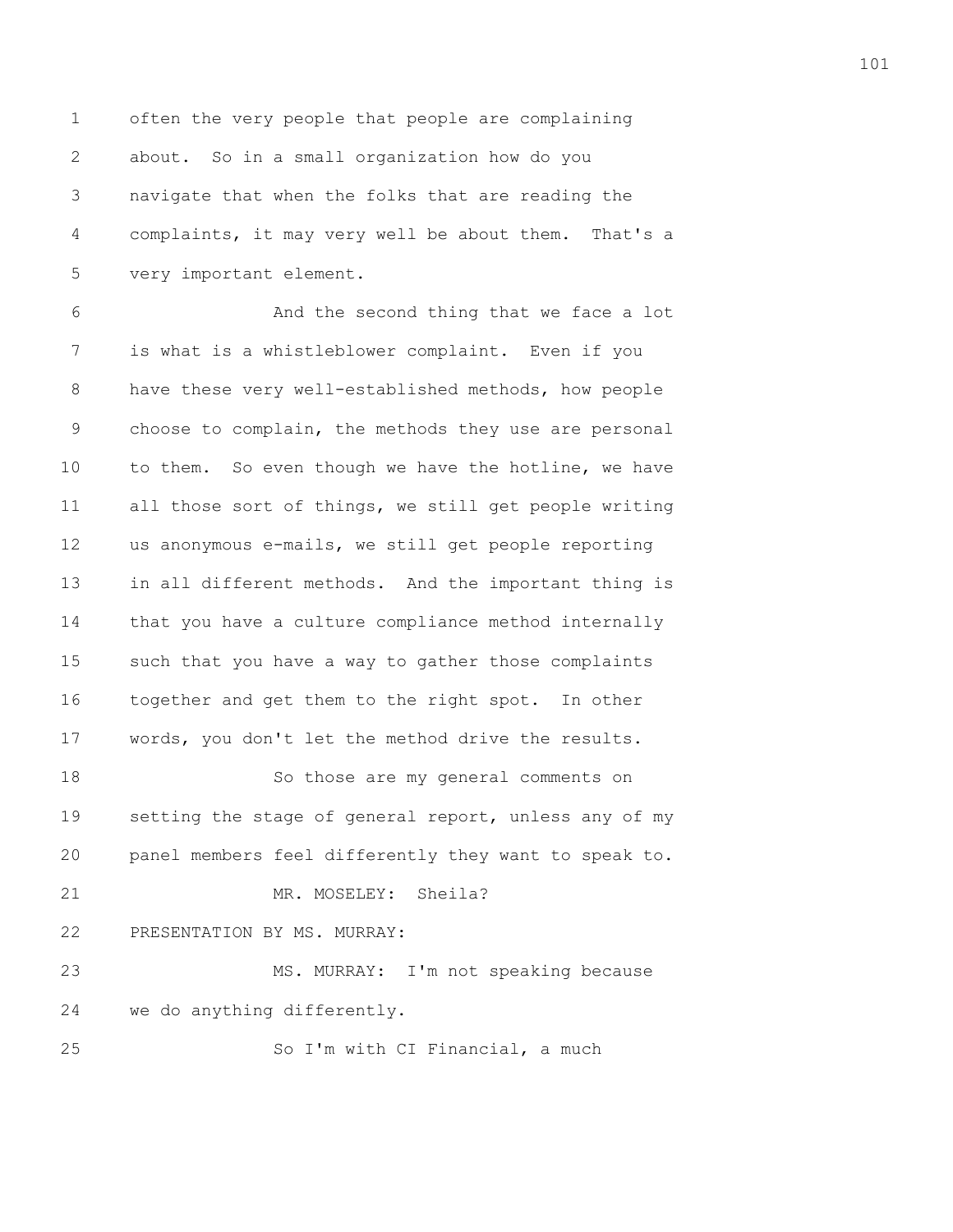often the very people that people are complaining about. So in a small organization how do you navigate that when the folks that are reading the complaints, it may very well be about them. That's a very important element.

And the second thing that we face a lot is what is a whistleblower complaint. Even if you have these very well-established methods, how people choose to complain, the methods they use are personal to them. So even though we have the hotline, we have all those sort of things, we still get people writing us anonymous e-mails, we still get people reporting in all different methods. And the important thing is that you have a culture compliance method internally such that you have a way to gather those complaints together and get them to the right spot. In other words, you don't let the method drive the results.

So those are my general comments on setting the stage of general report, unless any of my panel members feel differently they want to speak to.

MR. MOSELEY: Sheila?

PRESENTATION BY MS. MURRAY:

MS. MURRAY: I'm not speaking because we do anything differently.

So I'm with CI Financial, a much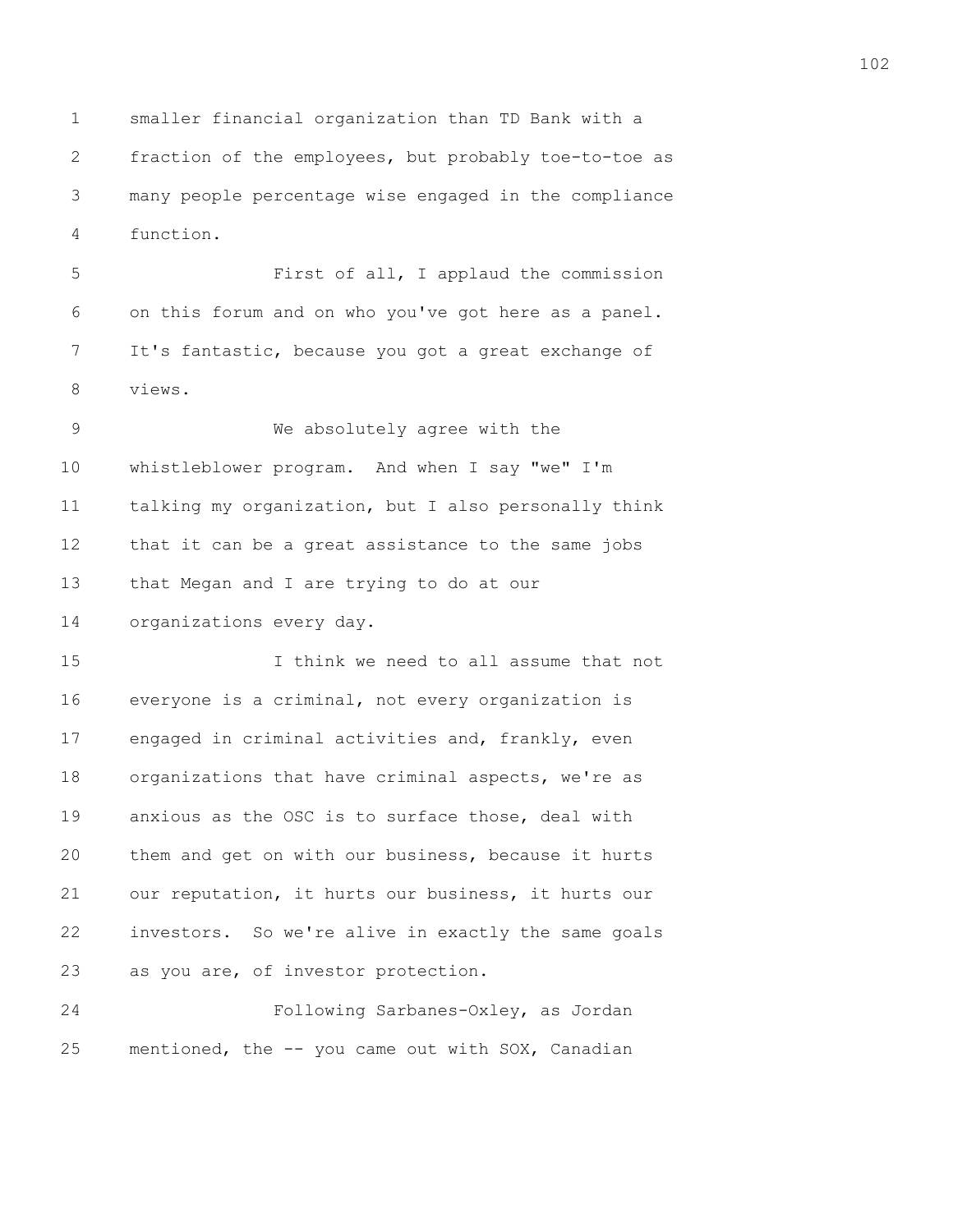smaller financial organization than TD Bank with a fraction of the employees, but probably toe-to-toe as many people percentage wise engaged in the compliance function.

First of all, I applaud the commission on this forum and on who you've got here as a panel. It's fantastic, because you got a great exchange of views.

We absolutely agree with the whistleblower program. And when I say "we" I'm talking my organization, but I also personally think that it can be a great assistance to the same jobs that Megan and I are trying to do at our organizations every day.

I think we need to all assume that not everyone is a criminal, not every organization is engaged in criminal activities and, frankly, even organizations that have criminal aspects, we're as anxious as the OSC is to surface those, deal with them and get on with our business, because it hurts our reputation, it hurts our business, it hurts our investors. So we're alive in exactly the same goals as you are, of investor protection.

Following Sarbanes-Oxley, as Jordan mentioned, the -- you came out with SOX, Canadian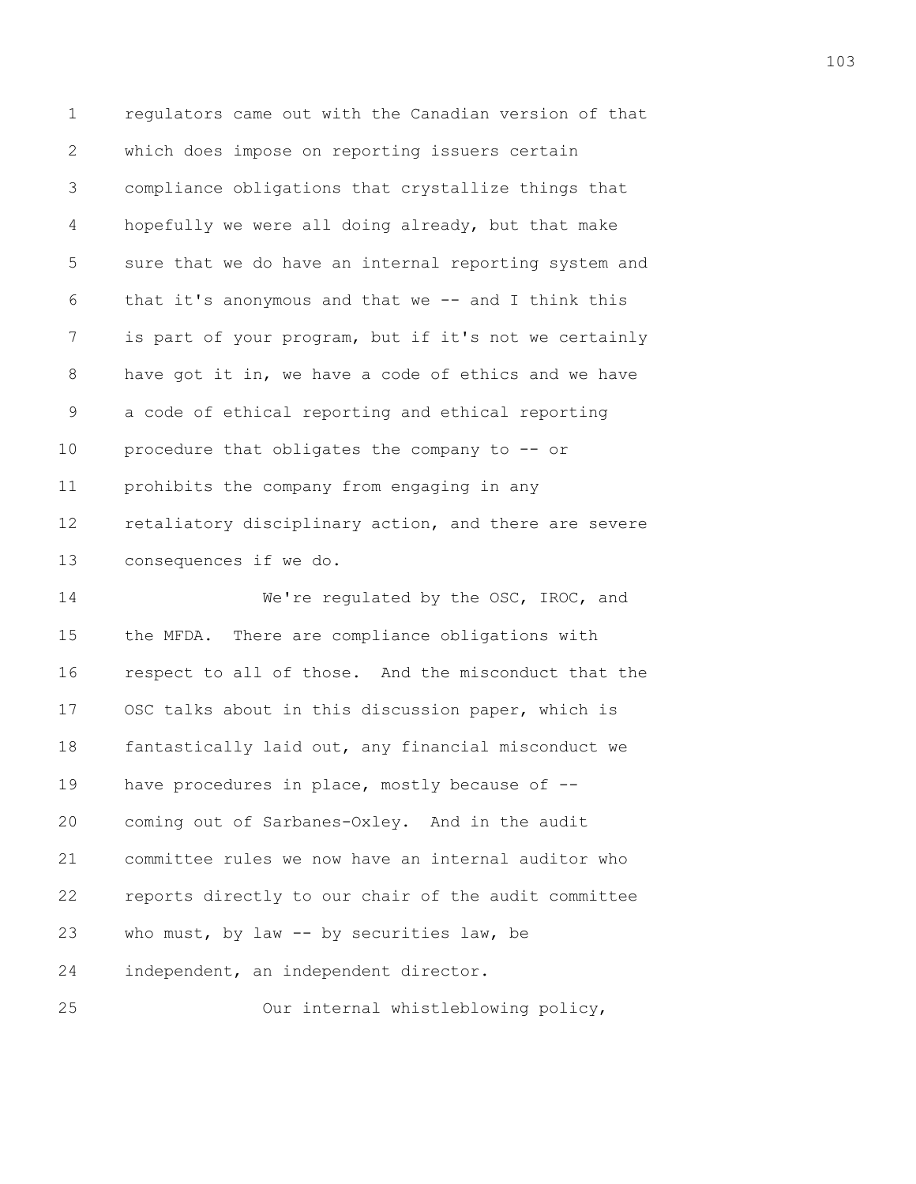regulators came out with the Canadian version of that which does impose on reporting issuers certain compliance obligations that crystallize things that hopefully we were all doing already, but that make sure that we do have an internal reporting system and that it's anonymous and that we -- and I think this is part of your program, but if it's not we certainly have got it in, we have a code of ethics and we have a code of ethical reporting and ethical reporting procedure that obligates the company to -- or prohibits the company from engaging in any retaliatory disciplinary action, and there are severe consequences if we do.

We're regulated by the OSC, IROC, and the MFDA. There are compliance obligations with respect to all of those. And the misconduct that the OSC talks about in this discussion paper, which is fantastically laid out, any financial misconduct we have procedures in place, mostly because of -- coming out of Sarbanes-Oxley. And in the audit committee rules we now have an internal auditor who reports directly to our chair of the audit committee who must, by law -- by securities law, be independent, an independent director.

Our internal whistleblowing policy,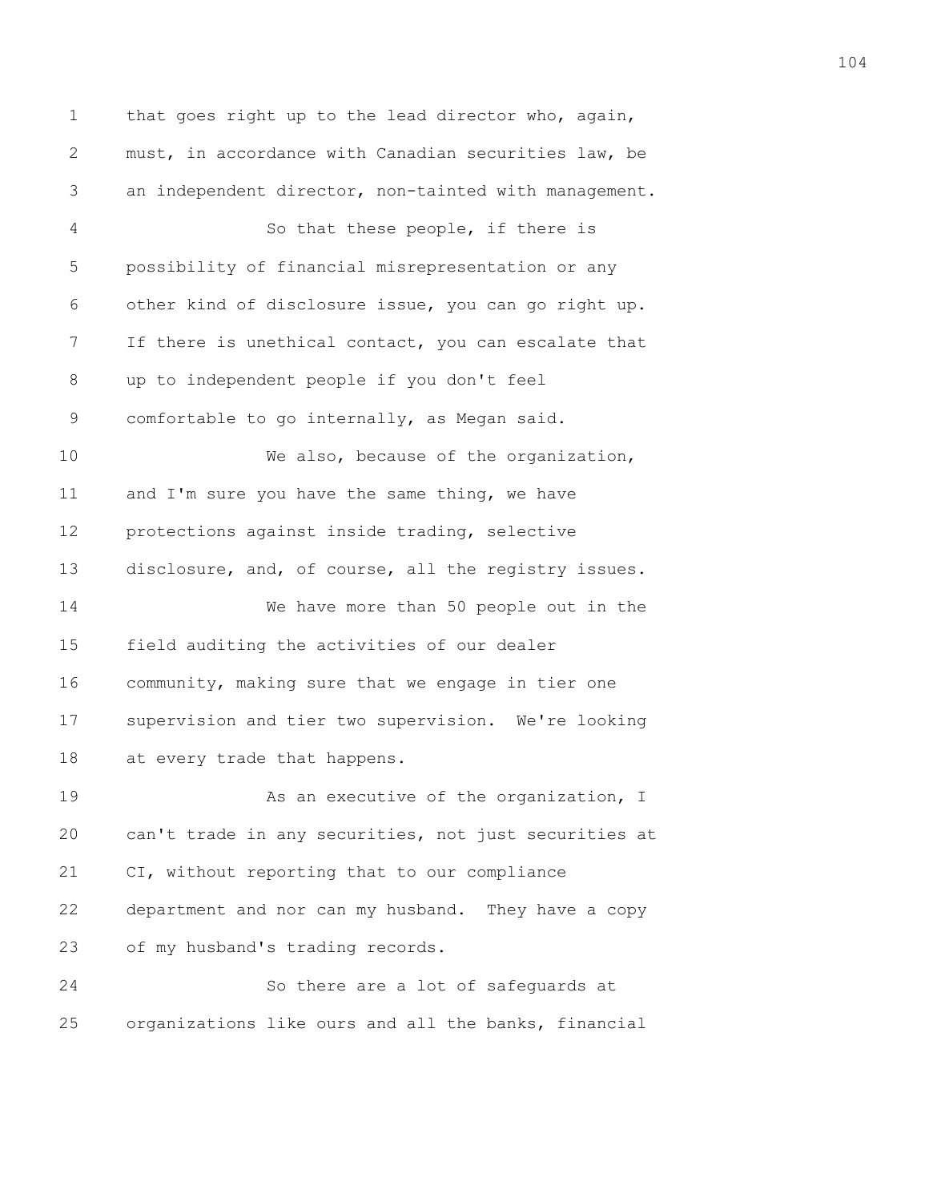that goes right up to the lead director who, again, must, in accordance with Canadian securities law, be an independent director, non-tainted with management.

So that these people, if there is possibility of financial misrepresentation or any other kind of disclosure issue, you can go right up. If there is unethical contact, you can escalate that up to independent people if you don't feel comfortable to go internally, as Megan said.

We also, because of the organization, and I'm sure you have the same thing, we have protections against inside trading, selective disclosure, and, of course, all the registry issues.

We have more than 50 people out in the field auditing the activities of our dealer community, making sure that we engage in tier one supervision and tier two supervision. We're looking at every trade that happens.

As an executive of the organization, I can't trade in any securities, not just securities at CI, without reporting that to our compliance department and nor can my husband. They have a copy of my husband's trading records.

So there are a lot of safeguards at organizations like ours and all the banks, financial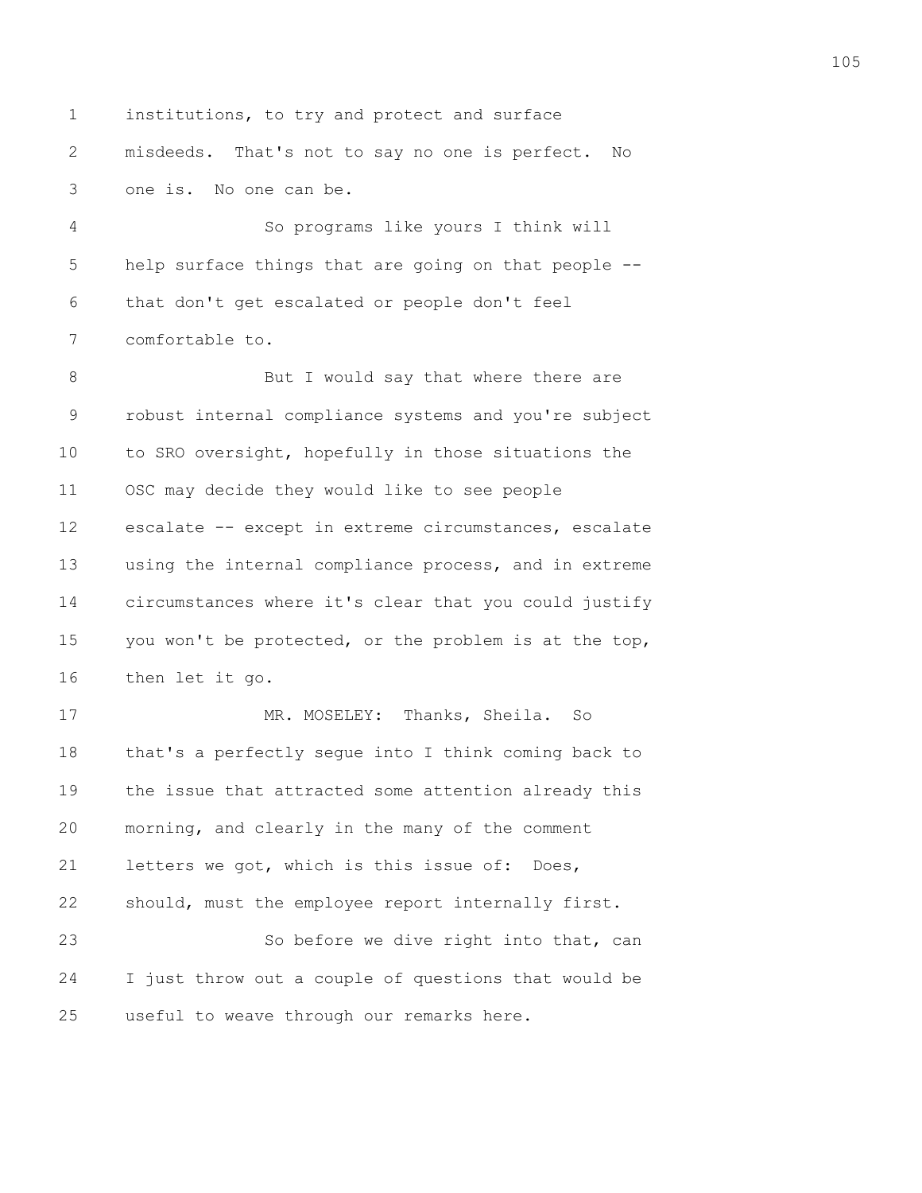institutions, to try and protect and surface misdeeds. That's not to say no one is perfect. No one is. No one can be.

So programs like yours I think will help surface things that are going on that people -- that don't get escalated or people don't feel comfortable to.

But I would say that where there are robust internal compliance systems and you're subject to SRO oversight, hopefully in those situations the OSC may decide they would like to see people escalate -- except in extreme circumstances, escalate using the internal compliance process, and in extreme circumstances where it's clear that you could justify you won't be protected, or the problem is at the top, then let it go.

MR. MOSELEY: Thanks, Sheila. So that's a perfectly segue into I think coming back to the issue that attracted some attention already this morning, and clearly in the many of the comment letters we got, which is this issue of: Does, should, must the employee report internally first.

So before we dive right into that, can I just throw out a couple of questions that would be useful to weave through our remarks here.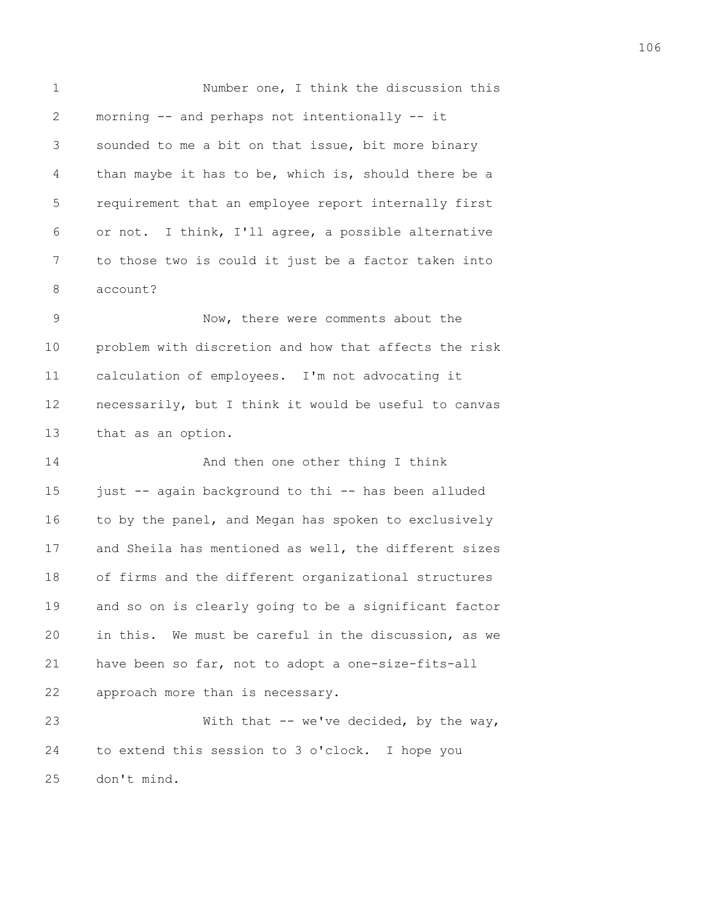Number one, I think the discussion this morning -- and perhaps not intentionally -- it sounded to me a bit on that issue, bit more binary than maybe it has to be, which is, should there be a requirement that an employee report internally first or not. I think, I'll agree, a possible alternative to those two is could it just be a factor taken into account?

Now, there were comments about the problem with discretion and how that affects the risk calculation of employees. I'm not advocating it necessarily, but I think it would be useful to canvas that as an option.

And then one other thing I think just -- again background to thi -- has been alluded to by the panel, and Megan has spoken to exclusively and Sheila has mentioned as well, the different sizes of firms and the different organizational structures and so on is clearly going to be a significant factor in this. We must be careful in the discussion, as we have been so far, not to adopt a one-size-fits-all approach more than is necessary.

With that -- we've decided, by the way, to extend this session to 3 o'clock. I hope you don't mind.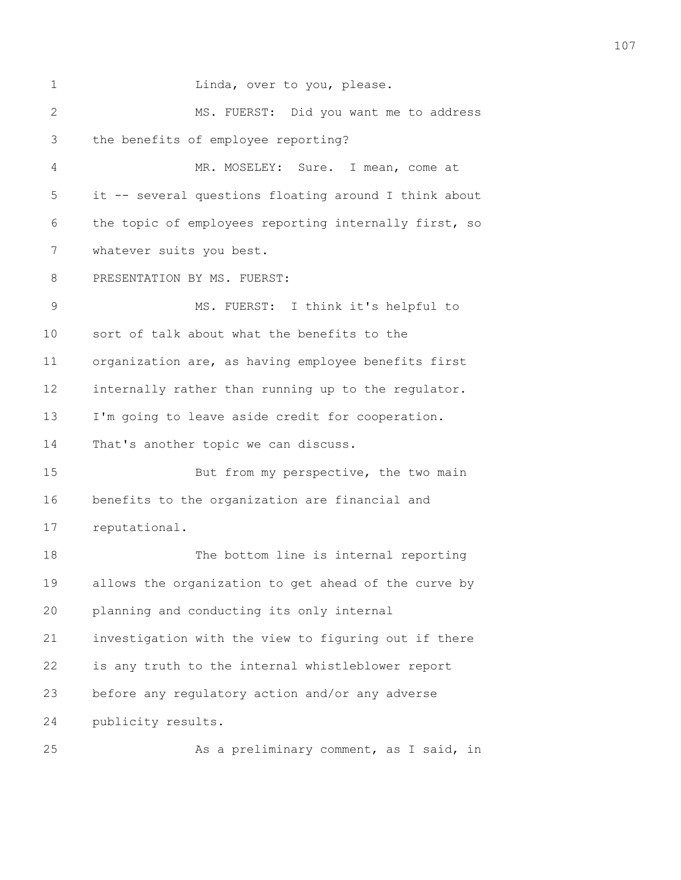Linda, over to you, please.

MS. FUERST: Did you want me to address the benefits of employee reporting?

MR. MOSELEY: Sure. I mean, come at it -- several questions floating around I think about the topic of employees reporting internally first, so whatever suits you best.

PRESENTATION BY MS. FUERST:

MS. FUERST: I think it's helpful to sort of talk about what the benefits to the organization are, as having employee benefits first internally rather than running up to the regulator. I'm going to leave aside credit for cooperation. That's another topic we can discuss.

But from my perspective, the two main benefits to the organization are financial and reputational.

The bottom line is internal reporting allows the organization to get ahead of the curve by planning and conducting its only internal investigation with the view to figuring out if there is any truth to the internal whistleblower report before any regulatory action and/or any adverse publicity results.

As a preliminary comment, as I said, in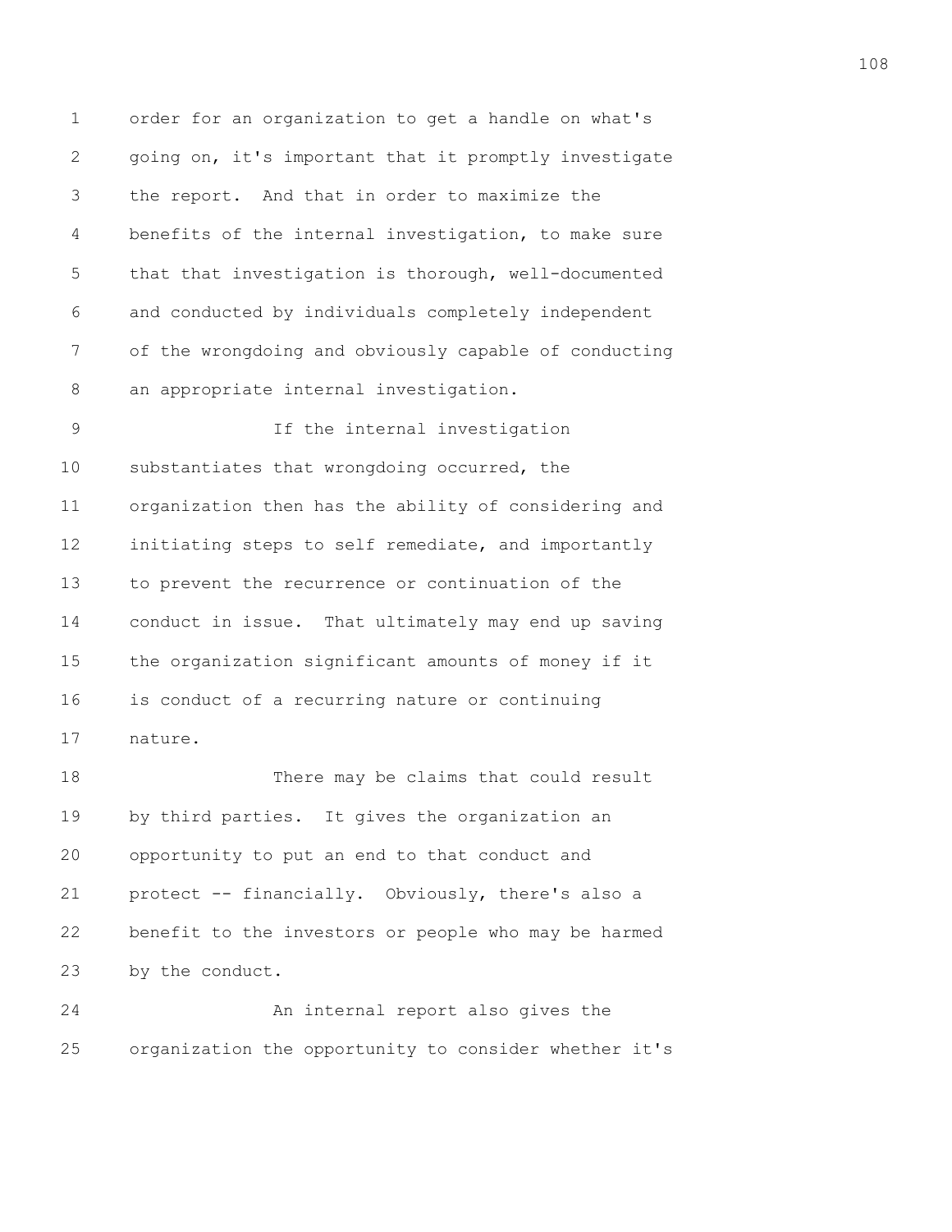order for an organization to get a handle on what's going on, it's important that it promptly investigate the report. And that in order to maximize the benefits of the internal investigation, to make sure that that investigation is thorough, well-documented and conducted by individuals completely independent of the wrongdoing and obviously capable of conducting an appropriate internal investigation.

If the internal investigation substantiates that wrongdoing occurred, the organization then has the ability of considering and initiating steps to self remediate, and importantly to prevent the recurrence or continuation of the conduct in issue. That ultimately may end up saving the organization significant amounts of money if it is conduct of a recurring nature or continuing nature.

There may be claims that could result by third parties. It gives the organization an opportunity to put an end to that conduct and protect -- financially. Obviously, there's also a benefit to the investors or people who may be harmed by the conduct.

An internal report also gives the organization the opportunity to consider whether it's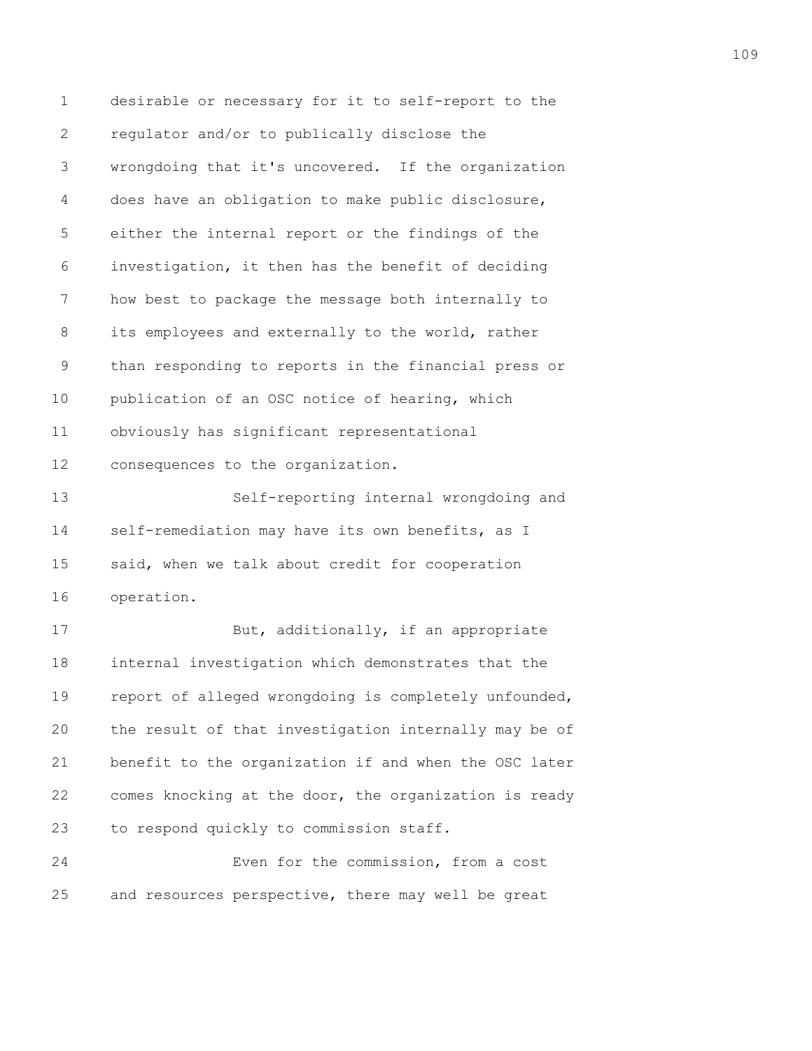desirable or necessary for it to self-report to the regulator and/or to publically disclose the wrongdoing that it's uncovered. If the organization does have an obligation to make public disclosure, either the internal report or the findings of the investigation, it then has the benefit of deciding how best to package the message both internally to its employees and externally to the world, rather than responding to reports in the financial press or publication of an OSC notice of hearing, which obviously has significant representational consequences to the organization.

Self-reporting internal wrongdoing and self-remediation may have its own benefits, as I said, when we talk about credit for cooperation operation.

But, additionally, if an appropriate internal investigation which demonstrates that the report of alleged wrongdoing is completely unfounded, the result of that investigation internally may be of benefit to the organization if and when the OSC later comes knocking at the door, the organization is ready to respond quickly to commission staff.

Even for the commission, from a cost and resources perspective, there may well be great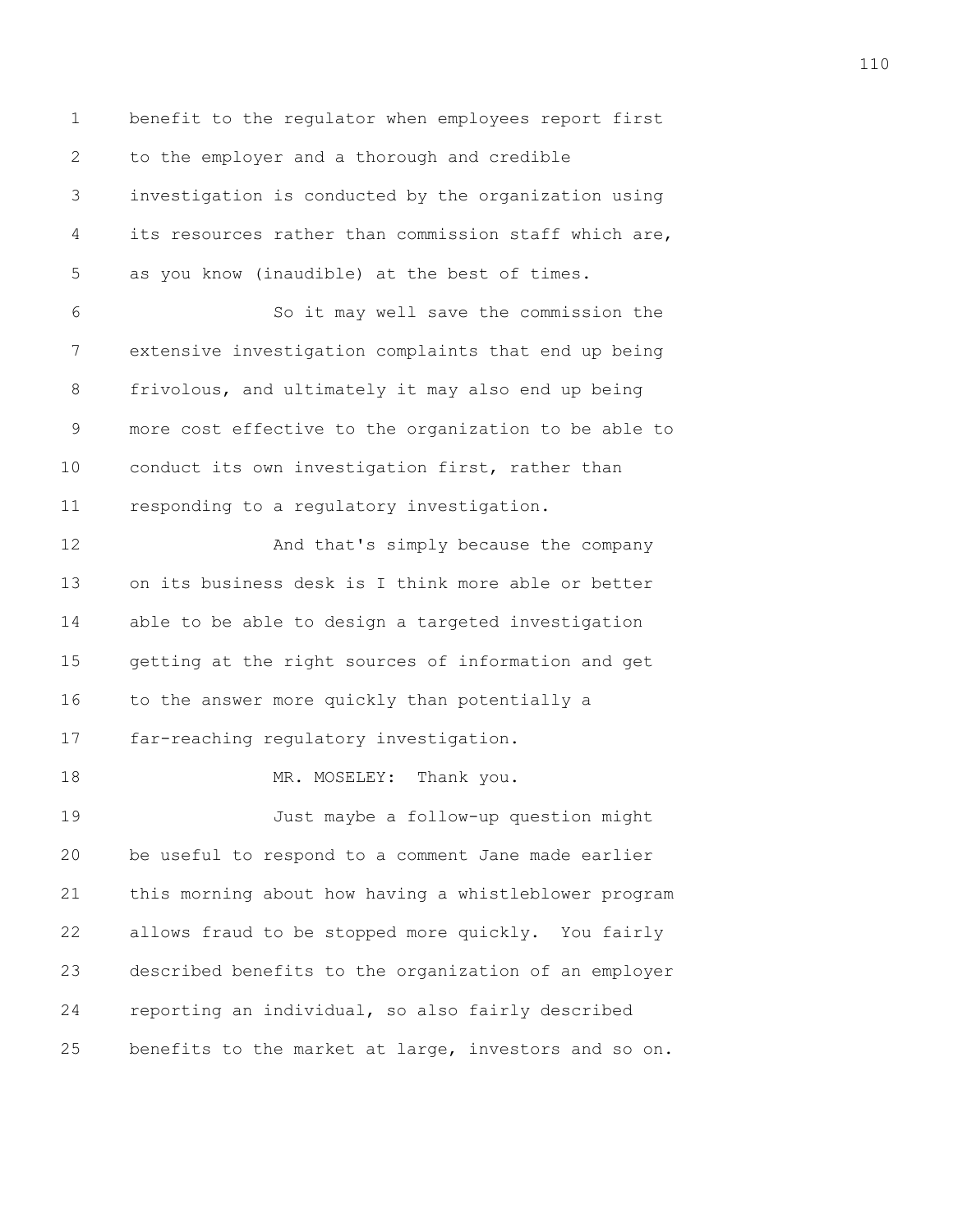benefit to the regulator when employees report first to the employer and a thorough and credible investigation is conducted by the organization using its resources rather than commission staff which are, as you know (inaudible) at the best of times.

So it may well save the commission the extensive investigation complaints that end up being frivolous, and ultimately it may also end up being more cost effective to the organization to be able to conduct its own investigation first, rather than responding to a regulatory investigation.

And that's simply because the company on its business desk is I think more able or better able to be able to design a targeted investigation getting at the right sources of information and get to the answer more quickly than potentially a far-reaching regulatory investigation.

MR. MOSELEY: Thank you.

Just maybe a follow-up question might be useful to respond to a comment Jane made earlier this morning about how having a whistleblower program allows fraud to be stopped more quickly. You fairly described benefits to the organization of an employer reporting an individual, so also fairly described benefits to the market at large, investors and so on.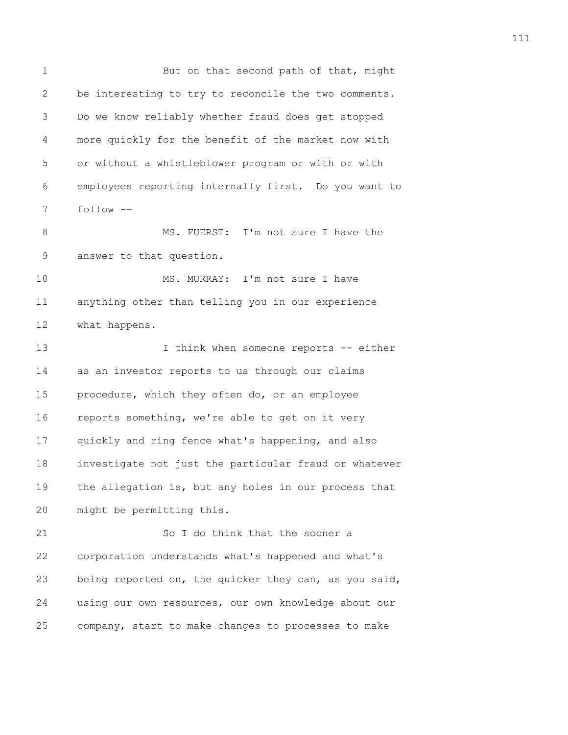But on that second path of that, might be interesting to try to reconcile the two comments. Do we know reliably whether fraud does get stopped more quickly for the benefit of the market now with or without a whistleblower program or with or with employees reporting internally first. Do you want to follow --

MS. FUERST: I'm not sure I have the answer to that question.

MS. MURRAY: I'm not sure I have anything other than telling you in our experience what happens.

I think when someone reports -- either as an investor reports to us through our claims procedure, which they often do, or an employee reports something, we're able to get on it very quickly and ring fence what's happening, and also investigate not just the particular fraud or whatever the allegation is, but any holes in our process that might be permitting this.

So I do think that the sooner a corporation understands what's happened and what's being reported on, the quicker they can, as you said, using our own resources, our own knowledge about our company, start to make changes to processes to make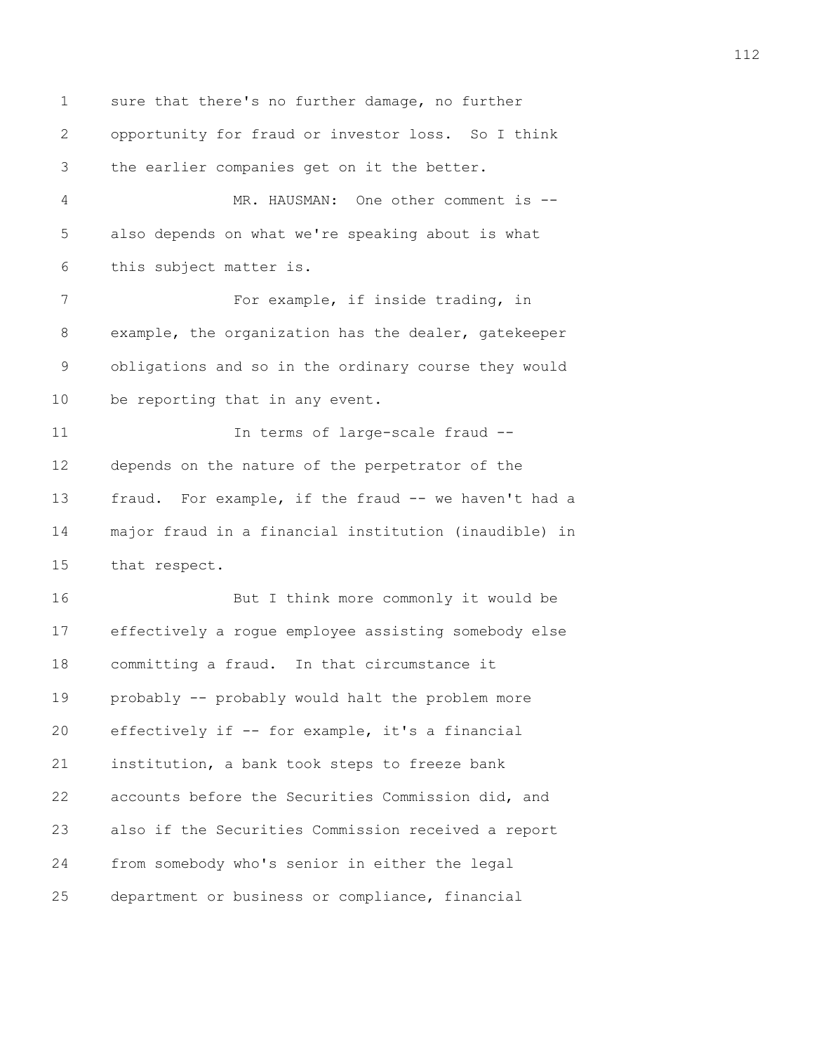sure that there's no further damage, no further opportunity for fraud or investor loss. So I think the earlier companies get on it the better.

MR. HAUSMAN: One other comment is -- also depends on what we're speaking about is what this subject matter is.

For example, if inside trading, in example, the organization has the dealer, gatekeeper obligations and so in the ordinary course they would be reporting that in any event.

In terms of large-scale fraud -- depends on the nature of the perpetrator of the fraud. For example, if the fraud -- we haven't had a major fraud in a financial institution (inaudible) in that respect.

But I think more commonly it would be effectively a rogue employee assisting somebody else committing a fraud. In that circumstance it probably -- probably would halt the problem more effectively if -- for example, it's a financial institution, a bank took steps to freeze bank accounts before the Securities Commission did, and also if the Securities Commission received a report from somebody who's senior in either the legal department or business or compliance, financial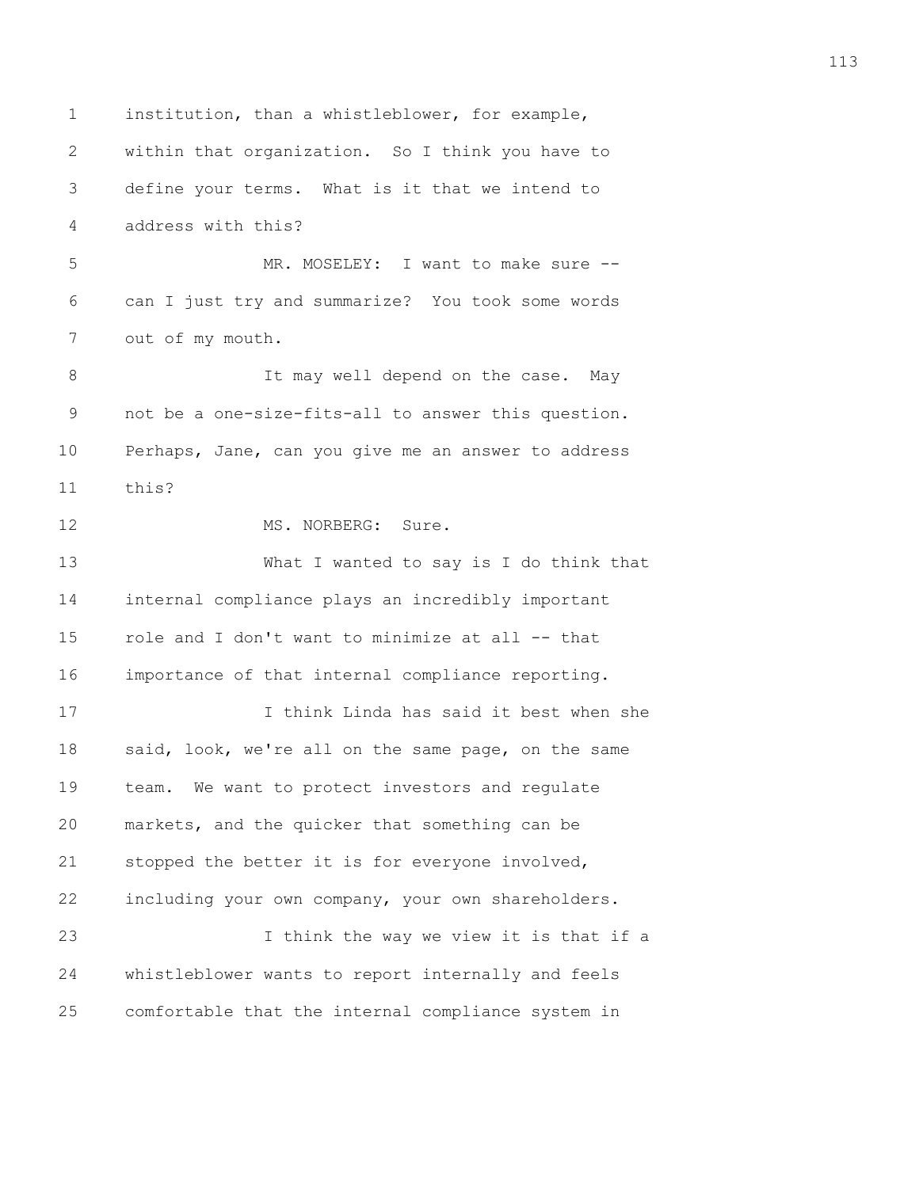institution, than a whistleblower, for example, within that organization. So I think you have to define your terms. What is it that we intend to address with this?

MR. MOSELEY: I want to make sure -- can I just try and summarize? You took some words out of my mouth.

It may well depend on the case. May not be a one-size-fits-all to answer this question. Perhaps, Jane, can you give me an answer to address this?

MS. NORBERG: Sure.

What I wanted to say is I do think that internal compliance plays an incredibly important role and I don't want to minimize at all -- that importance of that internal compliance reporting.

I think Linda has said it best when she said, look, we're all on the same page, on the same team. We want to protect investors and regulate markets, and the quicker that something can be stopped the better it is for everyone involved, including your own company, your own shareholders.

I think the way we view it is that if a whistleblower wants to report internally and feels comfortable that the internal compliance system in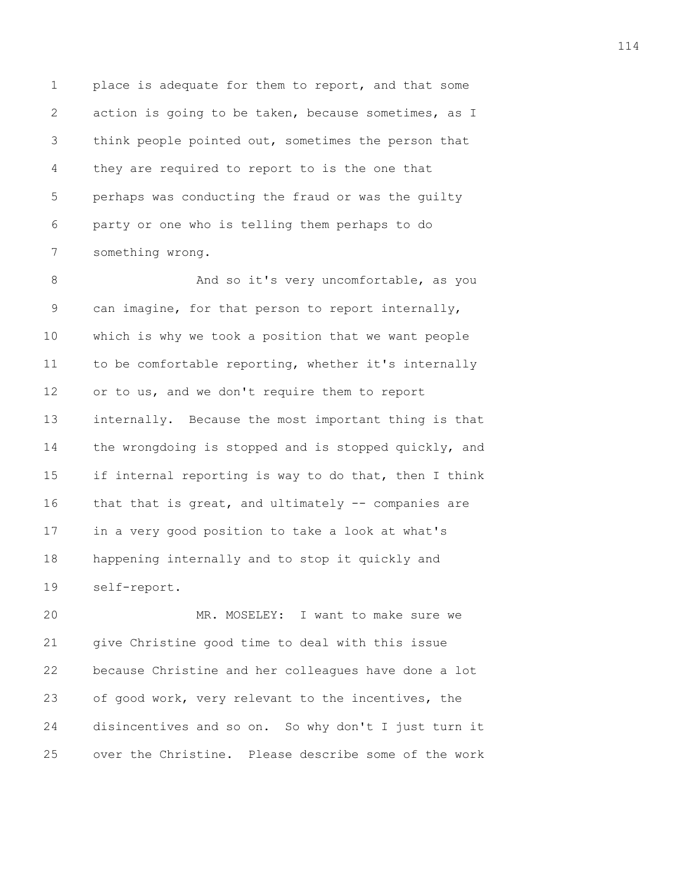place is adequate for them to report, and that some action is going to be taken, because sometimes, as I think people pointed out, sometimes the person that they are required to report to is the one that perhaps was conducting the fraud or was the guilty party or one who is telling them perhaps to do something wrong.

And so it's very uncomfortable, as you can imagine, for that person to report internally, which is why we took a position that we want people to be comfortable reporting, whether it's internally or to us, and we don't require them to report internally. Because the most important thing is that the wrongdoing is stopped and is stopped quickly, and if internal reporting is way to do that, then I think that that is great, and ultimately -- companies are in a very good position to take a look at what's happening internally and to stop it quickly and self-report.

MR. MOSELEY: I want to make sure we give Christine good time to deal with this issue because Christine and her colleagues have done a lot of good work, very relevant to the incentives, the disincentives and so on. So why don't I just turn it over the Christine. Please describe some of the work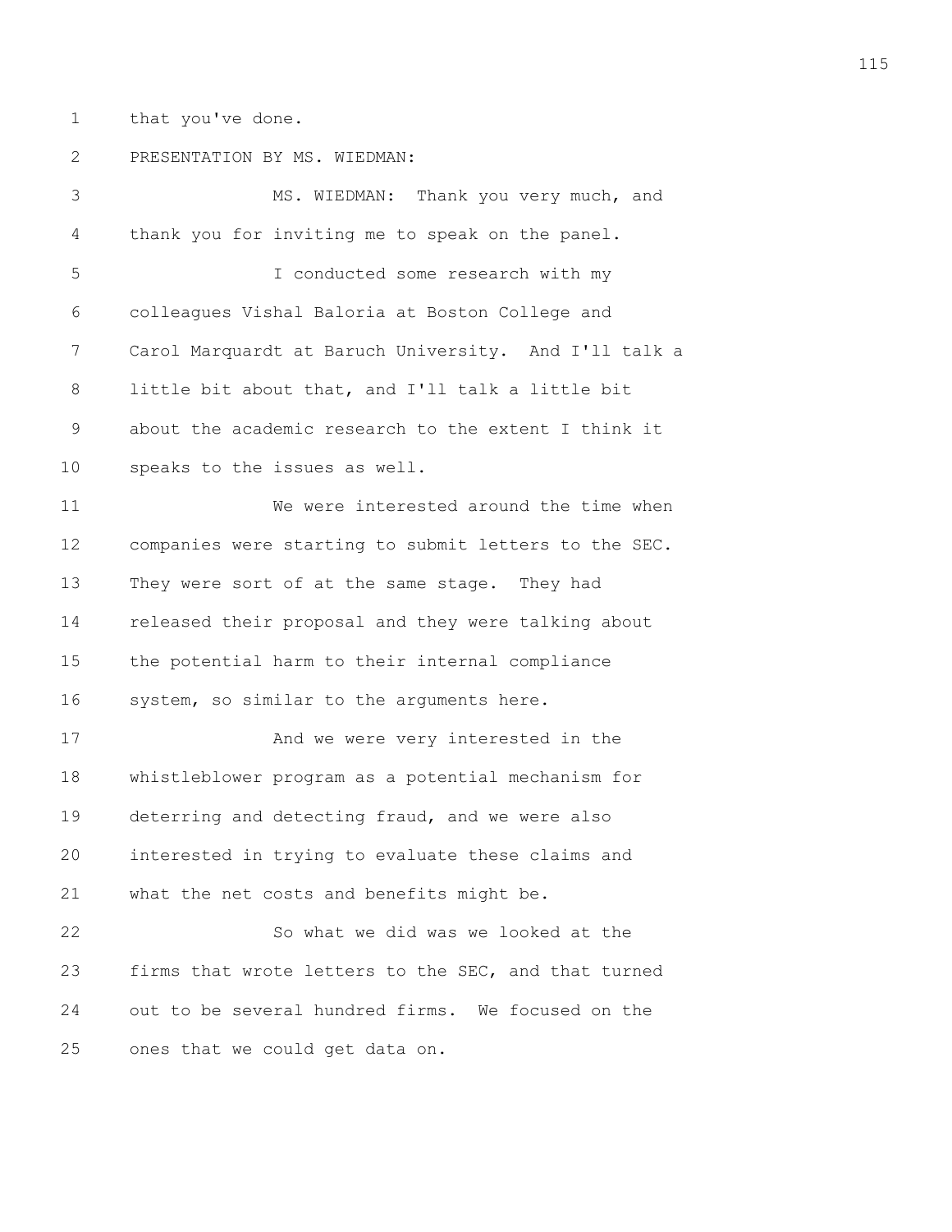that you've done.

PRESENTATION BY MS. WIEDMAN:

MS. WIEDMAN: Thank you very much, and thank you for inviting me to speak on the panel.

I conducted some research with my colleagues Vishal Baloria at Boston College and Carol Marquardt at Baruch University. And I'll talk a little bit about that, and I'll talk a little bit about the academic research to the extent I think it speaks to the issues as well.

We were interested around the time when companies were starting to submit letters to the SEC. They were sort of at the same stage. They had released their proposal and they were talking about the potential harm to their internal compliance system, so similar to the arguments here.

And we were very interested in the whistleblower program as a potential mechanism for deterring and detecting fraud, and we were also interested in trying to evaluate these claims and what the net costs and benefits might be.

So what we did was we looked at the firms that wrote letters to the SEC, and that turned out to be several hundred firms. We focused on the ones that we could get data on.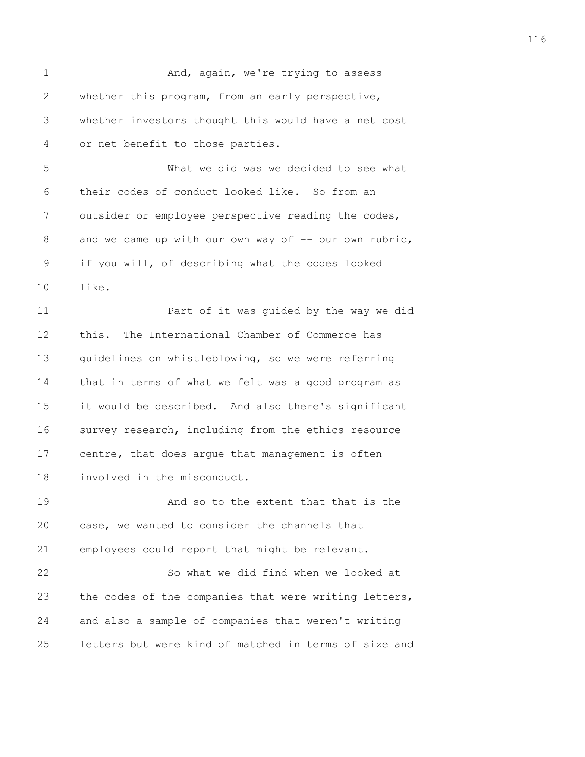And, again, we're trying to assess whether this program, from an early perspective, whether investors thought this would have a net cost or net benefit to those parties.

What we did was we decided to see what their codes of conduct looked like. So from an outsider or employee perspective reading the codes, and we came up with our own way of -- our own rubric, if you will, of describing what the codes looked like.

Part of it was guided by the way we did this. The International Chamber of Commerce has guidelines on whistleblowing, so we were referring that in terms of what we felt was a good program as it would be described. And also there's significant survey research, including from the ethics resource centre, that does argue that management is often involved in the misconduct.

And so to the extent that that is the case, we wanted to consider the channels that employees could report that might be relevant.

So what we did find when we looked at the codes of the companies that were writing letters, and also a sample of companies that weren't writing letters but were kind of matched in terms of size and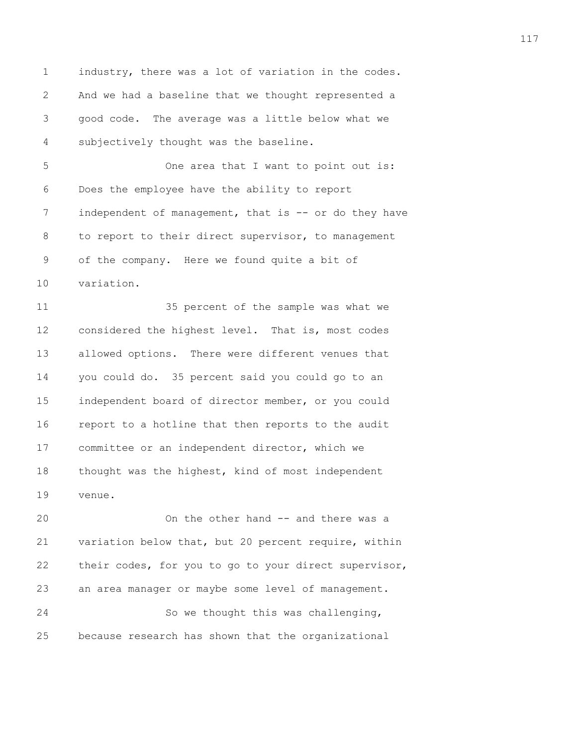industry, there was a lot of variation in the codes. And we had a baseline that we thought represented a good code. The average was a little below what we subjectively thought was the baseline.

One area that I want to point out is: Does the employee have the ability to report independent of management, that is -- or do they have to report to their direct supervisor, to management of the company. Here we found quite a bit of variation.

35 percent of the sample was what we considered the highest level. That is, most codes allowed options. There were different venues that you could do. 35 percent said you could go to an independent board of director member, or you could report to a hotline that then reports to the audit committee or an independent director, which we thought was the highest, kind of most independent venue.

On the other hand -- and there was a variation below that, but 20 percent require, within their codes, for you to go to your direct supervisor, an area manager or maybe some level of management.

So we thought this was challenging, because research has shown that the organizational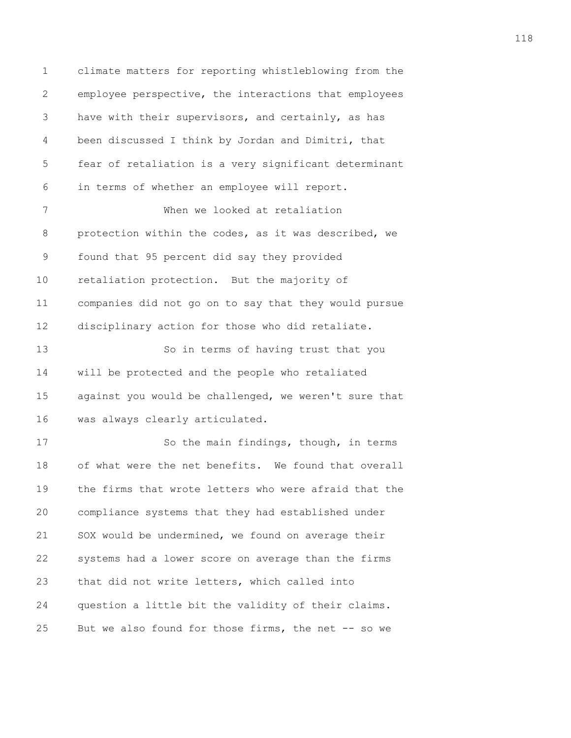climate matters for reporting whistleblowing from the employee perspective, the interactions that employees have with their supervisors, and certainly, as has been discussed I think by Jordan and Dimitri, that fear of retaliation is a very significant determinant in terms of whether an employee will report.

When we looked at retaliation protection within the codes, as it was described, we found that 95 percent did say they provided retaliation protection. But the majority of companies did not go on to say that they would pursue disciplinary action for those who did retaliate.

So in terms of having trust that you will be protected and the people who retaliated against you would be challenged, we weren't sure that was always clearly articulated.

So the main findings, though, in terms of what were the net benefits. We found that overall the firms that wrote letters who were afraid that the compliance systems that they had established under SOX would be undermined, we found on average their systems had a lower score on average than the firms that did not write letters, which called into question a little bit the validity of their claims. But we also found for those firms, the net -- so we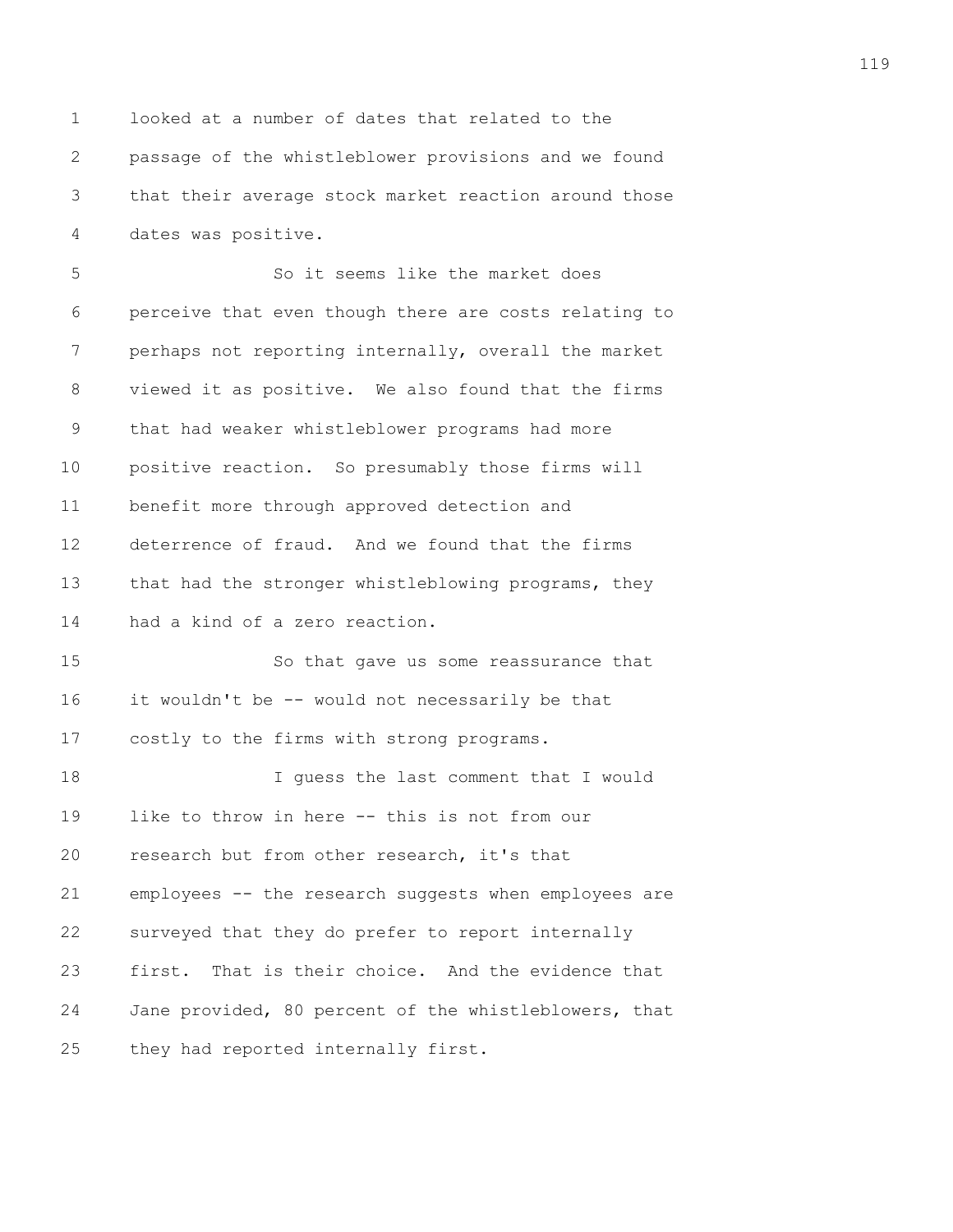looked at a number of dates that related to the passage of the whistleblower provisions and we found that their average stock market reaction around those dates was positive.

So it seems like the market does perceive that even though there are costs relating to perhaps not reporting internally, overall the market viewed it as positive. We also found that the firms that had weaker whistleblower programs had more positive reaction. So presumably those firms will benefit more through approved detection and deterrence of fraud. And we found that the firms that had the stronger whistleblowing programs, they had a kind of a zero reaction.

So that gave us some reassurance that it wouldn't be -- would not necessarily be that costly to the firms with strong programs.

I guess the last comment that I would like to throw in here -- this is not from our research but from other research, it's that employees -- the research suggests when employees are surveyed that they do prefer to report internally first. That is their choice. And the evidence that Jane provided, 80 percent of the whistleblowers, that they had reported internally first.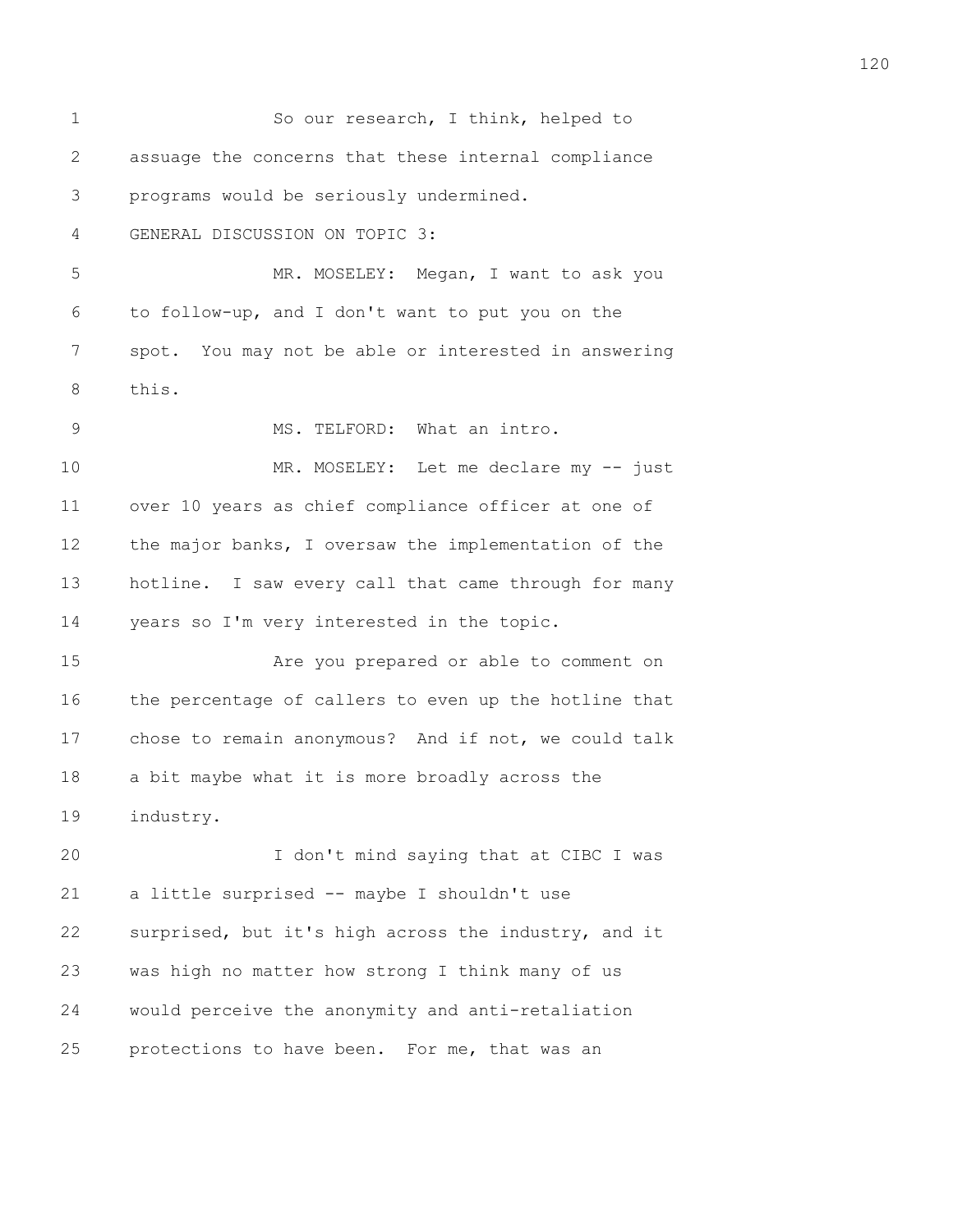So our research, I think, helped to assuage the concerns that these internal compliance programs would be seriously undermined.

GENERAL DISCUSSION ON TOPIC 3:

MR. MOSELEY: Megan, I want to ask you to follow-up, and I don't want to put you on the spot. You may not be able or interested in answering this.

MS. TELFORD: What an intro.

MR. MOSELEY: Let me declare my -- just over 10 years as chief compliance officer at one of the major banks, I oversaw the implementation of the hotline. I saw every call that came through for many years so I'm very interested in the topic.

Are you prepared or able to comment on the percentage of callers to even up the hotline that chose to remain anonymous? And if not, we could talk a bit maybe what it is more broadly across the industry.

I don't mind saying that at CIBC I was a little surprised -- maybe I shouldn't use surprised, but it's high across the industry, and it was high no matter how strong I think many of us would perceive the anonymity and anti-retaliation protections to have been. For me, that was an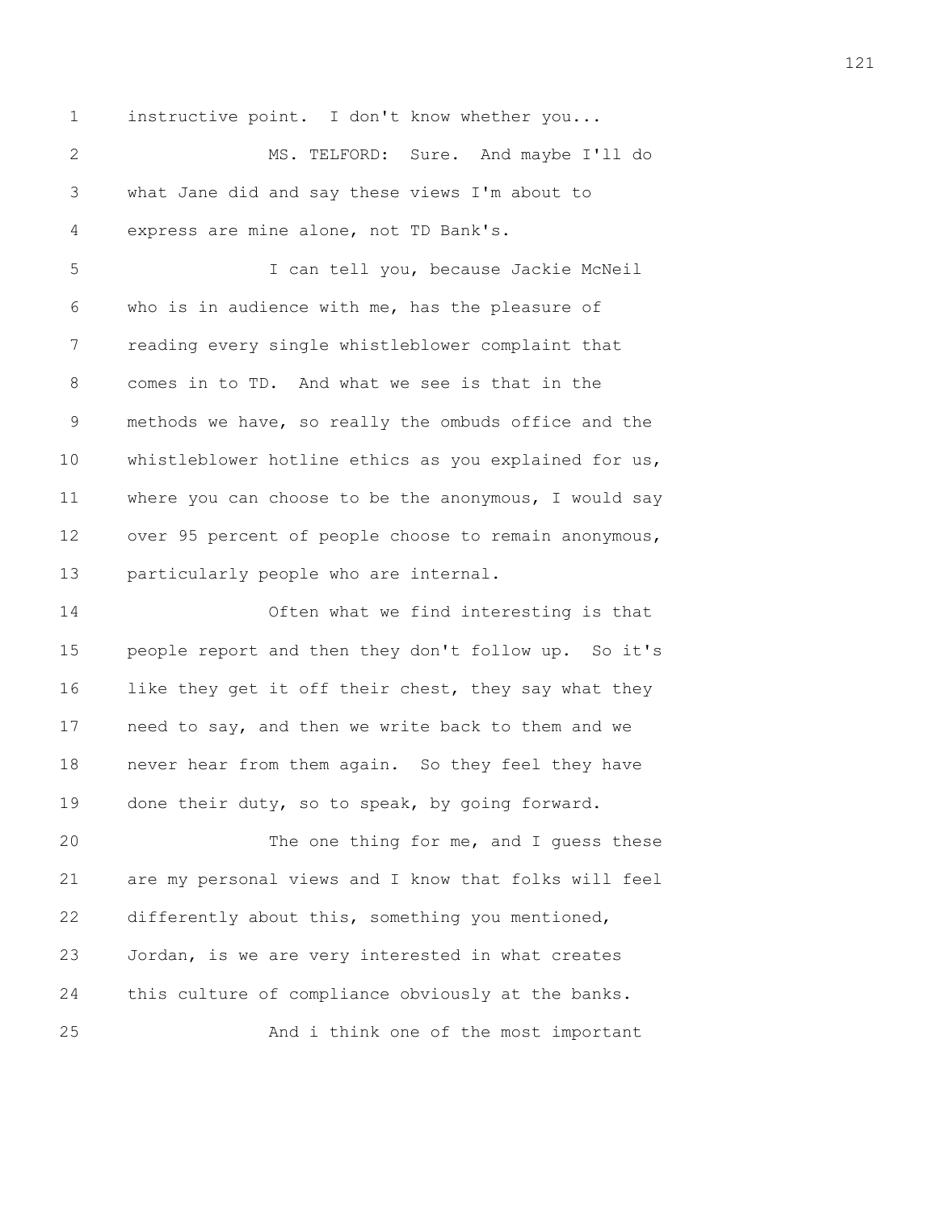instructive point. I don't know whether you...

MS. TELFORD: Sure. And maybe I'll do what Jane did and say these views I'm about to express are mine alone, not TD Bank's.

I can tell you, because Jackie McNeil who is in audience with me, has the pleasure of reading every single whistleblower complaint that comes in to TD. And what we see is that in the methods we have, so really the ombuds office and the whistleblower hotline ethics as you explained for us, where you can choose to be the anonymous, I would say over 95 percent of people choose to remain anonymous, particularly people who are internal.

Often what we find interesting is that people report and then they don't follow up. So it's like they get it off their chest, they say what they need to say, and then we write back to them and we never hear from them again. So they feel they have done their duty, so to speak, by going forward.

The one thing for me, and I guess these are my personal views and I know that folks will feel differently about this, something you mentioned, Jordan, is we are very interested in what creates this culture of compliance obviously at the banks.

And i think one of the most important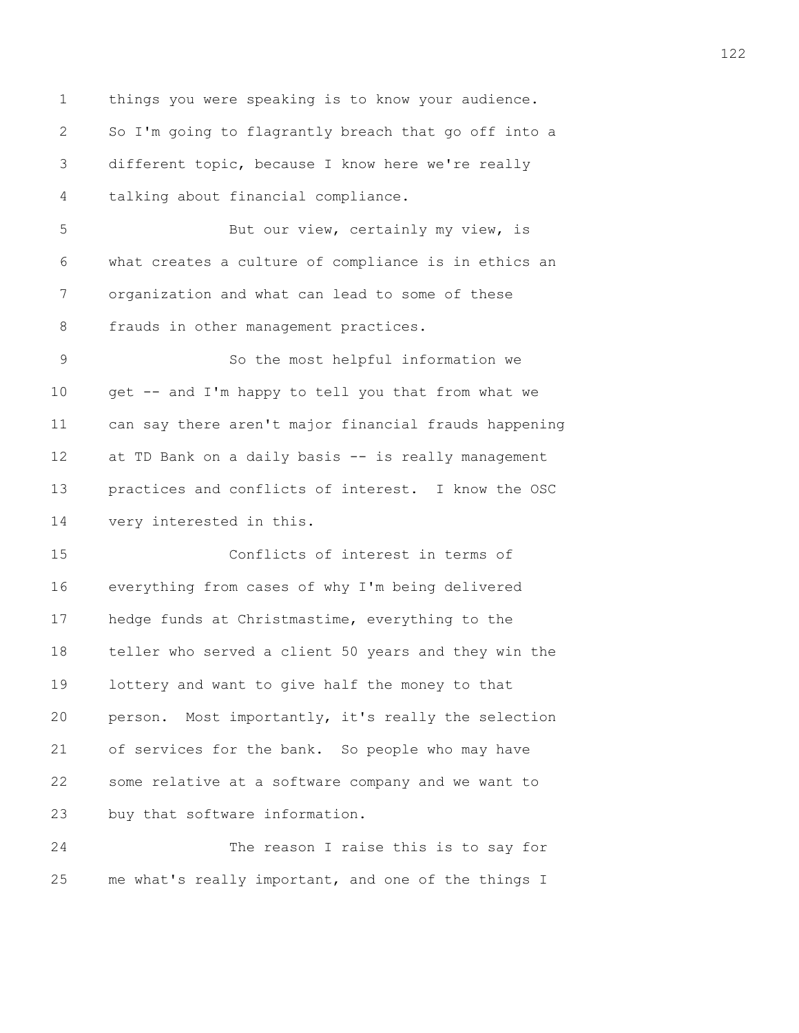things you were speaking is to know your audience. So I'm going to flagrantly breach that go off into a different topic, because I know here we're really talking about financial compliance.

But our view, certainly my view, is what creates a culture of compliance is in ethics an organization and what can lead to some of these frauds in other management practices.

So the most helpful information we get -- and I'm happy to tell you that from what we can say there aren't major financial frauds happening at TD Bank on a daily basis -- is really management practices and conflicts of interest. I know the OSC very interested in this.

Conflicts of interest in terms of everything from cases of why I'm being delivered hedge funds at Christmastime, everything to the teller who served a client 50 years and they win the lottery and want to give half the money to that person. Most importantly, it's really the selection of services for the bank. So people who may have some relative at a software company and we want to buy that software information.

The reason I raise this is to say for me what's really important, and one of the things I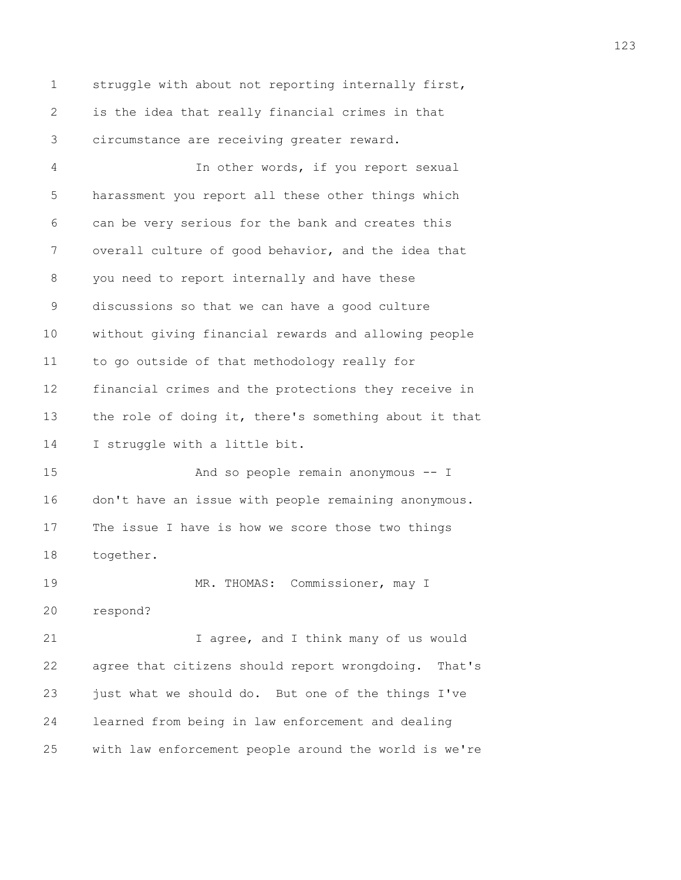struggle with about not reporting internally first, is the idea that really financial crimes in that circumstance are receiving greater reward.

In other words, if you report sexual harassment you report all these other things which can be very serious for the bank and creates this overall culture of good behavior, and the idea that you need to report internally and have these discussions so that we can have a good culture without giving financial rewards and allowing people to go outside of that methodology really for financial crimes and the protections they receive in the role of doing it, there's something about it that I struggle with a little bit.

And so people remain anonymous -- I don't have an issue with people remaining anonymous. The issue I have is how we score those two things together.

MR. THOMAS: Commissioner, may I respond?

I agree, and I think many of us would agree that citizens should report wrongdoing. That's just what we should do. But one of the things I've learned from being in law enforcement and dealing with law enforcement people around the world is we're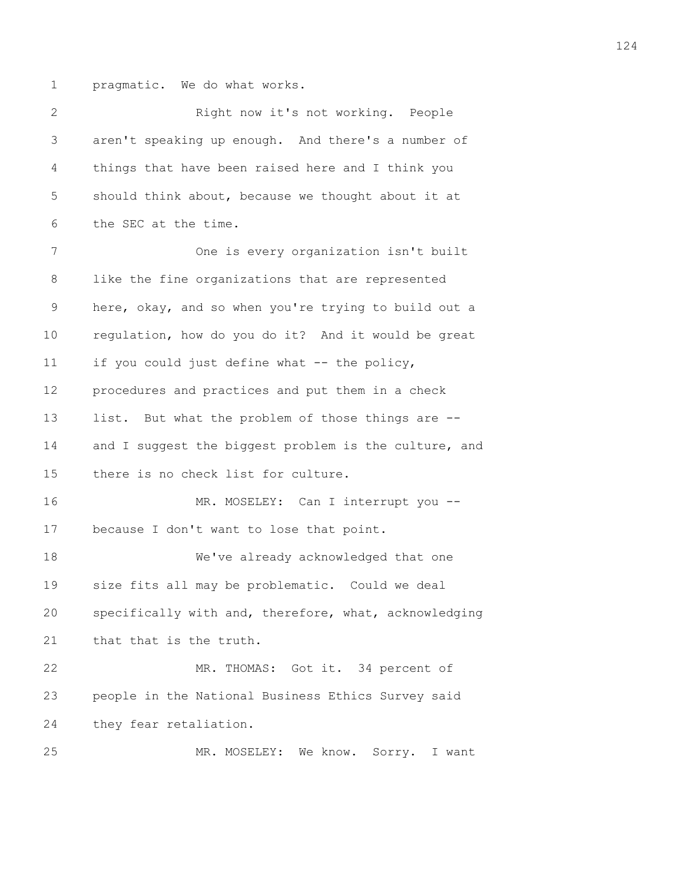pragmatic. We do what works.

Right now it's not working. People aren't speaking up enough. And there's a number of things that have been raised here and I think you should think about, because we thought about it at the SEC at the time.

One is every organization isn't built like the fine organizations that are represented here, okay, and so when you're trying to build out a regulation, how do you do it? And it would be great if you could just define what -- the policy, procedures and practices and put them in a check list. But what the problem of those things are -- and I suggest the biggest problem is the culture, and there is no check list for culture.

MR. MOSELEY: Can I interrupt you -- because I don't want to lose that point.

We've already acknowledged that one size fits all may be problematic. Could we deal specifically with and, therefore, what, acknowledging that that is the truth.

MR. THOMAS: Got it. 34 percent of people in the National Business Ethics Survey said they fear retaliation.

MR. MOSELEY: We know. Sorry. I want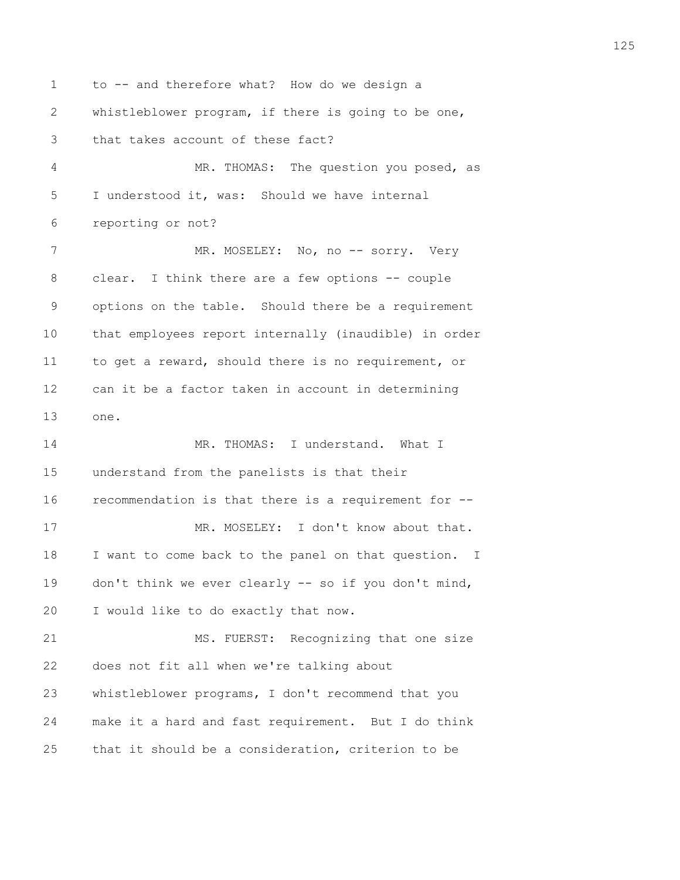to -- and therefore what? How do we design a whistleblower program, if there is going to be one, that takes account of these fact?

MR. THOMAS: The question you posed, as I understood it, was: Should we have internal reporting or not?

MR. MOSELEY: No, no -- sorry. Very clear. I think there are a few options -- couple options on the table. Should there be a requirement that employees report internally (inaudible) in order to get a reward, should there is no requirement, or can it be a factor taken in account in determining one.

MR. THOMAS: I understand. What I understand from the panelists is that their recommendation is that there is a requirement for --

MR. MOSELEY: I don't know about that. I want to come back to the panel on that question. I don't think we ever clearly -- so if you don't mind, I would like to do exactly that now.

MS. FUERST: Recognizing that one size does not fit all when we're talking about whistleblower programs, I don't recommend that you make it a hard and fast requirement. But I do think that it should be a consideration, criterion to be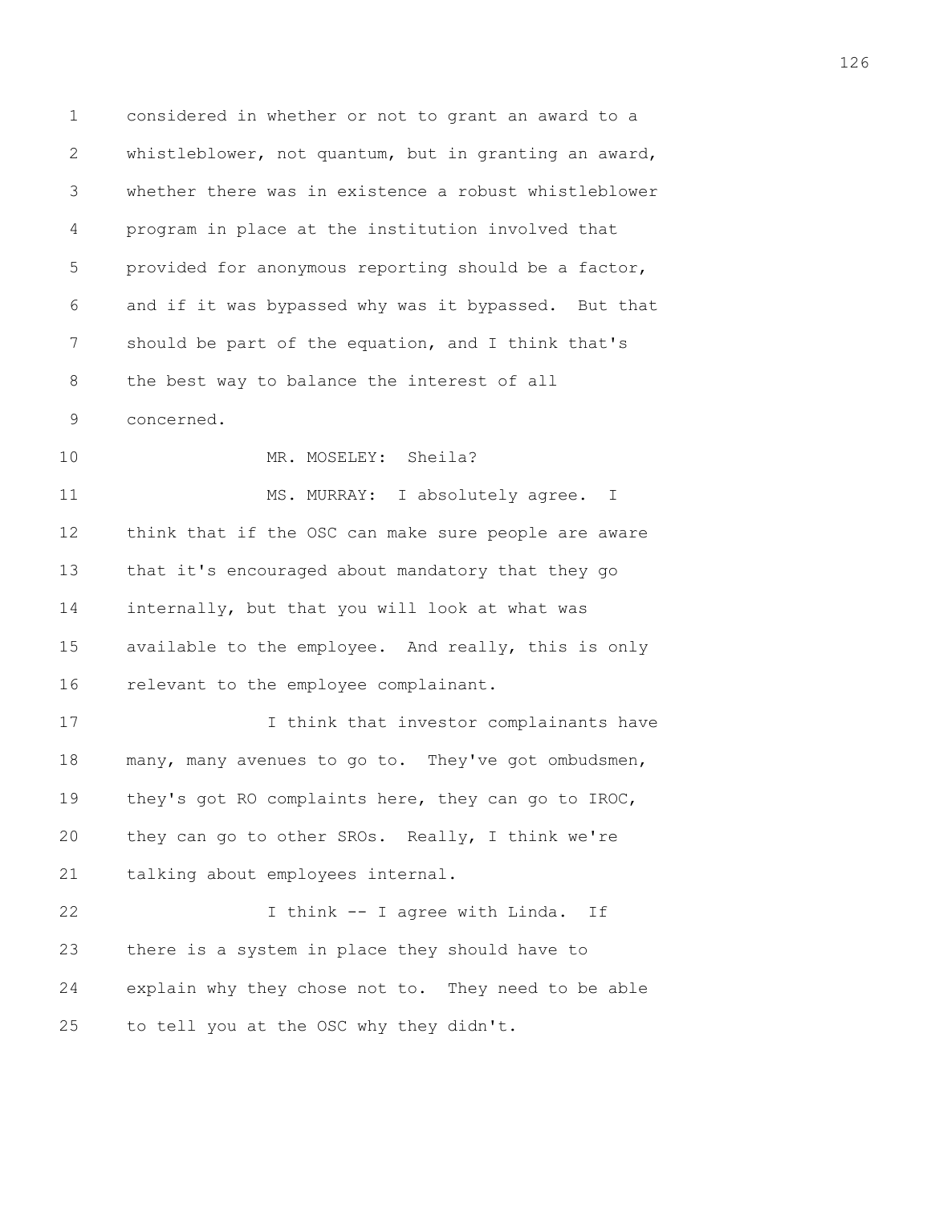considered in whether or not to grant an award to a whistleblower, not quantum, but in granting an award, whether there was in existence a robust whistleblower program in place at the institution involved that provided for anonymous reporting should be a factor, and if it was bypassed why was it bypassed. But that should be part of the equation, and I think that's the best way to balance the interest of all concerned.

MR. MOSELEY: Sheila?

MS. MURRAY: I absolutely agree. I think that if the OSC can make sure people are aware that it's encouraged about mandatory that they go internally, but that you will look at what was available to the employee. And really, this is only relevant to the employee complainant.

I think that investor complainants have many, many avenues to go to. They've got ombudsmen, they's got RO complaints here, they can go to IROC, they can go to other SROs. Really, I think we're talking about employees internal.

I think -- I agree with Linda. If there is a system in place they should have to explain why they chose not to. They need to be able to tell you at the OSC why they didn't.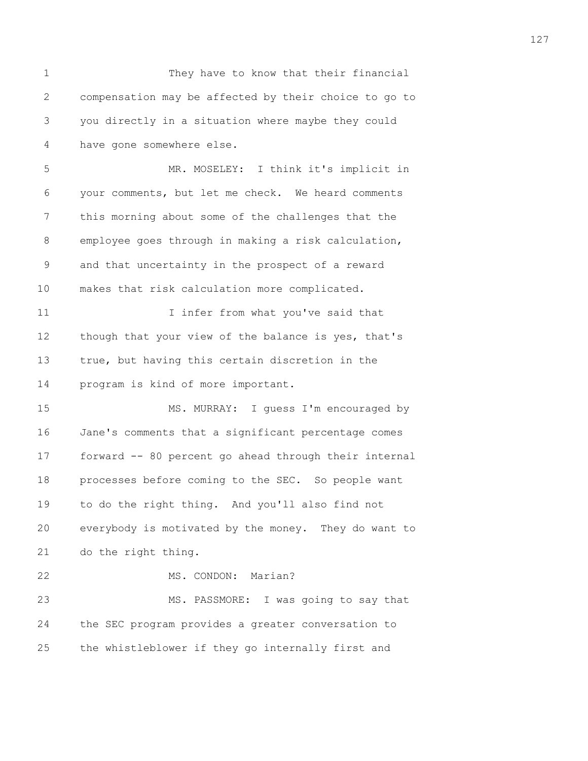They have to know that their financial compensation may be affected by their choice to go to you directly in a situation where maybe they could have gone somewhere else.

MR. MOSELEY: I think it's implicit in your comments, but let me check. We heard comments this morning about some of the challenges that the employee goes through in making a risk calculation, and that uncertainty in the prospect of a reward makes that risk calculation more complicated.

I infer from what you've said that though that your view of the balance is yes, that's true, but having this certain discretion in the program is kind of more important.

MS. MURRAY: I guess I'm encouraged by Jane's comments that a significant percentage comes forward -- 80 percent go ahead through their internal processes before coming to the SEC. So people want to do the right thing. And you'll also find not everybody is motivated by the money. They do want to do the right thing.

MS. CONDON: Marian?

MS. PASSMORE: I was going to say that the SEC program provides a greater conversation to the whistleblower if they go internally first and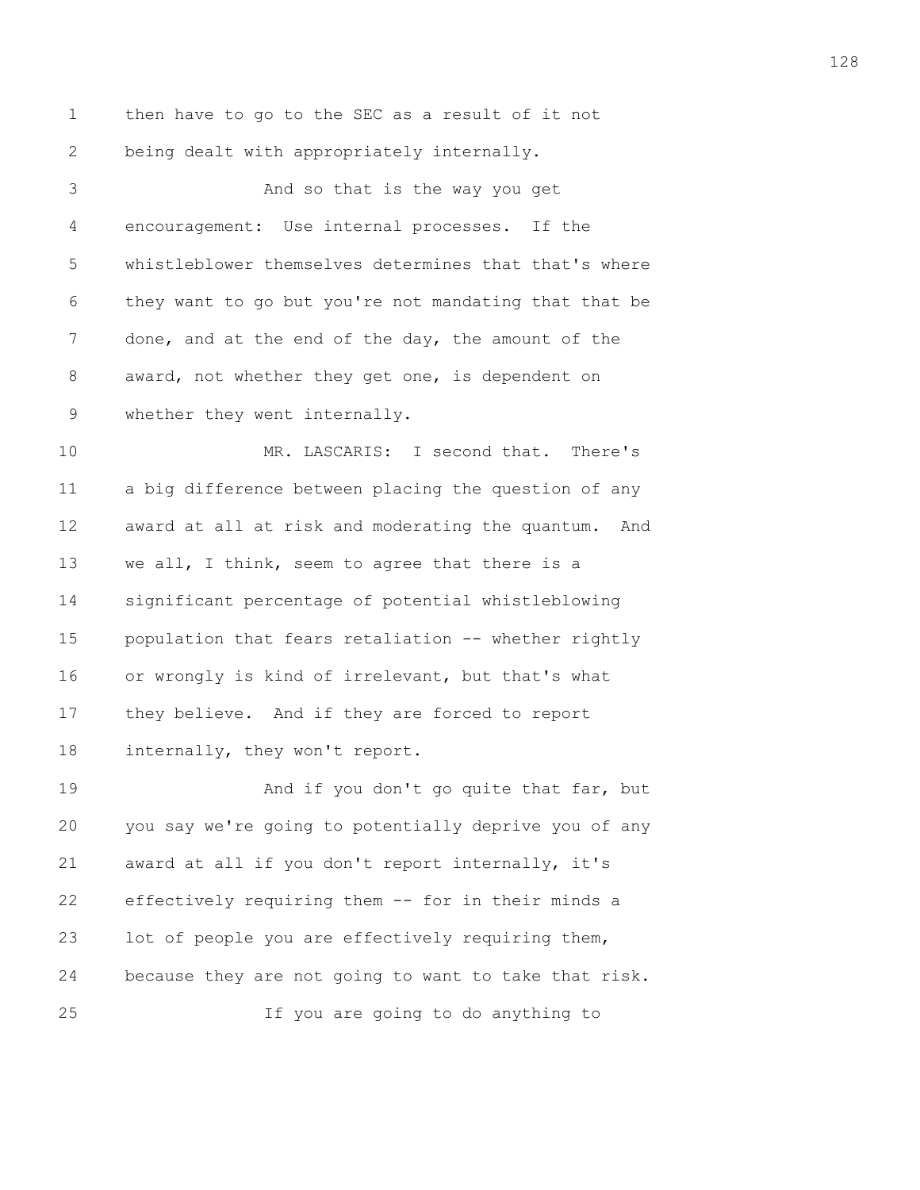then have to go to the SEC as a result of it not being dealt with appropriately internally.

And so that is the way you get encouragement: Use internal processes. If the whistleblower themselves determines that that's where they want to go but you're not mandating that that be done, and at the end of the day, the amount of the award, not whether they get one, is dependent on whether they went internally.

MR. LASCARIS: I second that. There's a big difference between placing the question of any award at all at risk and moderating the quantum. And we all, I think, seem to agree that there is a significant percentage of potential whistleblowing population that fears retaliation -- whether rightly or wrongly is kind of irrelevant, but that's what they believe. And if they are forced to report internally, they won't report.

And if you don't go quite that far, but you say we're going to potentially deprive you of any award at all if you don't report internally, it's effectively requiring them -- for in their minds a lot of people you are effectively requiring them, because they are not going to want to take that risk.

If you are going to do anything to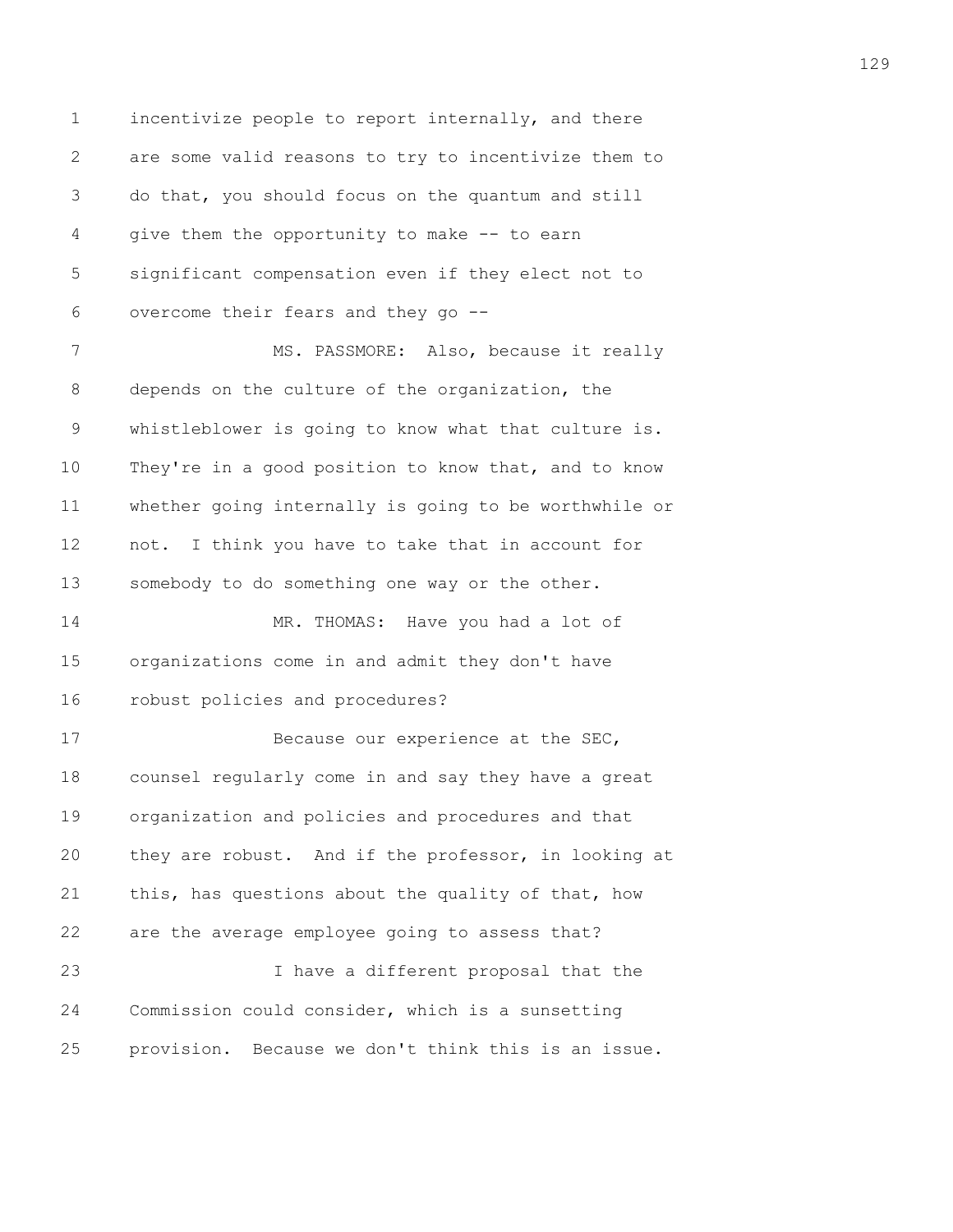incentivize people to report internally, and there are some valid reasons to try to incentivize them to do that, you should focus on the quantum and still give them the opportunity to make -- to earn significant compensation even if they elect not to overcome their fears and they go --

MS. PASSMORE: Also, because it really depends on the culture of the organization, the whistleblower is going to know what that culture is. They're in a good position to know that, and to know whether going internally is going to be worthwhile or not. I think you have to take that in account for somebody to do something one way or the other.

MR. THOMAS: Have you had a lot of organizations come in and admit they don't have robust policies and procedures?

Because our experience at the SEC, counsel regularly come in and say they have a great organization and policies and procedures and that they are robust. And if the professor, in looking at this, has questions about the quality of that, how are the average employee going to assess that?

I have a different proposal that the Commission could consider, which is a sunsetting provision. Because we don't think this is an issue.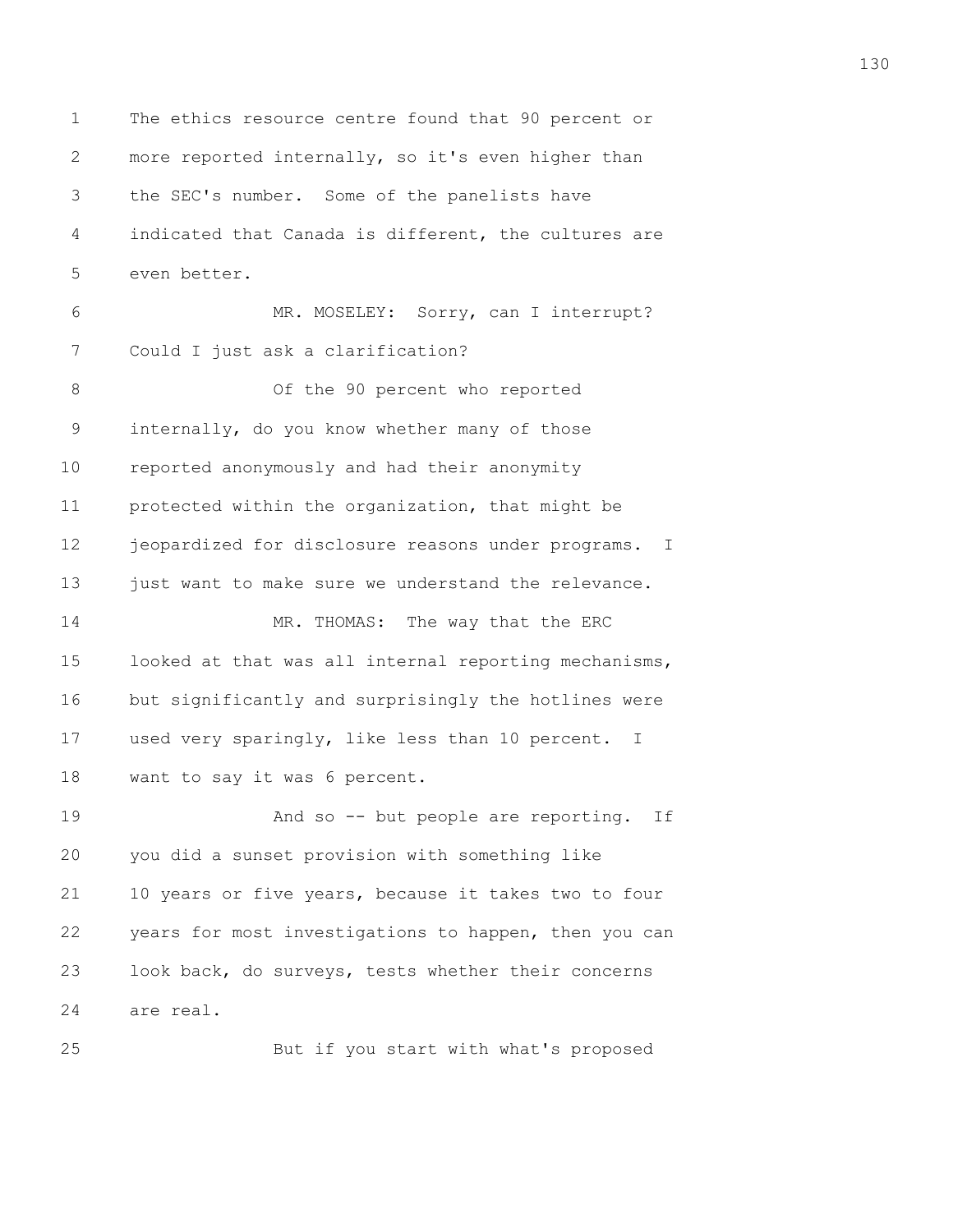The ethics resource centre found that 90 percent or more reported internally, so it's even higher than the SEC's number. Some of the panelists have indicated that Canada is different, the cultures are even better.

MR. MOSELEY: Sorry, can I interrupt? Could I just ask a clarification?

Of the 90 percent who reported internally, do you know whether many of those reported anonymously and had their anonymity protected within the organization, that might be jeopardized for disclosure reasons under programs. I just want to make sure we understand the relevance.

MR. THOMAS: The way that the ERC looked at that was all internal reporting mechanisms, but significantly and surprisingly the hotlines were used very sparingly, like less than 10 percent. I want to say it was 6 percent.

And so -- but people are reporting. If you did a sunset provision with something like 10 years or five years, because it takes two to four years for most investigations to happen, then you can look back, do surveys, tests whether their concerns are real.

But if you start with what's proposed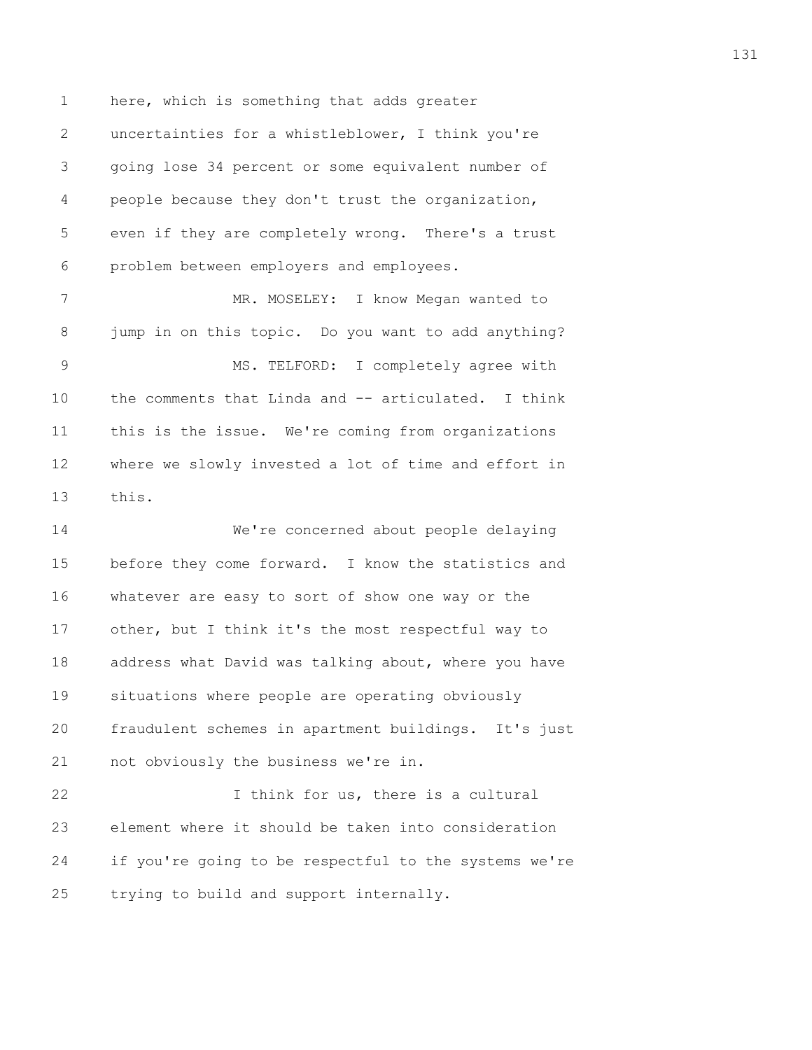here, which is something that adds greater uncertainties for a whistleblower, I think you're going lose 34 percent or some equivalent number of people because they don't trust the organization, even if they are completely wrong. There's a trust problem between employers and employees.

MR. MOSELEY: I know Megan wanted to jump in on this topic. Do you want to add anything?

MS. TELFORD: I completely agree with the comments that Linda and -- articulated. I think this is the issue. We're coming from organizations where we slowly invested a lot of time and effort in this.

We're concerned about people delaying before they come forward. I know the statistics and whatever are easy to sort of show one way or the other, but I think it's the most respectful way to address what David was talking about, where you have situations where people are operating obviously fraudulent schemes in apartment buildings. It's just not obviously the business we're in.

I think for us, there is a cultural element where it should be taken into consideration if you're going to be respectful to the systems we're trying to build and support internally.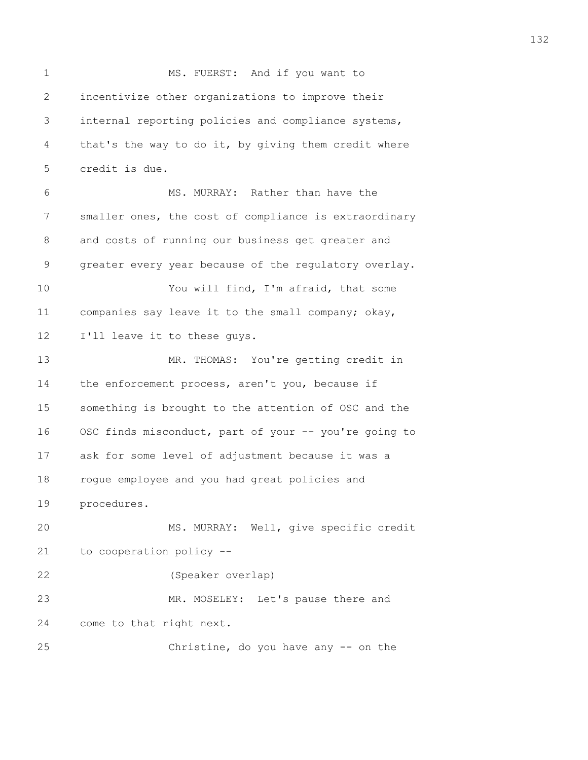MS. FUERST: And if you want to incentivize other organizations to improve their internal reporting policies and compliance systems, that's the way to do it, by giving them credit where credit is due.

MS. MURRAY: Rather than have the smaller ones, the cost of compliance is extraordinary and costs of running our business get greater and greater every year because of the regulatory overlay.

You will find, I'm afraid, that some companies say leave it to the small company; okay, I'll leave it to these guys.

MR. THOMAS: You're getting credit in the enforcement process, aren't you, because if something is brought to the attention of OSC and the OSC finds misconduct, part of your -- you're going to ask for some level of adjustment because it was a rogue employee and you had great policies and procedures.

MS. MURRAY: Well, give specific credit to cooperation policy --

(Speaker overlap)

MR. MOSELEY: Let's pause there and come to that right next.

Christine, do you have any -- on the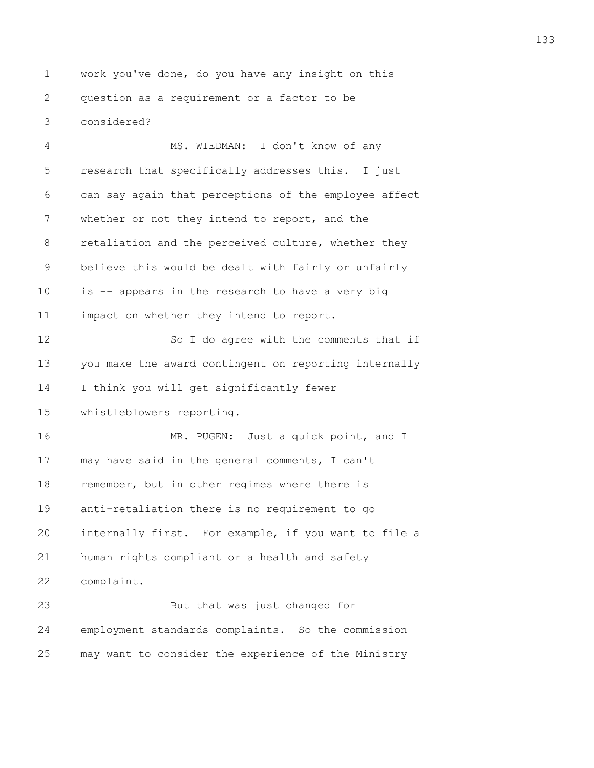work you've done, do you have any insight on this question as a requirement or a factor to be considered?

MS. WIEDMAN: I don't know of any research that specifically addresses this. I just can say again that perceptions of the employee affect whether or not they intend to report, and the retaliation and the perceived culture, whether they believe this would be dealt with fairly or unfairly is -- appears in the research to have a very big impact on whether they intend to report.

So I do agree with the comments that if you make the award contingent on reporting internally I think you will get significantly fewer whistleblowers reporting.

MR. PUGEN: Just a quick point, and I may have said in the general comments, I can't remember, but in other regimes where there is anti-retaliation there is no requirement to go internally first. For example, if you want to file a human rights compliant or a health and safety complaint.

But that was just changed for employment standards complaints. So the commission may want to consider the experience of the Ministry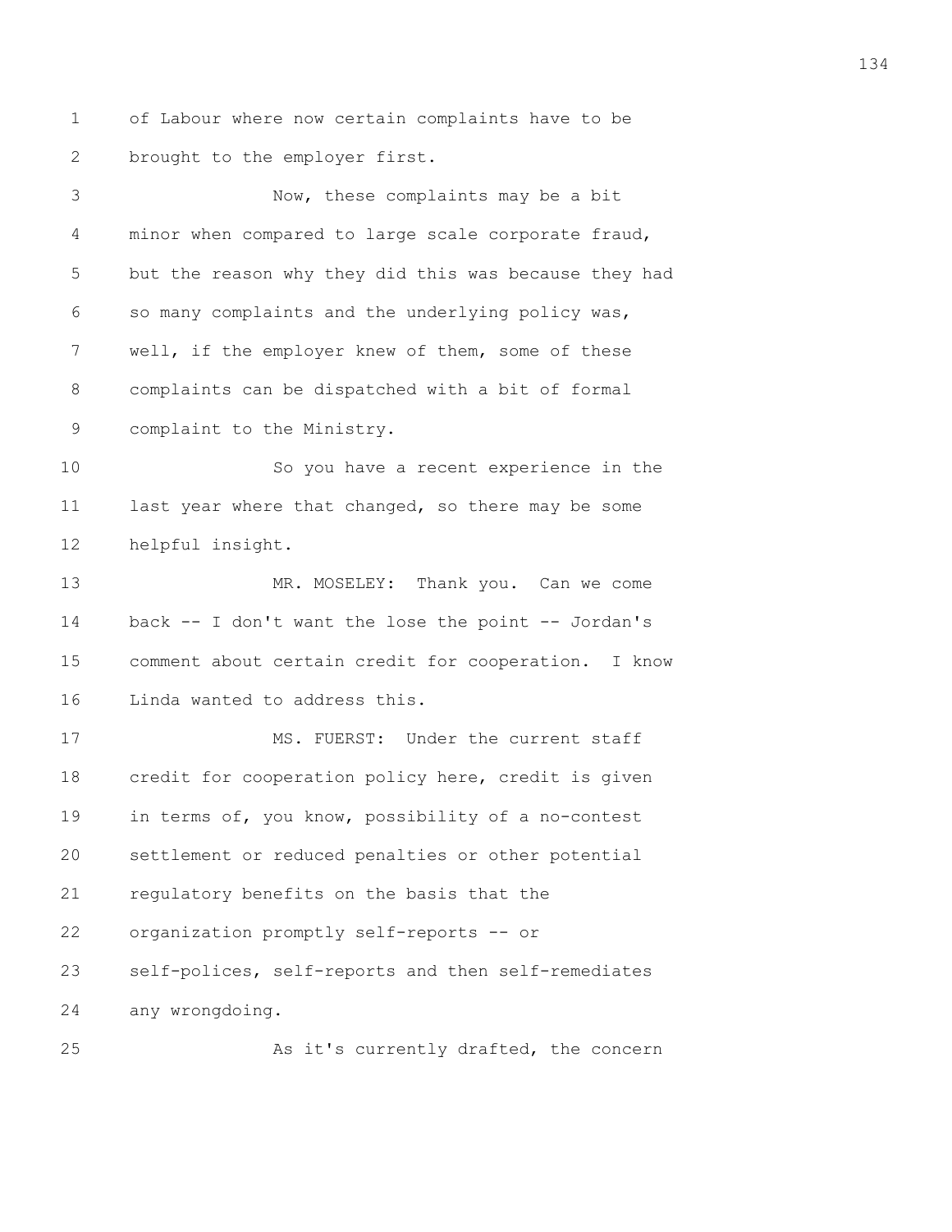of Labour where now certain complaints have to be brought to the employer first.

Now, these complaints may be a bit minor when compared to large scale corporate fraud, but the reason why they did this was because they had so many complaints and the underlying policy was, well, if the employer knew of them, some of these complaints can be dispatched with a bit of formal complaint to the Ministry.

So you have a recent experience in the last year where that changed, so there may be some helpful insight.

MR. MOSELEY: Thank you. Can we come back -- I don't want the lose the point -- Jordan's comment about certain credit for cooperation. I know Linda wanted to address this.

MS. FUERST: Under the current staff credit for cooperation policy here, credit is given in terms of, you know, possibility of a no-contest settlement or reduced penalties or other potential regulatory benefits on the basis that the organization promptly self-reports -- or self-polices, self-reports and then self-remediates any wrongdoing.

As it's currently drafted, the concern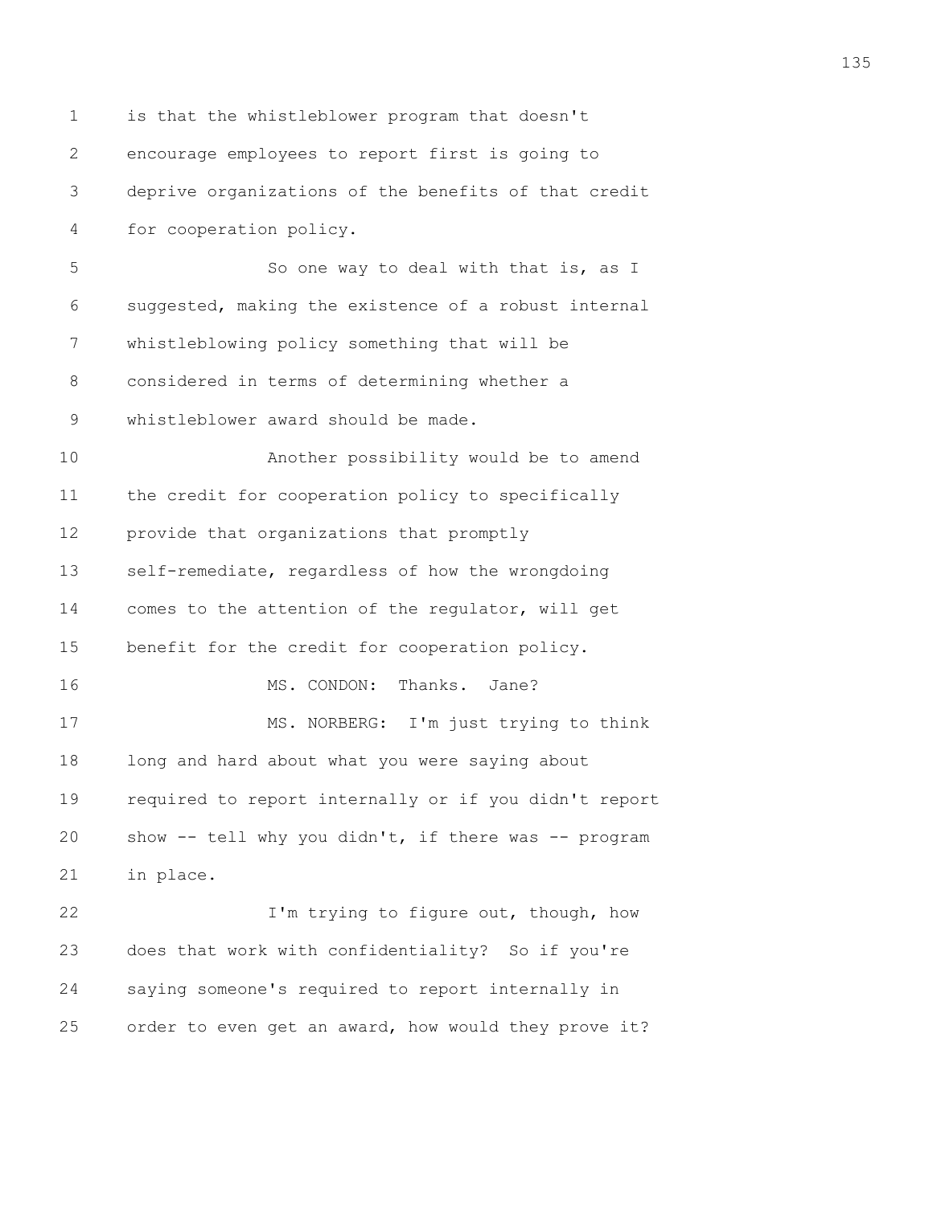is that the whistleblower program that doesn't encourage employees to report first is going to deprive organizations of the benefits of that credit for cooperation policy.

So one way to deal with that is, as I suggested, making the existence of a robust internal whistleblowing policy something that will be considered in terms of determining whether a whistleblower award should be made.

Another possibility would be to amend the credit for cooperation policy to specifically provide that organizations that promptly self-remediate, regardless of how the wrongdoing comes to the attention of the regulator, will get benefit for the credit for cooperation policy.

MS. CONDON: Thanks. Jane?

MS. NORBERG: I'm just trying to think long and hard about what you were saying about required to report internally or if you didn't report show -- tell why you didn't, if there was -- program in place.

I'm trying to figure out, though, how does that work with confidentiality? So if you're saying someone's required to report internally in order to even get an award, how would they prove it?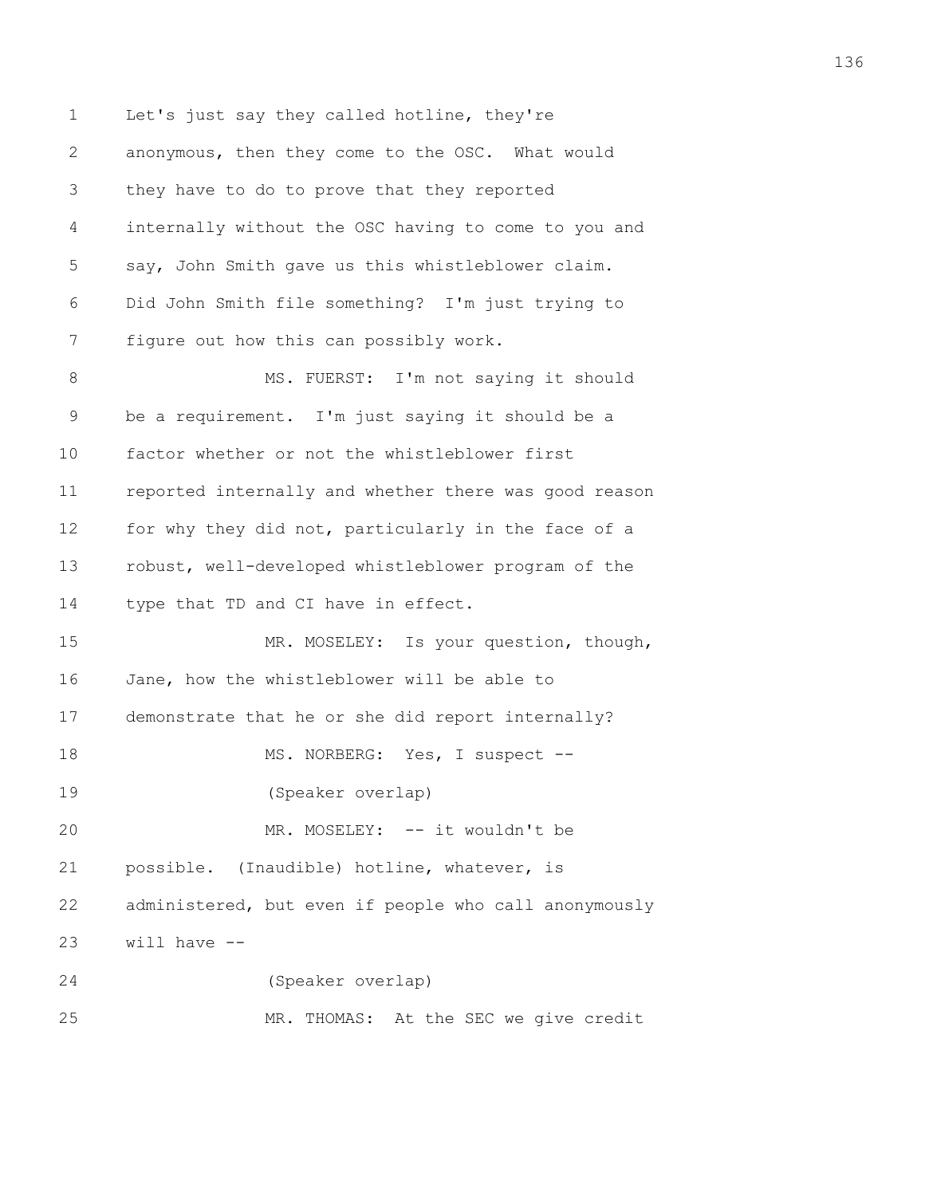Let's just say they called hotline, they're anonymous, then they come to the OSC. What would they have to do to prove that they reported internally without the OSC having to come to you and say, John Smith gave us this whistleblower claim. Did John Smith file something? I'm just trying to figure out how this can possibly work.

MS. FUERST: I'm not saying it should be a requirement. I'm just saying it should be a factor whether or not the whistleblower first reported internally and whether there was good reason for why they did not, particularly in the face of a robust, well-developed whistleblower program of the type that TD and CI have in effect.

MR. MOSELEY: Is your question, though, Jane, how the whistleblower will be able to demonstrate that he or she did report internally?

MS. NORBERG: Yes, I suspect --

(Speaker overlap)

MR. MOSELEY: -- it wouldn't be possible. (Inaudible) hotline, whatever, is administered, but even if people who call anonymously will have --

(Speaker overlap)

MR. THOMAS: At the SEC we give credit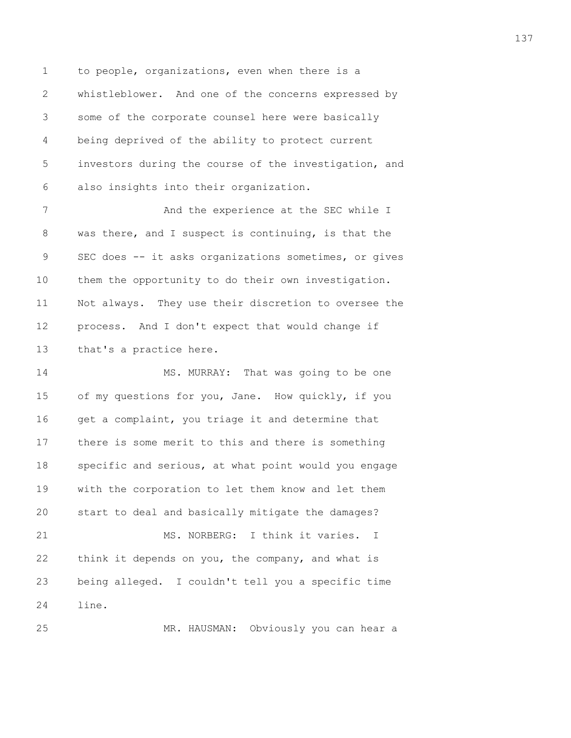to people, organizations, even when there is a whistleblower. And one of the concerns expressed by some of the corporate counsel here were basically being deprived of the ability to protect current investors during the course of the investigation, and also insights into their organization.

And the experience at the SEC while I was there, and I suspect is continuing, is that the SEC does -- it asks organizations sometimes, or gives them the opportunity to do their own investigation. Not always. They use their discretion to oversee the process. And I don't expect that would change if that's a practice here.

MS. MURRAY: That was going to be one of my questions for you, Jane. How quickly, if you get a complaint, you triage it and determine that there is some merit to this and there is something specific and serious, at what point would you engage with the corporation to let them know and let them start to deal and basically mitigate the damages?

MS. NORBERG: I think it varies. I think it depends on you, the company, and what is being alleged. I couldn't tell you a specific time line.

MR. HAUSMAN: Obviously you can hear a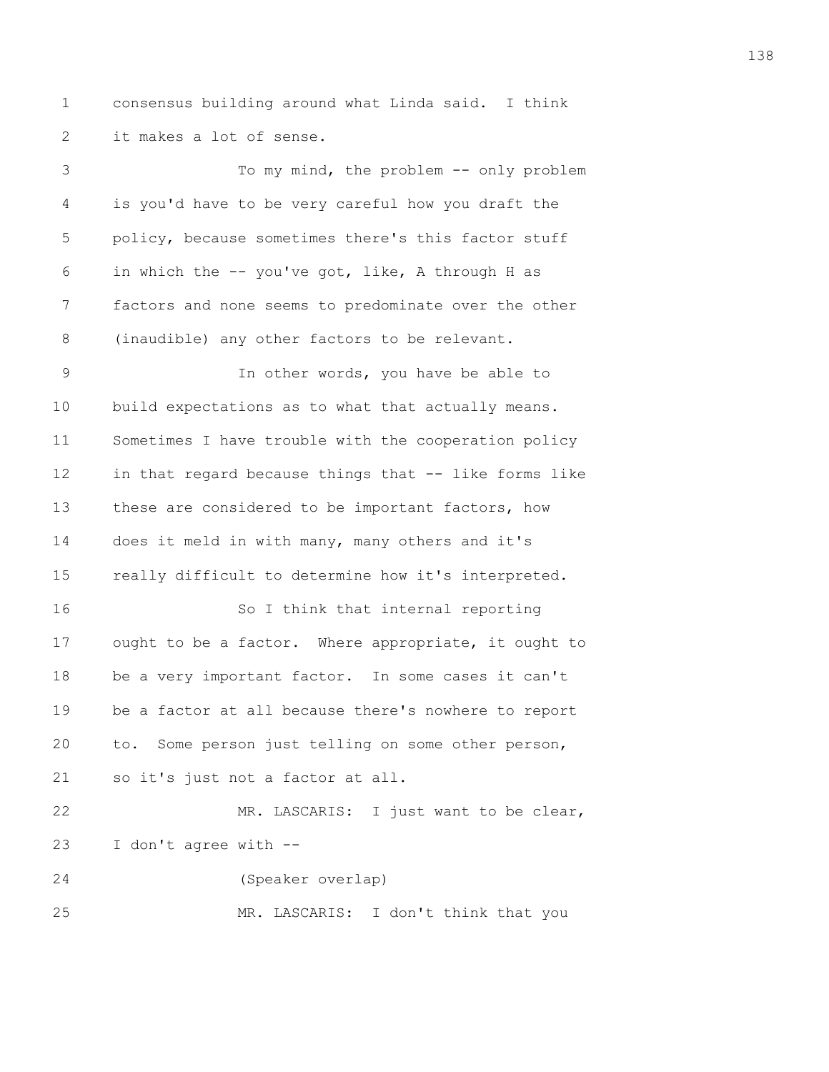consensus building around what Linda said. I think it makes a lot of sense.

To my mind, the problem -- only problem is you'd have to be very careful how you draft the policy, because sometimes there's this factor stuff in which the -- you've got, like, A through H as factors and none seems to predominate over the other (inaudible) any other factors to be relevant.

In other words, you have be able to build expectations as to what that actually means. Sometimes I have trouble with the cooperation policy in that regard because things that -- like forms like these are considered to be important factors, how does it meld in with many, many others and it's really difficult to determine how it's interpreted.

So I think that internal reporting ought to be a factor. Where appropriate, it ought to be a very important factor. In some cases it can't be a factor at all because there's nowhere to report to. Some person just telling on some other person, so it's just not a factor at all.

MR. LASCARIS: I just want to be clear, I don't agree with --

(Speaker overlap)

MR. LASCARIS: I don't think that you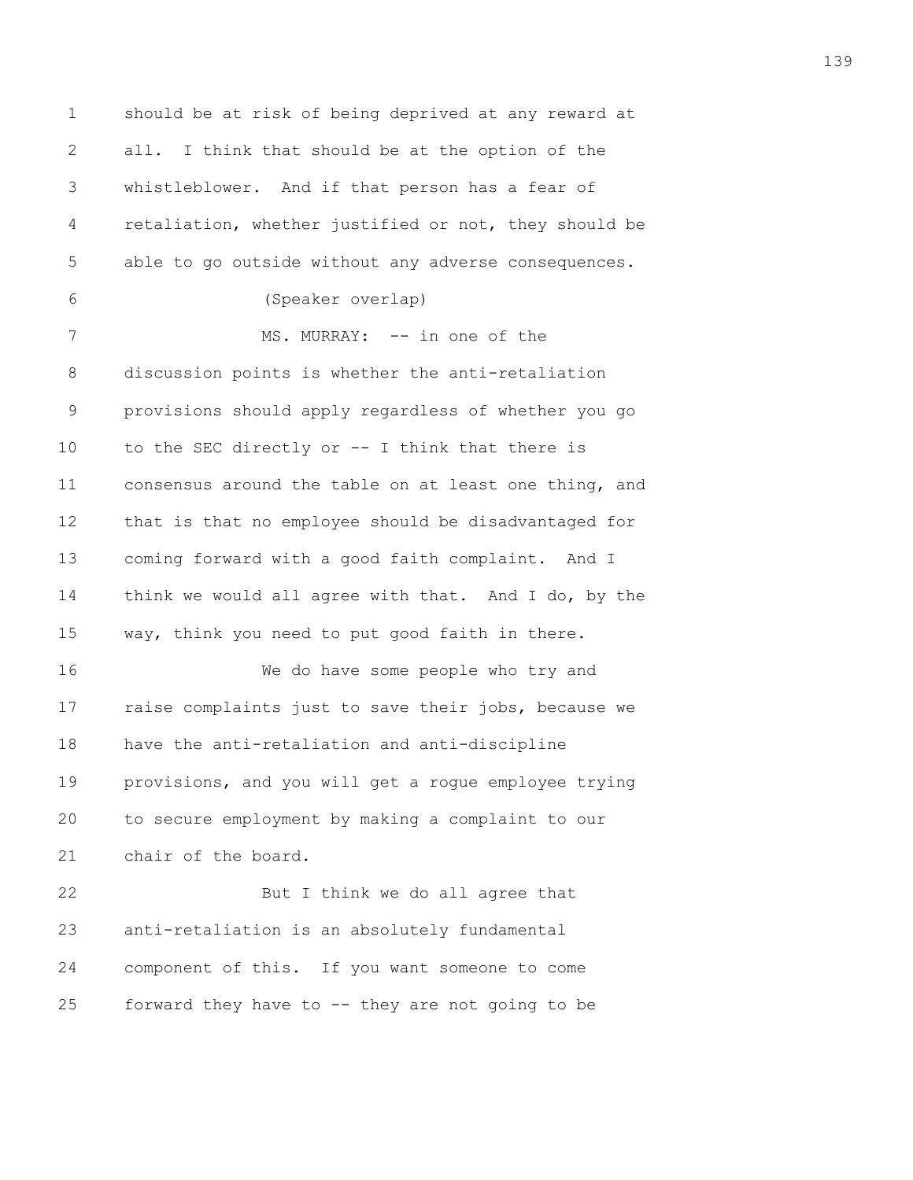should be at risk of being deprived at any reward at all. I think that should be at the option of the whistleblower. And if that person has a fear of retaliation, whether justified or not, they should be able to go outside without any adverse consequences.

(Speaker overlap)

MS. MURRAY: -- in one of the discussion points is whether the anti-retaliation provisions should apply regardless of whether you go to the SEC directly or -- I think that there is consensus around the table on at least one thing, and that is that no employee should be disadvantaged for coming forward with a good faith complaint. And I think we would all agree with that. And I do, by the way, think you need to put good faith in there.

We do have some people who try and raise complaints just to save their jobs, because we have the anti-retaliation and anti-discipline provisions, and you will get a rogue employee trying to secure employment by making a complaint to our chair of the board.

But I think we do all agree that anti-retaliation is an absolutely fundamental component of this. If you want someone to come forward they have to -- they are not going to be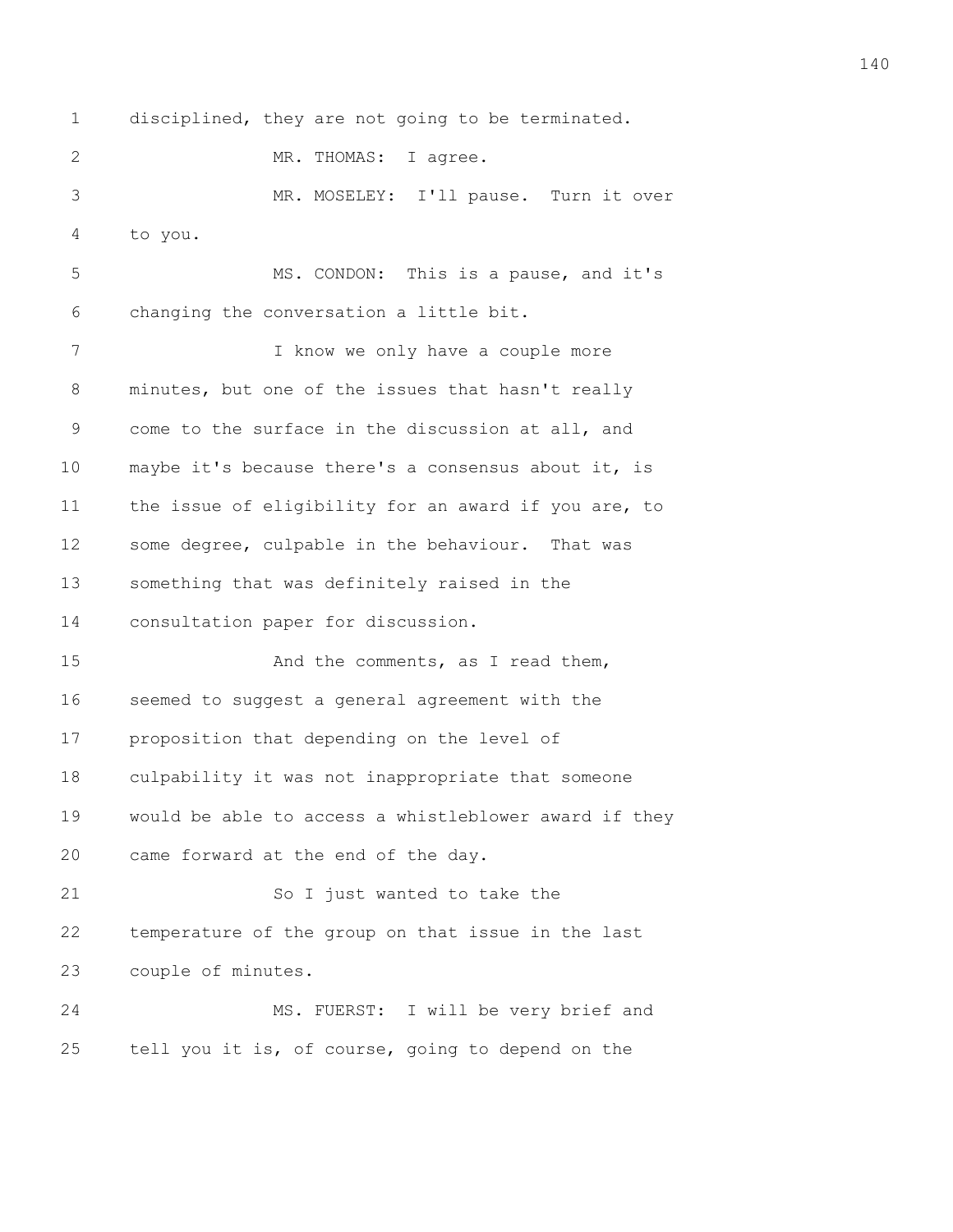disciplined, they are not going to be terminated.

MR. THOMAS: I agree.

MR. MOSELEY: I'll pause. Turn it over to you.

MS. CONDON: This is a pause, and it's changing the conversation a little bit.

I know we only have a couple more minutes, but one of the issues that hasn't really come to the surface in the discussion at all, and maybe it's because there's a consensus about it, is the issue of eligibility for an award if you are, to some degree, culpable in the behaviour. That was something that was definitely raised in the consultation paper for discussion.

And the comments, as I read them, seemed to suggest a general agreement with the proposition that depending on the level of culpability it was not inappropriate that someone would be able to access a whistleblower award if they came forward at the end of the day.

So I just wanted to take the temperature of the group on that issue in the last couple of minutes.

MS. FUERST: I will be very brief and tell you it is, of course, going to depend on the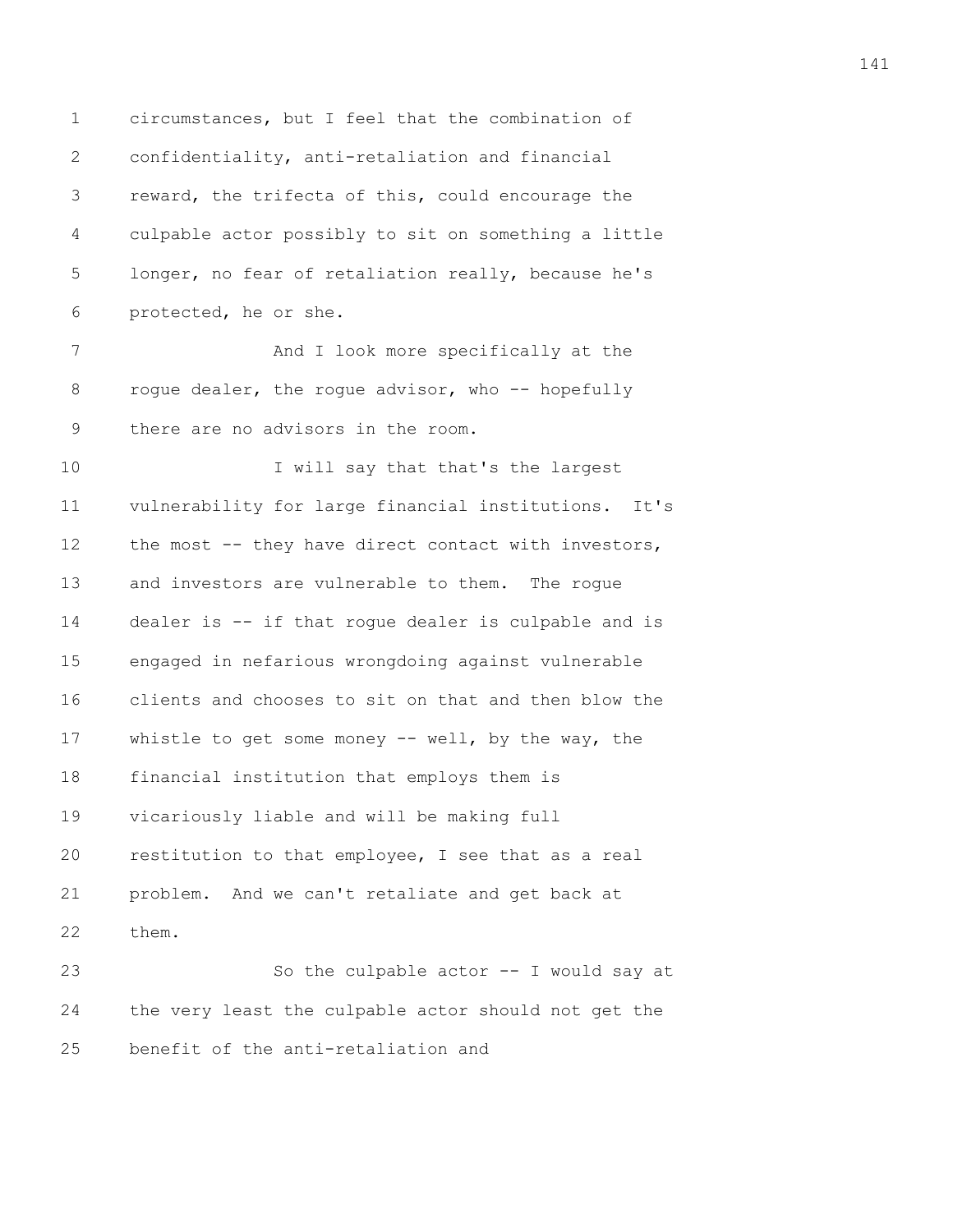circumstances, but I feel that the combination of confidentiality, anti-retaliation and financial reward, the trifecta of this, could encourage the culpable actor possibly to sit on something a little longer, no fear of retaliation really, because he's protected, he or she.

And I look more specifically at the rogue dealer, the rogue advisor, who -- hopefully there are no advisors in the room.

I will say that that's the largest vulnerability for large financial institutions. It's the most -- they have direct contact with investors, and investors are vulnerable to them. The rogue dealer is -- if that rogue dealer is culpable and is engaged in nefarious wrongdoing against vulnerable clients and chooses to sit on that and then blow the whistle to get some money -- well, by the way, the financial institution that employs them is vicariously liable and will be making full restitution to that employee, I see that as a real problem. And we can't retaliate and get back at them.

So the culpable actor -- I would say at the very least the culpable actor should not get the benefit of the anti-retaliation and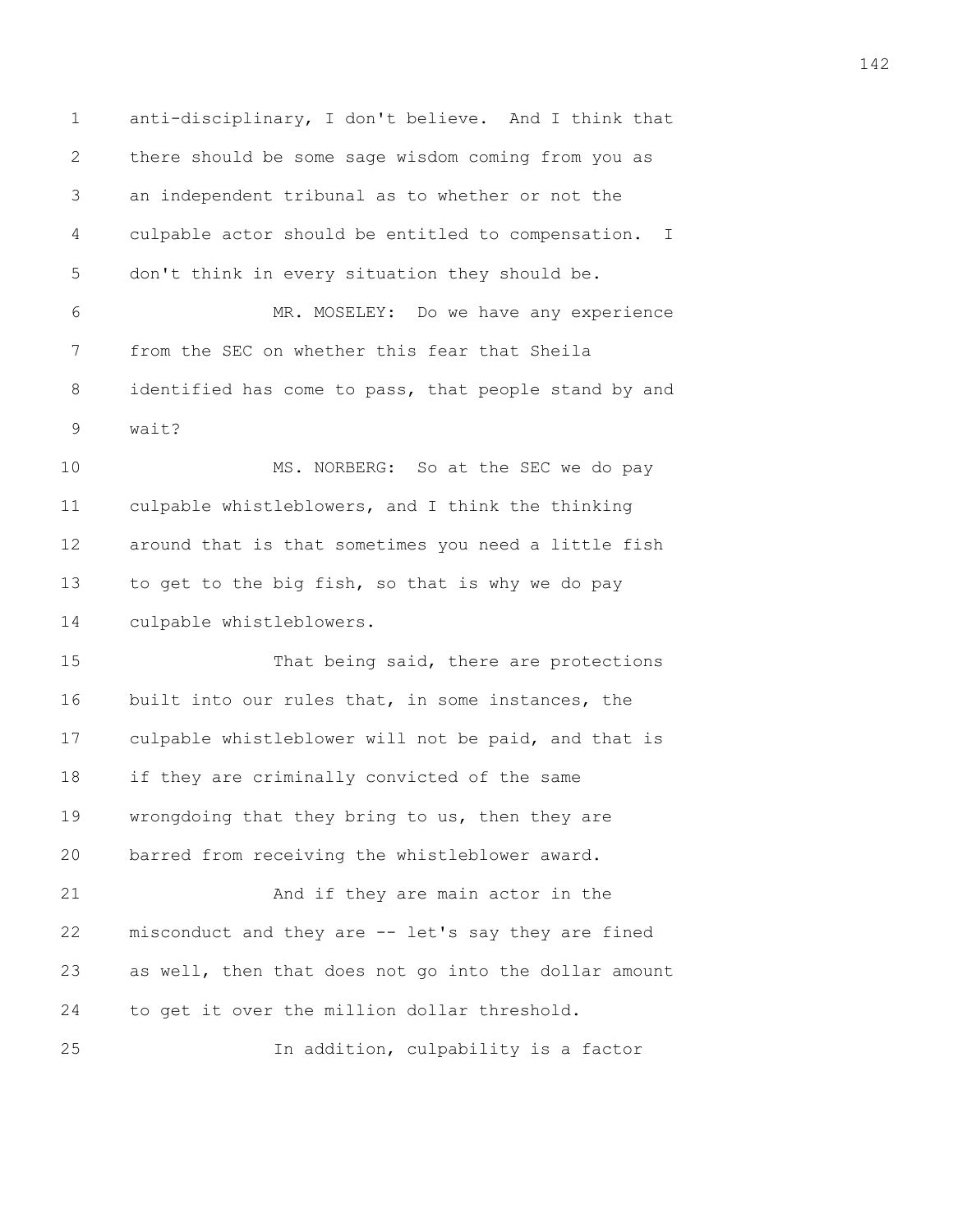anti-disciplinary, I don't believe. And I think that there should be some sage wisdom coming from you as an independent tribunal as to whether or not the culpable actor should be entitled to compensation. I don't think in every situation they should be.

MR. MOSELEY: Do we have any experience from the SEC on whether this fear that Sheila identified has come to pass, that people stand by and wait?

MS. NORBERG: So at the SEC we do pay culpable whistleblowers, and I think the thinking around that is that sometimes you need a little fish to get to the big fish, so that is why we do pay culpable whistleblowers.

That being said, there are protections built into our rules that, in some instances, the culpable whistleblower will not be paid, and that is if they are criminally convicted of the same wrongdoing that they bring to us, then they are barred from receiving the whistleblower award.

And if they are main actor in the misconduct and they are -- let's say they are fined as well, then that does not go into the dollar amount to get it over the million dollar threshold.

In addition, culpability is a factor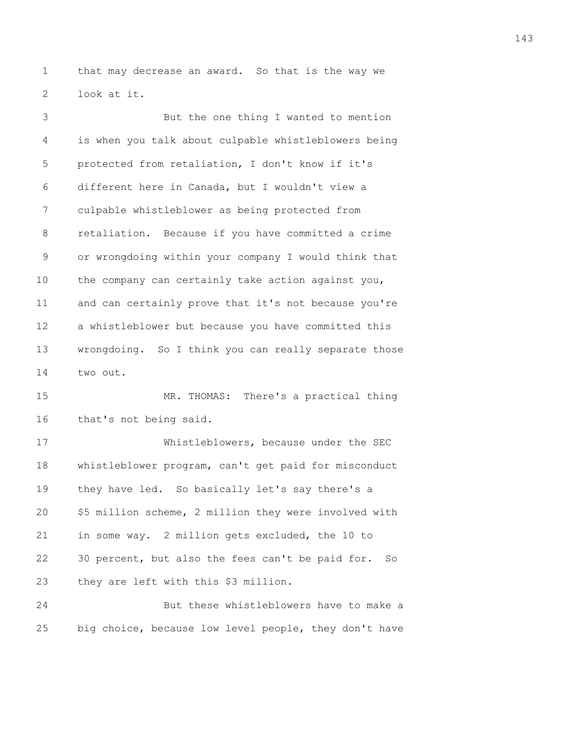that may decrease an award. So that is the way we look at it.

But the one thing I wanted to mention is when you talk about culpable whistleblowers being protected from retaliation, I don't know if it's different here in Canada, but I wouldn't view a culpable whistleblower as being protected from retaliation. Because if you have committed a crime or wrongdoing within your company I would think that the company can certainly take action against you, and can certainly prove that it's not because you're a whistleblower but because you have committed this wrongdoing. So I think you can really separate those two out.

MR. THOMAS: There's a practical thing that's not being said.

Whistleblowers, because under the SEC whistleblower program, can't get paid for misconduct they have led. So basically let's say there's a $5 million scheme, 2 million they were involved with in some way. 2 million gets excluded, the 10 to 30 percent, but also the fees can't be paid for. So they are left with this $3 million.

But these whistleblowers have to make a big choice, because low level people, they don't have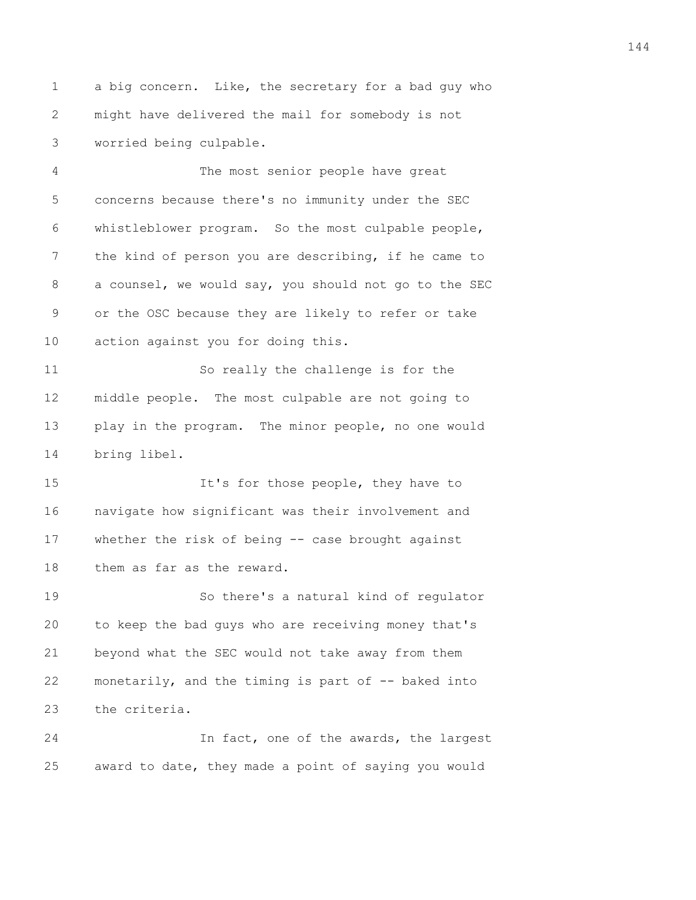a big concern. Like, the secretary for a bad guy who might have delivered the mail for somebody is not worried being culpable.

The most senior people have great concerns because there's no immunity under the SEC whistleblower program. So the most culpable people, the kind of person you are describing, if he came to a counsel, we would say, you should not go to the SEC or the OSC because they are likely to refer or take action against you for doing this.

So really the challenge is for the middle people. The most culpable are not going to play in the program. The minor people, no one would bring libel.

It's for those people, they have to navigate how significant was their involvement and whether the risk of being -- case brought against them as far as the reward.

So there's a natural kind of regulator to keep the bad guys who are receiving money that's beyond what the SEC would not take away from them monetarily, and the timing is part of -- baked into the criteria.

In fact, one of the awards, the largest award to date, they made a point of saying you would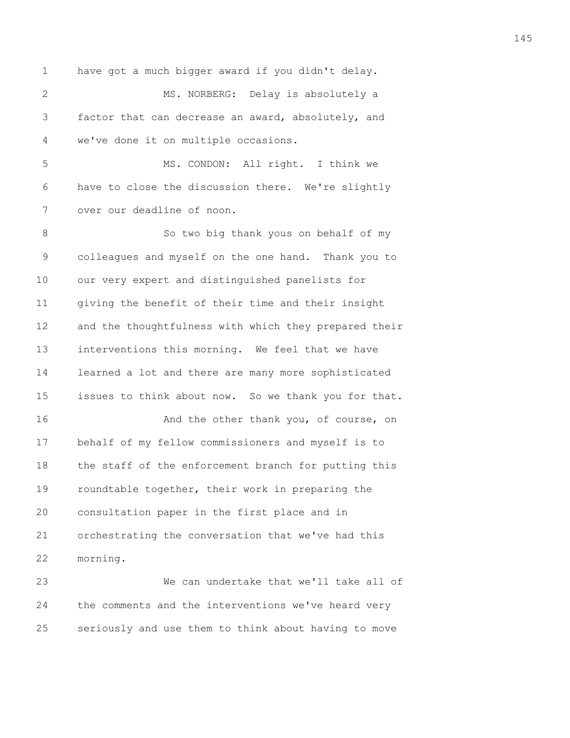have got a much bigger award if you didn't delay.

MS. NORBERG: Delay is absolutely a factor that can decrease an award, absolutely, and we've done it on multiple occasions.

MS. CONDON: All right. I think we have to close the discussion there. We're slightly over our deadline of noon.

So two big thank yous on behalf of my colleagues and myself on the one hand. Thank you to our very expert and distinguished panelists for giving the benefit of their time and their insight and the thoughtfulness with which they prepared their interventions this morning. We feel that we have learned a lot and there are many more sophisticated issues to think about now. So we thank you for that.

And the other thank you, of course, on behalf of my fellow commissioners and myself is to the staff of the enforcement branch for putting this roundtable together, their work in preparing the consultation paper in the first place and in orchestrating the conversation that we've had this morning.

We can undertake that we'll take all of the comments and the interventions we've heard very seriously and use them to think about having to move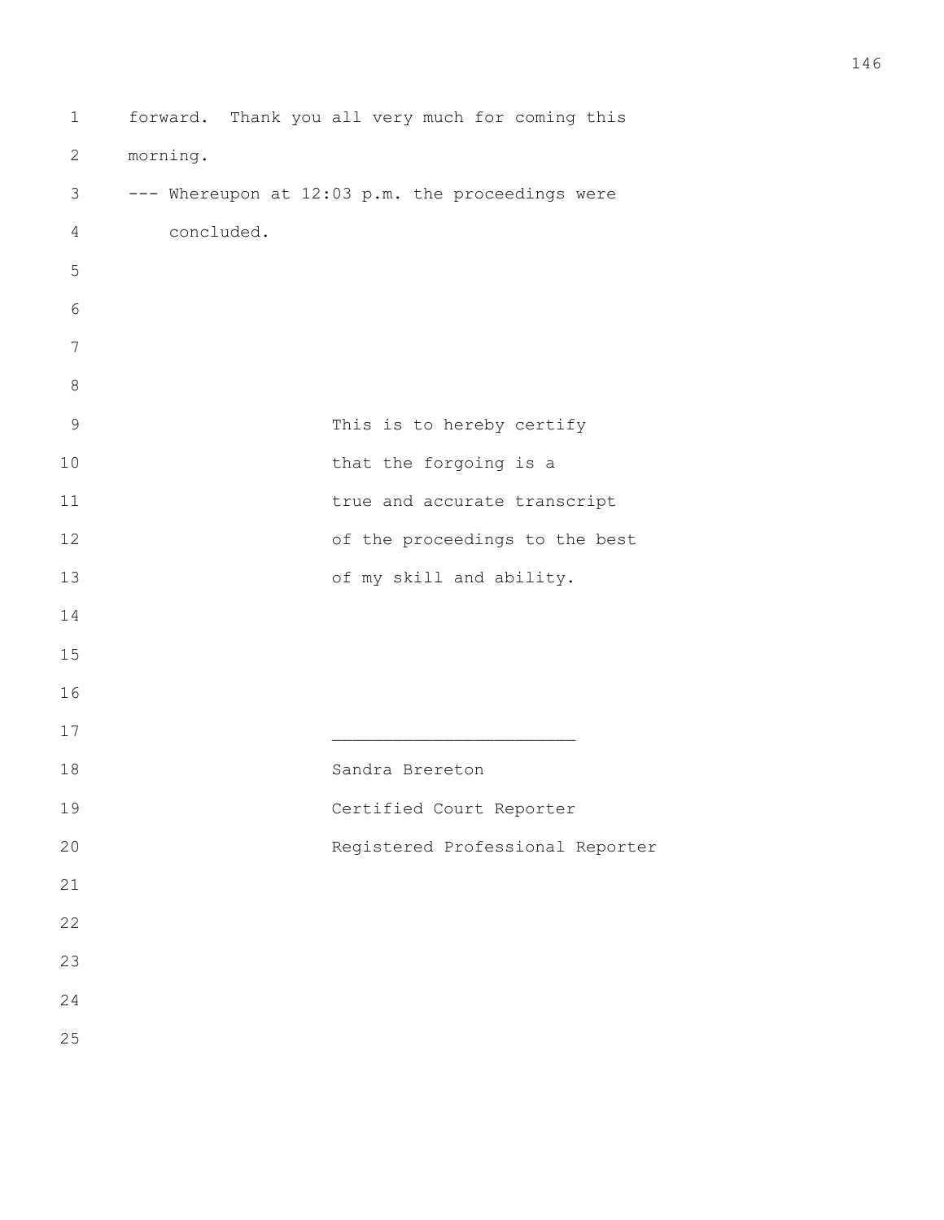forward. Thank you all very much for coming this morning.

--- Whereupon at 12:03 p.m. the proceedings were concluded.

This is to hereby certify that the forgoing is a true and accurate transcript of the proceedings to the best of my skill and ability.

______________________

Sandra Brereton

Certified Court Reporter

Registered Professional Reporter